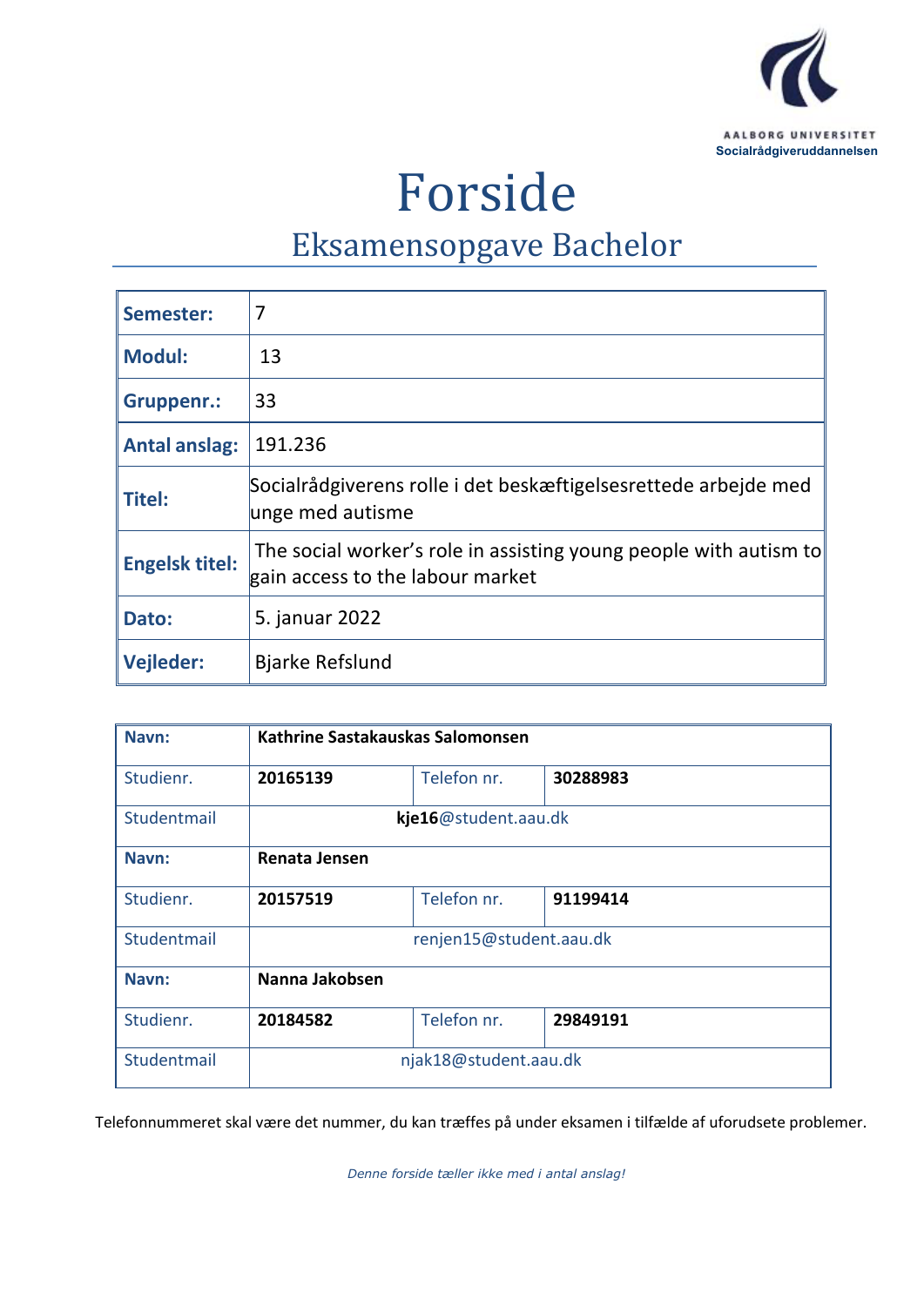AALBORG UNIVERSITET
Socialrådgiveruddannelsen

# Forside

## Eksamensopgave Bachelor

| | |
|---|---|
| **Semester:** | 7 |
| **Modul:** | 13 |
| **Gruppenr.:** | 33 |
| **Antal anslag:** | 191.236 |
| **Titel:** | Socialrådgiverens rolle i det beskæftigelsesrettede arbejde med unge med autisme |
| **Engelsk titel:** | The social worker's role in assisting young people with autism to gain access to the labour market |
| **Dato:** | 5. januar 2022 |
| **Vejleder:** | Bjarke Refslund |

| | | | |
|---|---|---|---|
| **Navn:** | **Kathrine Sastakauskas Salomonsen** | | |
| Studienr. | **20165139** | Telefon nr. | **30288983** |
| Studentmail | **kje16**@student.aau.dk | | |
| **Navn:** | **Renata Jensen** | | |
| Studienr. | **20157519** | Telefon nr. | **91199414** |
| Studentmail | renjen15@student.aau.dk | | |
| **Navn:** | **Nanna Jakobsen** | | |
| Studienr. | **20184582** | Telefon nr. | **29849191** |
| Studentmail | njak18@student.aau.dk | | |

Telefonnummeret skal være det nummer, du kan træffes på under eksamen i tilfælde af uforudsete problemer.

*Denne forside tæller ikke med i antal anslag!*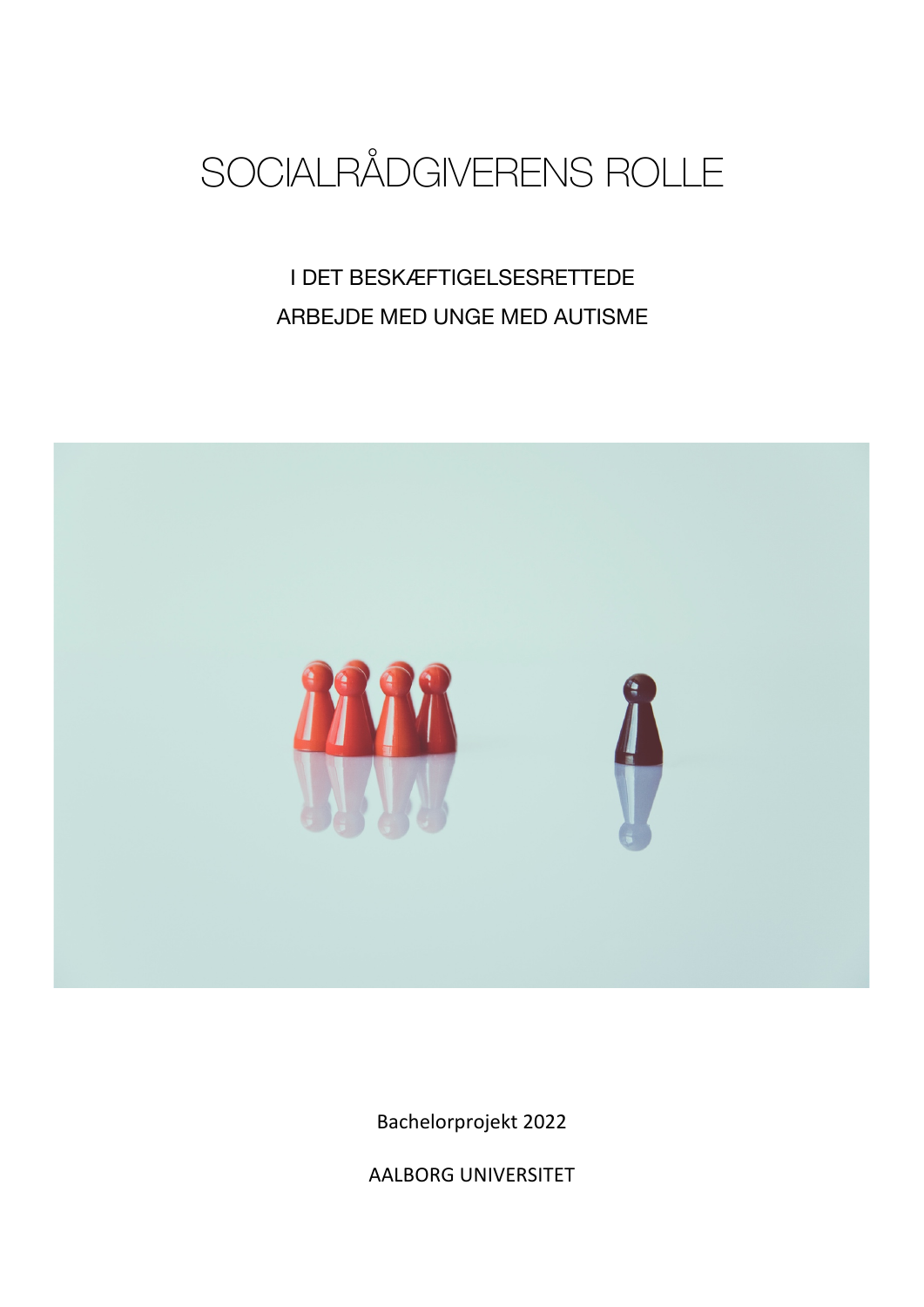# SOCIALRÅDGIVERENS ROLLE

I DET BESKÆFTIGELSESRETTEDE ARBEJDE MED UNGE MED AUTISME

Bachelorprojekt 2022

AALBORG UNIVERSITET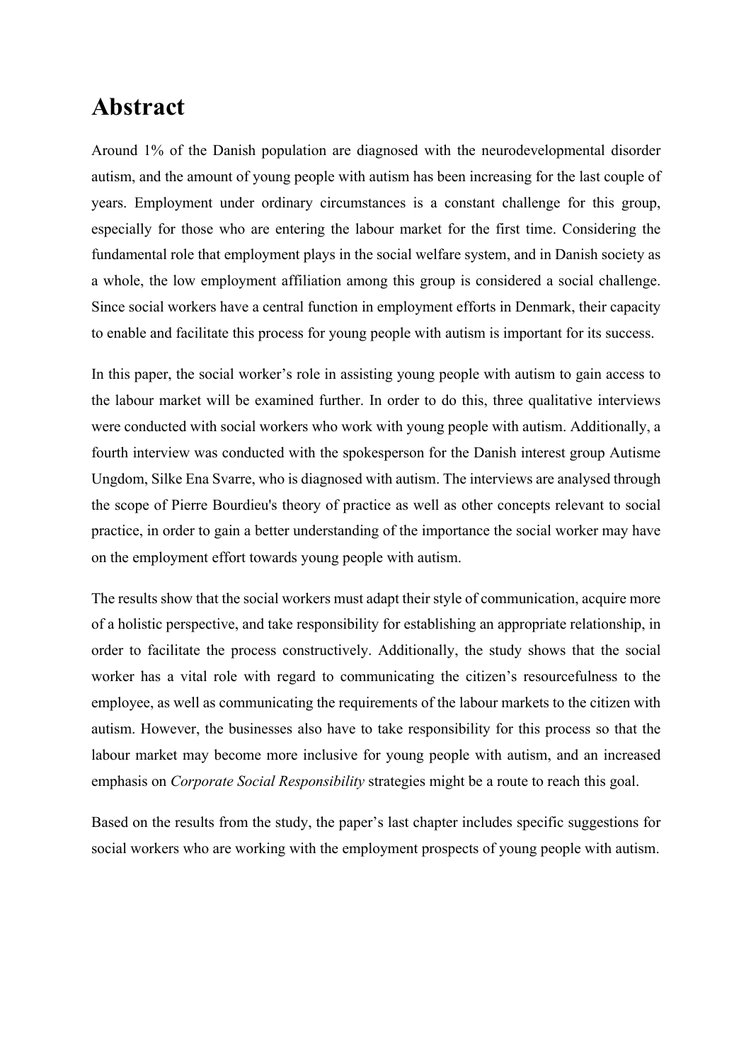# Abstract

Around 1% of the Danish population are diagnosed with the neurodevelopmental disorder autism, and the amount of young people with autism has been increasing for the last couple of years. Employment under ordinary circumstances is a constant challenge for this group, especially for those who are entering the labour market for the first time. Considering the fundamental role that employment plays in the social welfare system, and in Danish society as a whole, the low employment affiliation among this group is considered a social challenge. Since social workers have a central function in employment efforts in Denmark, their capacity to enable and facilitate this process for young people with autism is important for its success.

In this paper, the social worker's role in assisting young people with autism to gain access to the labour market will be examined further. In order to do this, three qualitative interviews were conducted with social workers who work with young people with autism. Additionally, a fourth interview was conducted with the spokesperson for the Danish interest group Autisme Ungdom, Silke Ena Svarre, who is diagnosed with autism. The interviews are analysed through the scope of Pierre Bourdieu's theory of practice as well as other concepts relevant to social practice, in order to gain a better understanding of the importance the social worker may have on the employment effort towards young people with autism.

The results show that the social workers must adapt their style of communication, acquire more of a holistic perspective, and take responsibility for establishing an appropriate relationship, in order to facilitate the process constructively. Additionally, the study shows that the social worker has a vital role with regard to communicating the citizen's resourcefulness to the employee, as well as communicating the requirements of the labour markets to the citizen with autism. However, the businesses also have to take responsibility for this process so that the labour market may become more inclusive for young people with autism, and an increased emphasis on *Corporate Social Responsibility* strategies might be a route to reach this goal.

Based on the results from the study, the paper's last chapter includes specific suggestions for social workers who are working with the employment prospects of young people with autism.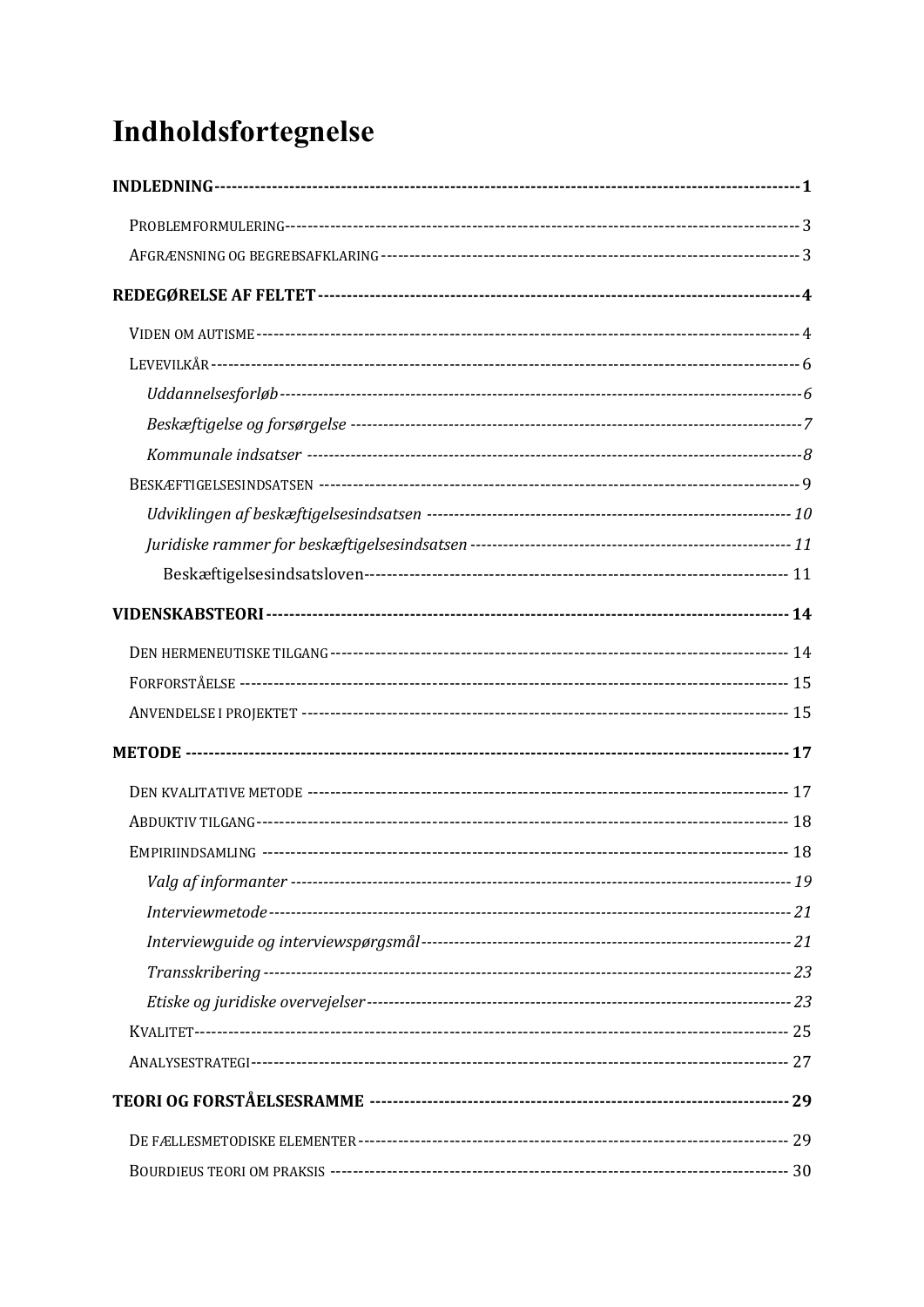# Indholdsfortegnelse

**INDLEDNING** ---------- **1**

- PROBLEMFORMULERING ---------- 3
- AFGRÆNSNING OG BEGREBSAFKLARING ---------- 3

**REDEGØRELSE AF FELTET** ---------- **4**

- VIDEN OM AUTISME ---------- 4
- LEVEVILKÅR ---------- 6
  - *Uddannelsesforløb* ---------- *6*
  - *Beskæftigelse og forsørgelse* ---------- *7*
  - *Kommunale indsatser* ---------- *8*
- BESKÆFTIGELSESINDSATSEN ---------- 9
  - *Udviklingen af beskæftigelsesindsatsen* ---------- *10*
  - *Juridiske rammer for beskæftigelsesindsatsen* ---------- *11*
    - Beskæftigelsesindsatsloven ---------- 11

**VIDENSKABSTEORI** ---------- **14**

- DEN HERMENEUTISKE TILGANG ---------- 14
- FORFORSTÅELSE ---------- 15
- ANVENDELSE I PROJEKTET ---------- 15

**METODE** ---------- **17**

- DEN KVALITATIVE METODE ---------- 17
- ABDUKTIV TILGANG ---------- 18
- EMPIRIINDSAMLING ---------- 18
  - *Valg af informanter* ---------- *19*
  - *Interviewmetode* ---------- *21*
  - *Interviewguide og interviewspørgsmål* ---------- *21*
  - *Transskribering* ---------- *23*
  - *Etiske og juridiske overvejelser* ---------- *23*
- KVALITET ---------- 25
- ANALYSESTRATEGI ---------- 27

**TEORI OG FORSTÅELSESRAMME** ---------- **29**

- DE FÆLLESMETODISKE ELEMENTER ---------- 29
- BOURDIEUS TEORI OM PRAKSIS ---------- 30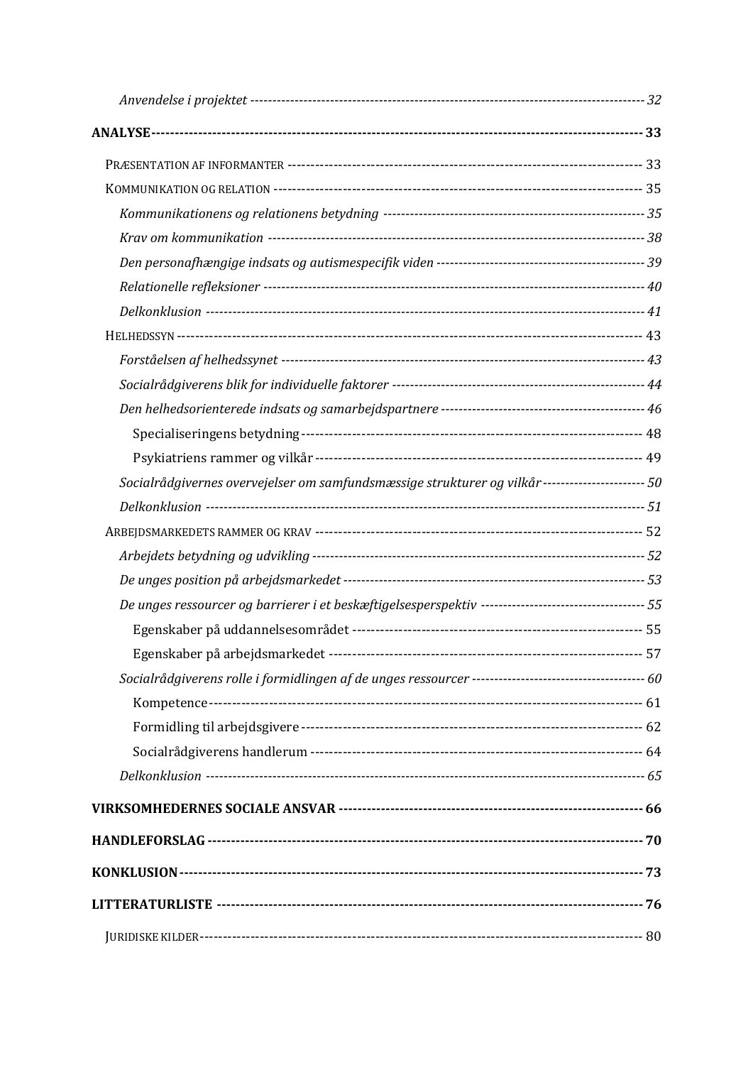*Anvendelse i projektet* ---------- 32

**ANALYSE** ---------- **33**

PRÆSENTATION AF INFORMANTER ---------- 33

KOMMUNIKATION OG RELATION ---------- 35

*Kommunikationens og relationens betydning* ---------- 35

*Krav om kommunikation* ---------- 38

*Den personafhængige indsats og autismespecifik viden* ---------- 39

*Relationelle refleksioner* ---------- 40

*Delkonklusion* ---------- 41

HELHEDSSYN ---------- 43

*Forståelsen af helhedssynet* ---------- 43

*Socialrådgiverens blik for individuelle faktorer* ---------- 44

*Den helhedsorienterede indsats og samarbejdspartnere* ---------- 46

Specialiseringens betydning ---------- 48

Psykiatriens rammer og vilkår ---------- 49

*Socialrådgivernes overvejelser om samfundsmæssige strukturer og vilkår* ---------- 50

*Delkonklusion* ---------- 51

ARBEJDSMARKEDETS RAMMER OG KRAV ---------- 52

*Arbejdets betydning og udvikling* ---------- 52

*De unges position på arbejdsmarkedet* ---------- 53

*De unges ressourcer og barrierer i et beskæftigelsesperspektiv* ---------- 55

Egenskaber på uddannelsesområdet ---------- 55

Egenskaber på arbejdsmarkedet ---------- 57

*Socialrådgiverens rolle i formidlingen af de unges ressourcer* ---------- 60

Kompetence ---------- 61

Formidling til arbejdsgivere ---------- 62

Socialrådgiverens handlerum ---------- 64

*Delkonklusion* ---------- 65

**VIRKSOMHEDERNES SOCIALE ANSVAR** ---------- **66**

**HANDLEFORSLAG** ---------- **70**

**KONKLUSION** ---------- **73**

**LITTERATURLISTE** ---------- **76**

JURIDISKE KILDER ---------- 80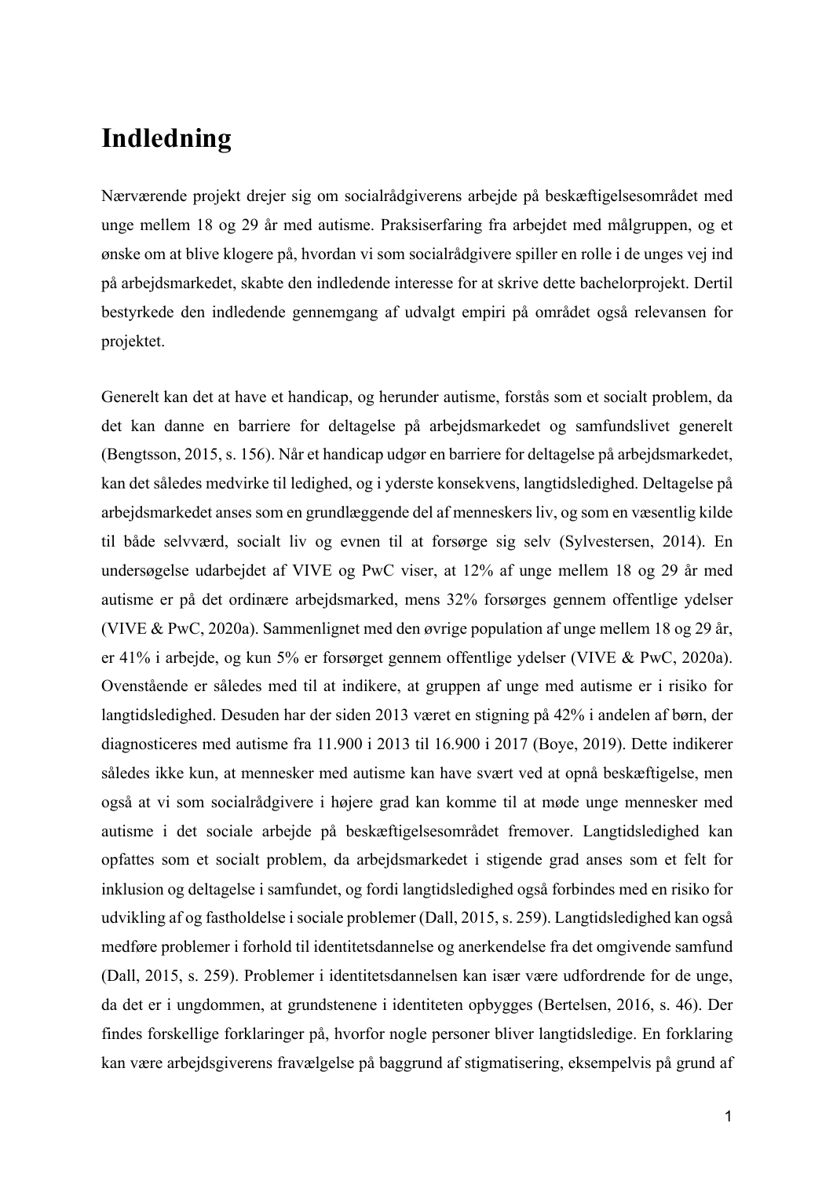# Indledning

Nærværende projekt drejer sig om socialrådgiverens arbejde på beskæftigelsesområdet med unge mellem 18 og 29 år med autisme. Praksiserfaring fra arbejdet med målgruppen, og et ønske om at blive klogere på, hvordan vi som socialrådgivere spiller en rolle i de unges vej ind på arbejdsmarkedet, skabte den indledende interesse for at skrive dette bachelorprojekt. Dertil bestyrkede den indledende gennemgang af udvalgt empiri på området også relevansen for projektet.

Generelt kan det at have et handicap, og herunder autisme, forstås som et socialt problem, da det kan danne en barriere for deltagelse på arbejdsmarkedet og samfundslivet generelt (Bengtsson, 2015, s. 156). Når et handicap udgør en barriere for deltagelse på arbejdsmarkedet, kan det således medvirke til ledighed, og i yderste konsekvens, langtidsledighed. Deltagelse på arbejdsmarkedet anses som en grundlæggende del af menneskers liv, og som en væsentlig kilde til både selvværd, socialt liv og evnen til at forsørge sig selv (Sylvestersen, 2014). En undersøgelse udarbejdet af VIVE og PwC viser, at 12% af unge mellem 18 og 29 år med autisme er på det ordinære arbejdsmarked, mens 32% forsørges gennem offentlige ydelser (VIVE & PwC, 2020a). Sammenlignet med den øvrige population af unge mellem 18 og 29 år, er 41% i arbejde, og kun 5% er forsørget gennem offentlige ydelser (VIVE & PwC, 2020a). Ovenstående er således med til at indikere, at gruppen af unge med autisme er i risiko for langtidsledighed. Desuden har der siden 2013 været en stigning på 42% i andelen af børn, der diagnosticeres med autisme fra 11.900 i 2013 til 16.900 i 2017 (Boye, 2019). Dette indikerer således ikke kun, at mennesker med autisme kan have svært ved at opnå beskæftigelse, men også at vi som socialrådgivere i højere grad kan komme til at møde unge mennesker med autisme i det sociale arbejde på beskæftigelsesområdet fremover. Langtidsledighed kan opfattes som et socialt problem, da arbejdsmarkedet i stigende grad anses som et felt for inklusion og deltagelse i samfundet, og fordi langtidsledighed også forbindes med en risiko for udvikling af og fastholdelse i sociale problemer (Dall, 2015, s. 259). Langtidsledighed kan også medføre problemer i forhold til identitetsdannelse og anerkendelse fra det omgivende samfund (Dall, 2015, s. 259). Problemer i identitetsdannelsen kan især være udfordrende for de unge, da det er i ungdommen, at grundstenene i identiteten opbygges (Bertelsen, 2016, s. 46). Der findes forskellige forklaringer på, hvorfor nogle personer bliver langtidsledige. En forklaring kan være arbejdsgiverens fravælgelse på baggrund af stigmatisering, eksempelvis på grund af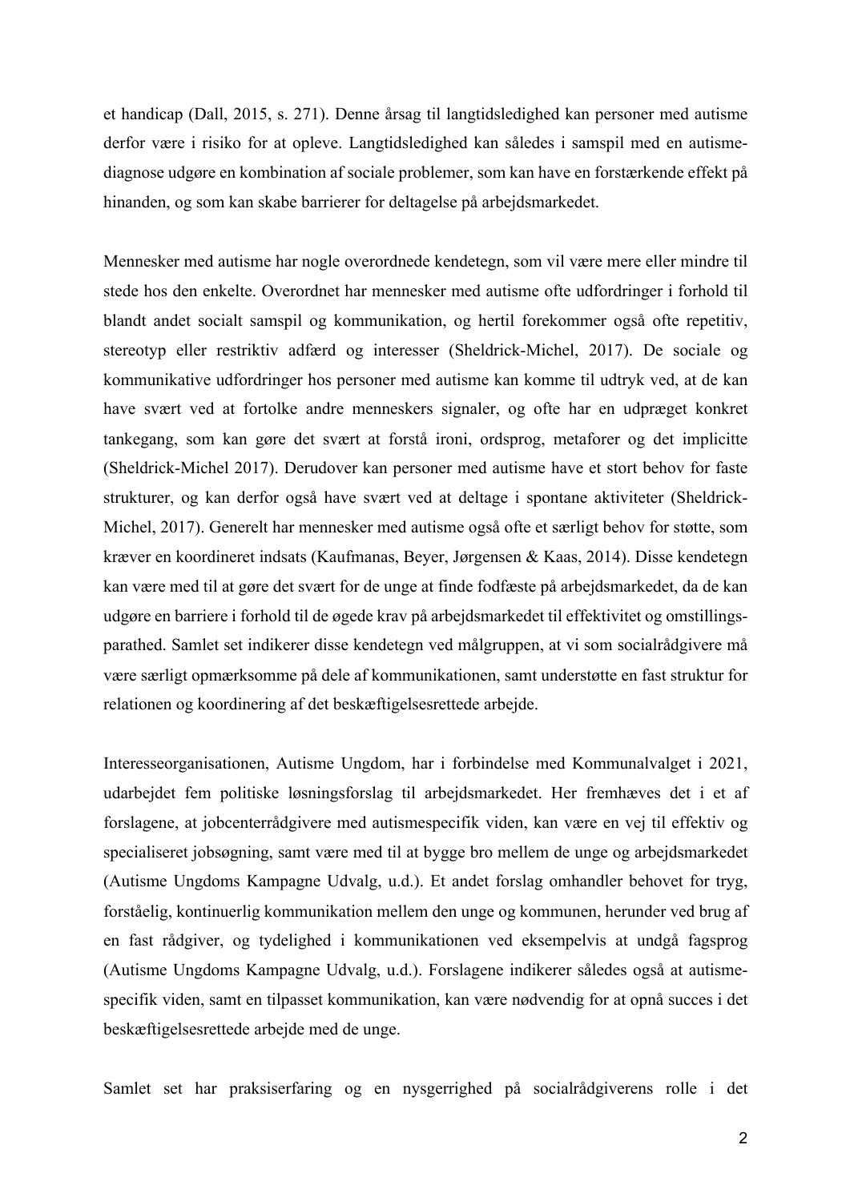et handicap (Dall, 2015, s. 271). Denne årsag til langtidsledighed kan personer med autisme derfor være i risiko for at opleve. Langtidsledighed kan således i samspil med en autisme-diagnose udgøre en kombination af sociale problemer, som kan have en forstærkende effekt på hinanden, og som kan skabe barrierer for deltagelse på arbejdsmarkedet.

Mennesker med autisme har nogle overordnede kendetegn, som vil være mere eller mindre til stede hos den enkelte. Overordnet har mennesker med autisme ofte udfordringer i forhold til blandt andet socialt samspil og kommunikation, og hertil forekommer også ofte repetitiv, stereotyp eller restriktiv adfærd og interesser (Sheldrick-Michel, 2017). De sociale og kommunikative udfordringer hos personer med autisme kan komme til udtryk ved, at de kan have svært ved at fortolke andre menneskers signaler, og ofte har en udpræget konkret tankegang, som kan gøre det svært at forstå ironi, ordsprog, metaforer og det implicitte (Sheldrick-Michel 2017). Derudover kan personer med autisme have et stort behov for faste strukturer, og kan derfor også have svært ved at deltage i spontane aktiviteter (Sheldrick-Michel, 2017). Generelt har mennesker med autisme også ofte et særligt behov for støtte, som kræver en koordineret indsats (Kaufmanas, Beyer, Jørgensen & Kaas, 2014). Disse kendetegn kan være med til at gøre det svært for de unge at finde fodfæste på arbejdsmarkedet, da de kan udgøre en barriere i forhold til de øgede krav på arbejdsmarkedet til effektivitet og omstillingsparathed. Samlet set indikerer disse kendetegn ved målgruppen, at vi som socialrådgivere må være særligt opmærksomme på dele af kommunikationen, samt understøtte en fast struktur for relationen og koordinering af det beskæftigelsesrettede arbejde.

Interesseorganisationen, Autisme Ungdom, har i forbindelse med Kommunalvalget i 2021, udarbejdet fem politiske løsningsforslag til arbejdsmarkedet. Her fremhæves det i et af forslagene, at jobcenterrådgivere med autismespecifik viden, kan være en vej til effektiv og specialiseret jobsøgning, samt være med til at bygge bro mellem de unge og arbejdsmarkedet (Autisme Ungdoms Kampagne Udvalg, u.d.). Et andet forslag omhandler behovet for tryg, forståelig, kontinuerlig kommunikation mellem den unge og kommunen, herunder ved brug af en fast rådgiver, og tydelighed i kommunikationen ved eksempelvis at undgå fagsprog (Autisme Ungdoms Kampagne Udvalg, u.d.). Forslagene indikerer således også at autisme-specifik viden, samt en tilpasset kommunikation, kan være nødvendig for at opnå succes i det beskæftigelsesrettede arbejde med de unge.

Samlet set har praksiserfaring og en nysgerrighed på socialrådgiverens rolle i det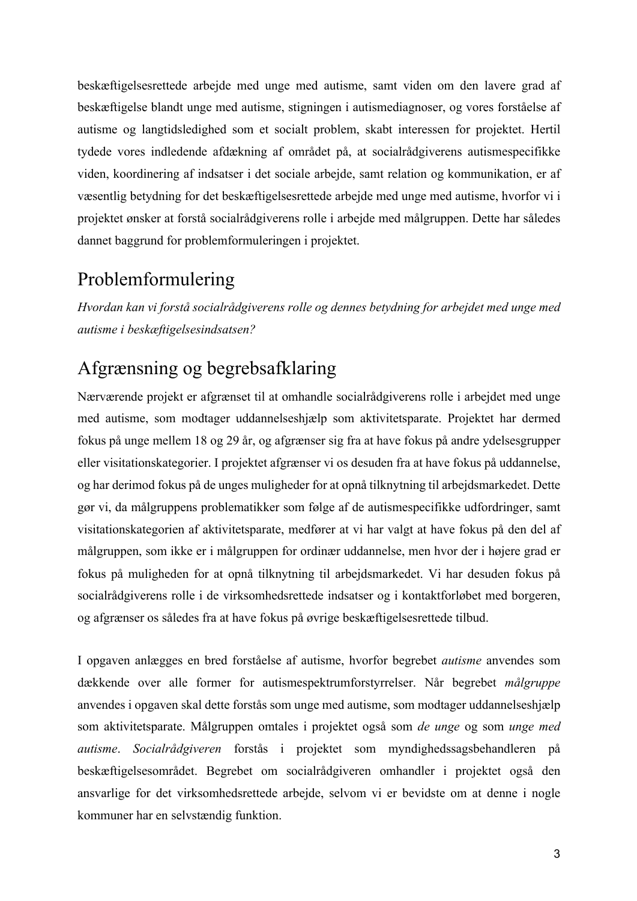beskæftigelsesrettede arbejde med unge med autisme, samt viden om den lavere grad af beskæftigelse blandt unge med autisme, stigningen i autismediagnoser, og vores forståelse af autisme og langtidsledighed som et socialt problem, skabt interessen for projektet. Hertil tydede vores indledende afdækning af området på, at socialrådgiverens autismespecifikke viden, koordinering af indsatser i det sociale arbejde, samt relation og kommunikation, er af væsentlig betydning for det beskæftigelsesrettede arbejde med unge med autisme, hvorfor vi i projektet ønsker at forstå socialrådgiverens rolle i arbejde med målgruppen. Dette har således dannet baggrund for problemformuleringen i projektet.

# Problemformulering

*Hvordan kan vi forstå socialrådgiverens rolle og dennes betydning for arbejdet med unge med autisme i beskæftigelsesindsatsen?*

# Afgrænsning og begrebsafklaring

Nærværende projekt er afgrænset til at omhandle socialrådgiverens rolle i arbejdet med unge med autisme, som modtager uddannelseshjælp som aktivitetsparate. Projektet har dermed fokus på unge mellem 18 og 29 år, og afgrænser sig fra at have fokus på andre ydelsesgrupper eller visitationskategorier. I projektet afgrænser vi os desuden fra at have fokus på uddannelse, og har derimod fokus på de unges muligheder for at opnå tilknytning til arbejdsmarkedet. Dette gør vi, da målgruppens problematikker som følge af de autismespecifikke udfordringer, samt visitationskategorien af aktivitetsparate, medfører at vi har valgt at have fokus på den del af målgruppen, som ikke er i målgruppen for ordinær uddannelse, men hvor der i højere grad er fokus på muligheden for at opnå tilknytning til arbejdsmarkedet. Vi har desuden fokus på socialrådgiverens rolle i de virksomhedsrettede indsatser og i kontaktforløbet med borgeren, og afgrænser os således fra at have fokus på øvrige beskæftigelsesrettede tilbud.

I opgaven anlægges en bred forståelse af autisme, hvorfor begrebet *autisme* anvendes som dækkende over alle former for autismespektrumforstyrrelser. Når begrebet *målgruppe* anvendes i opgaven skal dette forstås som unge med autisme, som modtager uddannelseshjælp som aktivitetsparate. Målgruppen omtales i projektet også som *de unge* og som *unge med autisme*. *Socialrådgiveren* forstås i projektet som myndighedssagsbehandleren på beskæftigelsesområdet. Begrebet om socialrådgiveren omhandler i projektet også den ansvarlige for det virksomhedsrettede arbejde, selvom vi er bevidste om at denne i nogle kommuner har en selvstændig funktion.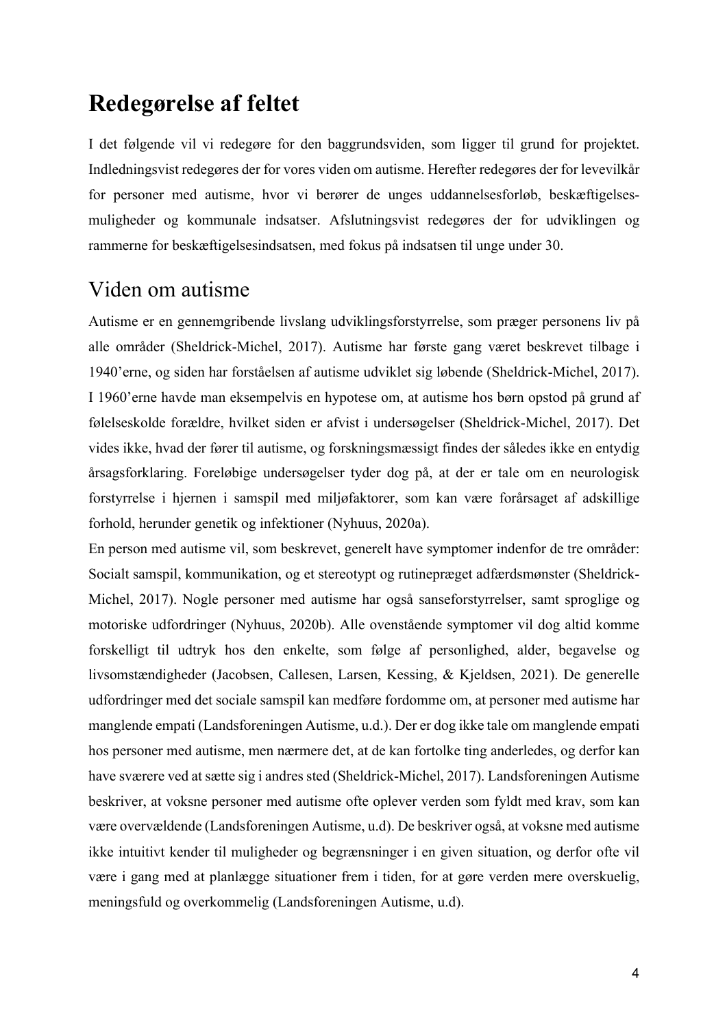# Redegørelse af feltet

I det følgende vil vi redegøre for den baggrundsviden, som ligger til grund for projektet. Indledningsvist redegøres der for vores viden om autisme. Herefter redegøres der for levevilkår for personer med autisme, hvor vi berører de unges uddannelsesforløb, beskæftigelsesmuligheder og kommunale indsatser. Afslutningsvist redegøres der for udviklingen og rammerne for beskæftigelsesindsatsen, med fokus på indsatsen til unge under 30.

## Viden om autisme

Autisme er en gennemgribende livslang udviklingsforstyrrelse, som præger personens liv på alle områder (Sheldrick-Michel, 2017). Autisme har første gang været beskrevet tilbage i 1940'erne, og siden har forståelsen af autisme udviklet sig løbende (Sheldrick-Michel, 2017). I 1960'erne havde man eksempelvis en hypotese om, at autisme hos børn opstod på grund af følelseskolde forældre, hvilket siden er afvist i undersøgelser (Sheldrick-Michel, 2017). Det vides ikke, hvad der fører til autisme, og forskningsmæssigt findes der således ikke en entydig årsagsforklaring. Foreløbige undersøgelser tyder dog på, at der er tale om en neurologisk forstyrrelse i hjernen i samspil med miljøfaktorer, som kan være forårsaget af adskillige forhold, herunder genetik og infektioner (Nyhuus, 2020a).

En person med autisme vil, som beskrevet, generelt have symptomer indenfor de tre områder: Socialt samspil, kommunikation, og et stereotypt og rutinepræget adfærdsmønster (Sheldrick-Michel, 2017). Nogle personer med autisme har også sanseforstyrrelser, samt sproglige og motoriske udfordringer (Nyhuus, 2020b). Alle ovenstående symptomer vil dog altid komme forskelligt til udtryk hos den enkelte, som følge af personlighed, alder, begavelse og livsomstændigheder (Jacobsen, Callesen, Larsen, Kessing, & Kjeldsen, 2021). De generelle udfordringer med det sociale samspil kan medføre fordomme om, at personer med autisme har manglende empati (Landsforeningen Autisme, u.d.). Der er dog ikke tale om manglende empati hos personer med autisme, men nærmere det, at de kan fortolke ting anderledes, og derfor kan have sværere ved at sætte sig i andres sted (Sheldrick-Michel, 2017). Landsforeningen Autisme beskriver, at voksne personer med autisme ofte oplever verden som fyldt med krav, som kan være overvældende (Landsforeningen Autisme, u.d). De beskriver også, at voksne med autisme ikke intuitivt kender til muligheder og begrænsninger i en given situation, og derfor ofte vil være i gang med at planlægge situationer frem i tiden, for at gøre verden mere overskuelig, meningsfuld og overkommelig (Landsforeningen Autisme, u.d).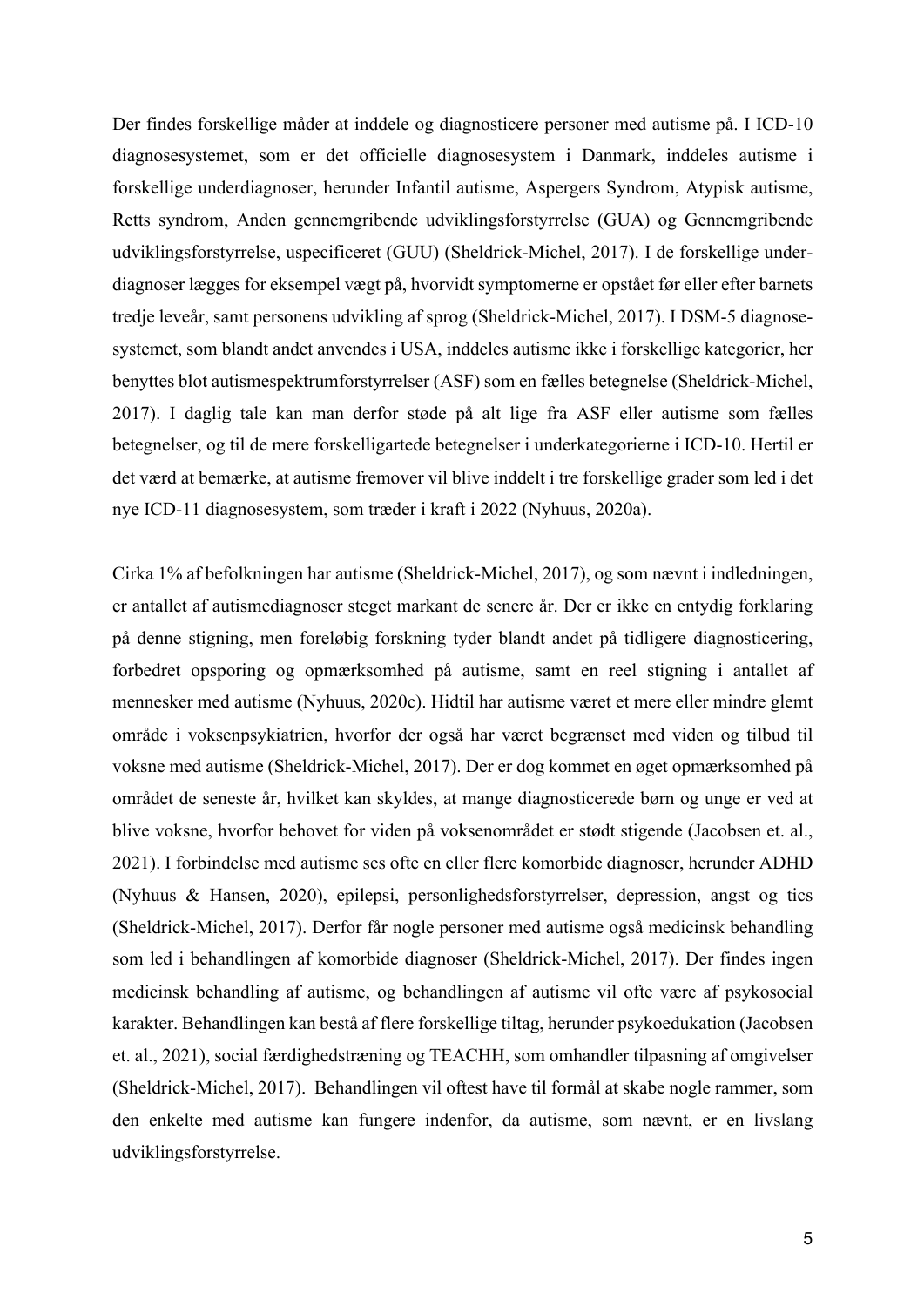Der findes forskellige måder at inddele og diagnosticere personer med autisme på. I ICD-10 diagnosesystemet, som er det officielle diagnosesystem i Danmark, inddeles autisme i forskellige underdiagnoser, herunder Infantil autisme, Aspergers Syndrom, Atypisk autisme, Retts syndrom, Anden gennemgribende udviklingsforstyrrelse (GUA) og Gennemgribende udviklingsforstyrrelse, uspecificeret (GUU) (Sheldrick-Michel, 2017). I de forskellige underdiagnoser lægges for eksempel vægt på, hvorvidt symptomerne er opstået før eller efter barnets tredje leveår, samt personens udvikling af sprog (Sheldrick-Michel, 2017). I DSM-5 diagnosesystemet, som blandt andet anvendes i USA, inddeles autisme ikke i forskellige kategorier, her benyttes blot autismespektrumforstyrrelser (ASF) som en fælles betegnelse (Sheldrick-Michel, 2017). I daglig tale kan man derfor støde på alt lige fra ASF eller autisme som fælles betegnelser, og til de mere forskelligartede betegnelser i underkategorierne i ICD-10. Hertil er det værd at bemærke, at autisme fremover vil blive inddelt i tre forskellige grader som led i det nye ICD-11 diagnosesystem, som træder i kraft i 2022 (Nyhuus, 2020a).

Cirka 1% af befolkningen har autisme (Sheldrick-Michel, 2017), og som nævnt i indledningen, er antallet af autismediagnoser steget markant de senere år. Der er ikke en entydig forklaring på denne stigning, men foreløbig forskning tyder blandt andet på tidligere diagnosticering, forbedret opsporing og opmærksomhed på autisme, samt en reel stigning i antallet af mennesker med autisme (Nyhuus, 2020c). Hidtil har autisme været et mere eller mindre glemt område i voksenpsykiatrien, hvorfor der også har været begrænset med viden og tilbud til voksne med autisme (Sheldrick-Michel, 2017). Der er dog kommet en øget opmærksomhed på området de seneste år, hvilket kan skyldes, at mange diagnosticerede børn og unge er ved at blive voksne, hvorfor behovet for viden på voksenområdet er stødt stigende (Jacobsen et. al., 2021). I forbindelse med autisme ses ofte en eller flere komorbide diagnoser, herunder ADHD (Nyhuus & Hansen, 2020), epilepsi, personlighedsforstyrrelser, depression, angst og tics (Sheldrick-Michel, 2017). Derfor får nogle personer med autisme også medicinsk behandling som led i behandlingen af komorbide diagnoser (Sheldrick-Michel, 2017). Der findes ingen medicinsk behandling af autisme, og behandlingen af autisme vil ofte være af psykosocial karakter. Behandlingen kan bestå af flere forskellige tiltag, herunder psykoedukation (Jacobsen et. al., 2021), social færdighedstræning og TEACHH, som omhandler tilpasning af omgivelser (Sheldrick-Michel, 2017). Behandlingen vil oftest have til formål at skabe nogle rammer, som den enkelte med autisme kan fungere indenfor, da autisme, som nævnt, er en livslang udviklingsforstyrrelse.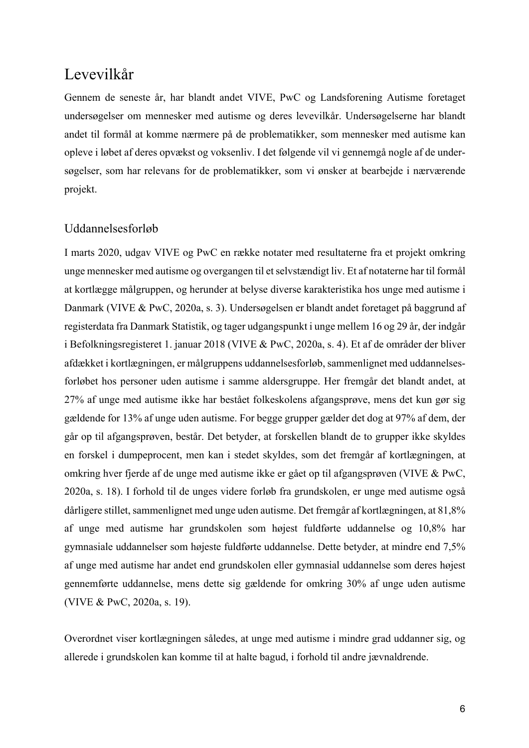# Levevilkår

Gennem de seneste år, har blandt andet VIVE, PwC og Landsforening Autisme foretaget undersøgelser om mennesker med autisme og deres levevilkår. Undersøgelserne har blandt andet til formål at komme nærmere på de problematikker, som mennesker med autisme kan opleve i løbet af deres opvækst og voksenliv. I det følgende vil vi gennemgå nogle af de undersøgelser, som har relevans for de problematikker, som vi ønsker at bearbejde i nærværende projekt.

## Uddannelsesforløb

I marts 2020, udgav VIVE og PwC en række notater med resultaterne fra et projekt omkring unge mennesker med autisme og overgangen til et selvstændigt liv. Et af notaterne har til formål at kortlægge målgruppen, og herunder at belyse diverse karakteristika hos unge med autisme i Danmark (VIVE & PwC, 2020a, s. 3). Undersøgelsen er blandt andet foretaget på baggrund af registerdata fra Danmark Statistik, og tager udgangspunkt i unge mellem 16 og 29 år, der indgår i Befolkningsregisteret 1. januar 2018 (VIVE & PwC, 2020a, s. 4). Et af de områder der bliver afdækket i kortlægningen, er målgruppens uddannelsesforløb, sammenlignet med uddannelsesforløbet hos personer uden autisme i samme aldersgruppe. Her fremgår det blandt andet, at 27% af unge med autisme ikke har bestået folkeskolens afgangsprøve, mens det kun gør sig gældende for 13% af unge uden autisme. For begge grupper gælder det dog at 97% af dem, der går op til afgangsprøven, består. Det betyder, at forskellen blandt de to grupper ikke skyldes en forskel i dumpeprocent, men kan i stedet skyldes, som det fremgår af kortlægningen, at omkring hver fjerde af de unge med autisme ikke er gået op til afgangsprøven (VIVE & PwC, 2020a, s. 18). I forhold til de unges videre forløb fra grundskolen, er unge med autisme også dårligere stillet, sammenlignet med unge uden autisme. Det fremgår af kortlægningen, at 81,8% af unge med autisme har grundskolen som højest fuldførte uddannelse og 10,8% har gymnasiale uddannelser som højeste fuldførte uddannelse. Dette betyder, at mindre end 7,5% af unge med autisme har andet end grundskolen eller gymnasial uddannelse som deres højest gennemførte uddannelse, mens dette sig gældende for omkring 30% af unge uden autisme (VIVE & PwC, 2020a, s. 19).

Overordnet viser kortlægningen således, at unge med autisme i mindre grad uddanner sig, og allerede i grundskolen kan komme til at halte bagud, i forhold til andre jævnaldrende.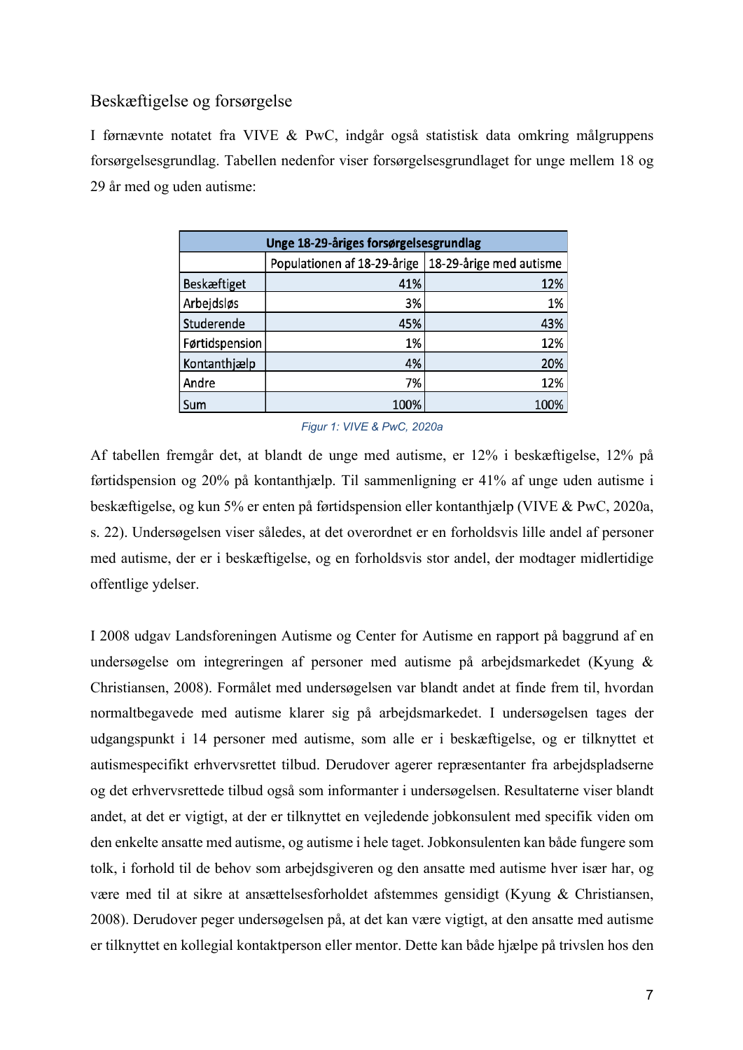## Beskæftigelse og forsørgelse

I førnævnte notatet fra VIVE & PwC, indgår også statistisk data omkring målgruppens forsørgelsesgrundlag. Tabellen nedenfor viser forsørgelsesgrundlaget for unge mellem 18 og 29 år med og uden autisme:

| Unge 18-29-åriges forsørgelsesgrundlag | | |
|---|---|---|
| | Populationen af 18-29-årige | 18-29-årige med autisme |
| Beskæftiget | 41% | 12% |
| Arbejdsløs | 3% | 1% |
| Studerende | 45% | 43% |
| Førtidspension | 1% | 12% |
| Kontanthjælp | 4% | 20% |
| Andre | 7% | 12% |
| Sum | 100% | 100% |

*Figur 1: VIVE & PwC, 2020a*

Af tabellen fremgår det, at blandt de unge med autisme, er 12% i beskæftigelse, 12% på førtidspension og 20% på kontanthjælp. Til sammenligning er 41% af unge uden autisme i beskæftigelse, og kun 5% er enten på førtidspension eller kontanthjælp (VIVE & PwC, 2020a, s. 22). Undersøgelsen viser således, at det overordnet er en forholdsvis lille andel af personer med autisme, der er i beskæftigelse, og en forholdsvis stor andel, der modtager midlertidige offentlige ydelser.

I 2008 udgav Landsforeningen Autisme og Center for Autisme en rapport på baggrund af en undersøgelse om integreringen af personer med autisme på arbejdsmarkedet (Kyung & Christiansen, 2008). Formålet med undersøgelsen var blandt andet at finde frem til, hvordan normaltbegavede med autisme klarer sig på arbejdsmarkedet. I undersøgelsen tages der udgangspunkt i 14 personer med autisme, som alle er i beskæftigelse, og er tilknyttet et autismespecifikt erhvervsrettet tilbud. Derudover agerer repræsentanter fra arbejdspladserne og det erhvervsrettede tilbud også som informanter i undersøgelsen. Resultaterne viser blandt andet, at det er vigtigt, at der er tilknyttet en vejledende jobkonsulent med specifik viden om den enkelte ansatte med autisme, og autisme i hele taget. Jobkonsulenten kan både fungere som tolk, i forhold til de behov som arbejdsgiveren og den ansatte med autisme hver især har, og være med til at sikre at ansættelsesforholdet afstemmes gensidigt (Kyung & Christiansen, 2008). Derudover peger undersøgelsen på, at det kan være vigtigt, at den ansatte med autisme er tilknyttet en kollegial kontaktperson eller mentor. Dette kan både hjælpe på trivslen hos den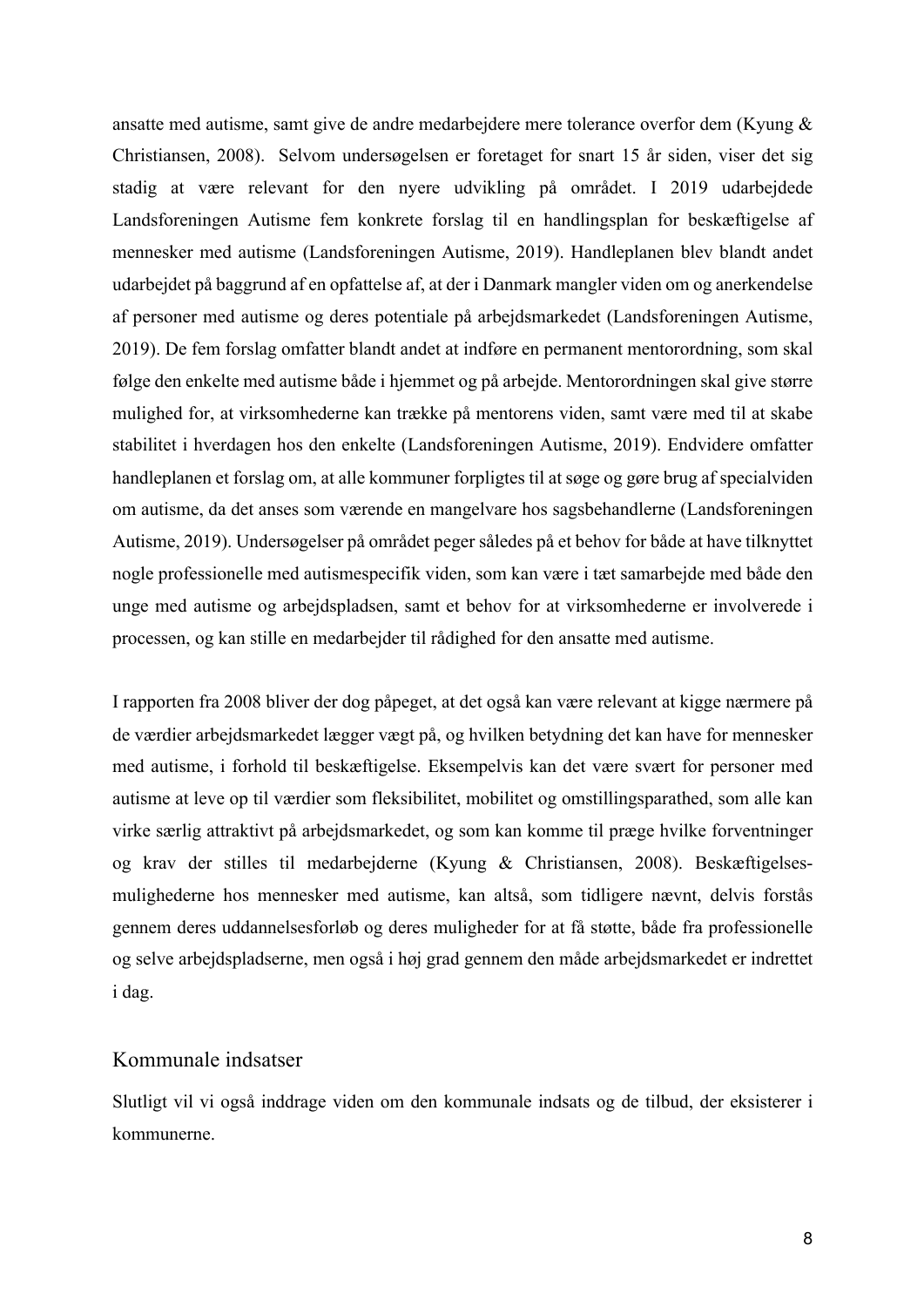ansatte med autisme, samt give de andre medarbejdere mere tolerance overfor dem (Kyung & Christiansen, 2008). Selvom undersøgelsen er foretaget for snart 15 år siden, viser det sig stadig at være relevant for den nyere udvikling på området. I 2019 udarbejdede Landsforeningen Autisme fem konkrete forslag til en handlingsplan for beskæftigelse af mennesker med autisme (Landsforeningen Autisme, 2019). Handleplanen blev blandt andet udarbejdet på baggrund af en opfattelse af, at der i Danmark mangler viden om og anerkendelse af personer med autisme og deres potentiale på arbejdsmarkedet (Landsforeningen Autisme, 2019). De fem forslag omfatter blandt andet at indføre en permanent mentorordning, som skal følge den enkelte med autisme både i hjemmet og på arbejde. Mentorordningen skal give større mulighed for, at virksomhederne kan trække på mentorens viden, samt være med til at skabe stabilitet i hverdagen hos den enkelte (Landsforeningen Autisme, 2019). Endvidere omfatter handleplanen et forslag om, at alle kommuner forpligtes til at søge og gøre brug af specialviden om autisme, da det anses som værende en mangelvare hos sagsbehandlerne (Landsforeningen Autisme, 2019). Undersøgelser på området peger således på et behov for både at have tilknyttet nogle professionelle med autismespecifik viden, som kan være i tæt samarbejde med både den unge med autisme og arbejdspladsen, samt et behov for at virksomhederne er involverede i processen, og kan stille en medarbejder til rådighed for den ansatte med autisme.

I rapporten fra 2008 bliver der dog påpeget, at det også kan være relevant at kigge nærmere på de værdier arbejdsmarkedet lægger vægt på, og hvilken betydning det kan have for mennesker med autisme, i forhold til beskæftigelse. Eksempelvis kan det være svært for personer med autisme at leve op til værdier som fleksibilitet, mobilitet og omstillingsparathed, som alle kan virke særlig attraktivt på arbejdsmarkedet, og som kan komme til præge hvilke forventninger og krav der stilles til medarbejderne (Kyung & Christiansen, 2008). Beskæftigelsesmulighederne hos mennesker med autisme, kan altså, som tidligere nævnt, delvis forstås gennem deres uddannelsesforløb og deres muligheder for at få støtte, både fra professionelle og selve arbejdspladserne, men også i høj grad gennem den måde arbejdsmarkedet er indrettet i dag.

## Kommunale indsatser

Slutligt vil vi også inddrage viden om den kommunale indsats og de tilbud, der eksisterer i kommunerne.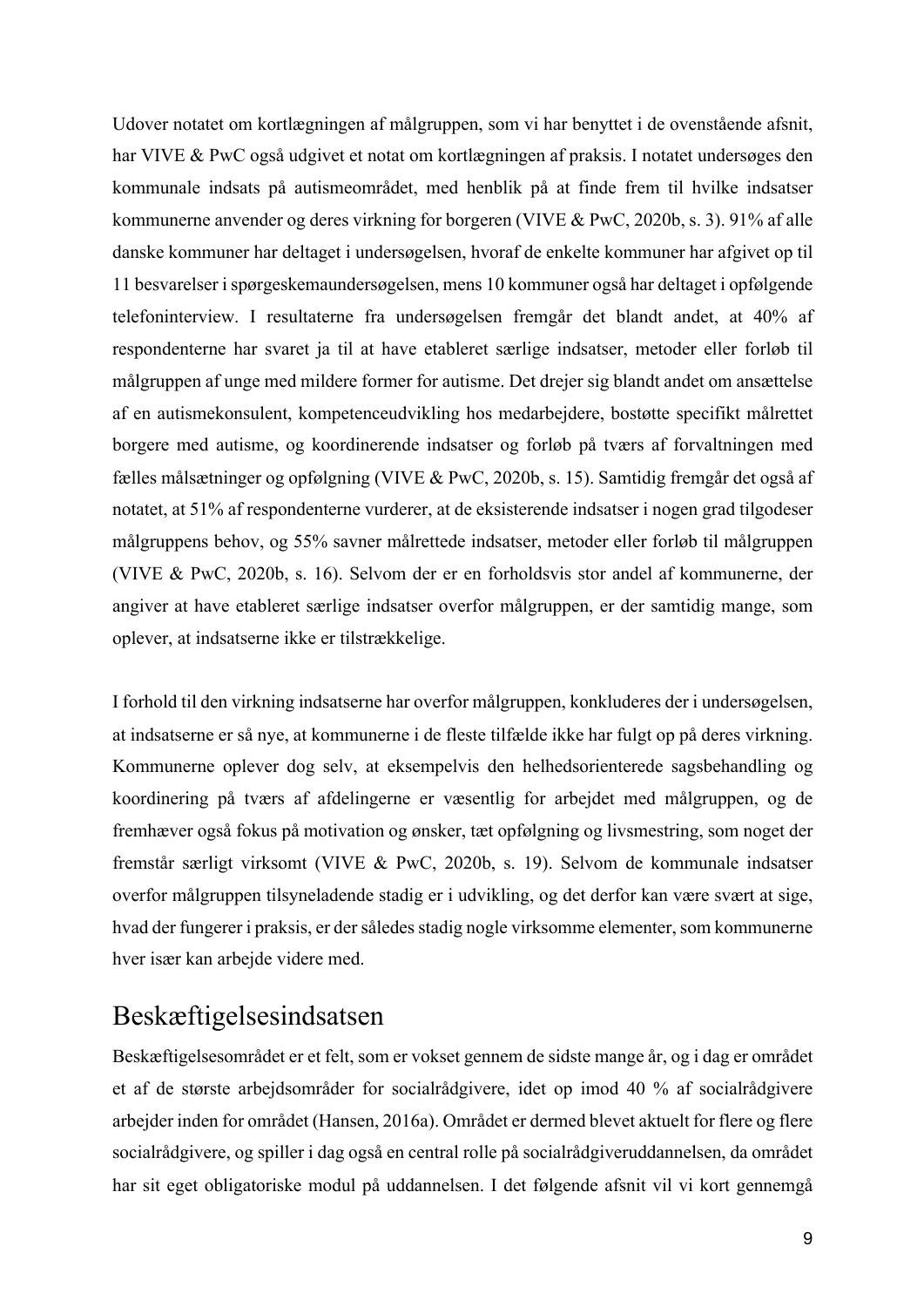Udover notatet om kortlægningen af målgruppen, som vi har benyttet i de ovenstående afsnit, har VIVE & PwC også udgivet et notat om kortlægningen af praksis. I notatet undersøges den kommunale indsats på autismeområdet, med henblik på at finde frem til hvilke indsatser kommunerne anvender og deres virkning for borgeren (VIVE & PwC, 2020b, s. 3). 91% af alle danske kommuner har deltaget i undersøgelsen, hvoraf de enkelte kommuner har afgivet op til 11 besvarelser i spørgeskemaundersøgelsen, mens 10 kommuner også har deltaget i opfølgende telefoninterview. I resultaterne fra undersøgelsen fremgår det blandt andet, at 40% af respondenterne har svaret ja til at have etableret særlige indsatser, metoder eller forløb til målgruppen af unge med mildere former for autisme. Det drejer sig blandt andet om ansættelse af en autismekonsulent, kompetenceudvikling hos medarbejdere, bostøtte specifikt målrettet borgere med autisme, og koordinerende indsatser og forløb på tværs af forvaltningen med fælles målsætninger og opfølgning (VIVE & PwC, 2020b, s. 15). Samtidig fremgår det også af notatet, at 51% af respondenterne vurderer, at de eksisterende indsatser i nogen grad tilgodeser målgruppens behov, og 55% savner målrettede indsatser, metoder eller forløb til målgruppen (VIVE & PwC, 2020b, s. 16). Selvom der er en forholdsvis stor andel af kommunerne, der angiver at have etableret særlige indsatser overfor målgruppen, er der samtidig mange, som oplever, at indsatserne ikke er tilstrækkelige.

I forhold til den virkning indsatserne har overfor målgruppen, konkluderes der i undersøgelsen, at indsatserne er så nye, at kommunerne i de fleste tilfælde ikke har fulgt op på deres virkning. Kommunerne oplever dog selv, at eksempelvis den helhedsorienterede sagsbehandling og koordinering på tværs af afdelingerne er væsentlig for arbejdet med målgruppen, og de fremhæver også fokus på motivation og ønsker, tæt opfølgning og livsmestring, som noget der fremstår særligt virksomt (VIVE & PwC, 2020b, s. 19). Selvom de kommunale indsatser overfor målgruppen tilsyneladende stadig er i udvikling, og det derfor kan være svært at sige, hvad der fungerer i praksis, er der således stadig nogle virksomme elementer, som kommunerne hver især kan arbejde videre med.

## Beskæftigelsesindsatsen

Beskæftigelsesområdet er et felt, som er vokset gennem de sidste mange år, og i dag er området et af de største arbejdsområder for socialrådgivere, idet op imod 40 % af socialrådgivere arbejder inden for området (Hansen, 2016a). Området er dermed blevet aktuelt for flere og flere socialrådgivere, og spiller i dag også en central rolle på socialrådgiveruddannelsen, da området har sit eget obligatoriske modul på uddannelsen. I det følgende afsnit vil vi kort gennemgå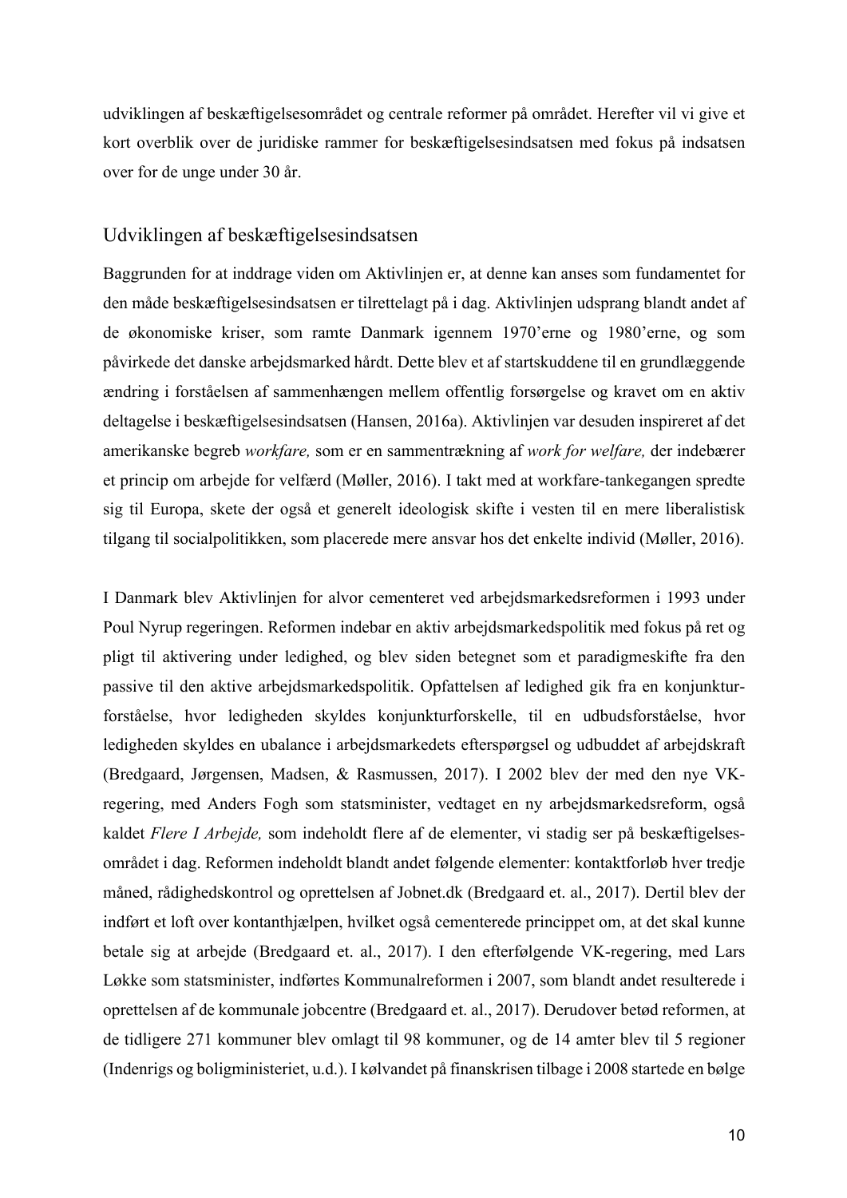udviklingen af beskæftigelsesområdet og centrale reformer på området. Herefter vil vi give et kort overblik over de juridiske rammer for beskæftigelsesindsatsen med fokus på indsatsen over for de unge under 30 år.

## Udviklingen af beskæftigelsesindsatsen

Baggrunden for at inddrage viden om Aktivlinjen er, at denne kan anses som fundamentet for den måde beskæftigelsesindsatsen er tilrettelagt på i dag. Aktivlinjen udsprang blandt andet af de økonomiske kriser, som ramte Danmark igennem 1970'erne og 1980'erne, og som påvirkede det danske arbejdsmarked hårdt. Dette blev et af startskuddene til en grundlæggende ændring i forståelsen af sammenhængen mellem offentlig forsørgelse og kravet om en aktiv deltagelse i beskæftigelsesindsatsen (Hansen, 2016a). Aktivlinjen var desuden inspireret af det amerikanske begreb *workfare,* som er en sammentrækning af *work for welfare,* der indebærer et princip om arbejde for velfærd (Møller, 2016). I takt med at workfare-tankegangen spredte sig til Europa, skete der også et generelt ideologisk skifte i vesten til en mere liberalistisk tilgang til socialpolitikken, som placerede mere ansvar hos det enkelte individ (Møller, 2016).

I Danmark blev Aktivlinjen for alvor cementeret ved arbejdsmarkedsreformen i 1993 under Poul Nyrup regeringen. Reformen indebar en aktiv arbejdsmarkedspolitik med fokus på ret og pligt til aktivering under ledighed, og blev siden betegnet som et paradigmeskifte fra den passive til den aktive arbejdsmarkedspolitik. Opfattelsen af ledighed gik fra en konjunktur-forståelse, hvor ledigheden skyldes konjunkturforskelle, til en udbudsforståelse, hvor ledigheden skyldes en ubalance i arbejdsmarkedets efterspørgsel og udbuddet af arbejdskraft (Bredgaard, Jørgensen, Madsen, & Rasmussen, 2017). I 2002 blev der med den nye VK-regering, med Anders Fogh som statsminister, vedtaget en ny arbejdsmarkedsreform, også kaldet *Flere I Arbejde,* som indeholdt flere af de elementer, vi stadig ser på beskæftigelses-området i dag. Reformen indeholdt blandt andet følgende elementer: kontaktforløb hver tredje måned, rådighedskontrol og oprettelsen af Jobnet.dk (Bredgaard et. al., 2017). Dertil blev der indført et loft over kontanthjælpen, hvilket også cementerede princippet om, at det skal kunne betale sig at arbejde (Bredgaard et. al., 2017). I den efterfølgende VK-regering, med Lars Løkke som statsminister, indførtes Kommunalreformen i 2007, som blandt andet resulterede i oprettelsen af de kommunale jobcentre (Bredgaard et. al., 2017). Derudover betød reformen, at de tidligere 271 kommuner blev omlagt til 98 kommuner, og de 14 amter blev til 5 regioner (Indenrigs og boligministeriet, u.d.). I kølvandet på finanskrisen tilbage i 2008 startede en bølge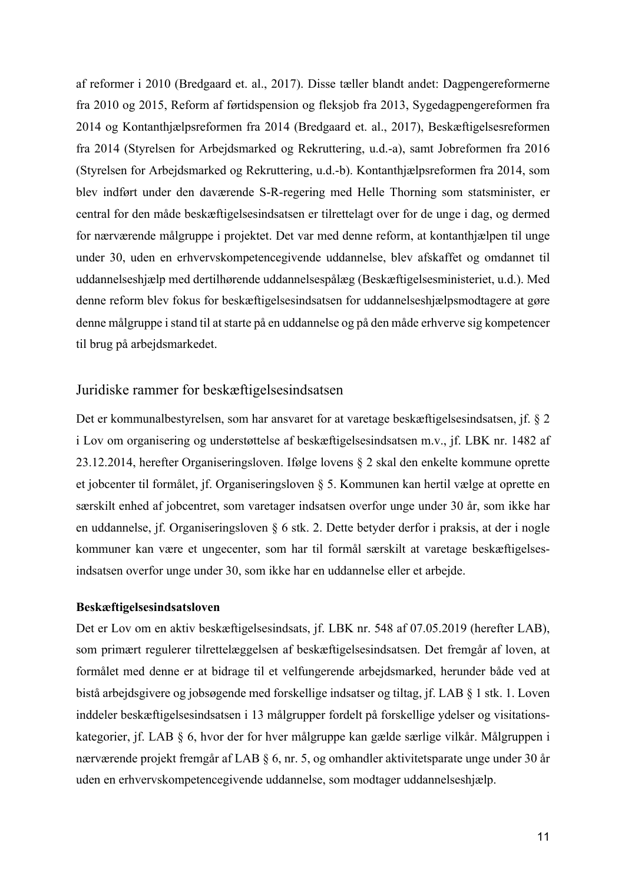af reformer i 2010 (Bredgaard et. al., 2017). Disse tæller blandt andet: Dagpengereformerne fra 2010 og 2015, Reform af førtidspension og fleksjob fra 2013, Sygedagpengereformen fra 2014 og Kontanthjælpsreformen fra 2014 (Bredgaard et. al., 2017), Beskæftigelsesreformen fra 2014 (Styrelsen for Arbejdsmarked og Rekruttering, u.d.-a), samt Jobreformen fra 2016 (Styrelsen for Arbejdsmarked og Rekruttering, u.d.-b). Kontanthjælpsreformen fra 2014, som blev indført under den daværende S-R-regering med Helle Thorning som statsminister, er central for den måde beskæftigelsesindsatsen er tilrettelagt over for de unge i dag, og dermed for nærværende målgruppe i projektet. Det var med denne reform, at kontanthjælpen til unge under 30, uden en erhvervskompetencegivende uddannelse, blev afskaffet og omdannet til uddannelseshjælp med dertilhørende uddannelsespålæg (Beskæftigelsesministeriet, u.d.). Med denne reform blev fokus for beskæftigelsesindsatsen for uddannelseshjælpsmodtagere at gøre denne målgruppe i stand til at starte på en uddannelse og på den måde erhverve sig kompetencer til brug på arbejdsmarkedet.

## Juridiske rammer for beskæftigelsesindsatsen

Det er kommunalbestyrelsen, som har ansvaret for at varetage beskæftigelsesindsatsen, jf. § 2 i Lov om organisering og understøttelse af beskæftigelsesindsatsen m.v., jf. LBK nr. 1482 af 23.12.2014, herefter Organiseringsloven. Ifølge lovens § 2 skal den enkelte kommune oprette et jobcenter til formålet, jf. Organiseringsloven § 5. Kommunen kan hertil vælge at oprette en særskilt enhed af jobcentret, som varetager indsatsen overfor unge under 30 år, som ikke har en uddannelse, jf. Organiseringsloven § 6 stk. 2. Dette betyder derfor i praksis, at der i nogle kommuner kan være et ungecenter, som har til formål særskilt at varetage beskæftigelsesindsatsen overfor unge under 30, som ikke har en uddannelse eller et arbejde.

### Beskæftigelsesindsatsloven

Det er Lov om en aktiv beskæftigelsesindsats, jf. LBK nr. 548 af 07.05.2019 (herefter LAB), som primært regulerer tilrettelæggelsen af beskæftigelsesindsatsen. Det fremgår af loven, at formålet med denne er at bidrage til et velfungerende arbejdsmarked, herunder både ved at bistå arbejdsgivere og jobsøgende med forskellige indsatser og tiltag, jf. LAB § 1 stk. 1. Loven inddeler beskæftigelsesindsatsen i 13 målgrupper fordelt på forskellige ydelser og visitationskategorier, jf. LAB § 6, hvor der for hver målgruppe kan gælde særlige vilkår. Målgruppen i nærværende projekt fremgår af LAB § 6, nr. 5, og omhandler aktivitetsparate unge under 30 år uden en erhvervskompetencegivende uddannelse, som modtager uddannelseshjælp.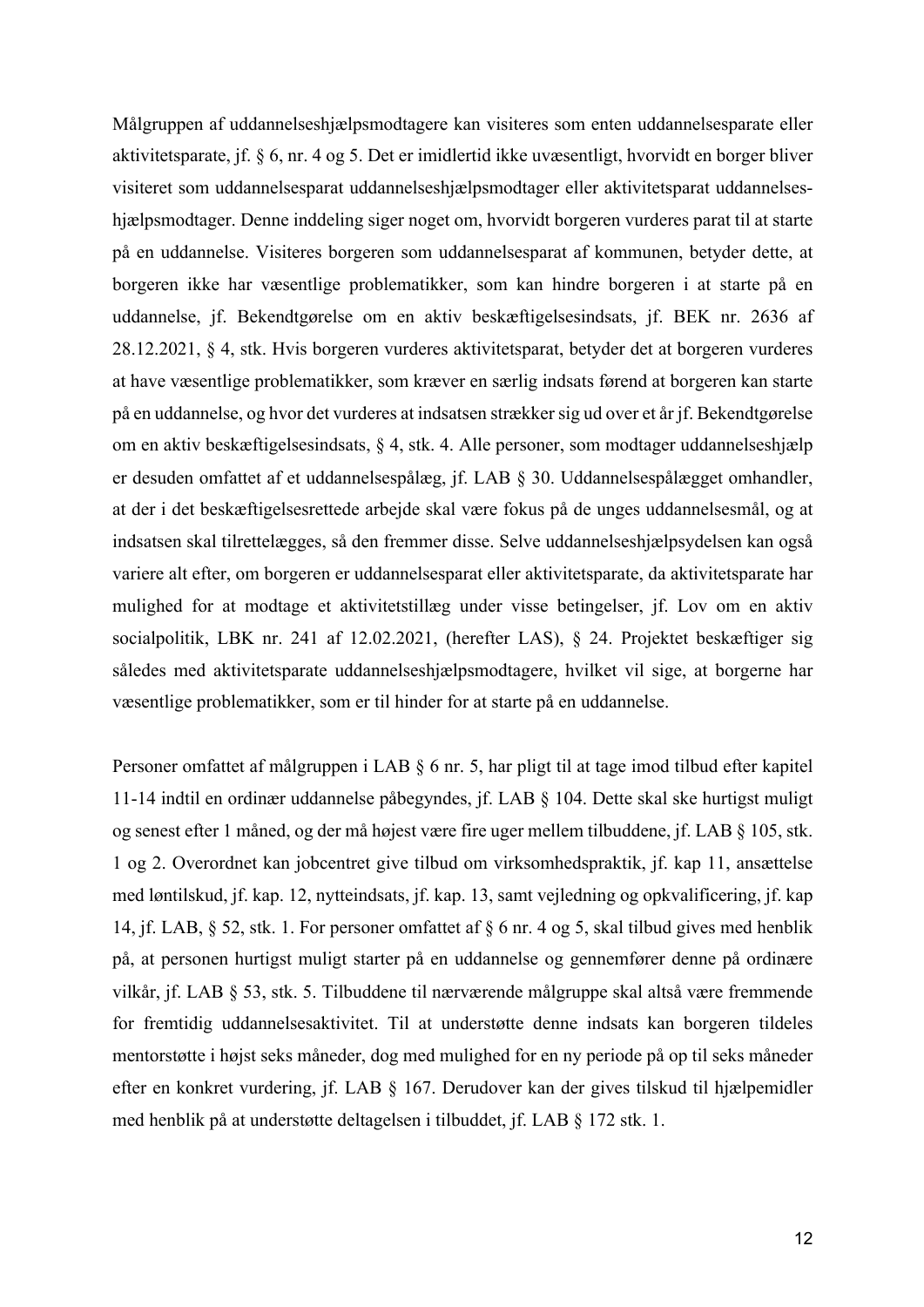Målgruppen af uddannelseshjælpsmodtagere kan visiteres som enten uddannelsesparate eller aktivitetsparate, jf. § 6, nr. 4 og 5. Det er imidlertid ikke uvæsentligt, hvorvidt en borger bliver visiteret som uddannelsesparat uddannelseshjælpsmodtager eller aktivitetsparat uddannelses-hjælpsmodtager. Denne inddeling siger noget om, hvorvidt borgeren vurderes parat til at starte på en uddannelse. Visiteres borgeren som uddannelsesparat af kommunen, betyder dette, at borgeren ikke har væsentlige problematikker, som kan hindre borgeren i at starte på en uddannelse, jf. Bekendtgørelse om en aktiv beskæftigelsesindsats, jf. BEK nr. 2636 af 28.12.2021, § 4, stk. Hvis borgeren vurderes aktivitetsparat, betyder det at borgeren vurderes at have væsentlige problematikker, som kræver en særlig indsats førend at borgeren kan starte på en uddannelse, og hvor det vurderes at indsatsen strækker sig ud over et år jf. Bekendtgørelse om en aktiv beskæftigelsesindsats, § 4, stk. 4. Alle personer, som modtager uddannelseshjælp er desuden omfattet af et uddannelsespålæg, jf. LAB § 30. Uddannelsespålægget omhandler, at der i det beskæftigelsesrettede arbejde skal være fokus på de unges uddannelsesmål, og at indsatsen skal tilrettelægges, så den fremmer disse. Selve uddannelseshjælpsydelsen kan også variere alt efter, om borgeren er uddannelsesparat eller aktivitetsparate, da aktivitetsparate har mulighed for at modtage et aktivitetstillæg under visse betingelser, jf. Lov om en aktiv socialpolitik, LBK nr. 241 af 12.02.2021, (herefter LAS), § 24. Projektet beskæftiger sig således med aktivitetsparate uddannelseshjælpsmodtagere, hvilket vil sige, at borgerne har væsentlige problematikker, som er til hinder for at starte på en uddannelse.

Personer omfattet af målgruppen i LAB § 6 nr. 5, har pligt til at tage imod tilbud efter kapitel 11-14 indtil en ordinær uddannelse påbegyndes, jf. LAB § 104. Dette skal ske hurtigst muligt og senest efter 1 måned, og der må højest være fire uger mellem tilbuddene, jf. LAB § 105, stk. 1 og 2. Overordnet kan jobcentret give tilbud om virksomhedspraktik, jf. kap 11, ansættelse med løntilskud, jf. kap. 12, nytteindsats, jf. kap. 13, samt vejledning og opkvalificering, jf. kap 14, jf. LAB, § 52, stk. 1. For personer omfattet af § 6 nr. 4 og 5, skal tilbud gives med henblik på, at personen hurtigst muligt starter på en uddannelse og gennemfører denne på ordinære vilkår, jf. LAB § 53, stk. 5. Tilbuddene til nærværende målgruppe skal altså være fremmende for fremtidig uddannelsesaktivitet. Til at understøtte denne indsats kan borgeren tildeles mentorstøtte i højst seks måneder, dog med mulighed for en ny periode på op til seks måneder efter en konkret vurdering, jf. LAB § 167. Derudover kan der gives tilskud til hjælpemidler med henblik på at understøtte deltagelsen i tilbuddet, jf. LAB § 172 stk. 1.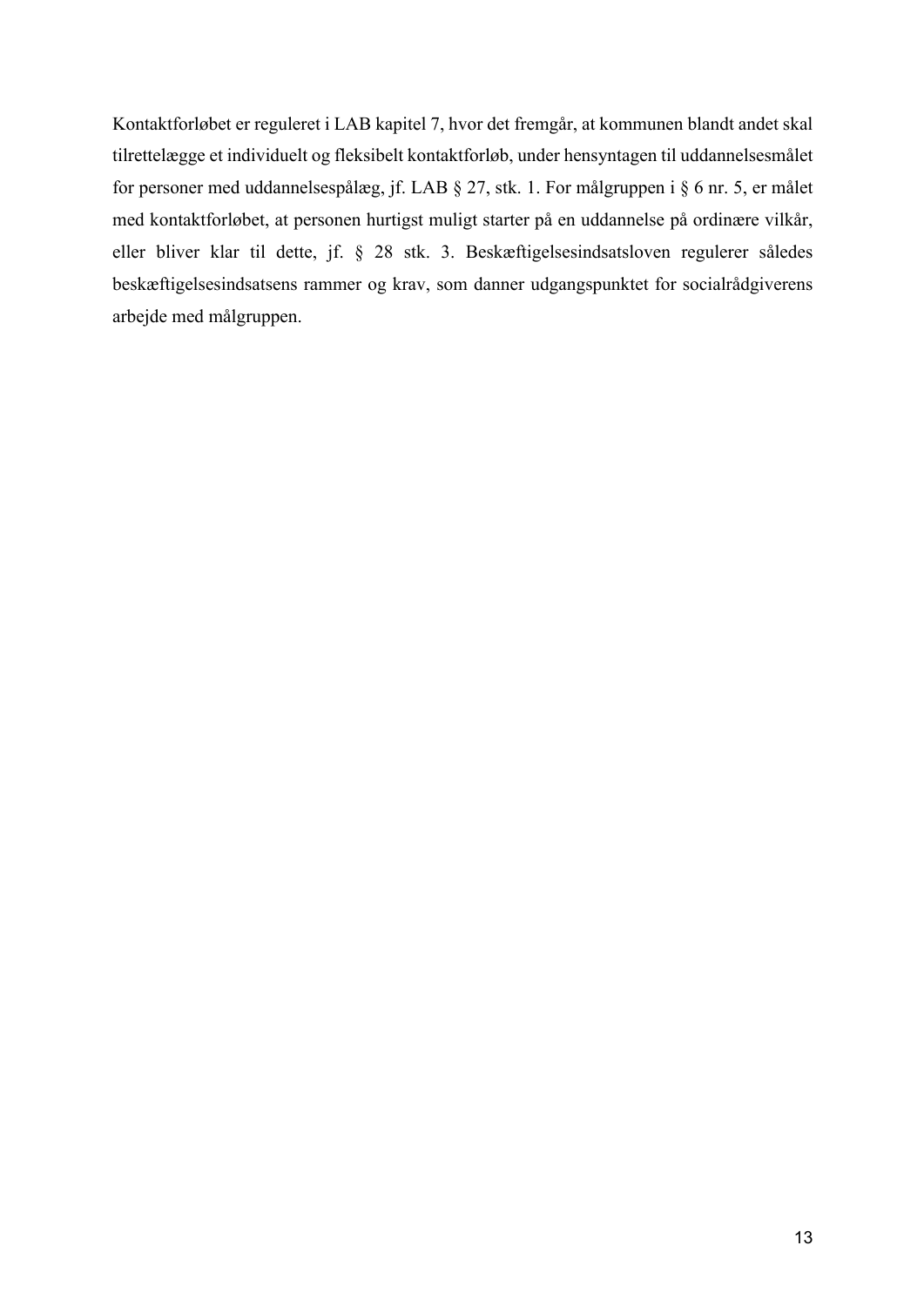Kontaktforløbet er reguleret i LAB kapitel 7, hvor det fremgår, at kommunen blandt andet skal tilrettelægge et individuelt og fleksibelt kontaktforløb, under hensyntagen til uddannelsesmålet for personer med uddannelsespålæg, jf. LAB § 27, stk. 1. For målgruppen i § 6 nr. 5, er målet med kontaktforløbet, at personen hurtigst muligt starter på en uddannelse på ordinære vilkår, eller bliver klar til dette, jf. § 28 stk. 3. Beskæftigelsesindsatsloven regulerer således beskæftigelsesindsatsens rammer og krav, som danner udgangspunktet for socialrådgiverens arbejde med målgruppen.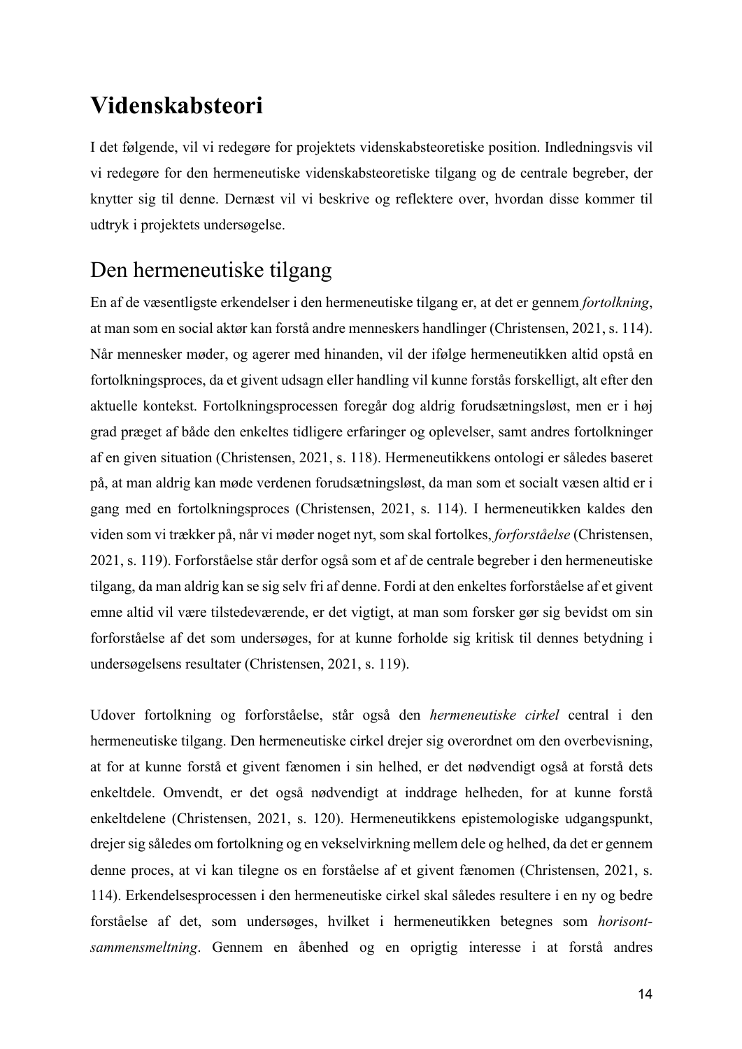# Videnskabsteori

I det følgende, vil vi redegøre for projektets videnskabsteoretiske position. Indledningsvis vil vi redegøre for den hermeneutiske videnskabsteoretiske tilgang og de centrale begreber, der knytter sig til denne. Dernæst vil vi beskrive og reflektere over, hvordan disse kommer til udtryk i projektets undersøgelse.

## Den hermeneutiske tilgang

En af de væsentligste erkendelser i den hermeneutiske tilgang er, at det er gennem *fortolkning*, at man som en social aktør kan forstå andre menneskers handlinger (Christensen, 2021, s. 114). Når mennesker møder, og agerer med hinanden, vil der ifølge hermeneutikken altid opstå en fortolkningsproces, da et givent udsagn eller handling vil kunne forstås forskelligt, alt efter den aktuelle kontekst. Fortolkningsprocessen foregår dog aldrig forudsætningsløst, men er i høj grad præget af både den enkeltes tidligere erfaringer og oplevelser, samt andres fortolkninger af en given situation (Christensen, 2021, s. 118). Hermeneutikkens ontologi er således baseret på, at man aldrig kan møde verdenen forudsætningsløst, da man som et socialt væsen altid er i gang med en fortolkningsproces (Christensen, 2021, s. 114). I hermeneutikken kaldes den viden som vi trækker på, når vi møder noget nyt, som skal fortolkes, *forforståelse* (Christensen, 2021, s. 119). Forforståelse står derfor også som et af de centrale begreber i den hermeneutiske tilgang, da man aldrig kan se sig selv fri af denne. Fordi at den enkeltes forforståelse af et givent emne altid vil være tilstedeværende, er det vigtigt, at man som forsker gør sig bevidst om sin forforståelse af det som undersøges, for at kunne forholde sig kritisk til dennes betydning i undersøgelsens resultater (Christensen, 2021, s. 119).

Udover fortolkning og forforståelse, står også den *hermeneutiske cirkel* central i den hermeneutiske tilgang. Den hermeneutiske cirkel drejer sig overordnet om den overbevisning, at for at kunne forstå et givent fænomen i sin helhed, er det nødvendigt også at forstå dets enkeltdele. Omvendt, er det også nødvendigt at inddrage helheden, for at kunne forstå enkeltdelene (Christensen, 2021, s. 120). Hermeneutikkens epistemologiske udgangspunkt, drejer sig således om fortolkning og en vekselvirkning mellem dele og helhed, da det er gennem denne proces, at vi kan tilegne os en forståelse af et givent fænomen (Christensen, 2021, s. 114). Erkendelsesprocessen i den hermeneutiske cirkel skal således resultere i en ny og bedre forståelse af det, som undersøges, hvilket i hermeneutikken betegnes som *horisont-sammensmeltning*. Gennem en åbenhed og en oprigtig interesse i at forstå andres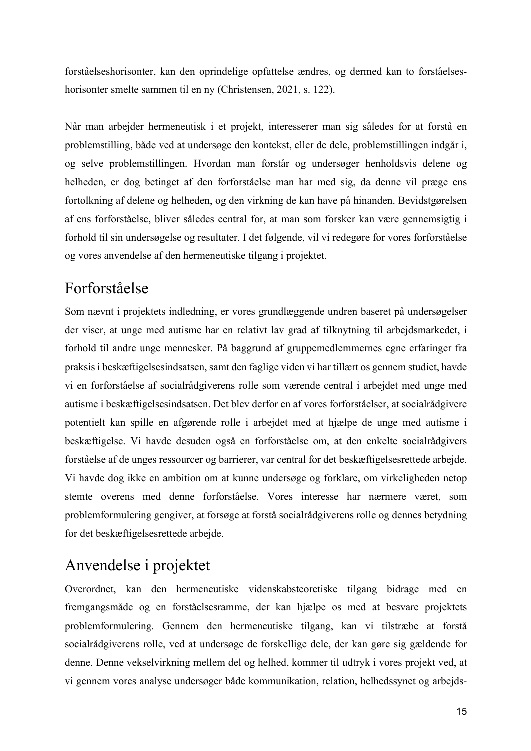forståelseshorisonter, kan den oprindelige opfattelse ændres, og dermed kan to forståelses-horisonter smelte sammen til en ny (Christensen, 2021, s. 122).

Når man arbejder hermeneutisk i et projekt, interesserer man sig således for at forstå en problemstilling, både ved at undersøge den kontekst, eller de dele, problemstillingen indgår i, og selve problemstillingen. Hvordan man forstår og undersøger henholdsvis delene og helheden, er dog betinget af den forforståelse man har med sig, da denne vil præge ens fortolkning af delene og helheden, og den virkning de kan have på hinanden. Bevidstgørelsen af ens forforståelse, bliver således central for, at man som forsker kan være gennemsigtig i forhold til sin undersøgelse og resultater. I det følgende, vil vi redegøre for vores forforståelse og vores anvendelse af den hermeneutiske tilgang i projektet.

## Forforståelse

Som nævnt i projektets indledning, er vores grundlæggende undren baseret på undersøgelser der viser, at unge med autisme har en relativt lav grad af tilknytning til arbejdsmarkedet, i forhold til andre unge mennesker. På baggrund af gruppemedlemmernes egne erfaringer fra praksis i beskæftigelsesindsatsen, samt den faglige viden vi har tillært os gennem studiet, havde vi en forforståelse af socialrådgiverens rolle som værende central i arbejdet med unge med autisme i beskæftigelsesindsatsen. Det blev derfor en af vores forforståelser, at socialrådgivere potentielt kan spille en afgørende rolle i arbejdet med at hjælpe de unge med autisme i beskæftigelse. Vi havde desuden også en forforståelse om, at den enkelte socialrådgivers forståelse af de unges ressourcer og barrierer, var central for det beskæftigelsesrettede arbejde. Vi havde dog ikke en ambition om at kunne undersøge og forklare, om virkeligheden netop stemte overens med denne forforståelse. Vores interesse har nærmere været, som problemformulering gengiver, at forsøge at forstå socialrådgiverens rolle og dennes betydning for det beskæftigelsesrettede arbejde.

## Anvendelse i projektet

Overordnet, kan den hermeneutiske videnskabsteoretiske tilgang bidrage med en fremgangsmåde og en forståelsesramme, der kan hjælpe os med at besvare projektets problemformulering. Gennem den hermeneutiske tilgang, kan vi tilstræbe at forstå socialrådgiverens rolle, ved at undersøge de forskellige dele, der kan gøre sig gældende for denne. Denne vekselvirkning mellem del og helhed, kommer til udtryk i vores projekt ved, at vi gennem vores analyse undersøger både kommunikation, relation, helhedssynet og arbejds-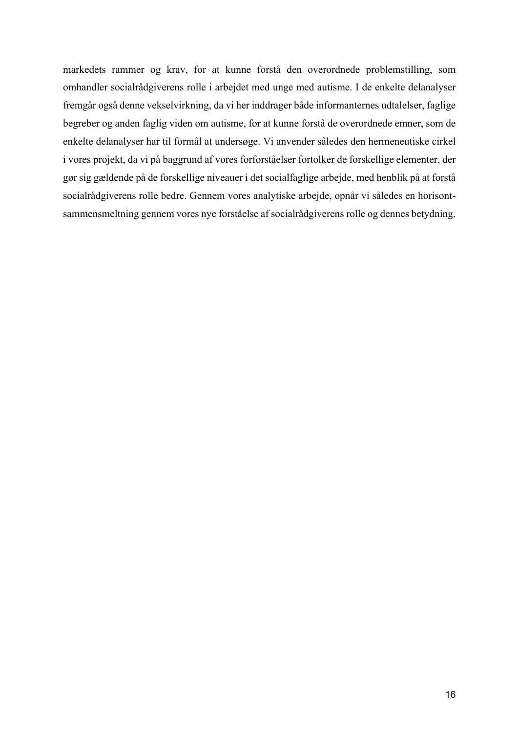markedets rammer og krav, for at kunne forstå den overordnede problemstilling, som omhandler socialrådgiverens rolle i arbejdet med unge med autisme. I de enkelte delanalyser fremgår også denne vekselvirkning, da vi her inddrager både informanternes udtalelser, faglige begreber og anden faglig viden om autisme, for at kunne forstå de overordnede emner, som de enkelte delanalyser har til formål at undersøge. Vi anvender således den hermeneutiske cirkel i vores projekt, da vi på baggrund af vores forforståelser fortolker de forskellige elementer, der gør sig gældende på de forskellige niveauer i det socialfaglige arbejde, med henblik på at forstå socialrådgiverens rolle bedre. Gennem vores analytiske arbejde, opnår vi således en horisont-sammensmeltning gennem vores nye forståelse af socialrådgiverens rolle og dennes betydning.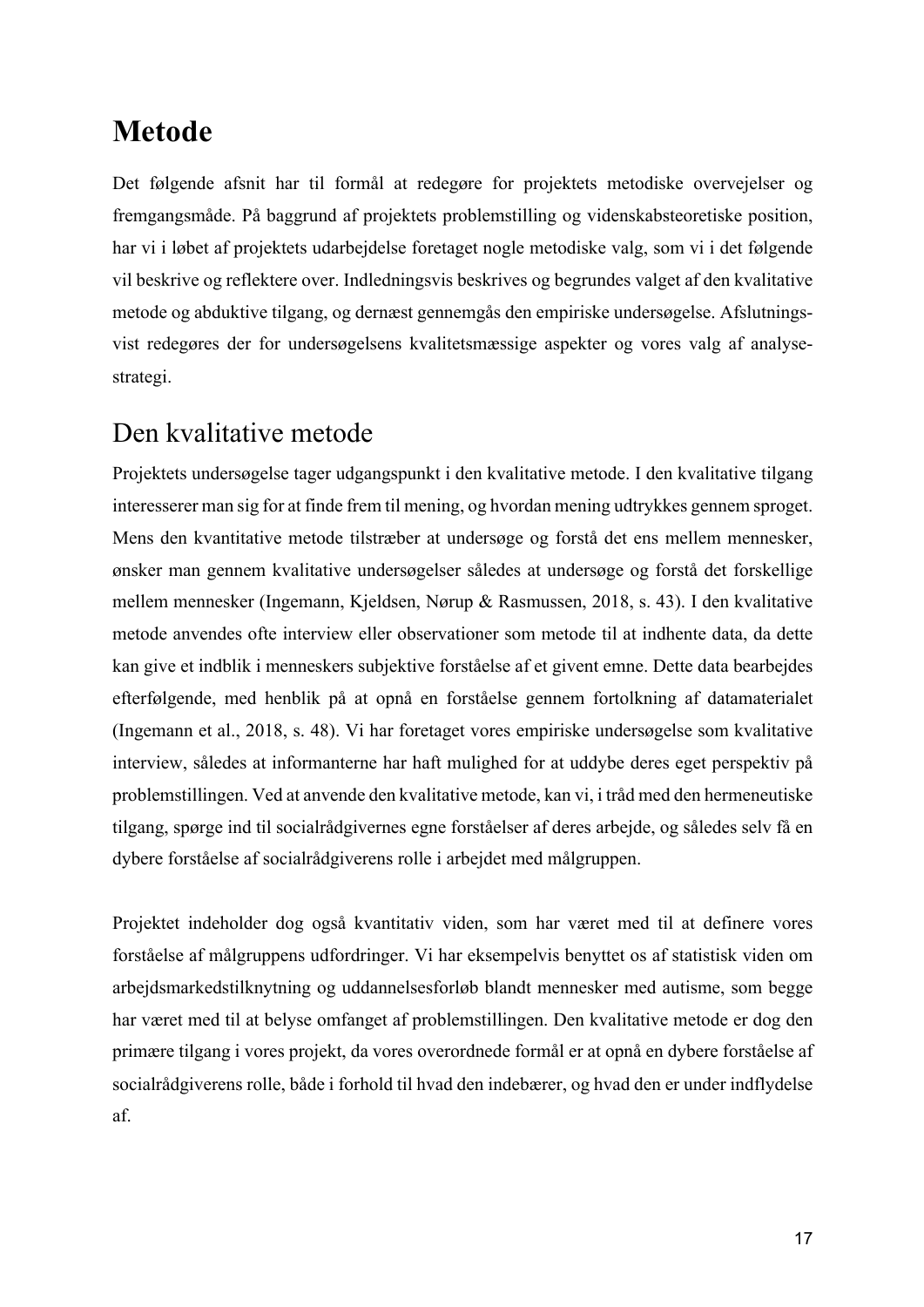# Metode

Det følgende afsnit har til formål at redegøre for projektets metodiske overvejelser og fremgangsmåde. På baggrund af projektets problemstilling og videnskabsteoretiske position, har vi i løbet af projektets udarbejdelse foretaget nogle metodiske valg, som vi i det følgende vil beskrive og reflektere over. Indledningsvis beskrives og begrundes valget af den kvalitative metode og abduktive tilgang, og dernæst gennemgås den empiriske undersøgelse. Afslutningsvist redegøres der for undersøgelsens kvalitetsmæssige aspekter og vores valg af analysestrategi.

## Den kvalitative metode

Projektets undersøgelse tager udgangspunkt i den kvalitative metode. I den kvalitative tilgang interesserer man sig for at finde frem til mening, og hvordan mening udtrykkes gennem sproget. Mens den kvantitative metode tilstræber at undersøge og forstå det ens mellem mennesker, ønsker man gennem kvalitative undersøgelser således at undersøge og forstå det forskellige mellem mennesker (Ingemann, Kjeldsen, Nørup & Rasmussen, 2018, s. 43). I den kvalitative metode anvendes ofte interview eller observationer som metode til at indhente data, da dette kan give et indblik i menneskers subjektive forståelse af et givent emne. Dette data bearbejdes efterfølgende, med henblik på at opnå en forståelse gennem fortolkning af datamaterialet (Ingemann et al., 2018, s. 48). Vi har foretaget vores empiriske undersøgelse som kvalitative interview, således at informanterne har haft mulighed for at uddybe deres eget perspektiv på problemstillingen. Ved at anvende den kvalitative metode, kan vi, i tråd med den hermeneutiske tilgang, spørge ind til socialrådgivernes egne forståelser af deres arbejde, og således selv få en dybere forståelse af socialrådgiverens rolle i arbejdet med målgruppen.

Projektet indeholder dog også kvantitativ viden, som har været med til at definere vores forståelse af målgruppens udfordringer. Vi har eksempelvis benyttet os af statistisk viden om arbejdsmarkedstilknytning og uddannelsesforløb blandt mennesker med autisme, som begge har været med til at belyse omfanget af problemstillingen. Den kvalitative metode er dog den primære tilgang i vores projekt, da vores overordnede formål er at opnå en dybere forståelse af socialrådgiverens rolle, både i forhold til hvad den indebærer, og hvad den er under indflydelse af.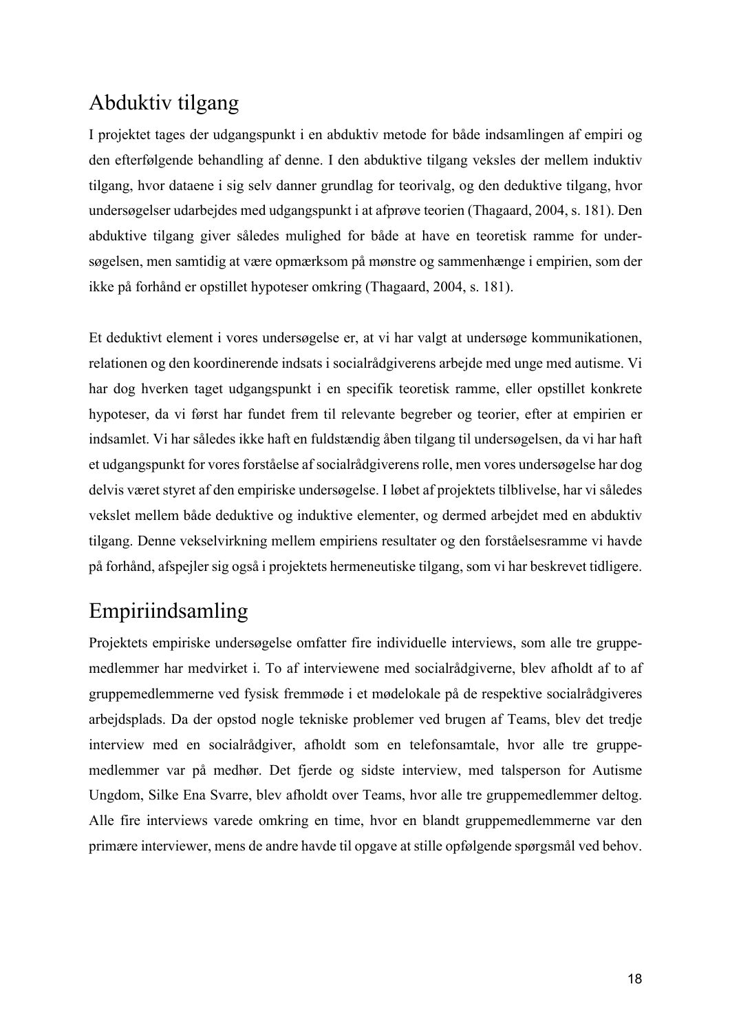## Abduktiv tilgang

I projektet tages der udgangspunkt i en abduktiv metode for både indsamlingen af empiri og den efterfølgende behandling af denne. I den abduktive tilgang veksles der mellem induktiv tilgang, hvor dataene i sig selv danner grundlag for teorivalg, og den deduktive tilgang, hvor undersøgelser udarbejdes med udgangspunkt i at afprøve teorien (Thagaard, 2004, s. 181). Den abduktive tilgang giver således mulighed for både at have en teoretisk ramme for undersøgelsen, men samtidig at være opmærksom på mønstre og sammenhænge i empirien, som der ikke på forhånd er opstillet hypoteser omkring (Thagaard, 2004, s. 181).

Et deduktivt element i vores undersøgelse er, at vi har valgt at undersøge kommunikationen, relationen og den koordinerende indsats i socialrådgiverens arbejde med unge med autisme. Vi har dog hverken taget udgangspunkt i en specifik teoretisk ramme, eller opstillet konkrete hypoteser, da vi først har fundet frem til relevante begreber og teorier, efter at empirien er indsamlet. Vi har således ikke haft en fuldstændig åben tilgang til undersøgelsen, da vi har haft et udgangspunkt for vores forståelse af socialrådgiverens rolle, men vores undersøgelse har dog delvis været styret af den empiriske undersøgelse. I løbet af projektets tilblivelse, har vi således vekslet mellem både deduktive og induktive elementer, og dermed arbejdet med en abduktiv tilgang. Denne vekselvirkning mellem empiriens resultater og den forståelsesramme vi havde på forhånd, afspejler sig også i projektets hermeneutiske tilgang, som vi har beskrevet tidligere.

## Empiriindsamling

Projektets empiriske undersøgelse omfatter fire individuelle interviews, som alle tre gruppemedlemmer har medvirket i. To af interviewene med socialrådgiverne, blev afholdt af to af gruppemedlemmerne ved fysisk fremmøde i et mødelokale på de respektive socialrådgiveres arbejdsplads. Da der opstod nogle tekniske problemer ved brugen af Teams, blev det tredje interview med en socialrådgiver, afholdt som en telefonsamtale, hvor alle tre gruppemedlemmer var på medhør. Det fjerde og sidste interview, med talsperson for Autisme Ungdom, Silke Ena Svarre, blev afholdt over Teams, hvor alle tre gruppemedlemmer deltog. Alle fire interviews varede omkring en time, hvor en blandt gruppemedlemmerne var den primære interviewer, mens de andre havde til opgave at stille opfølgende spørgsmål ved behov.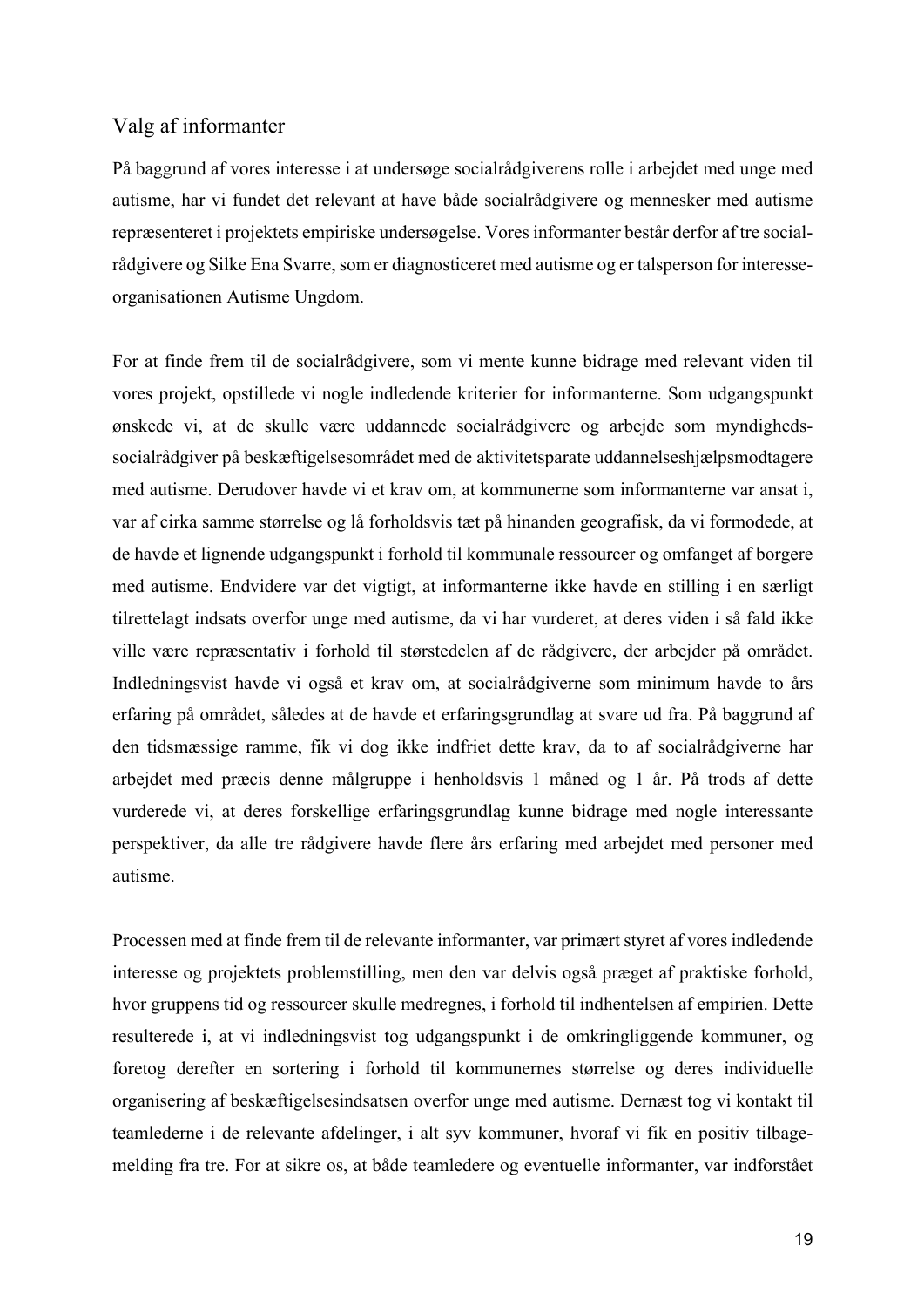## Valg af informanter

På baggrund af vores interesse i at undersøge socialrådgiverens rolle i arbejdet med unge med autisme, har vi fundet det relevant at have både socialrådgivere og mennesker med autisme repræsenteret i projektets empiriske undersøgelse. Vores informanter består derfor af tre socialrådgivere og Silke Ena Svarre, som er diagnosticeret med autisme og er talsperson for interesseorganisationen Autisme Ungdom.

For at finde frem til de socialrådgivere, som vi mente kunne bidrage med relevant viden til vores projekt, opstillede vi nogle indledende kriterier for informanterne. Som udgangspunkt ønskede vi, at de skulle være uddannede socialrådgivere og arbejde som myndighedssocialrådgiver på beskæftigelsesområdet med de aktivitetsparate uddannelseshjælpsmodtagere med autisme. Derudover havde vi et krav om, at kommunerne som informanterne var ansat i, var af cirka samme størrelse og lå forholdsvis tæt på hinanden geografisk, da vi formodede, at de havde et lignende udgangspunkt i forhold til kommunale ressourcer og omfanget af borgere med autisme. Endvidere var det vigtigt, at informanterne ikke havde en stilling i en særligt tilrettelagt indsats overfor unge med autisme, da vi har vurderet, at deres viden i så fald ikke ville være repræsentativ i forhold til størstedelen af de rådgivere, der arbejder på området. Indledningsvist havde vi også et krav om, at socialrådgiverne som minimum havde to års erfaring på området, således at de havde et erfaringsgrundlag at svare ud fra. På baggrund af den tidsmæssige ramme, fik vi dog ikke indfriet dette krav, da to af socialrådgiverne har arbejdet med præcis denne målgruppe i henholdsvis 1 måned og 1 år. På trods af dette vurderede vi, at deres forskellige erfaringsgrundlag kunne bidrage med nogle interessante perspektiver, da alle tre rådgivere havde flere års erfaring med arbejdet med personer med autisme.

Processen med at finde frem til de relevante informanter, var primært styret af vores indledende interesse og projektets problemstilling, men den var delvis også præget af praktiske forhold, hvor gruppens tid og ressourcer skulle medregnes, i forhold til indhentelsen af empirien. Dette resulterede i, at vi indledningsvist tog udgangspunkt i de omkringliggende kommuner, og foretog derefter en sortering i forhold til kommunernes størrelse og deres individuelle organisering af beskæftigelsesindsatsen overfor unge med autisme. Dernæst tog vi kontakt til teamlederne i de relevante afdelinger, i alt syv kommuner, hvoraf vi fik en positiv tilbagemelding fra tre. For at sikre os, at både teamledere og eventuelle informanter, var indforstået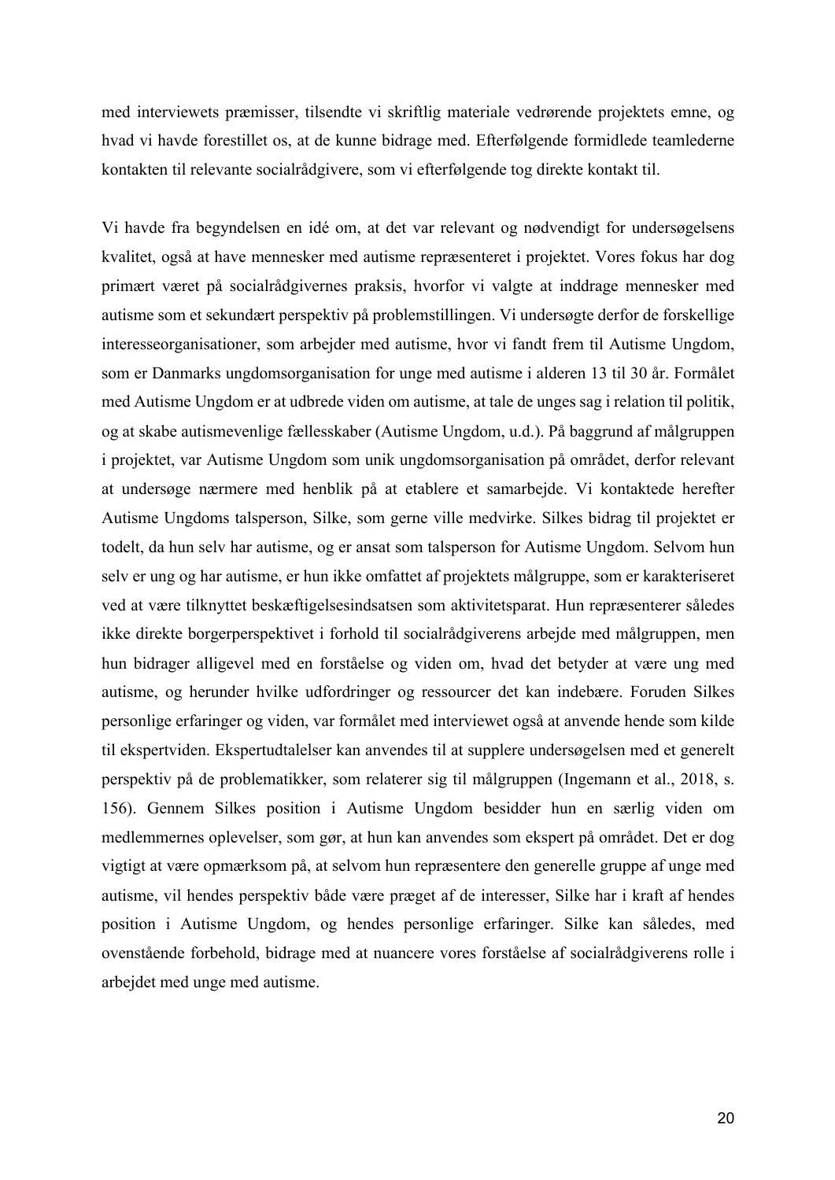med interviewets præmisser, tilsendte vi skriftlig materiale vedrørende projektets emne, og hvad vi havde forestillet os, at de kunne bidrage med. Efterfølgende formidlede teamlederne kontakten til relevante socialrådgivere, som vi efterfølgende tog direkte kontakt til.

Vi havde fra begyndelsen en idé om, at det var relevant og nødvendigt for undersøgelsens kvalitet, også at have mennesker med autisme repræsenteret i projektet. Vores fokus har dog primært været på socialrådgivernes praksis, hvorfor vi valgte at inddrage mennesker med autisme som et sekundært perspektiv på problemstillingen. Vi undersøgte derfor de forskellige interesseorganisationer, som arbejder med autisme, hvor vi fandt frem til Autisme Ungdom, som er Danmarks ungdomsorganisation for unge med autisme i alderen 13 til 30 år. Formålet med Autisme Ungdom er at udbrede viden om autisme, at tale de unges sag i relation til politik, og at skabe autismevenlige fællesskaber (Autisme Ungdom, u.d.). På baggrund af målgruppen i projektet, var Autisme Ungdom som unik ungdomsorganisation på området, derfor relevant at undersøge nærmere med henblik på at etablere et samarbejde. Vi kontaktede herefter Autisme Ungdoms talsperson, Silke, som gerne ville medvirke. Silkes bidrag til projektet er todelt, da hun selv har autisme, og er ansat som talsperson for Autisme Ungdom. Selvom hun selv er ung og har autisme, er hun ikke omfattet af projektets målgruppe, som er karakteriseret ved at være tilknyttet beskæftigelsesindsatsen som aktivitetsparat. Hun repræsenterer således ikke direkte borgerperspektivet i forhold til socialrådgiverens arbejde med målgruppen, men hun bidrager alligevel med en forståelse og viden om, hvad det betyder at være ung med autisme, og herunder hvilke udfordringer og ressourcer det kan indebære. Foruden Silkes personlige erfaringer og viden, var formålet med interviewet også at anvende hende som kilde til ekspertviden. Ekspertudtalelser kan anvendes til at supplere undersøgelsen med et generelt perspektiv på de problematikker, som relaterer sig til målgruppen (Ingemann et al., 2018, s. 156). Gennem Silkes position i Autisme Ungdom besidder hun en særlig viden om medlemmernes oplevelser, som gør, at hun kan anvendes som ekspert på området. Det er dog vigtigt at være opmærksom på, at selvom hun repræsentere den generelle gruppe af unge med autisme, vil hendes perspektiv både være præget af de interesser, Silke har i kraft af hendes position i Autisme Ungdom, og hendes personlige erfaringer. Silke kan således, med ovenstående forbehold, bidrage med at nuancere vores forståelse af socialrådgiverens rolle i arbejdet med unge med autisme.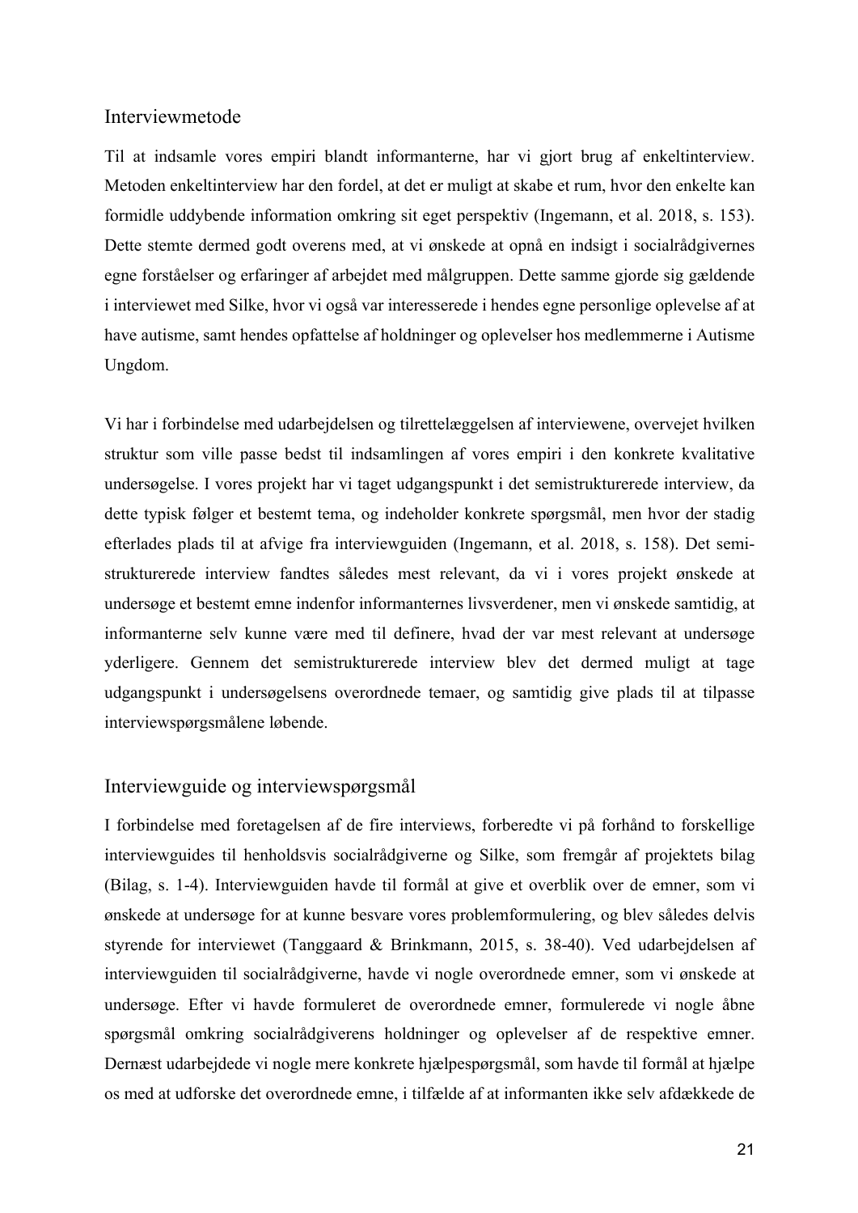## Interviewmetode

Til at indsamle vores empiri blandt informanterne, har vi gjort brug af enkeltinterview. Metoden enkeltinterview har den fordel, at det er muligt at skabe et rum, hvor den enkelte kan formidle uddybende information omkring sit eget perspektiv (Ingemann, et al. 2018, s. 153). Dette stemte dermed godt overens med, at vi ønskede at opnå en indsigt i socialrådgivernes egne forståelser og erfaringer af arbejdet med målgruppen. Dette samme gjorde sig gældende i interviewet med Silke, hvor vi også var interesserede i hendes egne personlige oplevelse af at have autisme, samt hendes opfattelse af holdninger og oplevelser hos medlemmerne i Autisme Ungdom.

Vi har i forbindelse med udarbejdelsen og tilrettelæggelsen af interviewene, overvejet hvilken struktur som ville passe bedst til indsamlingen af vores empiri i den konkrete kvalitative undersøgelse. I vores projekt har vi taget udgangspunkt i det semistrukturerede interview, da dette typisk følger et bestemt tema, og indeholder konkrete spørgsmål, men hvor der stadig efterlades plads til at afvige fra interviewguiden (Ingemann, et al. 2018, s. 158). Det semi-strukturerede interview fandtes således mest relevant, da vi i vores projekt ønskede at undersøge et bestemt emne indenfor informanternes livsverdener, men vi ønskede samtidig, at informanterne selv kunne være med til definere, hvad der var mest relevant at undersøge yderligere. Gennem det semistrukturerede interview blev det dermed muligt at tage udgangspunkt i undersøgelsens overordnede temaer, og samtidig give plads til at tilpasse interviewspørgsmålene løbende.

## Interviewguide og interviewspørgsmål

I forbindelse med foretagelsen af de fire interviews, forberedte vi på forhånd to forskellige interviewguides til henholdsvis socialrådgiverne og Silke, som fremgår af projektets bilag (Bilag, s. 1-4). Interviewguiden havde til formål at give et overblik over de emner, som vi ønskede at undersøge for at kunne besvare vores problemformulering, og blev således delvis styrende for interviewet (Tanggaard & Brinkmann, 2015, s. 38-40). Ved udarbejdelsen af interviewguiden til socialrådgiverne, havde vi nogle overordnede emner, som vi ønskede at undersøge. Efter vi havde formuleret de overordnede emner, formulerede vi nogle åbne spørgsmål omkring socialrådgiverens holdninger og oplevelser af de respektive emner. Dernæst udarbejdede vi nogle mere konkrete hjælpespørgsmål, som havde til formål at hjælpe os med at udforske det overordnede emne, i tilfælde af at informanten ikke selv afdækkede de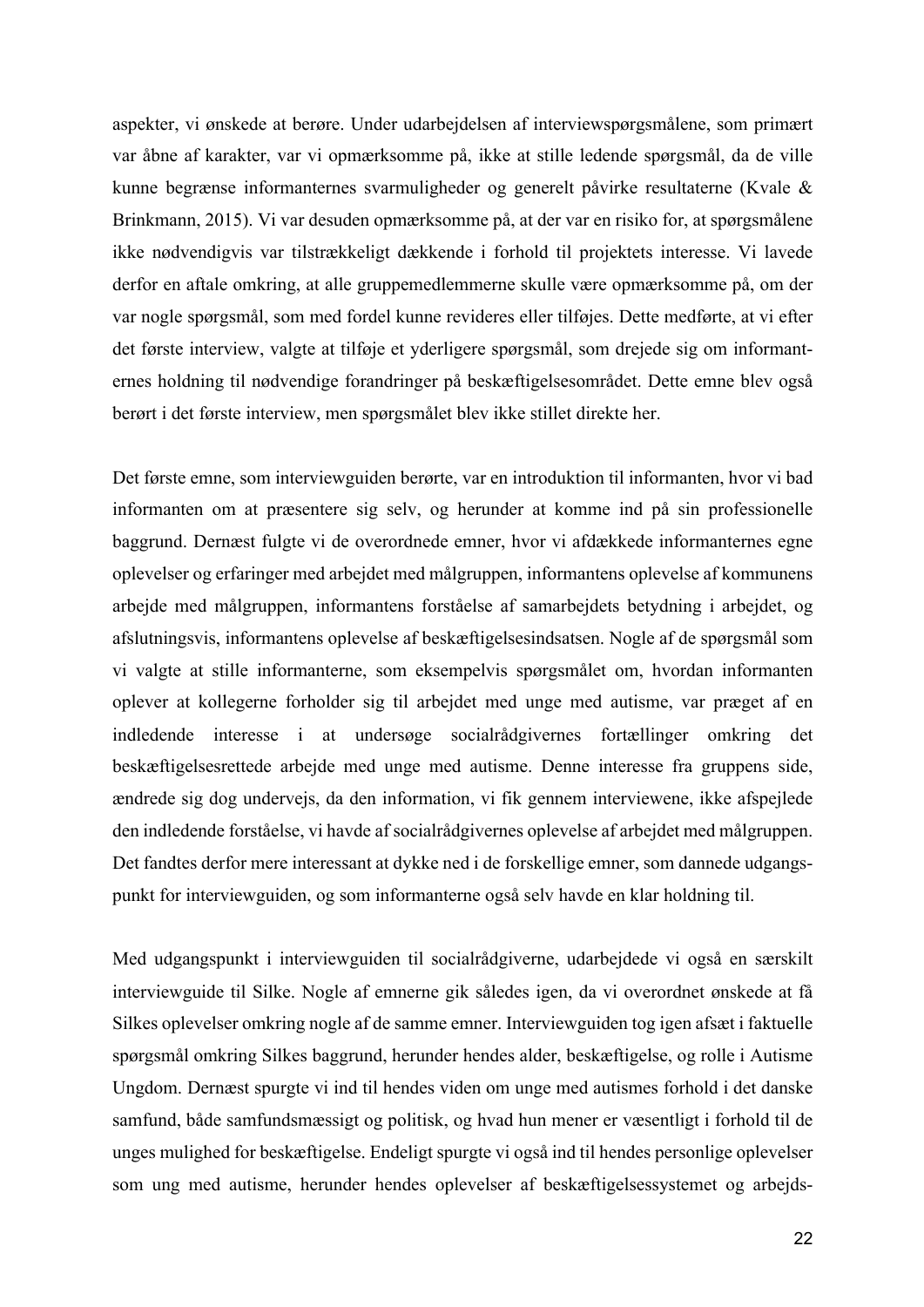aspekter, vi ønskede at berøre. Under udarbejdelsen af interviewspørgsmålene, som primært var åbne af karakter, var vi opmærksomme på, ikke at stille ledende spørgsmål, da de ville kunne begrænse informanternes svarmuligheder og generelt påvirke resultaterne (Kvale & Brinkmann, 2015). Vi var desuden opmærksomme på, at der var en risiko for, at spørgsmålene ikke nødvendigvis var tilstrækkeligt dækkende i forhold til projektets interesse. Vi lavede derfor en aftale omkring, at alle gruppemedlemmerne skulle være opmærksomme på, om der var nogle spørgsmål, som med fordel kunne revideres eller tilføjes. Dette medførte, at vi efter det første interview, valgte at tilføje et yderligere spørgsmål, som drejede sig om informanternes holdning til nødvendige forandringer på beskæftigelsesområdet. Dette emne blev også berørt i det første interview, men spørgsmålet blev ikke stillet direkte her.

Det første emne, som interviewguiden berørte, var en introduktion til informanten, hvor vi bad informanten om at præsentere sig selv, og herunder at komme ind på sin professionelle baggrund. Dernæst fulgte vi de overordnede emner, hvor vi afdækkede informanternes egne oplevelser og erfaringer med arbejdet med målgruppen, informantens oplevelse af kommunens arbejde med målgruppen, informantens forståelse af samarbejdets betydning i arbejdet, og afslutningsvis, informantens oplevelse af beskæftigelsesindsatsen. Nogle af de spørgsmål som vi valgte at stille informanterne, som eksempelvis spørgsmålet om, hvordan informanten oplever at kollegerne forholder sig til arbejdet med unge med autisme, var præget af en indledende interesse i at undersøge socialrådgivernes fortællinger omkring det beskæftigelsesrettede arbejde med unge med autisme. Denne interesse fra gruppens side, ændrede sig dog undervejs, da den information, vi fik gennem interviewene, ikke afspejlede den indledende forståelse, vi havde af socialrådgivernes oplevelse af arbejdet med målgruppen. Det fandtes derfor mere interessant at dykke ned i de forskellige emner, som dannede udgangspunkt for interviewguiden, og som informanterne også selv havde en klar holdning til.

Med udgangspunkt i interviewguiden til socialrådgiverne, udarbejdede vi også en særskilt interviewguide til Silke. Nogle af emnerne gik således igen, da vi overordnet ønskede at få Silkes oplevelser omkring nogle af de samme emner. Interviewguiden tog igen afsæt i faktuelle spørgsmål omkring Silkes baggrund, herunder hendes alder, beskæftigelse, og rolle i Autisme Ungdom. Dernæst spurgte vi ind til hendes viden om unge med autismes forhold i det danske samfund, både samfundsmæssigt og politisk, og hvad hun mener er væsentligt i forhold til de unges mulighed for beskæftigelse. Endeligt spurgte vi også ind til hendes personlige oplevelser som ung med autisme, herunder hendes oplevelser af beskæftigelsessystemet og arbejds-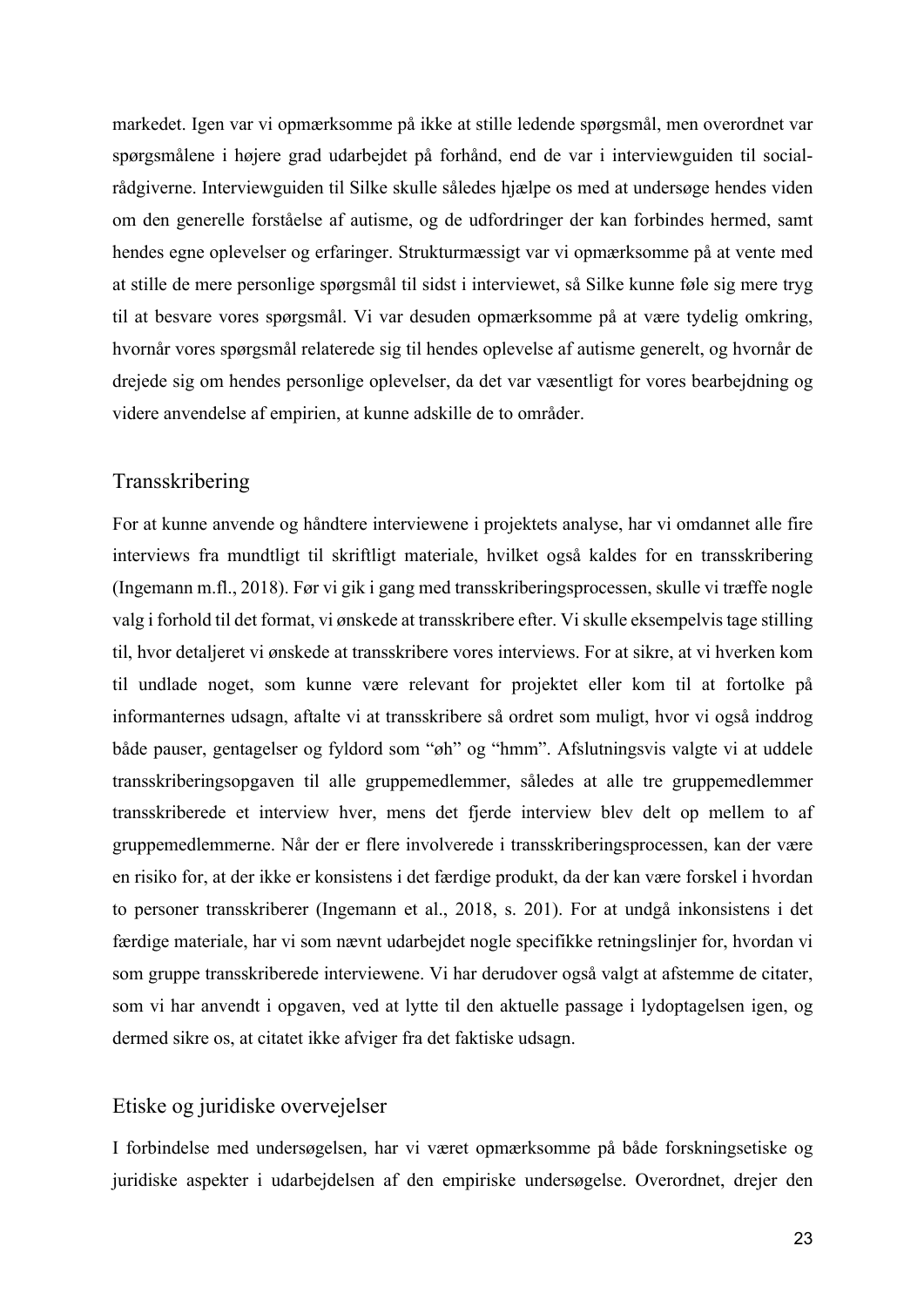markedet. Igen var vi opmærksomme på ikke at stille ledende spørgsmål, men overordnet var spørgsmålene i højere grad udarbejdet på forhånd, end de var i interviewguiden til socialrådgiverne. Interviewguiden til Silke skulle således hjælpe os med at undersøge hendes viden om den generelle forståelse af autisme, og de udfordringer der kan forbindes hermed, samt hendes egne oplevelser og erfaringer. Strukturmæssigt var vi opmærksomme på at vente med at stille de mere personlige spørgsmål til sidst i interviewet, så Silke kunne føle sig mere tryg til at besvare vores spørgsmål. Vi var desuden opmærksomme på at være tydelig omkring, hvornår vores spørgsmål relaterede sig til hendes oplevelse af autisme generelt, og hvornår de drejede sig om hendes personlige oplevelser, da det var væsentligt for vores bearbejdning og videre anvendelse af empirien, at kunne adskille de to områder.

## Transskribering

For at kunne anvende og håndtere interviewene i projektets analyse, har vi omdannet alle fire interviews fra mundtligt til skriftligt materiale, hvilket også kaldes for en transskribering (Ingemann m.fl., 2018). Før vi gik i gang med transskriberingsprocessen, skulle vi træffe nogle valg i forhold til det format, vi ønskede at transskribere efter. Vi skulle eksempelvis tage stilling til, hvor detaljeret vi ønskede at transskribere vores interviews. For at sikre, at vi hverken kom til undlade noget, som kunne være relevant for projektet eller kom til at fortolke på informanternes udsagn, aftalte vi at transskribere så ordret som muligt, hvor vi også inddrog både pauser, gentagelser og fyldord som "øh" og "hmm". Afslutningsvis valgte vi at uddele transskriberingsopgaven til alle gruppemedlemmer, således at alle tre gruppemedlemmer transskriberede et interview hver, mens det fjerde interview blev delt op mellem to af gruppemedlemmerne. Når der er flere involverede i transskriberingsprocessen, kan der være en risiko for, at der ikke er konsistens i det færdige produkt, da der kan være forskel i hvordan to personer transskriberer (Ingemann et al., 2018, s. 201). For at undgå inkonsistens i det færdige materiale, har vi som nævnt udarbejdet nogle specifikke retningslinjer for, hvordan vi som gruppe transskriberede interviewene. Vi har derudover også valgt at afstemme de citater, som vi har anvendt i opgaven, ved at lytte til den aktuelle passage i lydoptagelsen igen, og dermed sikre os, at citatet ikke afviger fra det faktiske udsagn.

## Etiske og juridiske overvejelser

I forbindelse med undersøgelsen, har vi været opmærksomme på både forskningsetiske og juridiske aspekter i udarbejdelsen af den empiriske undersøgelse. Overordnet, drejer den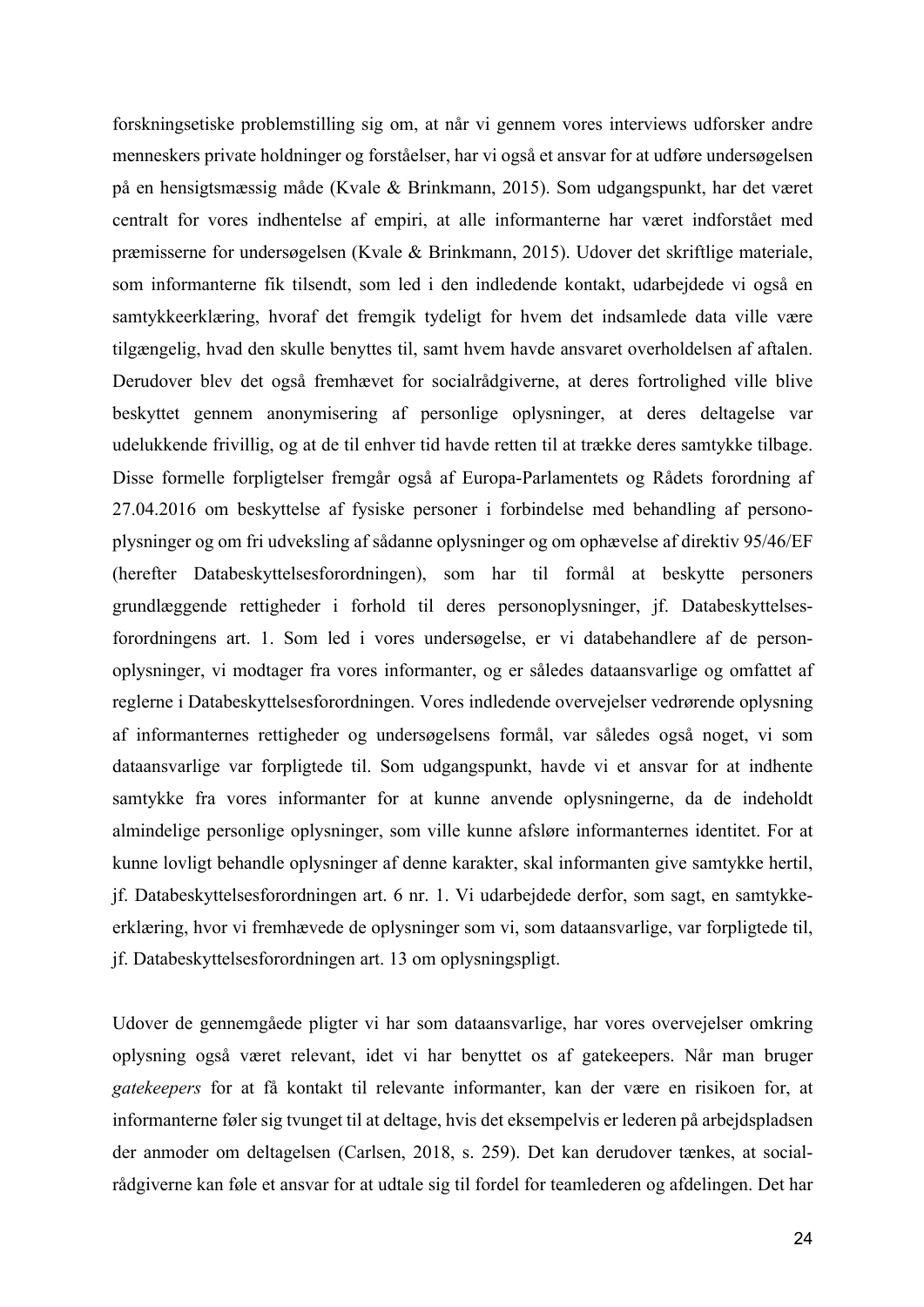forskningsetiske problemstilling sig om, at når vi gennem vores interviews udforsker andre menneskers private holdninger og forståelser, har vi også et ansvar for at udføre undersøgelsen på en hensigtsmæssig måde (Kvale & Brinkmann, 2015). Som udgangspunkt, har det været centralt for vores indhentelse af empiri, at alle informanterne har været indforstået med præmisserne for undersøgelsen (Kvale & Brinkmann, 2015). Udover det skriftlige materiale, som informanterne fik tilsendt, som led i den indledende kontakt, udarbejdede vi også en samtykkeerklæring, hvoraf det fremgik tydeligt for hvem det indsamlede data ville være tilgængelig, hvad den skulle benyttes til, samt hvem havde ansvaret overholdelsen af aftalen. Derudover blev det også fremhævet for socialrådgiverne, at deres fortrolighed ville blive beskyttet gennem anonymisering af personlige oplysninger, at deres deltagelse var udelukkende frivillig, og at de til enhver tid havde retten til at trække deres samtykke tilbage. Disse formelle forpligtelser fremgår også af Europa-Parlamentets og Rådets forordning af 27.04.2016 om beskyttelse af fysiske personer i forbindelse med behandling af personoplysninger og om fri udveksling af sådanne oplysninger og om ophævelse af direktiv 95/46/EF (herefter Databeskyttelsesforordningen), som har til formål at beskytte personers grundlæggende rettigheder i forhold til deres personoplysninger, jf. Databeskyttelsesforordningens art. 1. Som led i vores undersøgelse, er vi databehandlere af de personoplysninger, vi modtager fra vores informanter, og er således dataansvarlige og omfattet af reglerne i Databeskyttelsesforordningen. Vores indledende overvejelser vedrørende oplysning af informanternes rettigheder og undersøgelsens formål, var således også noget, vi som dataansvarlige var forpligtede til. Som udgangspunkt, havde vi et ansvar for at indhente samtykke fra vores informanter for at kunne anvende oplysningerne, da de indeholdt almindelige personlige oplysninger, som ville kunne afsløre informanternes identitet. For at kunne lovligt behandle oplysninger af denne karakter, skal informanten give samtykke hertil, jf. Databeskyttelsesforordningen art. 6 nr. 1. Vi udarbejdede derfor, som sagt, en samtykkeerklæring, hvor vi fremhævede de oplysninger som vi, som dataansvarlige, var forpligtede til, jf. Databeskyttelsesforordningen art. 13 om oplysningspligt.

Udover de gennemgåede pligter vi har som dataansvarlige, har vores overvejelser omkring oplysning også været relevant, idet vi har benyttet os af gatekeepers. Når man bruger *gatekeepers* for at få kontakt til relevante informanter, kan der være en risikoen for, at informanterne føler sig tvunget til at deltage, hvis det eksempelvis er lederen på arbejdspladsen der anmoder om deltagelsen (Carlsen, 2018, s. 259). Det kan derudover tænkes, at socialrådgiverne kan føle et ansvar for at udtale sig til fordel for teamlederen og afdelingen. Det har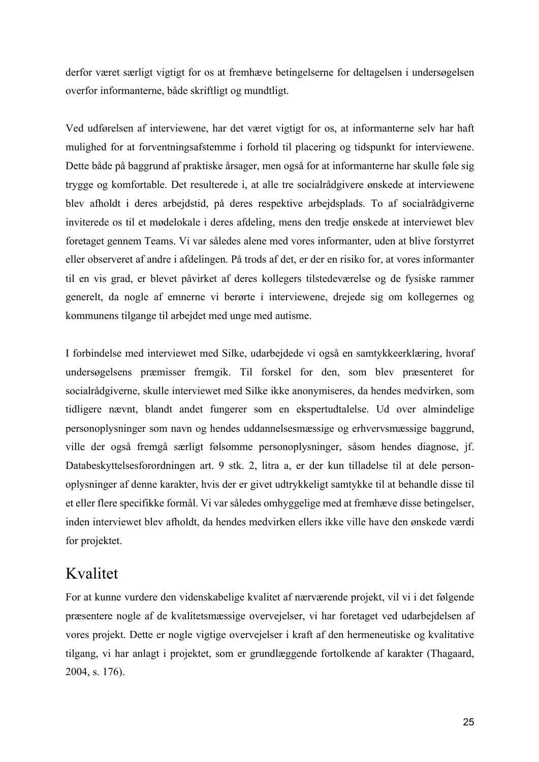derfor været særligt vigtigt for os at fremhæve betingelserne for deltagelsen i undersøgelsen overfor informanterne, både skriftligt og mundtligt.

Ved udførelsen af interviewene, har det været vigtigt for os, at informanterne selv har haft mulighed for at forventningsafstemme i forhold til placering og tidspunkt for interviewene. Dette både på baggrund af praktiske årsager, men også for at informanterne har skulle føle sig trygge og komfortable. Det resulterede i, at alle tre socialrådgivere ønskede at interviewene blev afholdt i deres arbejdstid, på deres respektive arbejdsplads. To af socialrådgiverne inviterede os til et mødelokale i deres afdeling, mens den tredje ønskede at interviewet blev foretaget gennem Teams. Vi var således alene med vores informanter, uden at blive forstyrret eller observeret af andre i afdelingen. På trods af det, er der en risiko for, at vores informanter til en vis grad, er blevet påvirket af deres kollegers tilstedeværelse og de fysiske rammer generelt, da nogle af emnerne vi berørte i interviewene, drejede sig om kollegernes og kommunens tilgange til arbejdet med unge med autisme.

I forbindelse med interviewet med Silke, udarbejdede vi også en samtykkeerklæring, hvoraf undersøgelsens præmisser fremgik. Til forskel for den, som blev præsenteret for socialrådgiverne, skulle interviewet med Silke ikke anonymiseres, da hendes medvirken, som tidligere nævnt, blandt andet fungerer som en ekspertudtalelse. Ud over almindelige personoplysninger som navn og hendes uddannelsesmæssige og erhvervsmæssige baggrund, ville der også fremgå særligt følsomme personoplysninger, såsom hendes diagnose, jf. Databeskyttelsesforordningen art. 9 stk. 2, litra a, er der kun tilladelse til at dele person-oplysninger af denne karakter, hvis der er givet udtrykkeligt samtykke til at behandle disse til et eller flere specifikke formål. Vi var således omhyggelige med at fremhæve disse betingelser, inden interviewet blev afholdt, da hendes medvirken ellers ikke ville have den ønskede værdi for projektet.

## Kvalitet

For at kunne vurdere den videnskabelige kvalitet af nærværende projekt, vil vi i det følgende præsentere nogle af de kvalitetsmæssige overvejelser, vi har foretaget ved udarbejdelsen af vores projekt. Dette er nogle vigtige overvejelser i kraft af den hermeneutiske og kvalitative tilgang, vi har anlagt i projektet, som er grundlæggende fortolkende af karakter (Thagaard, 2004, s. 176).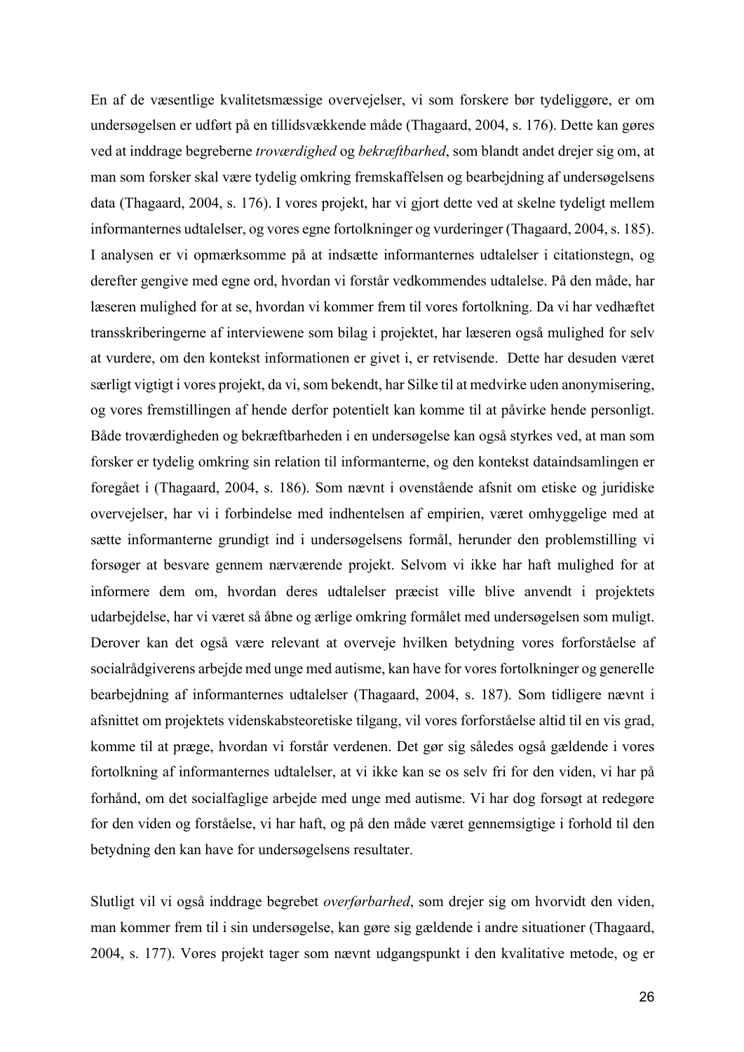En af de væsentlige kvalitetsmæssige overvejelser, vi som forskere bør tydeliggøre, er om undersøgelsen er udført på en tillidsvækkende måde (Thagaard, 2004, s. 176). Dette kan gøres ved at inddrage begreberne *troværdighed* og *bekræftbarhed*, som blandt andet drejer sig om, at man som forsker skal være tydelig omkring fremskaffelsen og bearbejdning af undersøgelsens data (Thagaard, 2004, s. 176). I vores projekt, har vi gjort dette ved at skelne tydeligt mellem informanternes udtalelser, og vores egne fortolkninger og vurderinger (Thagaard, 2004, s. 185). I analysen er vi opmærksomme på at indsætte informanternes udtalelser i citationstegn, og derefter gengive med egne ord, hvordan vi forstår vedkommendes udtalelse. På den måde, har læseren mulighed for at se, hvordan vi kommer frem til vores fortolkning. Da vi har vedhæftet transskriberingerne af interviewene som bilag i projektet, har læseren også mulighed for selv at vurdere, om den kontekst informationen er givet i, er retvisende. Dette har desuden været særligt vigtigt i vores projekt, da vi, som bekendt, har Silke til at medvirke uden anonymisering, og vores fremstillingen af hende derfor potentielt kan komme til at påvirke hende personligt. Både troværdigheden og bekræftbarheden i en undersøgelse kan også styrkes ved, at man som forsker er tydelig omkring sin relation til informanterne, og den kontekst dataindsamlingen er foregået i (Thagaard, 2004, s. 186). Som nævnt i ovenstående afsnit om etiske og juridiske overvejelser, har vi i forbindelse med indhentelsen af empirien, været omhyggelige med at sætte informanterne grundigt ind i undersøgelsens formål, herunder den problemstilling vi forsøger at besvare gennem nærværende projekt. Selvom vi ikke har haft mulighed for at informere dem om, hvordan deres udtalelser præcist ville blive anvendt i projektets udarbejdelse, har vi været så åbne og ærlige omkring formålet med undersøgelsen som muligt. Derover kan det også være relevant at overveje hvilken betydning vores forforståelse af socialrådgiverens arbejde med unge med autisme, kan have for vores fortolkninger og generelle bearbejdning af informanternes udtalelser (Thagaard, 2004, s. 187). Som tidligere nævnt i afsnittet om projektets videnskabsteoretiske tilgang, vil vores forforståelse altid til en vis grad, komme til at præge, hvordan vi forstår verdenen. Det gør sig således også gældende i vores fortolkning af informanternes udtalelser, at vi ikke kan se os selv fri for den viden, vi har på forhånd, om det socialfaglige arbejde med unge med autisme. Vi har dog forsøgt at redegøre for den viden og forståelse, vi har haft, og på den måde været gennemsigtige i forhold til den betydning den kan have for undersøgelsens resultater.

Slutligt vil vi også inddrage begrebet *overførbarhed*, som drejer sig om hvorvidt den viden, man kommer frem til i sin undersøgelse, kan gøre sig gældende i andre situationer (Thagaard, 2004, s. 177). Vores projekt tager som nævnt udgangspunkt i den kvalitative metode, og er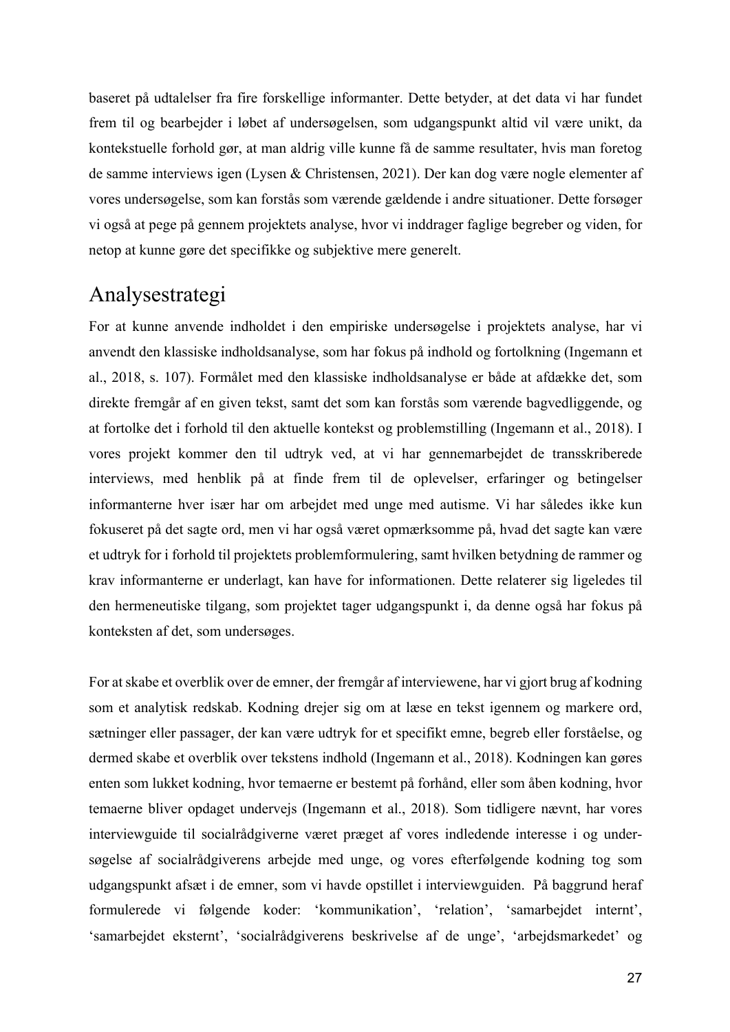baseret på udtalelser fra fire forskellige informanter. Dette betyder, at det data vi har fundet frem til og bearbejder i løbet af undersøgelsen, som udgangspunkt altid vil være unikt, da kontekstuelle forhold gør, at man aldrig ville kunne få de samme resultater, hvis man foretog de samme interviews igen (Lysen & Christensen, 2021). Der kan dog være nogle elementer af vores undersøgelse, som kan forstås som værende gældende i andre situationer. Dette forsøger vi også at pege på gennem projektets analyse, hvor vi inddrager faglige begreber og viden, for netop at kunne gøre det specifikke og subjektive mere generelt.

## Analysestrategi

For at kunne anvende indholdet i den empiriske undersøgelse i projektets analyse, har vi anvendt den klassiske indholdsanalyse, som har fokus på indhold og fortolkning (Ingemann et al., 2018, s. 107). Formålet med den klassiske indholdsanalyse er både at afdække det, som direkte fremgår af en given tekst, samt det som kan forstås som værende bagvedliggende, og at fortolke det i forhold til den aktuelle kontekst og problemstilling (Ingemann et al., 2018). I vores projekt kommer den til udtryk ved, at vi har gennemarbejdet de transskriberede interviews, med henblik på at finde frem til de oplevelser, erfaringer og betingelser informanterne hver især har om arbejdet med unge med autisme. Vi har således ikke kun fokuseret på det sagte ord, men vi har også været opmærksomme på, hvad det sagte kan være et udtryk for i forhold til projektets problemformulering, samt hvilken betydning de rammer og krav informanterne er underlagt, kan have for informationen. Dette relaterer sig ligeledes til den hermeneutiske tilgang, som projektet tager udgangspunkt i, da denne også har fokus på konteksten af det, som undersøges.

For at skabe et overblik over de emner, der fremgår af interviewene, har vi gjort brug af kodning som et analytisk redskab. Kodning drejer sig om at læse en tekst igennem og markere ord, sætninger eller passager, der kan være udtryk for et specifikt emne, begreb eller forståelse, og dermed skabe et overblik over tekstens indhold (Ingemann et al., 2018). Kodningen kan gøres enten som lukket kodning, hvor temaerne er bestemt på forhånd, eller som åben kodning, hvor temaerne bliver opdaget undervejs (Ingemann et al., 2018). Som tidligere nævnt, har vores interviewguide til socialrådgiverne været præget af vores indledende interesse i og undersøgelse af socialrådgiverens arbejde med unge, og vores efterfølgende kodning tog som udgangspunkt afsæt i de emner, som vi havde opstillet i interviewguiden. På baggrund heraf formulerede vi følgende koder: 'kommunikation', 'relation', 'samarbejdet internt', 'samarbejdet eksternt', 'socialrådgiverens beskrivelse af de unge', 'arbejdsmarkedet' og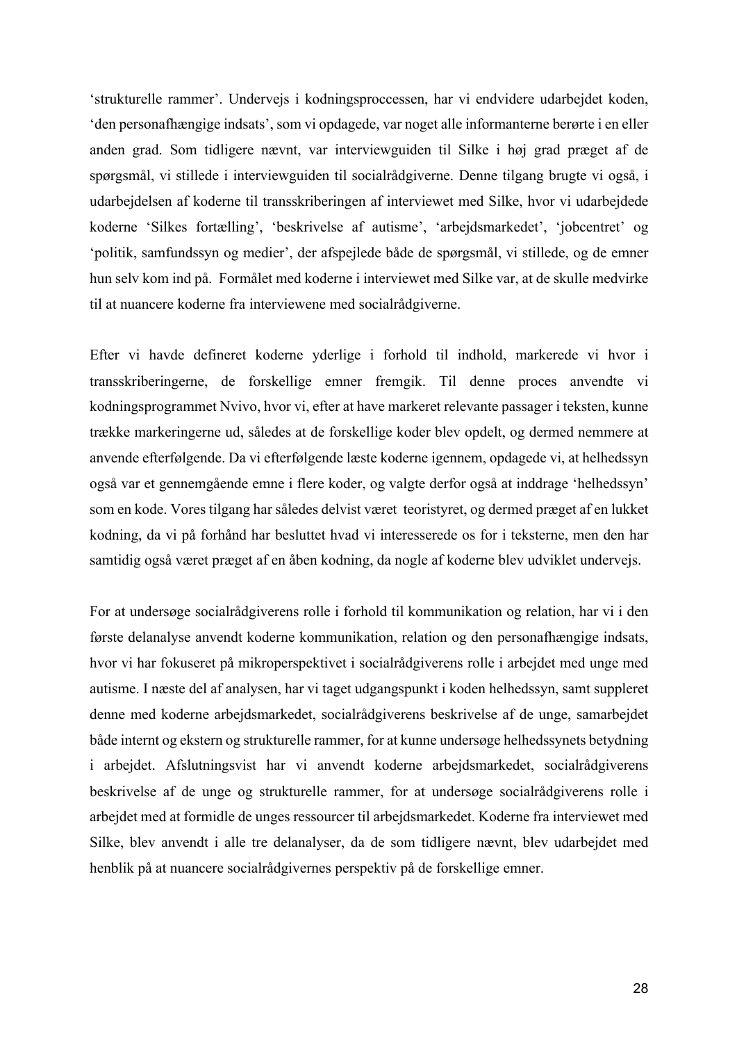'strukturelle rammer'. Undervejs i kodningsproccessen, har vi endvidere udarbejdet koden, 'den personafhængige indsats', som vi opdagede, var noget alle informanterne berørte i en eller anden grad. Som tidligere nævnt, var interviewguiden til Silke i høj grad præget af de spørgsmål, vi stillede i interviewguiden til socialrådgiverne. Denne tilgang brugte vi også, i udarbejdelsen af koderne til transskriberingen af interviewet med Silke, hvor vi udarbejdede koderne 'Silkes fortælling', 'beskrivelse af autisme', 'arbejdsmarkedet', 'jobcentret' og 'politik, samfundssyn og medier', der afspejlede både de spørgsmål, vi stillede, og de emner hun selv kom ind på. Formålet med koderne i interviewet med Silke var, at de skulle medvirke til at nuancere koderne fra interviewene med socialrådgiverne.

Efter vi havde defineret koderne yderlige i forhold til indhold, markerede vi hvor i transskriberingerne, de forskellige emner fremgik. Til denne proces anvendte vi kodningsprogrammet Nvivo, hvor vi, efter at have markeret relevante passager i teksten, kunne trække markeringerne ud, således at de forskellige koder blev opdelt, og dermed nemmere at anvende efterfølgende. Da vi efterfølgende læste koderne igennem, opdagede vi, at helhedssyn også var et gennemgående emne i flere koder, og valgte derfor også at inddrage 'helhedssyn' som en kode. Vores tilgang har således delvist været teoristyret, og dermed præget af en lukket kodning, da vi på forhånd har besluttet hvad vi interesserede os for i teksterne, men den har samtidig også været præget af en åben kodning, da nogle af koderne blev udviklet undervejs.

For at undersøge socialrådgiverens rolle i forhold til kommunikation og relation, har vi i den første delanalyse anvendt koderne kommunikation, relation og den personafhængige indsats, hvor vi har fokuseret på mikroperspektivet i socialrådgiverens rolle i arbejdet med unge med autisme. I næste del af analysen, har vi taget udgangspunkt i koden helhedssyn, samt suppleret denne med koderne arbejdsmarkedet, socialrådgiverens beskrivelse af de unge, samarbejdet både internt og ekstern og strukturelle rammer, for at kunne undersøge helhedssynets betydning i arbejdet. Afslutningsvist har vi anvendt koderne arbejdsmarkedet, socialrådgiverens beskrivelse af de unge og strukturelle rammer, for at undersøge socialrådgiverens rolle i arbejdet med at formidle de unges ressourcer til arbejdsmarkedet. Koderne fra interviewet med Silke, blev anvendt i alle tre delanalyser, da de som tidligere nævnt, blev udarbejdet med henblik på at nuancere socialrådgivernes perspektiv på de forskellige emner.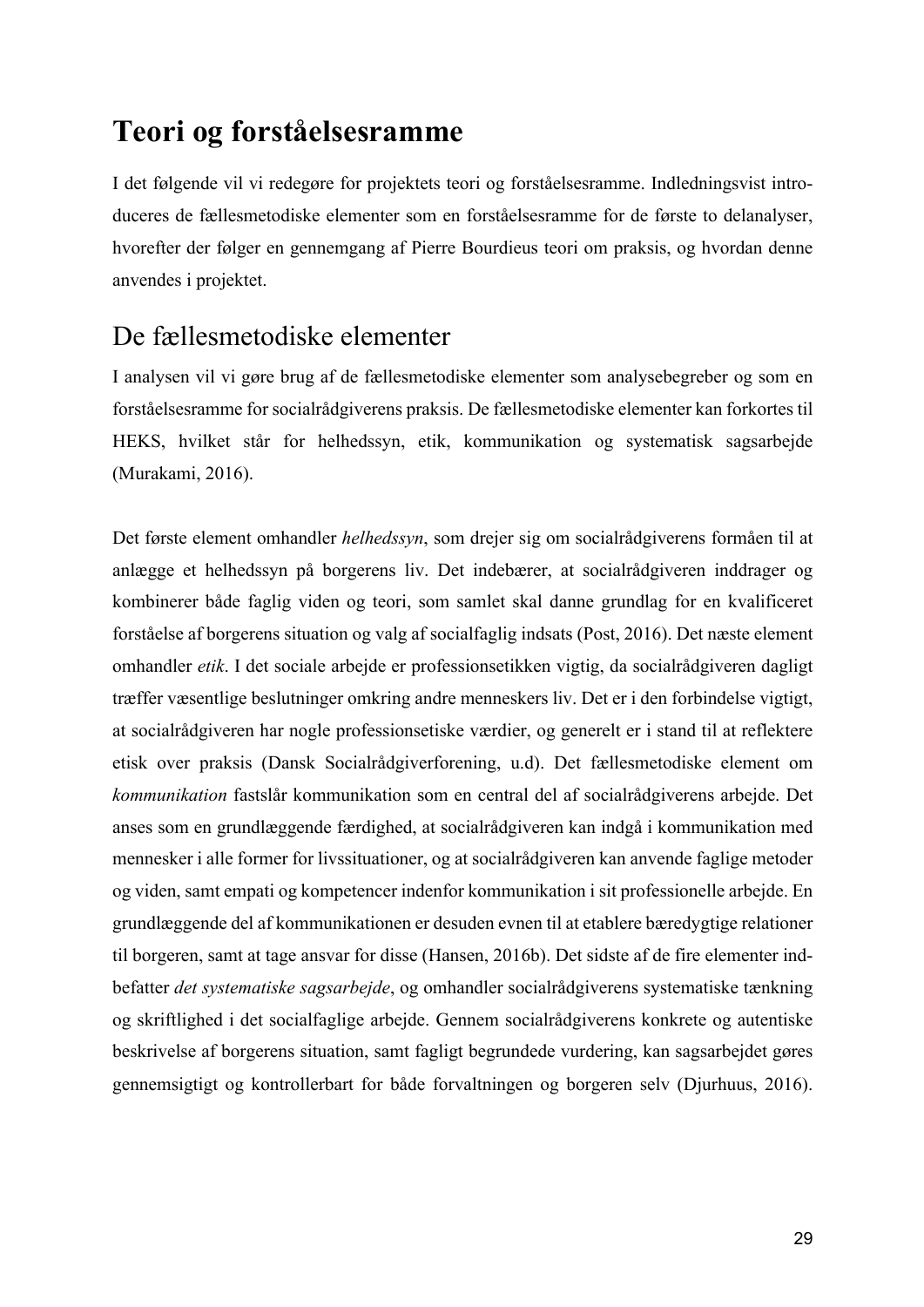# Teori og forståelsesramme

I det følgende vil vi redegøre for projektets teori og forståelsesramme. Indledningsvist introduceres de fællesmetodiske elementer som en forståelsesramme for de første to delanalyser, hvorefter der følger en gennemgang af Pierre Bourdieus teori om praksis, og hvordan denne anvendes i projektet.

## De fællesmetodiske elementer

I analysen vil vi gøre brug af de fællesmetodiske elementer som analysebegreber og som en forståelsesramme for socialrådgiverens praksis. De fællesmetodiske elementer kan forkortes til HEKS, hvilket står for helhedssyn, etik, kommunikation og systematisk sagsarbejde (Murakami, 2016).

Det første element omhandler *helhedssyn*, som drejer sig om socialrådgiverens formåen til at anlægge et helhedssyn på borgerens liv. Det indebærer, at socialrådgiveren inddrager og kombinerer både faglig viden og teori, som samlet skal danne grundlag for en kvalificeret forståelse af borgerens situation og valg af socialfaglig indsats (Post, 2016). Det næste element omhandler *etik*. I det sociale arbejde er professionsetikken vigtig, da socialrådgiveren dagligt træffer væsentlige beslutninger omkring andre menneskers liv. Det er i den forbindelse vigtigt, at socialrådgiveren har nogle professionsetiske værdier, og generelt er i stand til at reflektere etisk over praksis (Dansk Socialrådgiverforening, u.d). Det fællesmetodiske element om *kommunikation* fastslår kommunikation som en central del af socialrådgiverens arbejde. Det anses som en grundlæggende færdighed, at socialrådgiveren kan indgå i kommunikation med mennesker i alle former for livssituationer, og at socialrådgiveren kan anvende faglige metoder og viden, samt empati og kompetencer indenfor kommunikation i sit professionelle arbejde. En grundlæggende del af kommunikationen er desuden evnen til at etablere bæredygtige relationer til borgeren, samt at tage ansvar for disse (Hansen, 2016b). Det sidste af de fire elementer indbefatter *det systematiske sagsarbejde*, og omhandler socialrådgiverens systematiske tænkning og skriftlighed i det socialfaglige arbejde. Gennem socialrådgiverens konkrete og autentiske beskrivelse af borgerens situation, samt fagligt begrundede vurdering, kan sagsarbejdet gøres gennemsigtigt og kontrollerbart for både forvaltningen og borgeren selv (Djurhuus, 2016).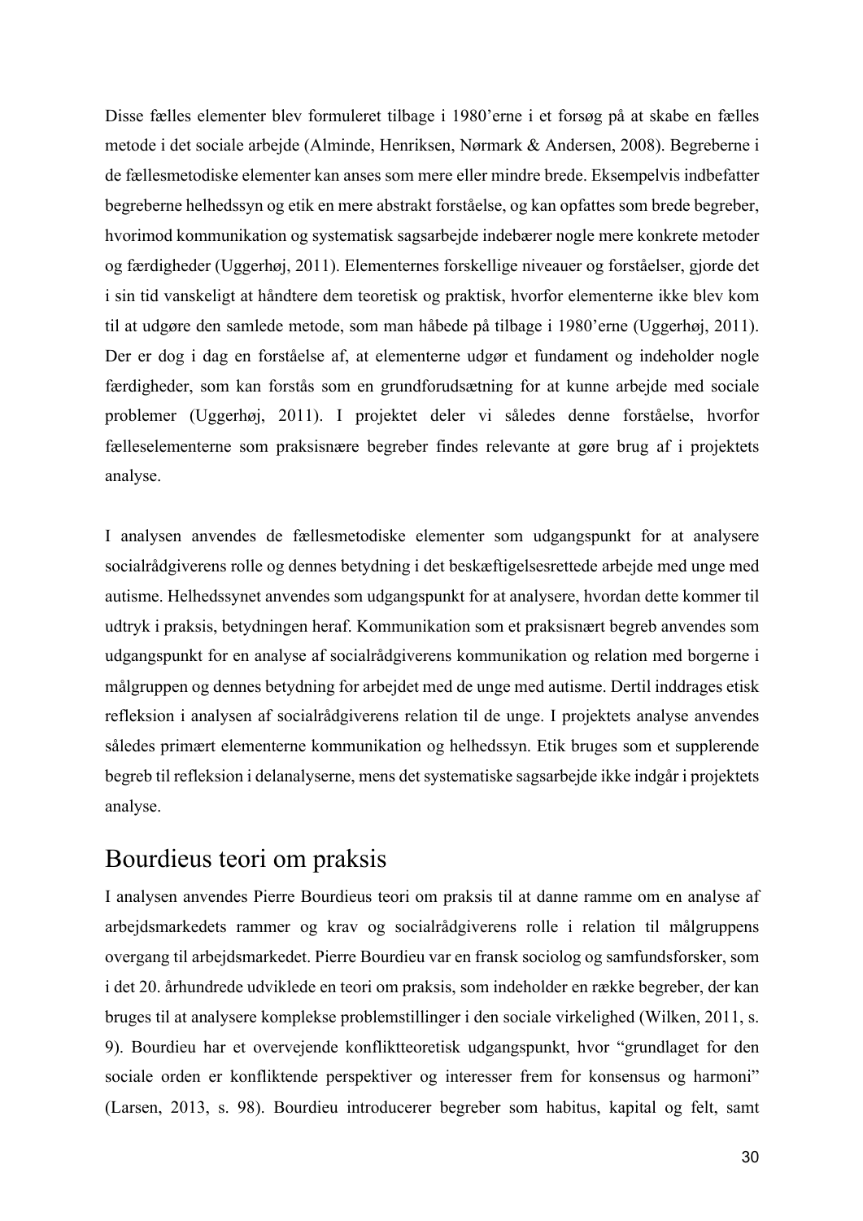Disse fælles elementer blev formuleret tilbage i 1980'erne i et forsøg på at skabe en fælles metode i det sociale arbejde (Alminde, Henriksen, Nørmark & Andersen, 2008). Begreberne i de fællesmetodiske elementer kan anses som mere eller mindre brede. Eksempelvis indbefatter begreberne helhedssyn og etik en mere abstrakt forståelse, og kan opfattes som brede begreber, hvorimod kommunikation og systematisk sagsarbejde indebærer nogle mere konkrete metoder og færdigheder (Uggerhøj, 2011). Elementernes forskellige niveauer og forståelser, gjorde det i sin tid vanskeligt at håndtere dem teoretisk og praktisk, hvorfor elementerne ikke blev kom til at udgøre den samlede metode, som man håbede på tilbage i 1980'erne (Uggerhøj, 2011). Der er dog i dag en forståelse af, at elementerne udgør et fundament og indeholder nogle færdigheder, som kan forstås som en grundforudsætning for at kunne arbejde med sociale problemer (Uggerhøj, 2011). I projektet deler vi således denne forståelse, hvorfor fælleselementerne som praksisnære begreber findes relevante at gøre brug af i projektets analyse.

I analysen anvendes de fællesmetodiske elementer som udgangspunkt for at analysere socialrådgiverens rolle og dennes betydning i det beskæftigelsesrettede arbejde med unge med autisme. Helhedssynet anvendes som udgangspunkt for at analysere, hvordan dette kommer til udtryk i praksis, betydningen heraf. Kommunikation som et praksisnært begreb anvendes som udgangspunkt for en analyse af socialrådgiverens kommunikation og relation med borgerne i målgruppen og dennes betydning for arbejdet med de unge med autisme. Dertil inddrages etisk refleksion i analysen af socialrådgiverens relation til de unge. I projektets analyse anvendes således primært elementerne kommunikation og helhedssyn. Etik bruges som et supplerende begreb til refleksion i delanalyserne, mens det systematiske sagsarbejde ikke indgår i projektets analyse.

## Bourdieus teori om praksis

I analysen anvendes Pierre Bourdieus teori om praksis til at danne ramme om en analyse af arbejdsmarkedets rammer og krav og socialrådgiverens rolle i relation til målgruppens overgang til arbejdsmarkedet. Pierre Bourdieu var en fransk sociolog og samfundsforsker, som i det 20. århundrede udviklede en teori om praksis, som indeholder en række begreber, der kan bruges til at analysere komplekse problemstillinger i den sociale virkelighed (Wilken, 2011, s. 9). Bourdieu har et overvejende konfliktteoretisk udgangspunkt, hvor "grundlaget for den sociale orden er konfliktende perspektiver og interesser frem for konsensus og harmoni" (Larsen, 2013, s. 98). Bourdieu introducerer begreber som habitus, kapital og felt, samt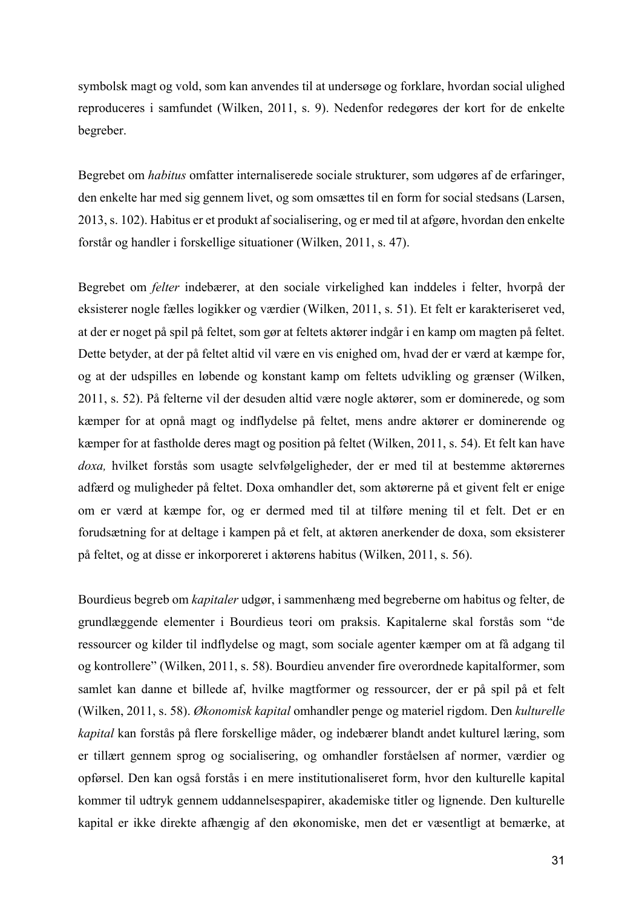symbolsk magt og vold, som kan anvendes til at undersøge og forklare, hvordan social ulighed reproduceres i samfundet (Wilken, 2011, s. 9). Nedenfor redegøres der kort for de enkelte begreber.

Begrebet om *habitus* omfatter internaliserede sociale strukturer, som udgøres af de erfaringer, den enkelte har med sig gennem livet, og som omsættes til en form for social stedsans (Larsen, 2013, s. 102). Habitus er et produkt af socialisering, og er med til at afgøre, hvordan den enkelte forstår og handler i forskellige situationer (Wilken, 2011, s. 47).

Begrebet om *felter* indebærer, at den sociale virkelighed kan inddeles i felter, hvorpå der eksisterer nogle fælles logikker og værdier (Wilken, 2011, s. 51). Et felt er karakteriseret ved, at der er noget på spil på feltet, som gør at feltets aktører indgår i en kamp om magten på feltet. Dette betyder, at der på feltet altid vil være en vis enighed om, hvad der er værd at kæmpe for, og at der udspilles en løbende og konstant kamp om feltets udvikling og grænser (Wilken, 2011, s. 52). På felterne vil der desuden altid være nogle aktører, som er dominerede, og som kæmper for at opnå magt og indflydelse på feltet, mens andre aktører er dominerende og kæmper for at fastholde deres magt og position på feltet (Wilken, 2011, s. 54). Et felt kan have *doxa,* hvilket forstås som usagte selvfølgeligheder, der er med til at bestemme aktørernes adfærd og muligheder på feltet. Doxa omhandler det, som aktørerne på et givent felt er enige om er værd at kæmpe for, og er dermed med til at tilføre mening til et felt. Det er en forudsætning for at deltage i kampen på et felt, at aktøren anerkender de doxa, som eksisterer på feltet, og at disse er inkorporeret i aktørens habitus (Wilken, 2011, s. 56).

Bourdieus begreb om *kapitaler* udgør, i sammenhæng med begreberne om habitus og felter, de grundlæggende elementer i Bourdieus teori om praksis. Kapitalerne skal forstås som "de ressourcer og kilder til indflydelse og magt, som sociale agenter kæmper om at få adgang til og kontrollere" (Wilken, 2011, s. 58). Bourdieu anvender fire overordnede kapitalformer, som samlet kan danne et billede af, hvilke magtformer og ressourcer, der er på spil på et felt (Wilken, 2011, s. 58). *Økonomisk kapital* omhandler penge og materiel rigdom. Den *kulturelle kapital* kan forstås på flere forskellige måder, og indebærer blandt andet kulturel læring, som er tillært gennem sprog og socialisering, og omhandler forståelsen af normer, værdier og opførsel. Den kan også forstås i en mere institutionaliseret form, hvor den kulturelle kapital kommer til udtryk gennem uddannelsespapirer, akademiske titler og lignende. Den kulturelle kapital er ikke direkte afhængig af den økonomiske, men det er væsentligt at bemærke, at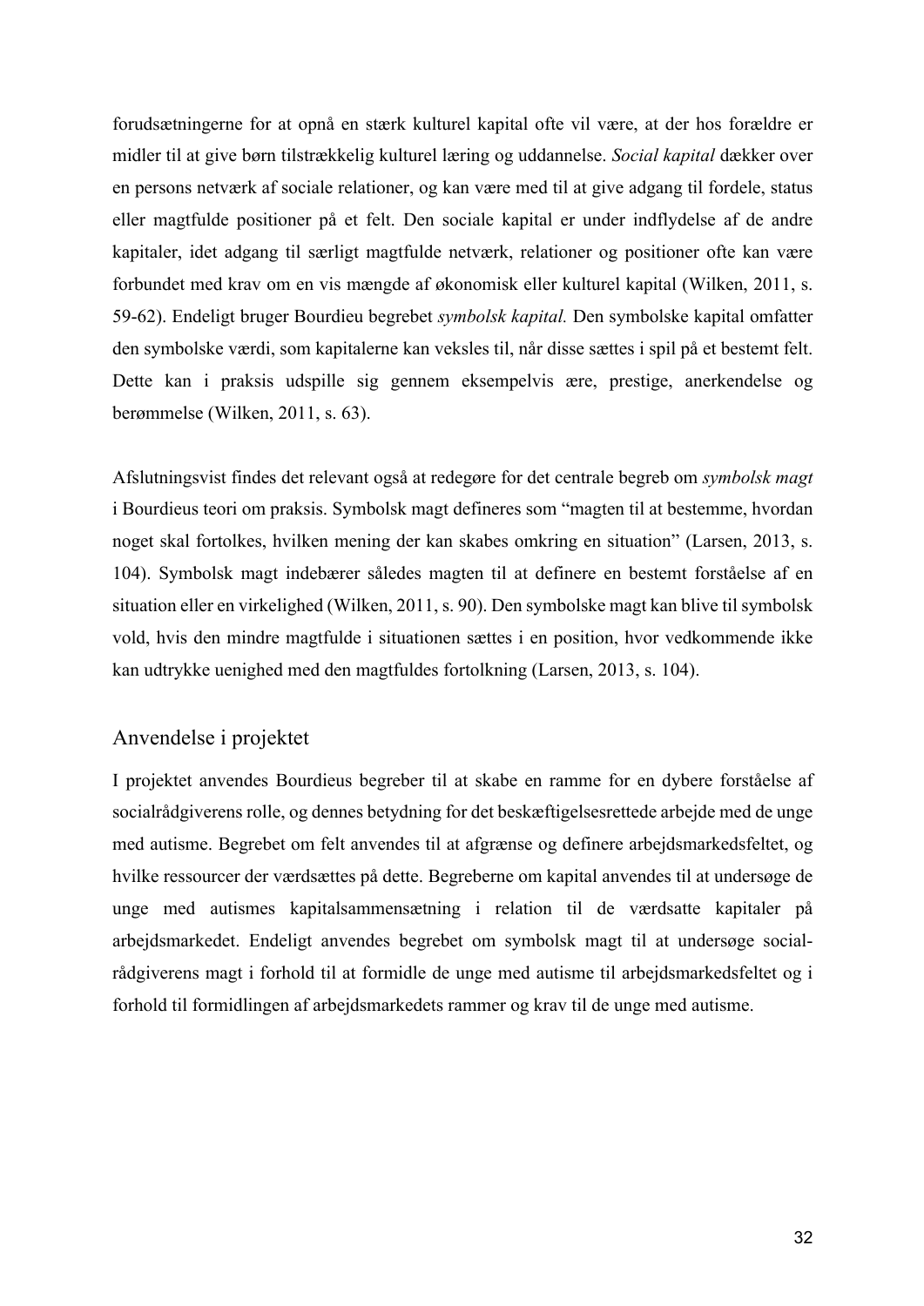forudsætningerne for at opnå en stærk kulturel kapital ofte vil være, at der hos forældre er midler til at give børn tilstrækkelig kulturel læring og uddannelse. *Social kapital* dækker over en persons netværk af sociale relationer, og kan være med til at give adgang til fordele, status eller magtfulde positioner på et felt. Den sociale kapital er under indflydelse af de andre kapitaler, idet adgang til særligt magtfulde netværk, relationer og positioner ofte kan være forbundet med krav om en vis mængde af økonomisk eller kulturel kapital (Wilken, 2011, s. 59-62). Endeligt bruger Bourdieu begrebet *symbolsk kapital.* Den symbolske kapital omfatter den symbolske værdi, som kapitalerne kan veksles til, når disse sættes i spil på et bestemt felt. Dette kan i praksis udspille sig gennem eksempelvis ære, prestige, anerkendelse og berømmelse (Wilken, 2011, s. 63).

Afslutningsvist findes det relevant også at redegøre for det centrale begreb om *symbolsk magt* i Bourdieus teori om praksis. Symbolsk magt defineres som "magten til at bestemme, hvordan noget skal fortolkes, hvilken mening der kan skabes omkring en situation" (Larsen, 2013, s. 104). Symbolsk magt indebærer således magten til at definere en bestemt forståelse af en situation eller en virkelighed (Wilken, 2011, s. 90). Den symbolske magt kan blive til symbolsk vold, hvis den mindre magtfulde i situationen sættes i en position, hvor vedkommende ikke kan udtrykke uenighed med den magtfuldes fortolkning (Larsen, 2013, s. 104).

## Anvendelse i projektet

I projektet anvendes Bourdieus begreber til at skabe en ramme for en dybere forståelse af socialrådgiverens rolle, og dennes betydning for det beskæftigelsesrettede arbejde med de unge med autisme. Begrebet om felt anvendes til at afgrænse og definere arbejdsmarkedsfeltet, og hvilke ressourcer der værdsættes på dette. Begreberne om kapital anvendes til at undersøge de unge med autismes kapitalsammensætning i relation til de værdsatte kapitaler på arbejdsmarkedet. Endeligt anvendes begrebet om symbolsk magt til at undersøge socialrådgiverens magt i forhold til at formidle de unge med autisme til arbejdsmarkedsfeltet og i forhold til formidlingen af arbejdsmarkedets rammer og krav til de unge med autisme.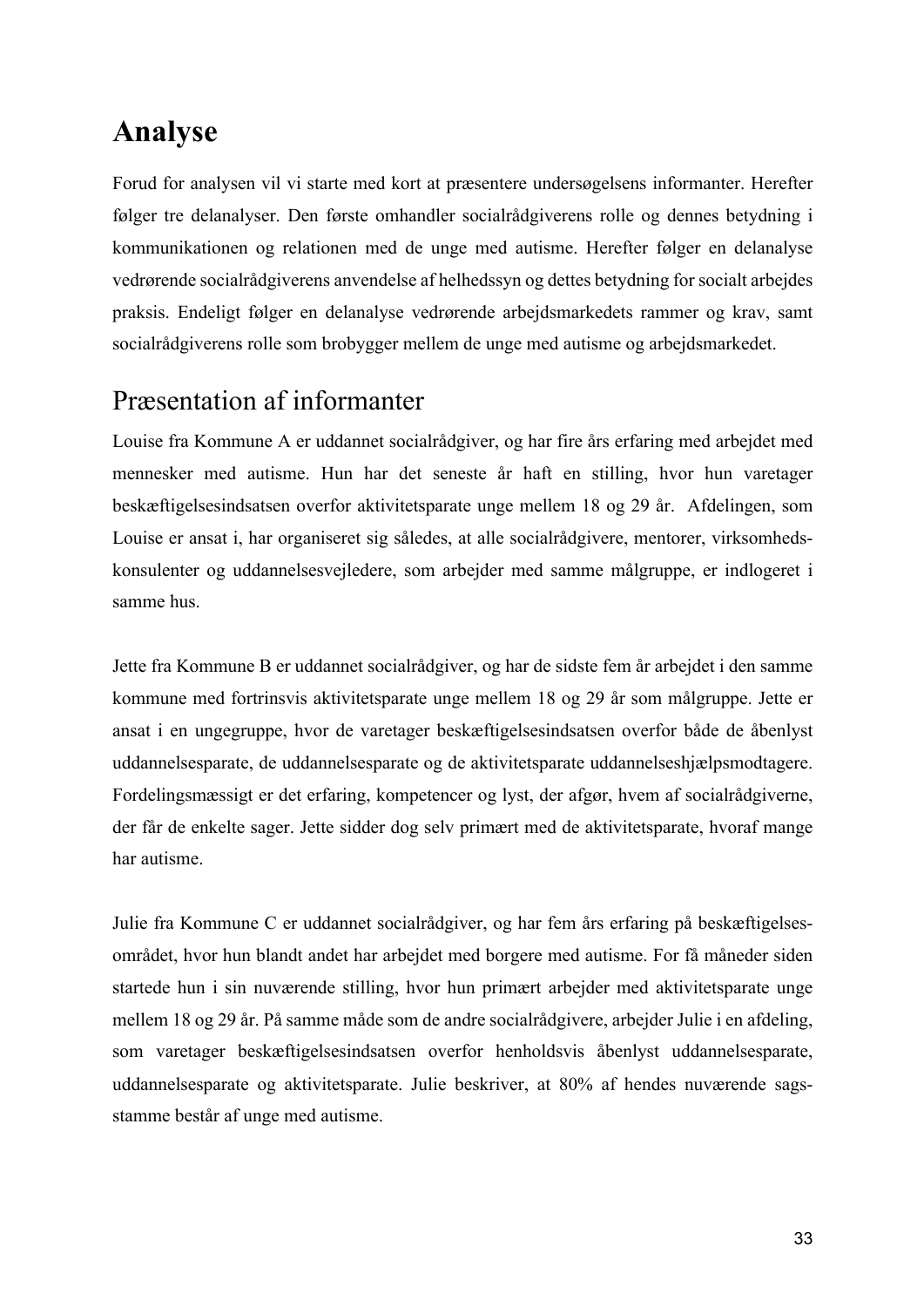# Analyse

Forud for analysen vil vi starte med kort at præsentere undersøgelsens informanter. Herefter følger tre delanalyser. Den første omhandler socialrådgiverens rolle og dennes betydning i kommunikationen og relationen med de unge med autisme. Herefter følger en delanalyse vedrørende socialrådgiverens anvendelse af helhedssyn og dettes betydning for socialt arbejdes praksis. Endeligt følger en delanalyse vedrørende arbejdsmarkedets rammer og krav, samt socialrådgiverens rolle som brobygger mellem de unge med autisme og arbejdsmarkedet.

## Præsentation af informanter

Louise fra Kommune A er uddannet socialrådgiver, og har fire års erfaring med arbejdet med mennesker med autisme. Hun har det seneste år haft en stilling, hvor hun varetager beskæftigelsesindsatsen overfor aktivitetsparate unge mellem 18 og 29 år. Afdelingen, som Louise er ansat i, har organiseret sig således, at alle socialrådgivere, mentorer, virksomheds-konsulenter og uddannelsesvejledere, som arbejder med samme målgruppe, er indlogeret i samme hus.

Jette fra Kommune B er uddannet socialrådgiver, og har de sidste fem år arbejdet i den samme kommune med fortrinsvis aktivitetsparate unge mellem 18 og 29 år som målgruppe. Jette er ansat i en ungegruppe, hvor de varetager beskæftigelsesindsatsen overfor både de åbenlyst uddannelsesparate, de uddannelsesparate og de aktivitetsparate uddannelseshjælpsmodtagere. Fordelingsmæssigt er det erfaring, kompetencer og lyst, der afgør, hvem af socialrådgiverne, der får de enkelte sager. Jette sidder dog selv primært med de aktivitetsparate, hvoraf mange har autisme.

Julie fra Kommune C er uddannet socialrådgiver, og har fem års erfaring på beskæftigelses-området, hvor hun blandt andet har arbejdet med borgere med autisme. For få måneder siden startede hun i sin nuværende stilling, hvor hun primært arbejder med aktivitetsparate unge mellem 18 og 29 år. På samme måde som de andre socialrådgivere, arbejder Julie i en afdeling, som varetager beskæftigelsesindsatsen overfor henholdsvis åbenlyst uddannelsesparate, uddannelsesparate og aktivitetsparate. Julie beskriver, at 80% af hendes nuværende sags-stamme består af unge med autisme.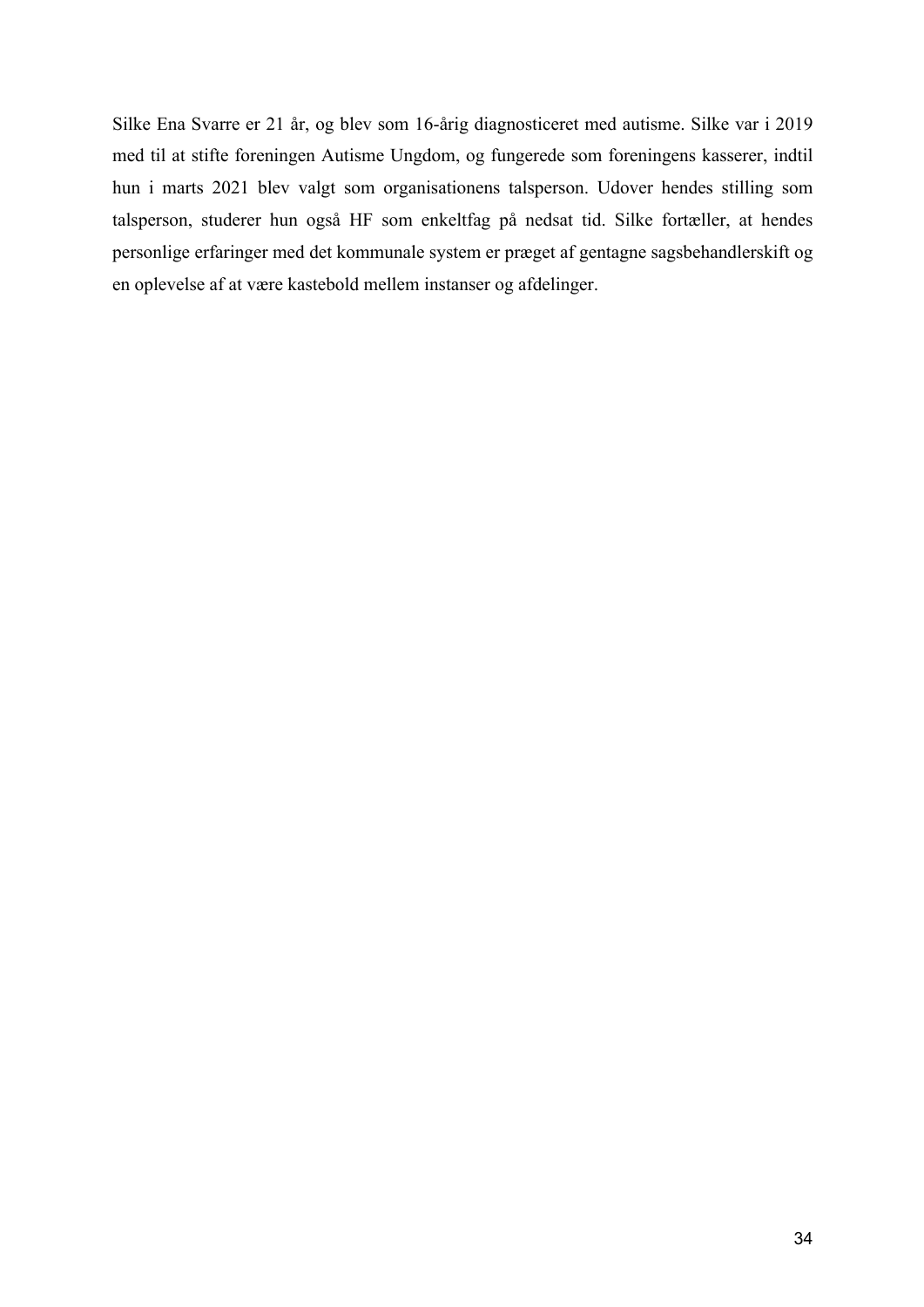Silke Ena Svarre er 21 år, og blev som 16-årig diagnosticeret med autisme. Silke var i 2019 med til at stifte foreningen Autisme Ungdom, og fungerede som foreningens kasserer, indtil hun i marts 2021 blev valgt som organisationens talsperson. Udover hendes stilling som talsperson, studerer hun også HF som enkeltfag på nedsat tid. Silke fortæller, at hendes personlige erfaringer med det kommunale system er præget af gentagne sagsbehandlerskift og en oplevelse af at være kastebold mellem instanser og afdelinger.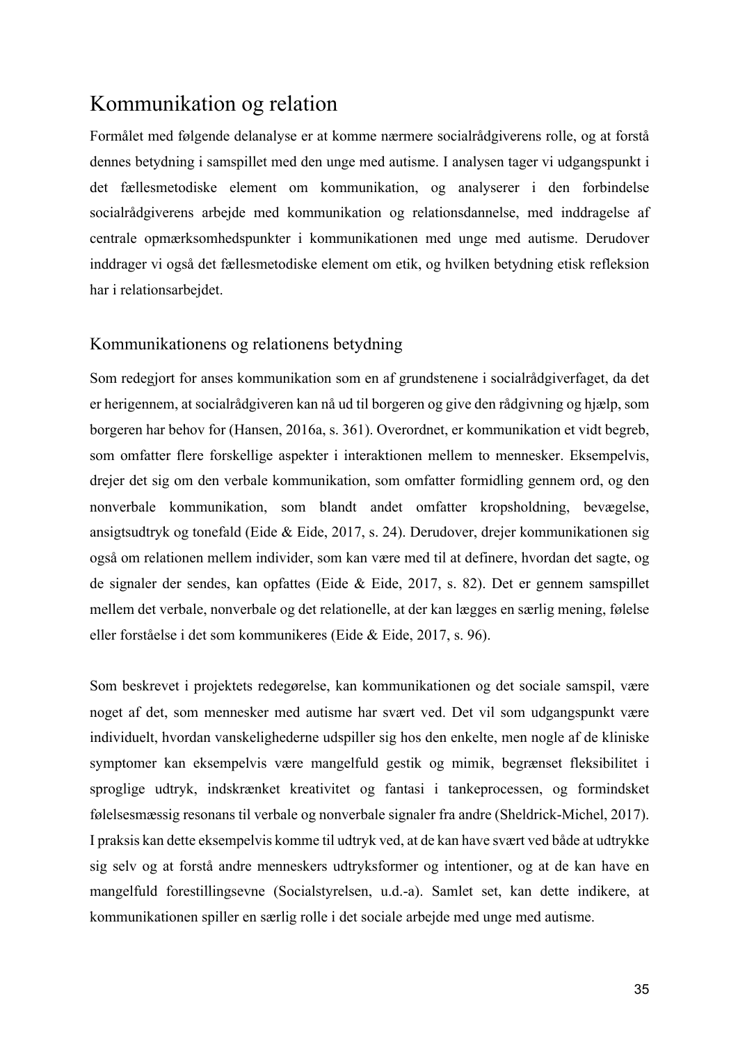# Kommunikation og relation

Formålet med følgende delanalyse er at komme nærmere socialrådgiverens rolle, og at forstå dennes betydning i samspillet med den unge med autisme. I analysen tager vi udgangspunkt i det fællesmetodiske element om kommunikation, og analyserer i den forbindelse socialrådgiverens arbejde med kommunikation og relationsdannelse, med inddragelse af centrale opmærksomhedspunkter i kommunikationen med unge med autisme. Derudover inddrager vi også det fællesmetodiske element om etik, og hvilken betydning etisk refleksion har i relationsarbejdet.

## Kommunikationens og relationens betydning

Som redegjort for anses kommunikation som en af grundstenene i socialrådgiverfaget, da det er herigennem, at socialrådgiveren kan nå ud til borgeren og give den rådgivning og hjælp, som borgeren har behov for (Hansen, 2016a, s. 361). Overordnet, er kommunikation et vidt begreb, som omfatter flere forskellige aspekter i interaktionen mellem to mennesker. Eksempelvis, drejer det sig om den verbale kommunikation, som omfatter formidling gennem ord, og den nonverbale kommunikation, som blandt andet omfatter kropsholdning, bevægelse, ansigtsudtryk og tonefald (Eide & Eide, 2017, s. 24). Derudover, drejer kommunikationen sig også om relationen mellem individer, som kan være med til at definere, hvordan det sagte, og de signaler der sendes, kan opfattes (Eide & Eide, 2017, s. 82). Det er gennem samspillet mellem det verbale, nonverbale og det relationelle, at der kan lægges en særlig mening, følelse eller forståelse i det som kommunikeres (Eide & Eide, 2017, s. 96).

Som beskrevet i projektets redegørelse, kan kommunikationen og det sociale samspil, være noget af det, som mennesker med autisme har svært ved. Det vil som udgangspunkt være individuelt, hvordan vanskelighederne udspiller sig hos den enkelte, men nogle af de kliniske symptomer kan eksempelvis være mangelfuld gestik og mimik, begrænset fleksibilitet i sproglige udtryk, indskrænket kreativitet og fantasi i tankeprocessen, og formindsket følelsesmæssig resonans til verbale og nonverbale signaler fra andre (Sheldrick-Michel, 2017). I praksis kan dette eksempelvis komme til udtryk ved, at de kan have svært ved både at udtrykke sig selv og at forstå andre menneskers udtryksformer og intentioner, og at de kan have en mangelfuld forestillingsevne (Socialstyrelsen, u.d.-a). Samlet set, kan dette indikere, at kommunikationen spiller en særlig rolle i det sociale arbejde med unge med autisme.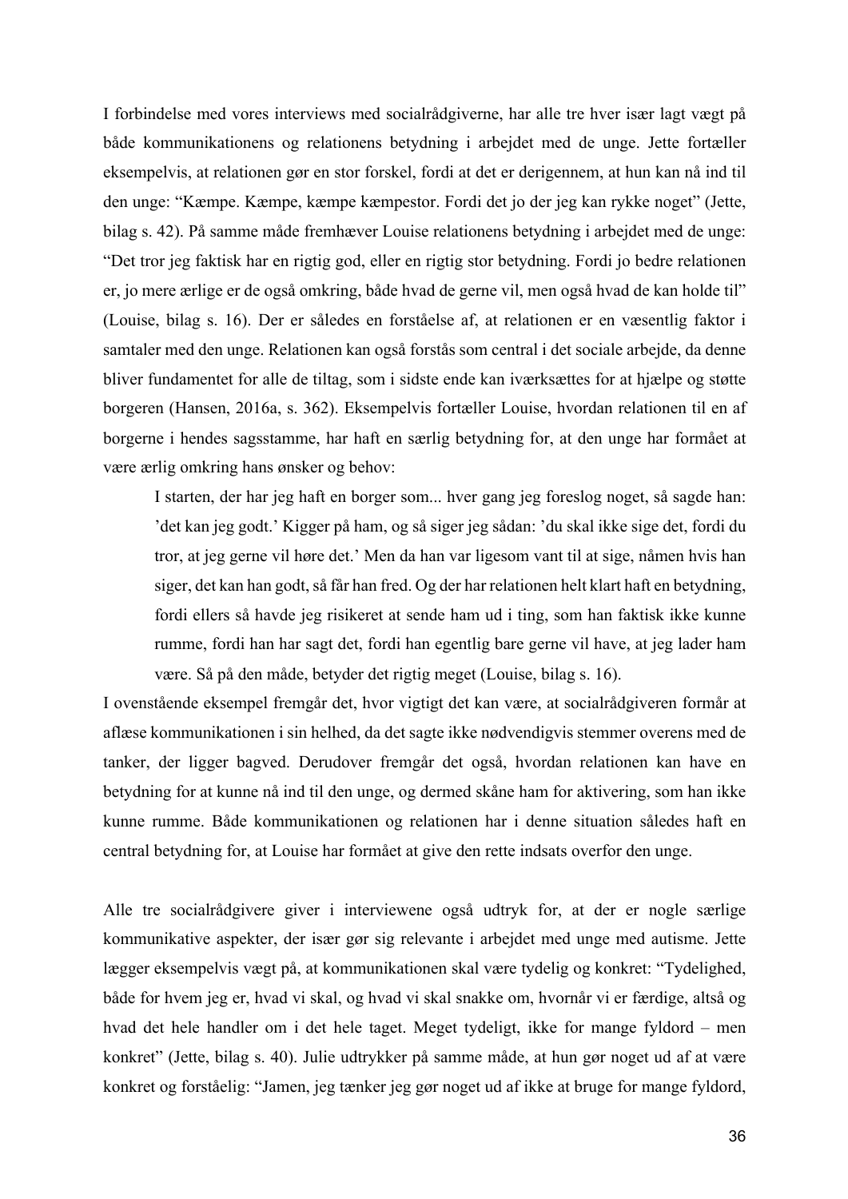I forbindelse med vores interviews med socialrådgiverne, har alle tre hver især lagt vægt på både kommunikationens og relationens betydning i arbejdet med de unge. Jette fortæller eksempelvis, at relationen gør en stor forskel, fordi at det er derigennem, at hun kan nå ind til den unge: "Kæmpe. Kæmpe, kæmpe kæmpestor. Fordi det jo der jeg kan rykke noget" (Jette, bilag s. 42). På samme måde fremhæver Louise relationens betydning i arbejdet med de unge: "Det tror jeg faktisk har en rigtig god, eller en rigtig stor betydning. Fordi jo bedre relationen er, jo mere ærlige er de også omkring, både hvad de gerne vil, men også hvad de kan holde til" (Louise, bilag s. 16). Der er således en forståelse af, at relationen er en væsentlig faktor i samtaler med den unge. Relationen kan også forstås som central i det sociale arbejde, da denne bliver fundamentet for alle de tiltag, som i sidste ende kan iværksættes for at hjælpe og støtte borgeren (Hansen, 2016a, s. 362). Eksempelvis fortæller Louise, hvordan relationen til en af borgerne i hendes sagsstamme, har haft en særlig betydning for, at den unge har formået at være ærlig omkring hans ønsker og behov:

> I starten, der har jeg haft en borger som... hver gang jeg foreslog noget, så sagde han: 'det kan jeg godt.' Kigger på ham, og så siger jeg sådan: 'du skal ikke sige det, fordi du tror, at jeg gerne vil høre det.' Men da han var ligesom vant til at sige, nåmen hvis han siger, det kan han godt, så får han fred. Og der har relationen helt klart haft en betydning, fordi ellers så havde jeg risikeret at sende ham ud i ting, som han faktisk ikke kunne rumme, fordi han har sagt det, fordi han egentlig bare gerne vil have, at jeg lader ham være. Så på den måde, betyder det rigtig meget (Louise, bilag s. 16).

I ovenstående eksempel fremgår det, hvor vigtigt det kan være, at socialrådgiveren formår at aflæse kommunikationen i sin helhed, da det sagte ikke nødvendigvis stemmer overens med de tanker, der ligger bagved. Derudover fremgår det også, hvordan relationen kan have en betydning for at kunne nå ind til den unge, og dermed skåne ham for aktivering, som han ikke kunne rumme. Både kommunikationen og relationen har i denne situation således haft en central betydning for, at Louise har formået at give den rette indsats overfor den unge.

Alle tre socialrådgivere giver i interviewene også udtryk for, at der er nogle særlige kommunikative aspekter, der især gør sig relevante i arbejdet med unge med autisme. Jette lægger eksempelvis vægt på, at kommunikationen skal være tydelig og konkret: "Tydelighed, både for hvem jeg er, hvad vi skal, og hvad vi skal snakke om, hvornår vi er færdige, altså og hvad det hele handler om i det hele taget. Meget tydeligt, ikke for mange fyldord – men konkret" (Jette, bilag s. 40). Julie udtrykker på samme måde, at hun gør noget ud af at være konkret og forståelig: "Jamen, jeg tænker jeg gør noget ud af ikke at bruge for mange fyldord,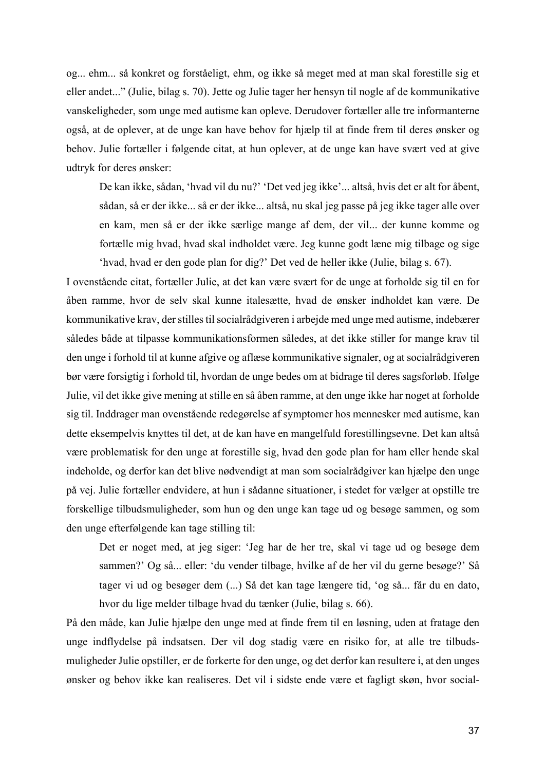og... ehm... så konkret og forståeligt, ehm, og ikke så meget med at man skal forestille sig et eller andet..." (Julie, bilag s. 70). Jette og Julie tager her hensyn til nogle af de kommunikative vanskeligheder, som unge med autisme kan opleve. Derudover fortæller alle tre informanterne også, at de oplever, at de unge kan have behov for hjælp til at finde frem til deres ønsker og behov. Julie fortæller i følgende citat, at hun oplever, at de unge kan have svært ved at give udtryk for deres ønsker:

> De kan ikke, sådan, 'hvad vil du nu?' 'Det ved jeg ikke'... altså, hvis det er alt for åbent, sådan, så er der ikke... så er der ikke... altså, nu skal jeg passe på jeg ikke tager alle over en kam, men så er der ikke særlige mange af dem, der vil... der kunne komme og fortælle mig hvad, hvad skal indholdet være. Jeg kunne godt læne mig tilbage og sige 'hvad, hvad er den gode plan for dig?' Det ved de heller ikke (Julie, bilag s. 67).

I ovenstående citat, fortæller Julie, at det kan være svært for de unge at forholde sig til en for åben ramme, hvor de selv skal kunne italesætte, hvad de ønsker indholdet kan være. De kommunikative krav, der stilles til socialrådgiveren i arbejde med unge med autisme, indebærer således både at tilpasse kommunikationsformen således, at det ikke stiller for mange krav til den unge i forhold til at kunne afgive og aflæse kommunikative signaler, og at socialrådgiveren bør være forsigtig i forhold til, hvordan de unge bedes om at bidrage til deres sagsforløb. Ifølge Julie, vil det ikke give mening at stille en så åben ramme, at den unge ikke har noget at forholde sig til. Inddrager man ovenstående redegørelse af symptomer hos mennesker med autisme, kan dette eksempelvis knyttes til det, at de kan have en mangelfuld forestillingsevne. Det kan altså være problematisk for den unge at forestille sig, hvad den gode plan for ham eller hende skal indeholde, og derfor kan det blive nødvendigt at man som socialrådgiver kan hjælpe den unge på vej. Julie fortæller endvidere, at hun i sådanne situationer, i stedet for vælger at opstille tre forskellige tilbudsmuligheder, som hun og den unge kan tage ud og besøge sammen, og som den unge efterfølgende kan tage stilling til:

> Det er noget med, at jeg siger: 'Jeg har de her tre, skal vi tage ud og besøge dem sammen?' Og så... eller: 'du vender tilbage, hvilke af de her vil du gerne besøge?' Så tager vi ud og besøger dem (...) Så det kan tage længere tid, 'og så... får du en dato, hvor du lige melder tilbage hvad du tænker (Julie, bilag s. 66).

På den måde, kan Julie hjælpe den unge med at finde frem til en løsning, uden at fratage den unge indflydelse på indsatsen. Der vil dog stadig være en risiko for, at alle tre tilbuds-muligheder Julie opstiller, er de forkerte for den unge, og det derfor kan resultere i, at den unges ønsker og behov ikke kan realiseres. Det vil i sidste ende være et fagligt skøn, hvor social-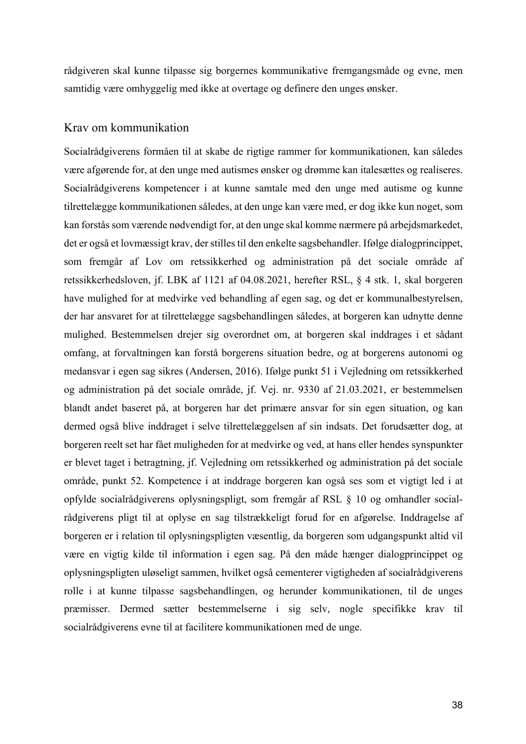rådgiveren skal kunne tilpasse sig borgernes kommunikative fremgangsmåde og evne, men samtidig være omhyggelig med ikke at overtage og definere den unges ønsker.

## Krav om kommunikation

Socialrådgiverens formåen til at skabe de rigtige rammer for kommunikationen, kan således være afgørende for, at den unge med autismes ønsker og drømme kan italesættes og realiseres. Socialrådgiverens kompetencer i at kunne samtale med den unge med autisme og kunne tilrettelægge kommunikationen således, at den unge kan være med, er dog ikke kun noget, som kan forstås som værende nødvendigt for, at den unge skal komme nærmere på arbejdsmarkedet, det er også et lovmæssigt krav, der stilles til den enkelte sagsbehandler. Ifølge dialogprincippet, som fremgår af Lov om retssikkerhed og administration på det sociale område af retssikkerhedsloven, jf. LBK af 1121 af 04.08.2021, herefter RSL, § 4 stk. 1, skal borgeren have mulighed for at medvirke ved behandling af egen sag, og det er kommunalbestyrelsen, der har ansvaret for at tilrettelægge sagsbehandlingen således, at borgeren kan udnytte denne mulighed. Bestemmelsen drejer sig overordnet om, at borgeren skal inddrages i et sådant omfang, at forvaltningen kan forstå borgerens situation bedre, og at borgerens autonomi og medansvar i egen sag sikres (Andersen, 2016). Ifølge punkt 51 i Vejledning om retssikkerhed og administration på det sociale område, jf. Vej. nr. 9330 af 21.03.2021, er bestemmelsen blandt andet baseret på, at borgeren har det primære ansvar for sin egen situation, og kan dermed også blive inddraget i selve tilrettelæggelsen af sin indsats. Det forudsætter dog, at borgeren reelt set har fået muligheden for at medvirke og ved, at hans eller hendes synspunkter er blevet taget i betragtning, jf. Vejledning om retssikkerhed og administration på det sociale område, punkt 52. Kompetence i at inddrage borgeren kan også ses som et vigtigt led i at opfylde socialrådgiverens oplysningspligt, som fremgår af RSL § 10 og omhandler social-rådgiverens pligt til at oplyse en sag tilstrækkeligt forud for en afgørelse. Inddragelse af borgeren er i relation til oplysningspligten væsentlig, da borgeren som udgangspunkt altid vil være en vigtig kilde til information i egen sag. På den måde hænger dialogprincippet og oplysningspligten uløseligt sammen, hvilket også cementerer vigtigheden af socialrådgiverens rolle i at kunne tilpasse sagsbehandlingen, og herunder kommunikationen, til de unges præmisser. Dermed sætter bestemmelserne i sig selv, nogle specifikke krav til socialrådgiverens evne til at facilitere kommunikationen med de unge.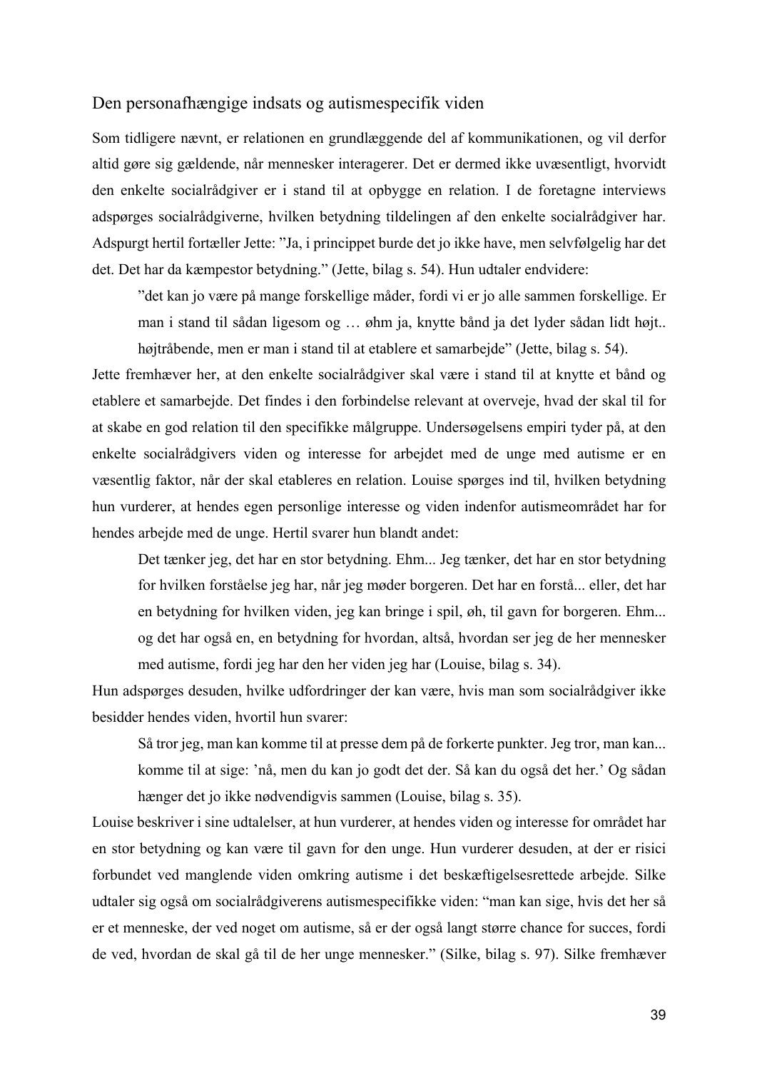## Den personafhængige indsats og autismespecifik viden

Som tidligere nævnt, er relationen en grundlæggende del af kommunikationen, og vil derfor altid gøre sig gældende, når mennesker interagerer. Det er dermed ikke uvæsentligt, hvorvidt den enkelte socialrådgiver er i stand til at opbygge en relation. I de foretagne interviews adspørges socialrådgiverne, hvilken betydning tildelingen af den enkelte socialrådgiver har. Adspurgt hertil fortæller Jette: ”Ja, i princippet burde det jo ikke have, men selvfølgelig har det det. Det har da kæmpestor betydning.” (Jette, bilag s. 54). Hun udtaler endvidere:

> ”det kan jo være på mange forskellige måder, fordi vi er jo alle sammen forskellige. Er man i stand til sådan ligesom og … øhm ja, knytte bånd ja det lyder sådan lidt højt.. højtråbende, men er man i stand til at etablere et samarbejde” (Jette, bilag s. 54).

Jette fremhæver her, at den enkelte socialrådgiver skal være i stand til at knytte et bånd og etablere et samarbejde. Det findes i den forbindelse relevant at overveje, hvad der skal til for at skabe en god relation til den specifikke målgruppe. Undersøgelsens empiri tyder på, at den enkelte socialrådgivers viden og interesse for arbejdet med de unge med autisme er en væsentlig faktor, når der skal etableres en relation. Louise spørges ind til, hvilken betydning hun vurderer, at hendes egen personlige interesse og viden indenfor autismeområdet har for hendes arbejde med de unge. Hertil svarer hun blandt andet:

> Det tænker jeg, det har en stor betydning. Ehm... Jeg tænker, det har en stor betydning for hvilken forståelse jeg har, når jeg møder borgeren. Det har en forstå... eller, det har en betydning for hvilken viden, jeg kan bringe i spil, øh, til gavn for borgeren. Ehm... og det har også en, en betydning for hvordan, altså, hvordan ser jeg de her mennesker med autisme, fordi jeg har den her viden jeg har (Louise, bilag s. 34).

Hun adspørges desuden, hvilke udfordringer der kan være, hvis man som socialrådgiver ikke besidder hendes viden, hvortil hun svarer:

> Så tror jeg, man kan komme til at presse dem på de forkerte punkter. Jeg tror, man kan... komme til at sige: ’nå, men du kan jo godt det der. Så kan du også det her.’ Og sådan hænger det jo ikke nødvendigvis sammen (Louise, bilag s. 35).

Louise beskriver i sine udtalelser, at hun vurderer, at hendes viden og interesse for området har en stor betydning og kan være til gavn for den unge. Hun vurderer desuden, at der er risici forbundet ved manglende viden omkring autisme i det beskæftigelsesrettede arbejde. Silke udtaler sig også om socialrådgiverens autismespecifikke viden: “man kan sige, hvis det her så er et menneske, der ved noget om autisme, så er der også langt større chance for succes, fordi de ved, hvordan de skal gå til de her unge mennesker.” (Silke, bilag s. 97). Silke fremhæver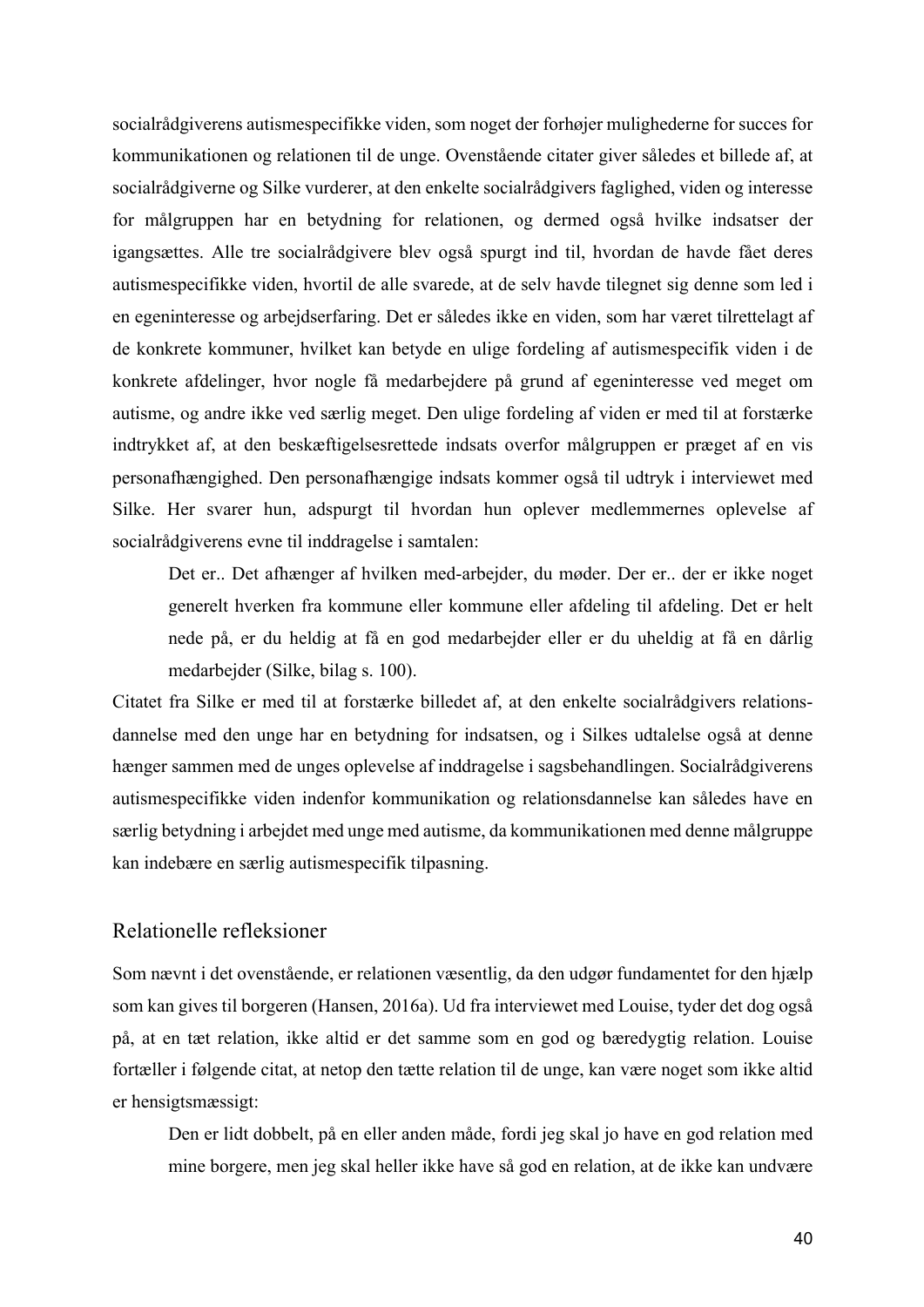socialrådgiverens autismespecifikke viden, som noget der forhøjer mulighederne for succes for kommunikationen og relationen til de unge. Ovenstående citater giver således et billede af, at socialrådgiverne og Silke vurderer, at den enkelte socialrådgivers faglighed, viden og interesse for målgruppen har en betydning for relationen, og dermed også hvilke indsatser der igangsættes. Alle tre socialrådgivere blev også spurgt ind til, hvordan de havde fået deres autismespecifikke viden, hvortil de alle svarede, at de selv havde tilegnet sig denne som led i en egeninteresse og arbejdserfaring. Det er således ikke en viden, som har været tilrettelagt af de konkrete kommuner, hvilket kan betyde en ulige fordeling af autismespecifik viden i de konkrete afdelinger, hvor nogle få medarbejdere på grund af egeninteresse ved meget om autisme, og andre ikke ved særlig meget. Den ulige fordeling af viden er med til at forstærke indtrykket af, at den beskæftigelsesrettede indsats overfor målgruppen er præget af en vis personafhængighed. Den personafhængige indsats kommer også til udtryk i interviewet med Silke. Her svarer hun, adspurgt til hvordan hun oplever medlemmernes oplevelse af socialrådgiverens evne til inddragelse i samtalen:

> Det er.. Det afhænger af hvilken med-arbejder, du møder. Der er.. der er ikke noget generelt hverken fra kommune eller kommune eller afdeling til afdeling. Det er helt nede på, er du heldig at få en god medarbejder eller er du uheldig at få en dårlig medarbejder (Silke, bilag s. 100).

Citatet fra Silke er med til at forstærke billedet af, at den enkelte socialrådgivers relationsdannelse med den unge har en betydning for indsatsen, og i Silkes udtalelse også at denne hænger sammen med de unges oplevelse af inddragelse i sagsbehandlingen. Socialrådgiverens autismespecifikke viden indenfor kommunikation og relationsdannelse kan således have en særlig betydning i arbejdet med unge med autisme, da kommunikationen med denne målgruppe kan indebære en særlig autismespecifik tilpasning.

## Relationelle refleksioner

Som nævnt i det ovenstående, er relationen væsentlig, da den udgør fundamentet for den hjælp som kan gives til borgeren (Hansen, 2016a). Ud fra interviewet med Louise, tyder det dog også på, at en tæt relation, ikke altid er det samme som en god og bæredygtig relation. Louise fortæller i følgende citat, at netop den tætte relation til de unge, kan være noget som ikke altid er hensigtsmæssigt:

> Den er lidt dobbelt, på en eller anden måde, fordi jeg skal jo have en god relation med mine borgere, men jeg skal heller ikke have så god en relation, at de ikke kan undvære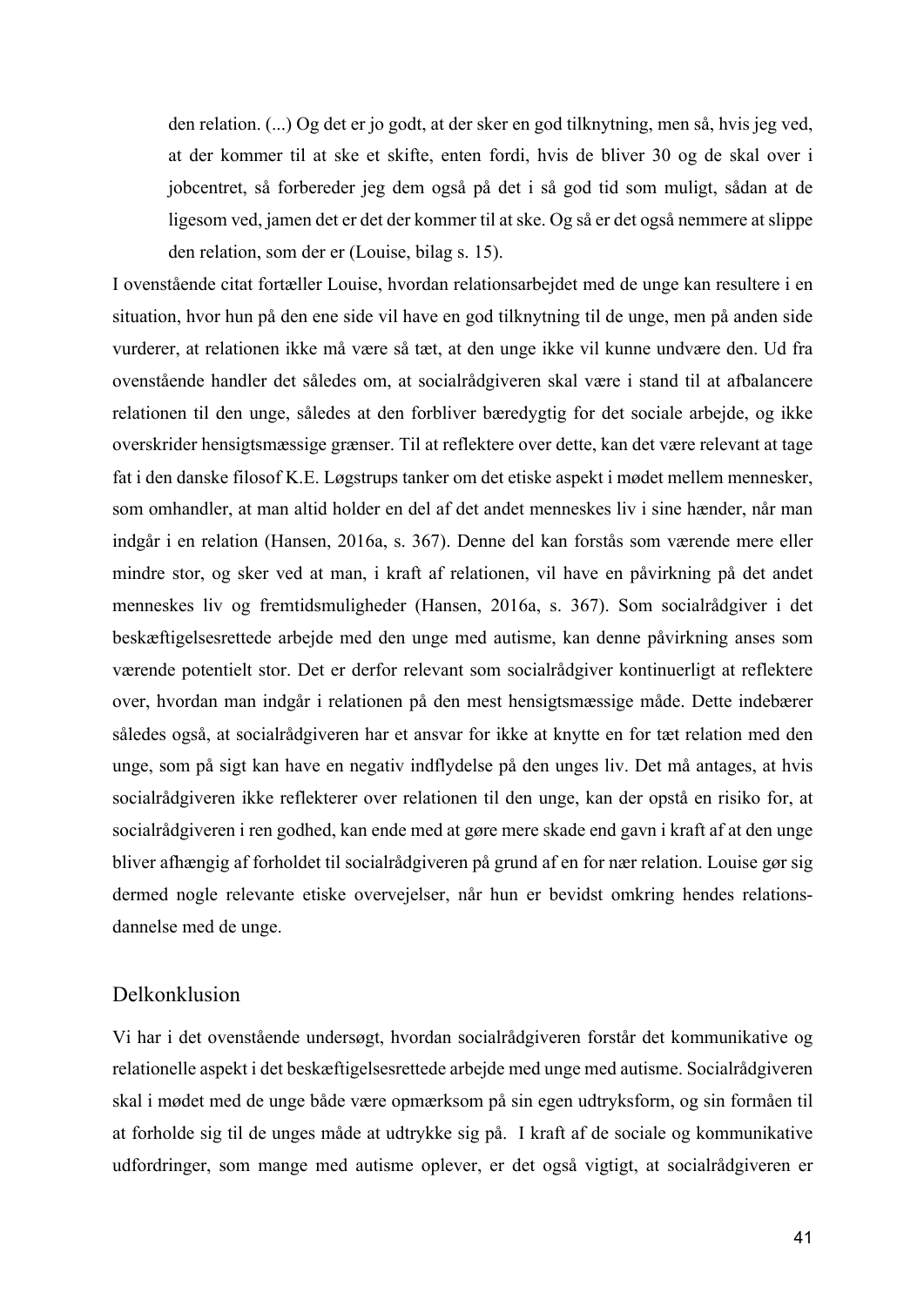> den relation. (...) Og det er jo godt, at der sker en god tilknytning, men så, hvis jeg ved, at der kommer til at ske et skifte, enten fordi, hvis de bliver 30 og de skal over i jobcentret, så forbereder jeg dem også på det i så god tid som muligt, sådan at de ligesom ved, jamen det er det der kommer til at ske. Og så er det også nemmere at slippe den relation, som der er (Louise, bilag s. 15).

I ovenstående citat fortæller Louise, hvordan relationsarbejdet med de unge kan resultere i en situation, hvor hun på den ene side vil have en god tilknytning til de unge, men på anden side vurderer, at relationen ikke må være så tæt, at den unge ikke vil kunne undvære den. Ud fra ovenstående handler det således om, at socialrådgiveren skal være i stand til at afbalancere relationen til den unge, således at den forbliver bæredygtig for det sociale arbejde, og ikke overskrider hensigtsmæssige grænser. Til at reflektere over dette, kan det være relevant at tage fat i den danske filosof K.E. Løgstrups tanker om det etiske aspekt i mødet mellem mennesker, som omhandler, at man altid holder en del af det andet menneskes liv i sine hænder, når man indgår i en relation (Hansen, 2016a, s. 367). Denne del kan forstås som værende mere eller mindre stor, og sker ved at man, i kraft af relationen, vil have en påvirkning på det andet menneskes liv og fremtidsmuligheder (Hansen, 2016a, s. 367). Som socialrådgiver i det beskæftigelsesrettede arbejde med den unge med autisme, kan denne påvirkning anses som værende potentielt stor. Det er derfor relevant som socialrådgiver kontinuerligt at reflektere over, hvordan man indgår i relationen på den mest hensigtsmæssige måde. Dette indebærer således også, at socialrådgiveren har et ansvar for ikke at knytte en for tæt relation med den unge, som på sigt kan have en negativ indflydelse på den unges liv. Det må antages, at hvis socialrådgiveren ikke reflekterer over relationen til den unge, kan der opstå en risiko for, at socialrådgiveren i ren godhed, kan ende med at gøre mere skade end gavn i kraft af at den unge bliver afhængig af forholdet til socialrådgiveren på grund af en for nær relation. Louise gør sig dermed nogle relevante etiske overvejelser, når hun er bevidst omkring hendes relationsdannelse med de unge.

## Delkonklusion

Vi har i det ovenstående undersøgt, hvordan socialrådgiveren forstår det kommunikative og relationelle aspekt i det beskæftigelsesrettede arbejde med unge med autisme. Socialrådgiveren skal i mødet med de unge både være opmærksom på sin egen udtryksform, og sin formåen til at forholde sig til de unges måde at udtrykke sig på. I kraft af de sociale og kommunikative udfordringer, som mange med autisme oplever, er det også vigtigt, at socialrådgiveren er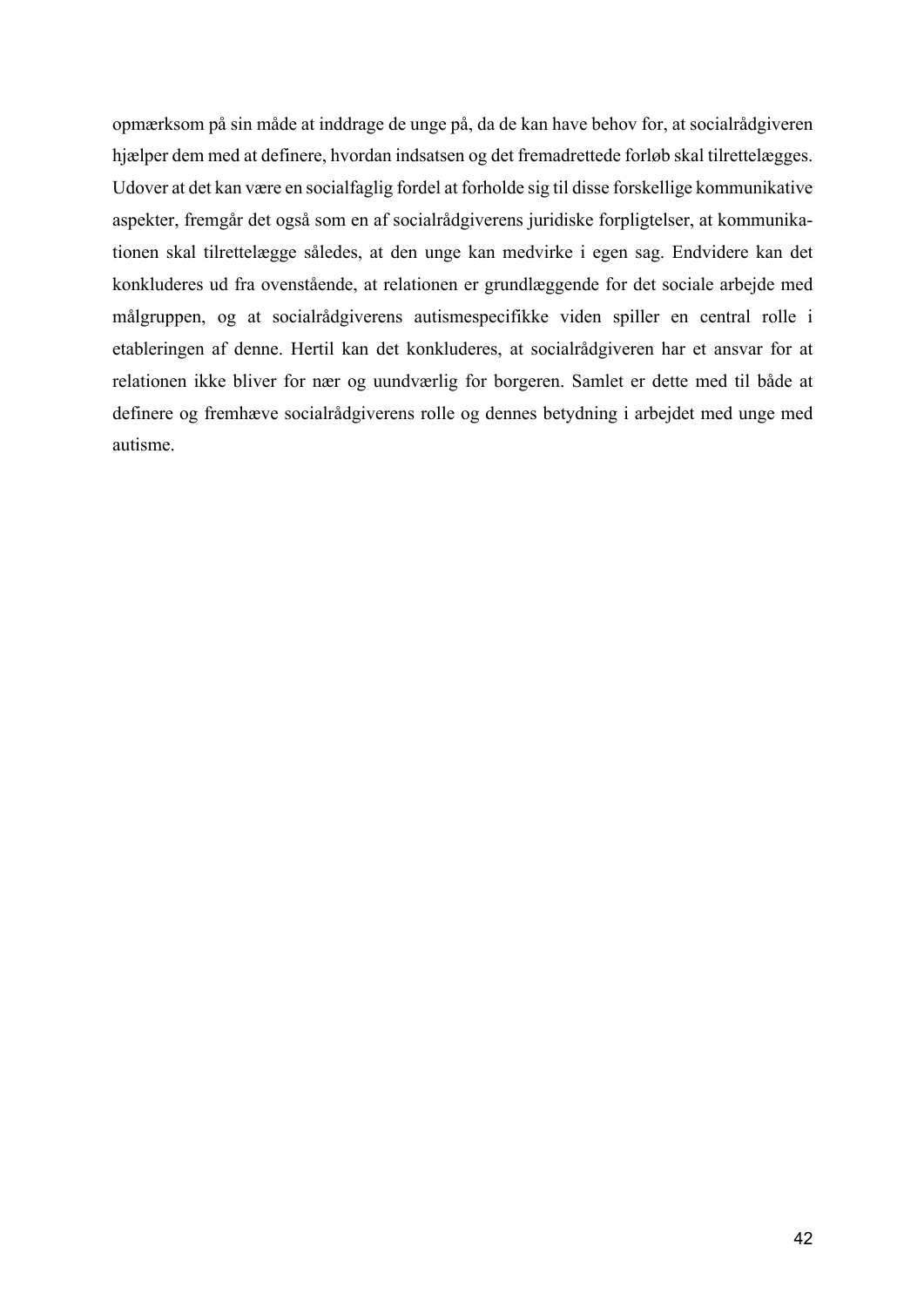opmærksom på sin måde at inddrage de unge på, da de kan have behov for, at socialrådgiveren hjælper dem med at definere, hvordan indsatsen og det fremadrettede forløb skal tilrettelægges. Udover at det kan være en socialfaglig fordel at forholde sig til disse forskellige kommunikative aspekter, fremgår det også som en af socialrådgiverens juridiske forpligtelser, at kommunikationen skal tilrettelægge således, at den unge kan medvirke i egen sag. Endvidere kan det konkluderes ud fra ovenstående, at relationen er grundlæggende for det sociale arbejde med målgruppen, og at socialrådgiverens autismespecifikke viden spiller en central rolle i etableringen af denne. Hertil kan det konkluderes, at socialrådgiveren har et ansvar for at relationen ikke bliver for nær og uundværlig for borgeren. Samlet er dette med til både at definere og fremhæve socialrådgiverens rolle og dennes betydning i arbejdet med unge med autisme.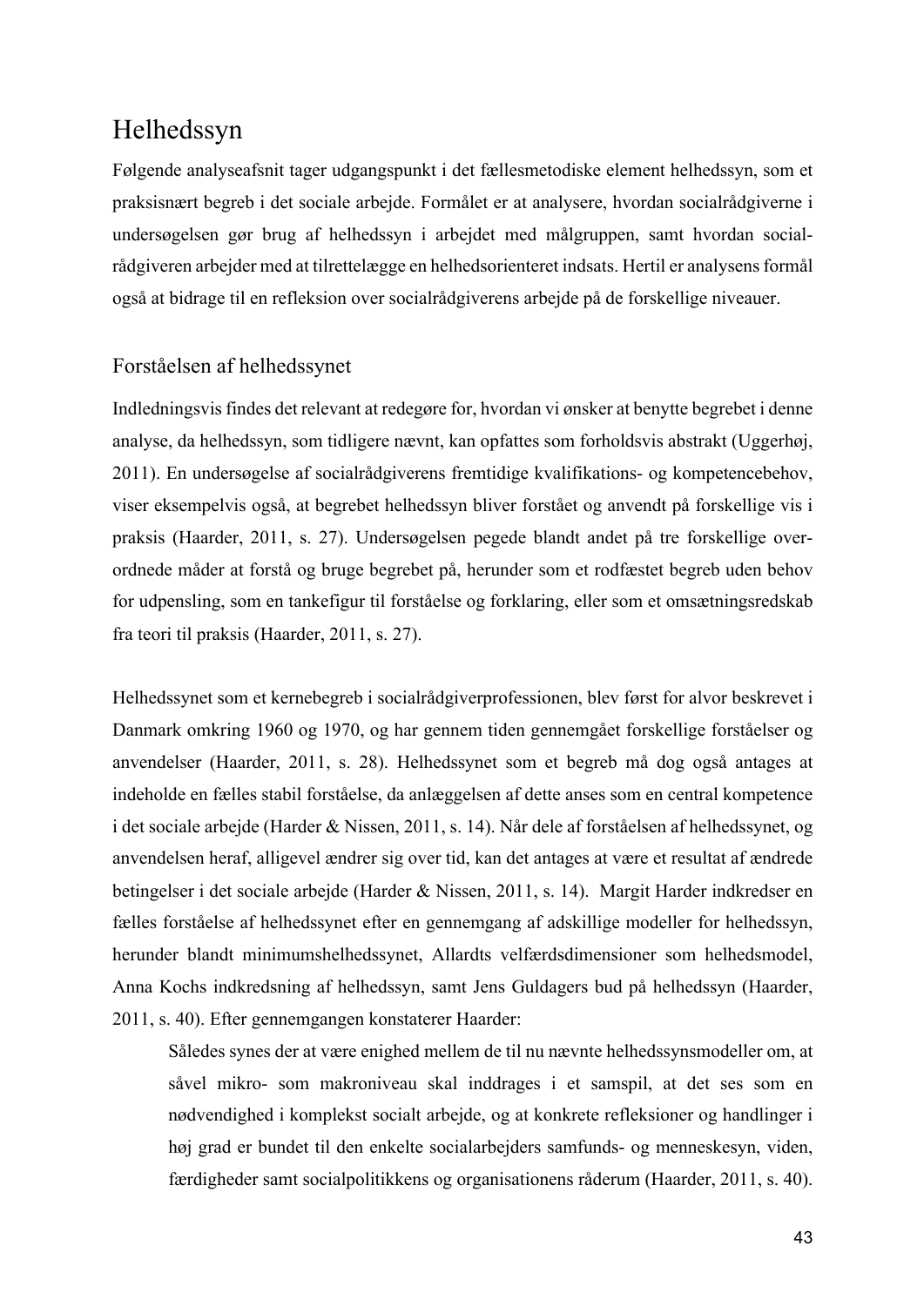# Helhedssyn

Følgende analyseafsnit tager udgangspunkt i det fællesmetodiske element helhedssyn, som et praksisnært begreb i det sociale arbejde. Formålet er at analysere, hvordan socialrådgiverne i undersøgelsen gør brug af helhedssyn i arbejdet med målgruppen, samt hvordan socialrådgiveren arbejder med at tilrettelægge en helhedsorienteret indsats. Hertil er analysens formål også at bidrage til en refleksion over socialrådgiverens arbejde på de forskellige niveauer.

## Forståelsen af helhedssynet

Indledningsvis findes det relevant at redegøre for, hvordan vi ønsker at benytte begrebet i denne analyse, da helhedssyn, som tidligere nævnt, kan opfattes som forholdsvis abstrakt (Uggerhøj, 2011). En undersøgelse af socialrådgiverens fremtidige kvalifikations- og kompetencebehov, viser eksempelvis også, at begrebet helhedssyn bliver forstået og anvendt på forskellige vis i praksis (Haarder, 2011, s. 27). Undersøgelsen pegede blandt andet på tre forskellige overordnede måder at forstå og bruge begrebet på, herunder som et rodfæstet begreb uden behov for udpensling, som en tankefigur til forståelse og forklaring, eller som et omsætningsredskab fra teori til praksis (Haarder, 2011, s. 27).

Helhedssynet som et kernebegreb i socialrådgiverprofessionen, blev først for alvor beskrevet i Danmark omkring 1960 og 1970, og har gennem tiden gennemgået forskellige forståelser og anvendelser (Haarder, 2011, s. 28). Helhedssynet som et begreb må dog også antages at indeholde en fælles stabil forståelse, da anlæggelsen af dette anses som en central kompetence i det sociale arbejde (Harder & Nissen, 2011, s. 14). Når dele af forståelsen af helhedssynet, og anvendelsen heraf, alligevel ændrer sig over tid, kan det antages at være et resultat af ændrede betingelser i det sociale arbejde (Harder & Nissen, 2011, s. 14). Margit Harder indkredser en fælles forståelse af helhedssynet efter en gennemgang af adskillige modeller for helhedssyn, herunder blandt minimumshelhedssynet, Allardts velfærdsdimensioner som helhedsmodel, Anna Kochs indkredsning af helhedssyn, samt Jens Guldagers bud på helhedssyn (Haarder, 2011, s. 40). Efter gennemgangen konstaterer Haarder:

> Således synes der at være enighed mellem de til nu nævnte helhedssynsmodeller om, at såvel mikro- som makroniveau skal inddrages i et samspil, at det ses som en nødvendighed i komplekst socialt arbejde, og at konkrete refleksioner og handlinger i høj grad er bundet til den enkelte socialarbejders samfunds- og menneskesyn, viden, færdigheder samt socialpolitikkens og organisationens råderum (Haarder, 2011, s. 40).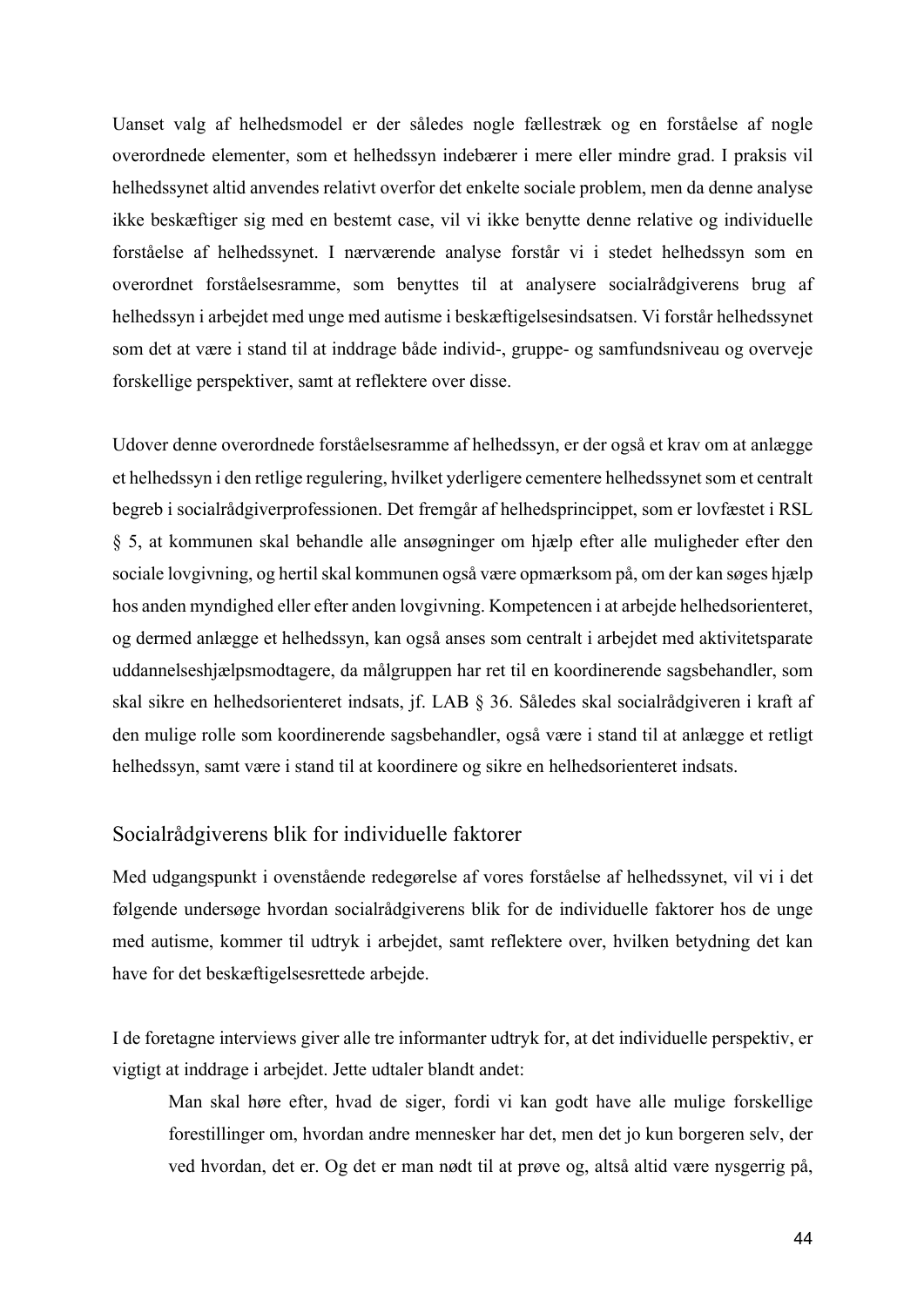Uanset valg af helhedsmodel er der således nogle fællestræk og en forståelse af nogle overordnede elementer, som et helhedssyn indebærer i mere eller mindre grad. I praksis vil helhedssynet altid anvendes relativt overfor det enkelte sociale problem, men da denne analyse ikke beskæftiger sig med en bestemt case, vil vi ikke benytte denne relative og individuelle forståelse af helhedssynet. I nærværende analyse forstår vi i stedet helhedssyn som en overordnet forståelsesramme, som benyttes til at analysere socialrådgiverens brug af helhedssyn i arbejdet med unge med autisme i beskæftigelsesindsatsen. Vi forstår helhedssynet som det at være i stand til at inddrage både individ-, gruppe- og samfundsniveau og overveje forskellige perspektiver, samt at reflektere over disse.

Udover denne overordnede forståelsesramme af helhedssyn, er der også et krav om at anlægge et helhedssyn i den retlige regulering, hvilket yderligere cementere helhedssynet som et centralt begreb i socialrådgiverprofessionen. Det fremgår af helhedsprincippet, som er lovfæstet i RSL § 5, at kommunen skal behandle alle ansøgninger om hjælp efter alle muligheder efter den sociale lovgivning, og hertil skal kommunen også være opmærksom på, om der kan søges hjælp hos anden myndighed eller efter anden lovgivning. Kompetencen i at arbejde helhedsorienteret, og dermed anlægge et helhedssyn, kan også anses som centralt i arbejdet med aktivitetsparate uddannelseshjælpsmodtagere, da målgruppen har ret til en koordinerende sagsbehandler, som skal sikre en helhedsorienteret indsats, jf. LAB § 36. Således skal socialrådgiveren i kraft af den mulige rolle som koordinerende sagsbehandler, også være i stand til at anlægge et retligt helhedssyn, samt være i stand til at koordinere og sikre en helhedsorienteret indsats.

## Socialrådgiverens blik for individuelle faktorer

Med udgangspunkt i ovenstående redegørelse af vores forståelse af helhedssynet, vil vi i det følgende undersøge hvordan socialrådgiverens blik for de individuelle faktorer hos de unge med autisme, kommer til udtryk i arbejdet, samt reflektere over, hvilken betydning det kan have for det beskæftigelsesrettede arbejde.

I de foretagne interviews giver alle tre informanter udtryk for, at det individuelle perspektiv, er vigtigt at inddrage i arbejdet. Jette udtaler blandt andet:

> Man skal høre efter, hvad de siger, fordi vi kan godt have alle mulige forskellige forestillinger om, hvordan andre mennesker har det, men det jo kun borgeren selv, der ved hvordan, det er. Og det er man nødt til at prøve og, altså altid være nysgerrig på,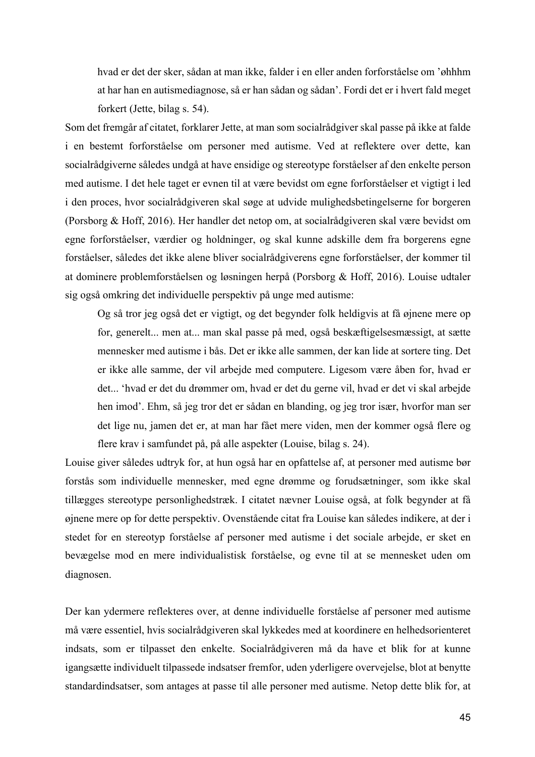> hvad er det der sker, sådan at man ikke, falder i en eller anden forforståelse om 'øhhhm at har han en autismediagnose, så er han sådan og sådan'. Fordi det er i hvert fald meget forkert (Jette, bilag s. 54).

Som det fremgår af citatet, forklarer Jette, at man som socialrådgiver skal passe på ikke at falde i en bestemt forforståelse om personer med autisme. Ved at reflektere over dette, kan socialrådgiverne således undgå at have ensidige og stereotype forståelser af den enkelte person med autisme. I det hele taget er evnen til at være bevidst om egne forforståelser et vigtigt i led i den proces, hvor socialrådgiveren skal søge at udvide mulighedsbetingelserne for borgeren (Porsborg & Hoff, 2016). Her handler det netop om, at socialrådgiveren skal være bevidst om egne forforståelser, værdier og holdninger, og skal kunne adskille dem fra borgerens egne forståelser, således det ikke alene bliver socialrådgiverens egne forforståelser, der kommer til at dominere problemforståelsen og løsningen herpå (Porsborg & Hoff, 2016). Louise udtaler sig også omkring det individuelle perspektiv på unge med autisme:

> Og så tror jeg også det er vigtigt, og det begynder folk heldigvis at få øjnene mere op for, generelt... men at... man skal passe på med, også beskæftigelsesmæssigt, at sætte mennesker med autisme i bås. Det er ikke alle sammen, der kan lide at sortere ting. Det er ikke alle samme, der vil arbejde med computere. Ligesom være åben for, hvad er det... 'hvad er det du drømmer om, hvad er det du gerne vil, hvad er det vi skal arbejde hen imod'. Ehm, så jeg tror det er sådan en blanding, og jeg tror især, hvorfor man ser det lige nu, jamen det er, at man har fået mere viden, men der kommer også flere og flere krav i samfundet på, på alle aspekter (Louise, bilag s. 24).

Louise giver således udtryk for, at hun også har en opfattelse af, at personer med autisme bør forstås som individuelle mennesker, med egne drømme og forudsætninger, som ikke skal tillægges stereotype personlighedstræk. I citatet nævner Louise også, at folk begynder at få øjnene mere op for dette perspektiv. Ovenstående citat fra Louise kan således indikere, at der i stedet for en stereotyp forståelse af personer med autisme i det sociale arbejde, er sket en bevægelse mod en mere individualistisk forståelse, og evne til at se mennesket uden om diagnosen.

Der kan ydermere reflekteres over, at denne individuelle forståelse af personer med autisme må være essentiel, hvis socialrådgiveren skal lykkedes med at koordinere en helhedsorienteret indsats, som er tilpasset den enkelte. Socialrådgiveren må da have et blik for at kunne igangsætte individuelt tilpassede indsatser fremfor, uden yderligere overvejelse, blot at benytte standardindsatser, som antages at passe til alle personer med autisme. Netop dette blik for, at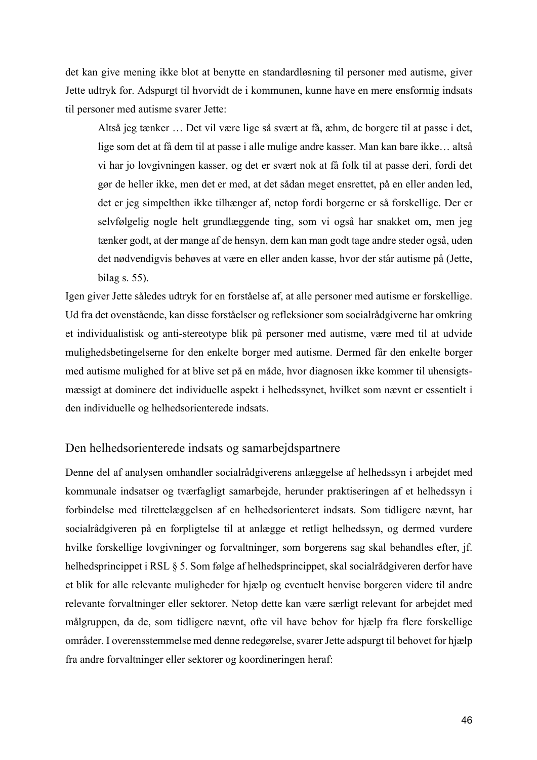det kan give mening ikke blot at benytte en standardløsning til personer med autisme, giver Jette udtryk for. Adspurgt til hvorvidt de i kommunen, kunne have en mere ensformig indsats til personer med autisme svarer Jette:

> Altså jeg tænker … Det vil være lige så svært at få, æhm, de borgere til at passe i det, lige som det at få dem til at passe i alle mulige andre kasser. Man kan bare ikke… altså vi har jo lovgivningen kasser, og det er svært nok at få folk til at passe deri, fordi det gør de heller ikke, men det er med, at det sådan meget ensrettet, på en eller anden led, det er jeg simpelthen ikke tilhænger af, netop fordi borgerne er så forskellige. Der er selvfølgelig nogle helt grundlæggende ting, som vi også har snakket om, men jeg tænker godt, at der mange af de hensyn, dem kan man godt tage andre steder også, uden det nødvendigvis behøves at være en eller anden kasse, hvor der står autisme på (Jette, bilag s. 55).

Igen giver Jette således udtryk for en forståelse af, at alle personer med autisme er forskellige. Ud fra det ovenstående, kan disse forståelser og refleksioner som socialrådgiverne har omkring et individualistisk og anti-stereotype blik på personer med autisme, være med til at udvide mulighedsbetingelserne for den enkelte borger med autisme. Dermed får den enkelte borger med autisme mulighed for at blive set på en måde, hvor diagnosen ikke kommer til uhensigtsmæssigt at dominere det individuelle aspekt i helhedssynet, hvilket som nævnt er essentielt i den individuelle og helhedsorienterede indsats.

## Den helhedsorienterede indsats og samarbejdspartnere

Denne del af analysen omhandler socialrådgiverens anlæggelse af helhedssyn i arbejdet med kommunale indsatser og tværfagligt samarbejde, herunder praktiseringen af et helhedssyn i forbindelse med tilrettelæggelsen af en helhedsorienteret indsats. Som tidligere nævnt, har socialrådgiveren på en forpligtelse til at anlægge et retligt helhedssyn, og dermed vurdere hvilke forskellige lovgivninger og forvaltninger, som borgerens sag skal behandles efter, jf. helhedsprincippet i RSL § 5. Som følge af helhedsprincippet, skal socialrådgiveren derfor have et blik for alle relevante muligheder for hjælp og eventuelt henvise borgeren videre til andre relevante forvaltninger eller sektorer. Netop dette kan være særligt relevant for arbejdet med målgruppen, da de, som tidligere nævnt, ofte vil have behov for hjælp fra flere forskellige områder. I overensstemmelse med denne redegørelse, svarer Jette adspurgt til behovet for hjælp fra andre forvaltninger eller sektorer og koordineringen heraf: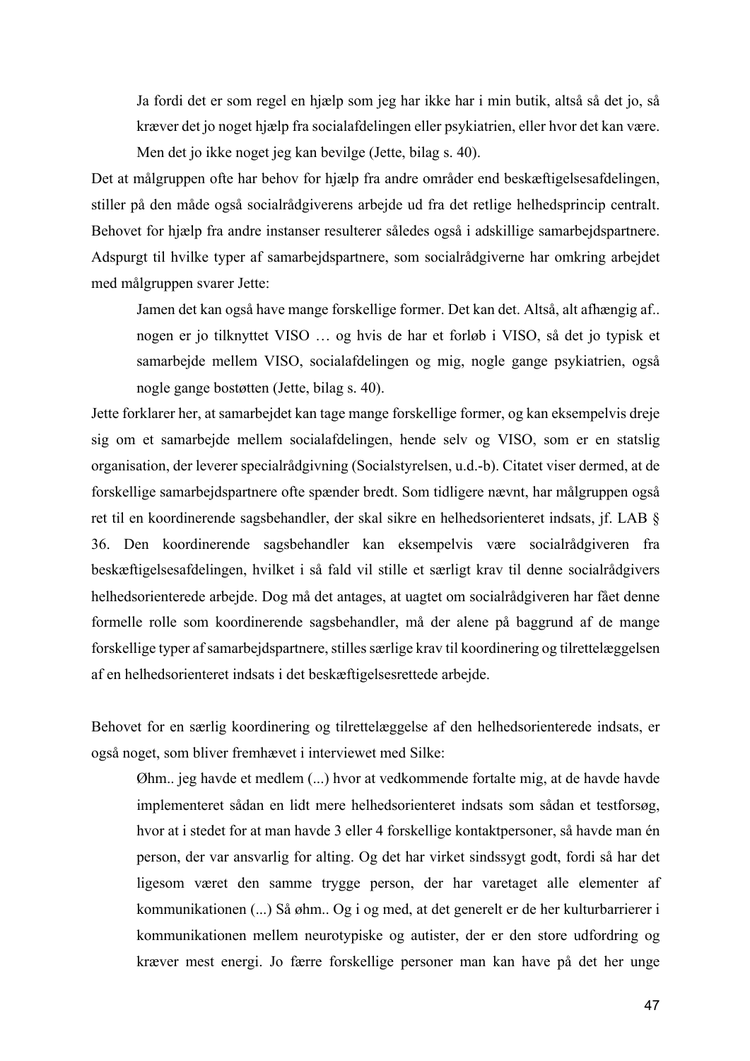> Ja fordi det er som regel en hjælp som jeg har ikke har i min butik, altså så det jo, så kræver det jo noget hjælp fra socialafdelingen eller psykiatrien, eller hvor det kan være. Men det jo ikke noget jeg kan bevilge (Jette, bilag s. 40).

Det at målgruppen ofte har behov for hjælp fra andre områder end beskæftigelsesafdelingen, stiller på den måde også socialrådgiverens arbejde ud fra det retlige helhedsprincip centralt. Behovet for hjælp fra andre instanser resulterer således også i adskillige samarbejdspartnere. Adspurgt til hvilke typer af samarbejdspartnere, som socialrådgiverne har omkring arbejdet med målgruppen svarer Jette:

> Jamen det kan også have mange forskellige former. Det kan det. Altså, alt afhængig af.. nogen er jo tilknyttet VISO … og hvis de har et forløb i VISO, så det jo typisk et samarbejde mellem VISO, socialafdelingen og mig, nogle gange psykiatrien, også nogle gange bostøtten (Jette, bilag s. 40).

Jette forklarer her, at samarbejdet kan tage mange forskellige former, og kan eksempelvis dreje sig om et samarbejde mellem socialafdelingen, hende selv og VISO, som er en statslig organisation, der leverer specialrådgivning (Socialstyrelsen, u.d.-b). Citatet viser dermed, at de forskellige samarbejdspartnere ofte spænder bredt. Som tidligere nævnt, har målgruppen også ret til en koordinerende sagsbehandler, der skal sikre en helhedsorienteret indsats, jf. LAB § 36. Den koordinerende sagsbehandler kan eksempelvis være socialrådgiveren fra beskæftigelsesafdelingen, hvilket i så fald vil stille et særligt krav til denne socialrådgivers helhedsorienterede arbejde. Dog må det antages, at uagtet om socialrådgiveren har fået denne formelle rolle som koordinerende sagsbehandler, må der alene på baggrund af de mange forskellige typer af samarbejdspartnere, stilles særlige krav til koordinering og tilrettelæggelsen af en helhedsorienteret indsats i det beskæftigelsesrettede arbejde.

Behovet for en særlig koordinering og tilrettelæggelse af den helhedsorienterede indsats, er også noget, som bliver fremhævet i interviewet med Silke:

> Øhm.. jeg havde et medlem (...) hvor at vedkommende fortalte mig, at de havde havde implementeret sådan en lidt mere helhedsorienteret indsats som sådan et testforsøg, hvor at i stedet for at man havde 3 eller 4 forskellige kontaktpersoner, så havde man én person, der var ansvarlig for alting. Og det har virket sindssygt godt, fordi så har det ligesom været den samme trygge person, der har varetaget alle elementer af kommunikationen (...) Så øhm.. Og i og med, at det generelt er de her kulturbarrierer i kommunikationen mellem neurotypiske og autister, der er den store udfordring og kræver mest energi. Jo færre forskellige personer man kan have på det her unge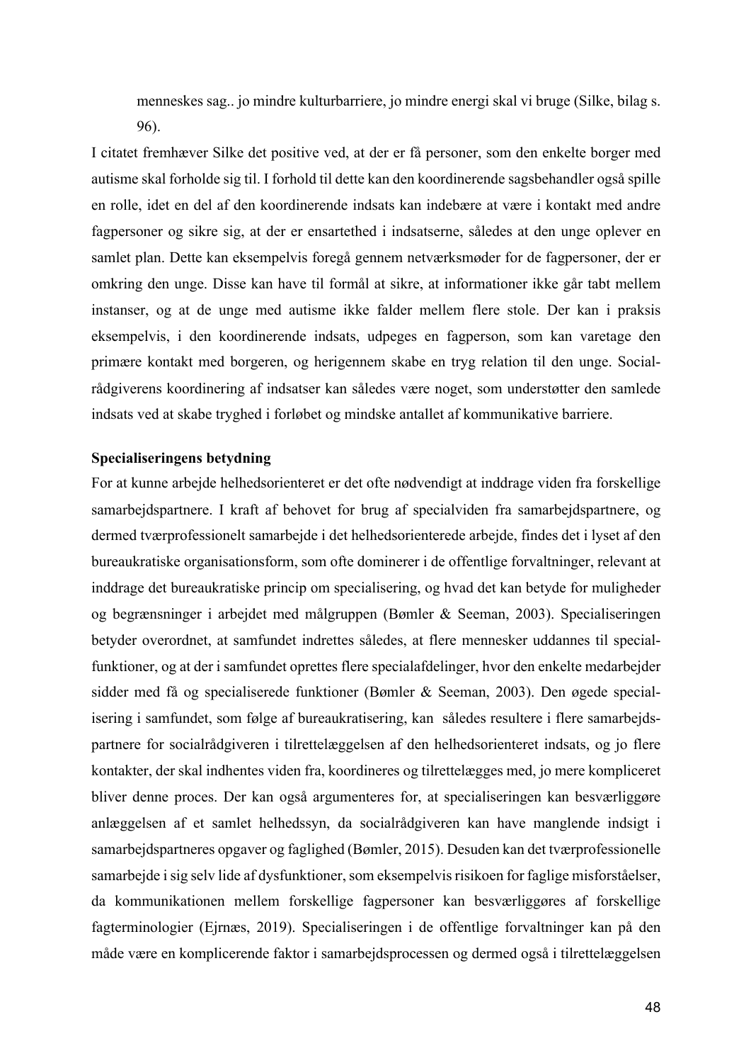menneskes sag.. jo mindre kulturbarriere, jo mindre energi skal vi bruge (Silke, bilag s. 96).

I citatet fremhæver Silke det positive ved, at der er få personer, som den enkelte borger med autisme skal forholde sig til. I forhold til dette kan den koordinerende sagsbehandler også spille en rolle, idet en del af den koordinerende indsats kan indebære at være i kontakt med andre fagpersoner og sikre sig, at der er ensartethed i indsatserne, således at den unge oplever en samlet plan. Dette kan eksempelvis foregå gennem netværksmøder for de fagpersoner, der er omkring den unge. Disse kan have til formål at sikre, at informationer ikke går tabt mellem instanser, og at de unge med autisme ikke falder mellem flere stole. Der kan i praksis eksempelvis, i den koordinerende indsats, udpeges en fagperson, som kan varetage den primære kontakt med borgeren, og herigennem skabe en tryg relation til den unge. Socialrådgiverens koordinering af indsatser kan således være noget, som understøtter den samlede indsats ved at skabe tryghed i forløbet og mindske antallet af kommunikative barriere.

**Specialiseringens betydning**

For at kunne arbejde helhedsorienteret er det ofte nødvendigt at inddrage viden fra forskellige samarbejdspartnere. I kraft af behovet for brug af specialviden fra samarbejdspartnere, og dermed tværprofessionelt samarbejde i det helhedsorienterede arbejde, findes det i lyset af den bureaukratiske organisationsform, som ofte dominerer i de offentlige forvaltninger, relevant at inddrage det bureaukratiske princip om specialisering, og hvad det kan betyde for muligheder og begrænsninger i arbejdet med målgruppen (Bømler & Seeman, 2003). Specialiseringen betyder overordnet, at samfundet indrettes således, at flere mennesker uddannes til specialfunktioner, og at der i samfundet oprettes flere specialafdelinger, hvor den enkelte medarbejder sidder med få og specialiserede funktioner (Bømler & Seeman, 2003). Den øgede specialisering i samfundet, som følge af bureaukratisering, kan således resultere i flere samarbejdspartnere for socialrådgiveren i tilrettelæggelsen af den helhedsorienteret indsats, og jo flere kontakter, der skal indhentes viden fra, koordineres og tilrettelægges med, jo mere kompliceret bliver denne proces. Der kan også argumenteres for, at specialiseringen kan besværliggøre anlæggelsen af et samlet helhedssyn, da socialrådgiveren kan have manglende indsigt i samarbejdspartneres opgaver og faglighed (Bømler, 2015). Desuden kan det tværprofessionelle samarbejde i sig selv lide af dysfunktioner, som eksempelvis risikoen for faglige misforståelser, da kommunikationen mellem forskellige fagpersoner kan besværliggøres af forskellige fagterminologier (Ejrnæs, 2019). Specialiseringen i de offentlige forvaltninger kan på den måde være en komplicerende faktor i samarbejdsprocessen og dermed også i tilrettelæggelsen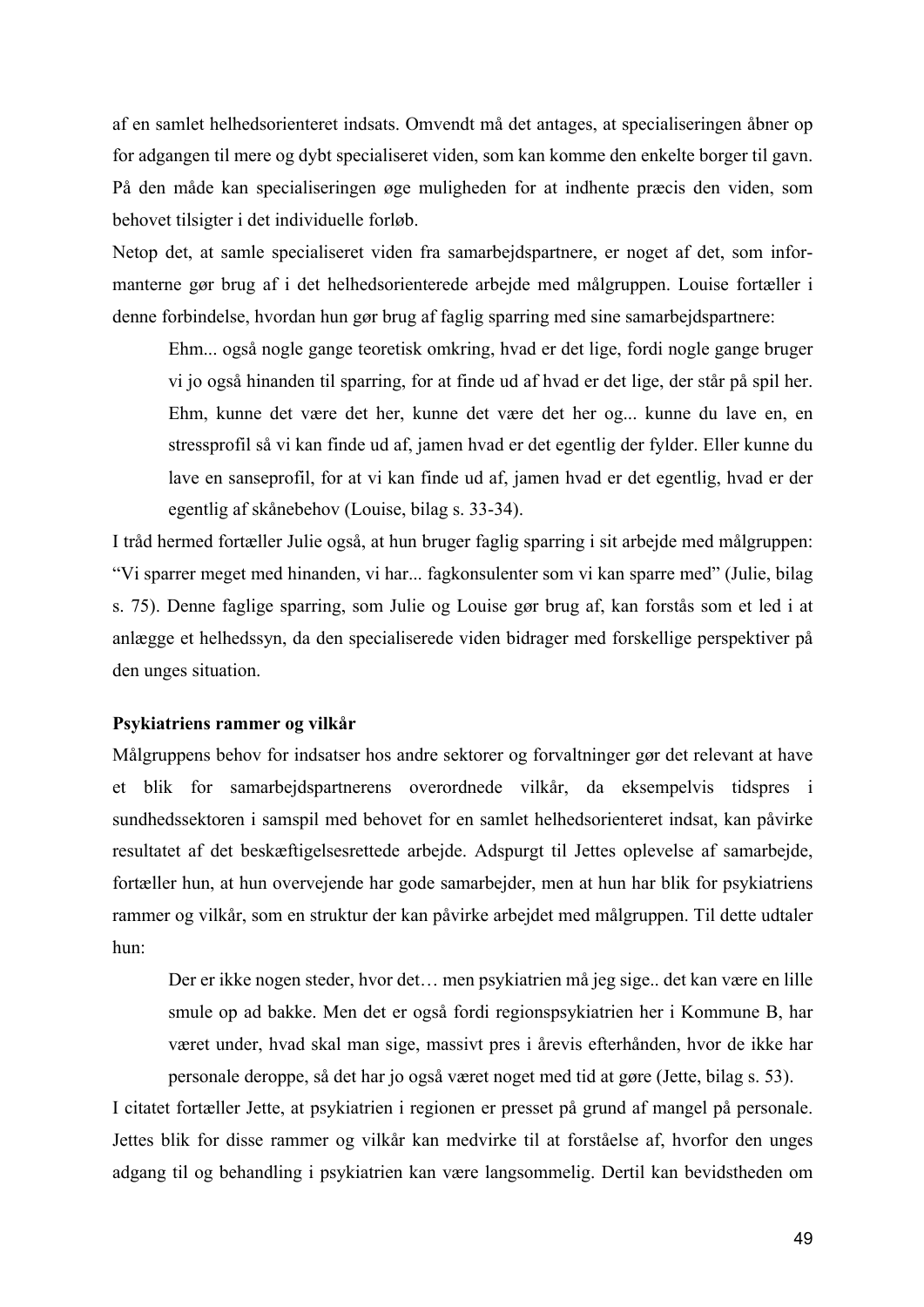af en samlet helhedsorienteret indsats. Omvendt må det antages, at specialiseringen åbner op for adgangen til mere og dybt specialiseret viden, som kan komme den enkelte borger til gavn. På den måde kan specialiseringen øge muligheden for at indhente præcis den viden, som behovet tilsigter i det individuelle forløb.

Netop det, at samle specialiseret viden fra samarbejdspartnere, er noget af det, som informanterne gør brug af i det helhedsorienterede arbejde med målgruppen. Louise fortæller i denne forbindelse, hvordan hun gør brug af faglig sparring med sine samarbejdspartnere:

> Ehm... også nogle gange teoretisk omkring, hvad er det lige, fordi nogle gange bruger vi jo også hinanden til sparring, for at finde ud af hvad er det lige, der står på spil her. Ehm, kunne det være det her, kunne det være det her og... kunne du lave en, en stressprofil så vi kan finde ud af, jamen hvad er det egentlig der fylder. Eller kunne du lave en sanseprofil, for at vi kan finde ud af, jamen hvad er det egentlig, hvad er der egentlig af skånebehov (Louise, bilag s. 33-34).

I tråd hermed fortæller Julie også, at hun bruger faglig sparring i sit arbejde med målgruppen: "Vi sparrer meget med hinanden, vi har... fagkonsulenter som vi kan sparre med" (Julie, bilag s. 75). Denne faglige sparring, som Julie og Louise gør brug af, kan forstås som et led i at anlægge et helhedssyn, da den specialiserede viden bidrager med forskellige perspektiver på den unges situation.

**Psykiatriens rammer og vilkår**

Målgruppens behov for indsatser hos andre sektorer og forvaltninger gør det relevant at have et blik for samarbejdspartnerens overordnede vilkår, da eksempelvis tidspres i sundhedssektoren i samspil med behovet for en samlet helhedsorienteret indsat, kan påvirke resultatet af det beskæftigelsesrettede arbejde. Adspurgt til Jettes oplevelse af samarbejde, fortæller hun, at hun overvejende har gode samarbejder, men at hun har blik for psykiatriens rammer og vilkår, som en struktur der kan påvirke arbejdet med målgruppen. Til dette udtaler hun:

> Der er ikke nogen steder, hvor det… men psykiatrien må jeg sige.. det kan være en lille smule op ad bakke. Men det er også fordi regionspsykiatrien her i Kommune B, har været under, hvad skal man sige, massivt pres i årevis efterhånden, hvor de ikke har personale deroppe, så det har jo også været noget med tid at gøre (Jette, bilag s. 53).

I citatet fortæller Jette, at psykiatrien i regionen er presset på grund af mangel på personale. Jettes blik for disse rammer og vilkår kan medvirke til at forståelse af, hvorfor den unges adgang til og behandling i psykiatrien kan være langsommelig. Dertil kan bevidstheden om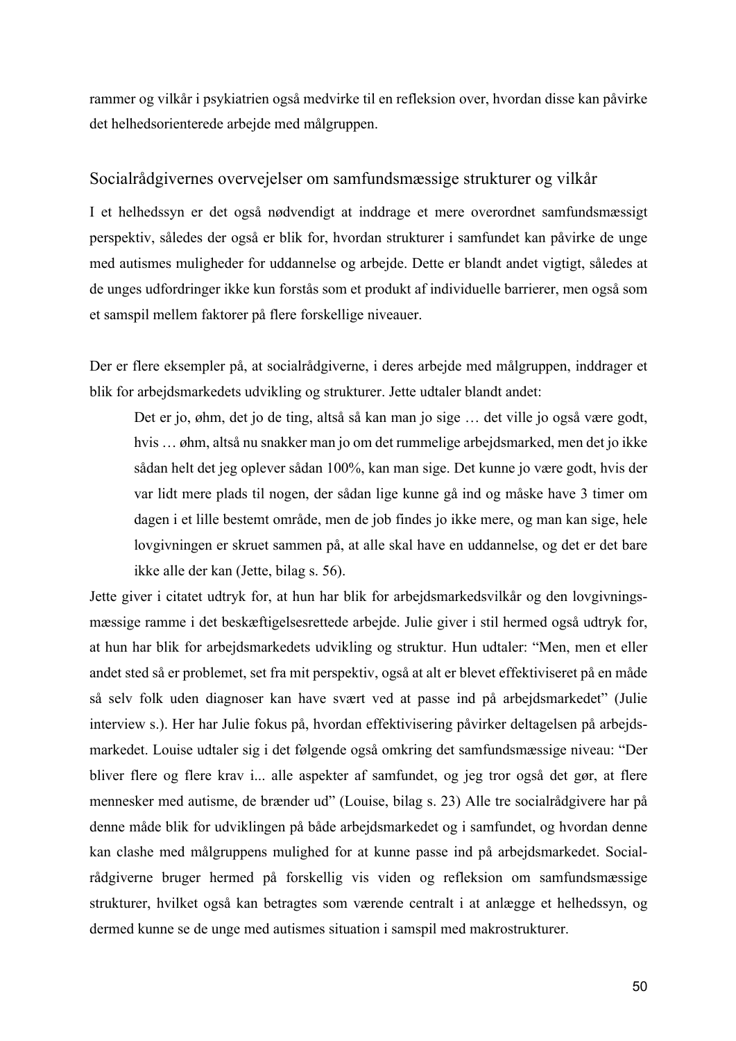rammer og vilkår i psykiatrien også medvirke til en refleksion over, hvordan disse kan påvirke det helhedsorienterede arbejde med målgruppen.

## Socialrådgivernes overvejelser om samfundsmæssige strukturer og vilkår

I et helhedssyn er det også nødvendigt at inddrage et mere overordnet samfundsmæssigt perspektiv, således der også er blik for, hvordan strukturer i samfundet kan påvirke de unge med autismes muligheder for uddannelse og arbejde. Dette er blandt andet vigtigt, således at de unges udfordringer ikke kun forstås som et produkt af individuelle barrierer, men også som et samspil mellem faktorer på flere forskellige niveauer.

Der er flere eksempler på, at socialrådgiverne, i deres arbejde med målgruppen, inddrager et blik for arbejdsmarkedets udvikling og strukturer. Jette udtaler blandt andet:

> Det er jo, øhm, det jo de ting, altså så kan man jo sige … det ville jo også være godt, hvis … øhm, altså nu snakker man jo om det rummelige arbejdsmarked, men det jo ikke sådan helt det jeg oplever sådan 100%, kan man sige. Det kunne jo være godt, hvis der var lidt mere plads til nogen, der sådan lige kunne gå ind og måske have 3 timer om dagen i et lille bestemt område, men de job findes jo ikke mere, og man kan sige, hele lovgivningen er skruet sammen på, at alle skal have en uddannelse, og det er det bare ikke alle der kan (Jette, bilag s. 56).

Jette giver i citatet udtryk for, at hun har blik for arbejdsmarkedsvilkår og den lovgivningsmæssige ramme i det beskæftigelsesrettede arbejde. Julie giver i stil hermed også udtryk for, at hun har blik for arbejdsmarkedets udvikling og struktur. Hun udtaler: "Men, men et eller andet sted så er problemet, set fra mit perspektiv, også at alt er blevet effektiviseret på en måde så selv folk uden diagnoser kan have svært ved at passe ind på arbejdsmarkedet" (Julie interview s.). Her har Julie fokus på, hvordan effektivisering påvirker deltagelsen på arbejdsmarkedet. Louise udtaler sig i det følgende også omkring det samfundsmæssige niveau: "Der bliver flere og flere krav i... alle aspekter af samfundet, og jeg tror også det gør, at flere mennesker med autisme, de brænder ud" (Louise, bilag s. 23) Alle tre socialrådgivere har på denne måde blik for udviklingen på både arbejdsmarkedet og i samfundet, og hvordan denne kan clashe med målgruppens mulighed for at kunne passe ind på arbejdsmarkedet. Socialrådgiverne bruger hermed på forskellig vis viden og refleksion om samfundsmæssige strukturer, hvilket også kan betragtes som værende centralt i at anlægge et helhedssyn, og dermed kunne se de unge med autismes situation i samspil med makrostrukturer.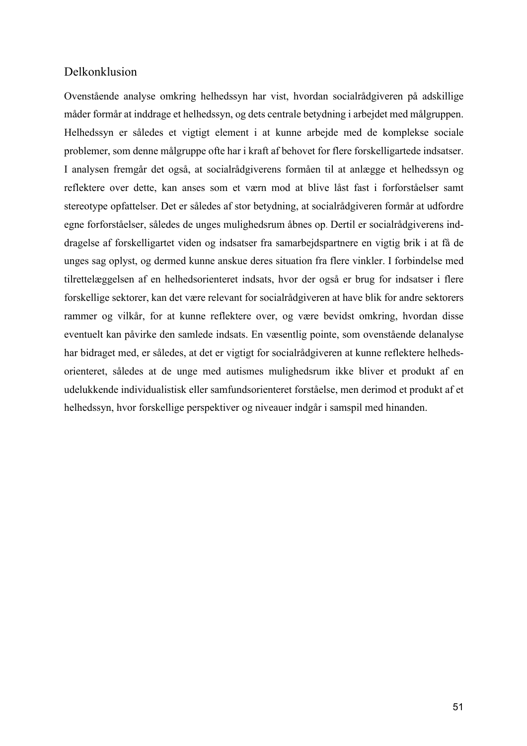## Delkonklusion

Ovenstående analyse omkring helhedssyn har vist, hvordan socialrådgiveren på adskillige måder formår at inddrage et helhedssyn, og dets centrale betydning i arbejdet med målgruppen. Helhedssyn er således et vigtigt element i at kunne arbejde med de komplekse sociale problemer, som denne målgruppe ofte har i kraft af behovet for flere forskelligartede indsatser. I analysen fremgår det også, at socialrådgiverens formåen til at anlægge et helhedssyn og reflektere over dette, kan anses som et værn mod at blive låst fast i forforståelser samt stereotype opfattelser. Det er således af stor betydning, at socialrådgiveren formår at udfordre egne forforståelser, således de unges mulighedsrum åbnes op. Dertil er socialrådgiverens inddragelse af forskelligartet viden og indsatser fra samarbejdspartnere en vigtig brik i at få de unges sag oplyst, og dermed kunne anskue deres situation fra flere vinkler. I forbindelse med tilrettelæggelsen af en helhedsorienteret indsats, hvor der også er brug for indsatser i flere forskellige sektorer, kan det være relevant for socialrådgiveren at have blik for andre sektorers rammer og vilkår, for at kunne reflektere over, og være bevidst omkring, hvordan disse eventuelt kan påvirke den samlede indsats. En væsentlig pointe, som ovenstående delanalyse har bidraget med, er således, at det er vigtigt for socialrådgiveren at kunne reflektere helhedsorienteret, således at de unge med autismes mulighedsrum ikke bliver et produkt af en udelukkende individualistisk eller samfundsorienteret forståelse, men derimod et produkt af et helhedssyn, hvor forskellige perspektiver og niveauer indgår i samspil med hinanden.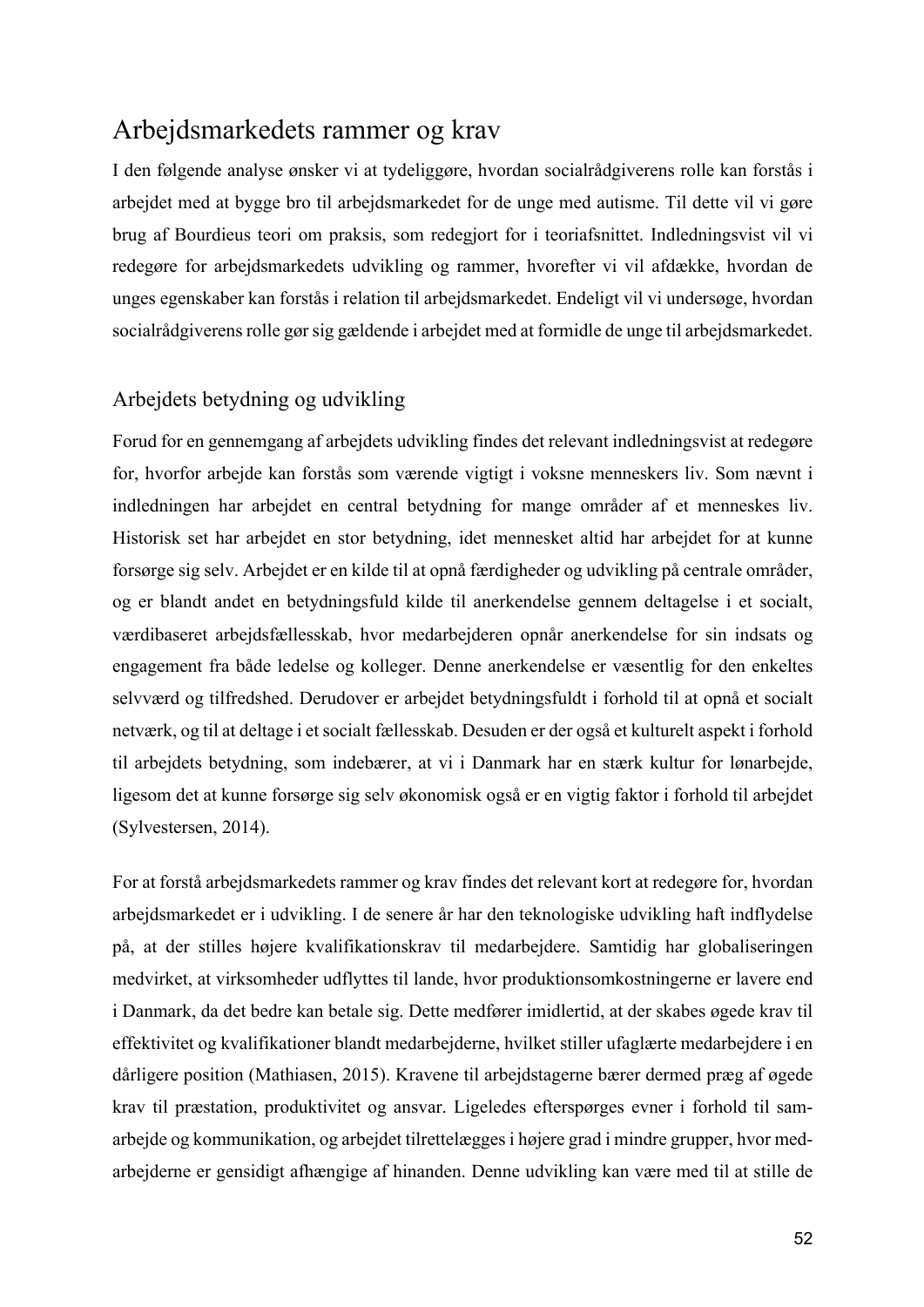# Arbejdsmarkedets rammer og krav

I den følgende analyse ønsker vi at tydeliggøre, hvordan socialrådgiverens rolle kan forstås i arbejdet med at bygge bro til arbejdsmarkedet for de unge med autisme. Til dette vil vi gøre brug af Bourdieus teori om praksis, som redegjort for i teoriafsnittet. Indledningsvist vil vi redegøre for arbejdsmarkedets udvikling og rammer, hvorefter vi vil afdække, hvordan de unges egenskaber kan forstås i relation til arbejdsmarkedet. Endeligt vil vi undersøge, hvordan socialrådgiverens rolle gør sig gældende i arbejdet med at formidle de unge til arbejdsmarkedet.

## Arbejdets betydning og udvikling

Forud for en gennemgang af arbejdets udvikling findes det relevant indledningsvist at redegøre for, hvorfor arbejde kan forstås som værende vigtigt i voksne menneskers liv. Som nævnt i indledningen har arbejdet en central betydning for mange områder af et menneskes liv. Historisk set har arbejdet en stor betydning, idet mennesket altid har arbejdet for at kunne forsørge sig selv. Arbejdet er en kilde til at opnå færdigheder og udvikling på centrale områder, og er blandt andet en betydningsfuld kilde til anerkendelse gennem deltagelse i et socialt, værdibaseret arbejdsfællesskab, hvor medarbejderen opnår anerkendelse for sin indsats og engagement fra både ledelse og kolleger. Denne anerkendelse er væsentlig for den enkeltes selvværd og tilfredshed. Derudover er arbejdet betydningsfuldt i forhold til at opnå et socialt netværk, og til at deltage i et socialt fællesskab. Desuden er der også et kulturelt aspekt i forhold til arbejdets betydning, som indebærer, at vi i Danmark har en stærk kultur for lønarbejde, ligesom det at kunne forsørge sig selv økonomisk også er en vigtig faktor i forhold til arbejdet (Sylvestersen, 2014).

For at forstå arbejdsmarkedets rammer og krav findes det relevant kort at redegøre for, hvordan arbejdsmarkedet er i udvikling. I de senere år har den teknologiske udvikling haft indflydelse på, at der stilles højere kvalifikationskrav til medarbejdere. Samtidig har globaliseringen medvirket, at virksomheder udflyttes til lande, hvor produktionsomkostningerne er lavere end i Danmark, da det bedre kan betale sig. Dette medfører imidlertid, at der skabes øgede krav til effektivitet og kvalifikationer blandt medarbejderne, hvilket stiller ufaglærte medarbejdere i en dårligere position (Mathiasen, 2015). Kravene til arbejdstagerne bærer dermed præg af øgede krav til præstation, produktivitet og ansvar. Ligeledes efterspørges evner i forhold til samarbejde og kommunikation, og arbejdet tilrettelægges i højere grad i mindre grupper, hvor medarbejderne er gensidigt afhængige af hinanden. Denne udvikling kan være med til at stille de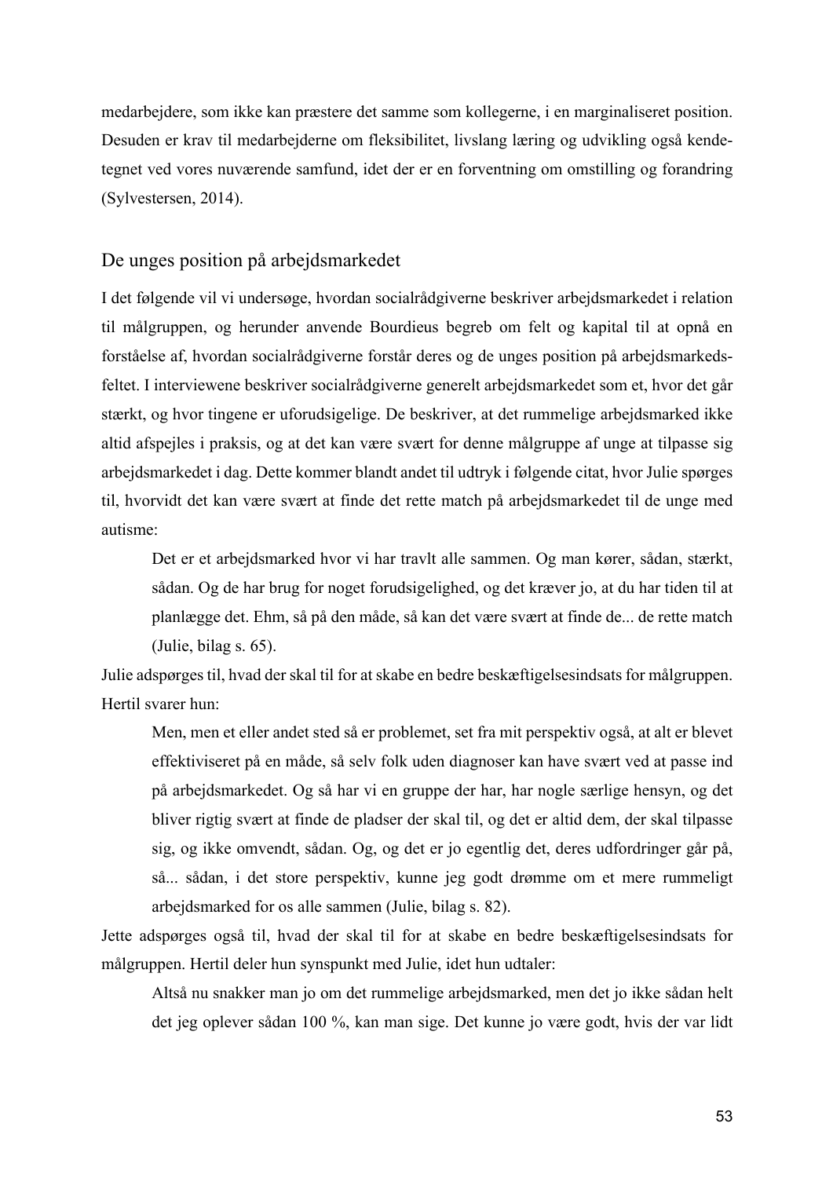medarbejdere, som ikke kan præstere det samme som kollegerne, i en marginaliseret position. Desuden er krav til medarbejderne om fleksibilitet, livslang læring og udvikling også kendetegnet ved vores nuværende samfund, idet der er en forventning om omstilling og forandring (Sylvestersen, 2014).

## De unges position på arbejdsmarkedet

I det følgende vil vi undersøge, hvordan socialrådgiverne beskriver arbejdsmarkedet i relation til målgruppen, og herunder anvende Bourdieus begreb om felt og kapital til at opnå en forståelse af, hvordan socialrådgiverne forstår deres og de unges position på arbejdsmarkedsfeltet. I interviewene beskriver socialrådgiverne generelt arbejdsmarkedet som et, hvor det går stærkt, og hvor tingene er uforudsigelige. De beskriver, at det rummelige arbejdsmarked ikke altid afspejles i praksis, og at det kan være svært for denne målgruppe af unge at tilpasse sig arbejdsmarkedet i dag. Dette kommer blandt andet til udtryk i følgende citat, hvor Julie spørges til, hvorvidt det kan være svært at finde det rette match på arbejdsmarkedet til de unge med autisme:

> Det er et arbejdsmarked hvor vi har travlt alle sammen. Og man kører, sådan, stærkt, sådan. Og de har brug for noget forudsigelighed, og det kræver jo, at du har tiden til at planlægge det. Ehm, så på den måde, så kan det være svært at finde de... de rette match (Julie, bilag s. 65).

Julie adspørges til, hvad der skal til for at skabe en bedre beskæftigelsesindsats for målgruppen. Hertil svarer hun:

> Men, men et eller andet sted så er problemet, set fra mit perspektiv også, at alt er blevet effektiviseret på en måde, så selv folk uden diagnoser kan have svært ved at passe ind på arbejdsmarkedet. Og så har vi en gruppe der har, har nogle særlige hensyn, og det bliver rigtig svært at finde de pladser der skal til, og det er altid dem, der skal tilpasse sig, og ikke omvendt, sådan. Og, og det er jo egentlig det, deres udfordringer går på, så... sådan, i det store perspektiv, kunne jeg godt drømme om et mere rummeligt arbejdsmarked for os alle sammen (Julie, bilag s. 82).

Jette adspørges også til, hvad der skal til for at skabe en bedre beskæftigelsesindsats for målgruppen. Hertil deler hun synspunkt med Julie, idet hun udtaler:

> Altså nu snakker man jo om det rummelige arbejdsmarked, men det jo ikke sådan helt det jeg oplever sådan 100 %, kan man sige. Det kunne jo være godt, hvis der var lidt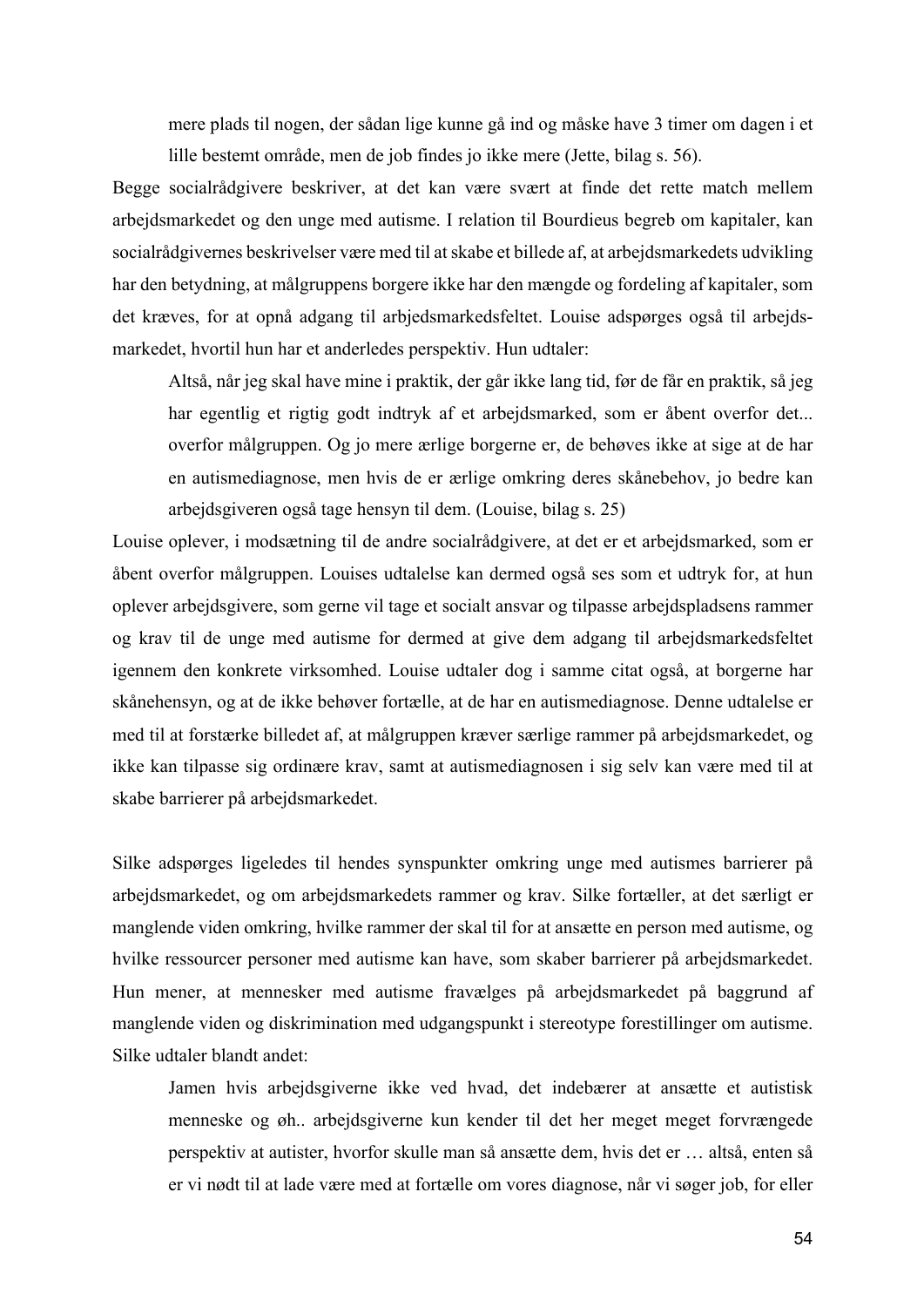> mere plads til nogen, der sådan lige kunne gå ind og måske have 3 timer om dagen i et lille bestemt område, men de job findes jo ikke mere (Jette, bilag s. 56).

Begge socialrådgivere beskriver, at det kan være svært at finde det rette match mellem arbejdsmarkedet og den unge med autisme. I relation til Bourdieus begreb om kapitaler, kan socialrådgivernes beskrivelser være med til at skabe et billede af, at arbejdsmarkedets udvikling har den betydning, at målgruppens borgere ikke har den mængde og fordeling af kapitaler, som det kræves, for at opnå adgang til arbjedsmarkedsfeltet. Louise adspørges også til arbejdsmarkedet, hvortil hun har et anderledes perspektiv. Hun udtaler:

> Altså, når jeg skal have mine i praktik, der går ikke lang tid, før de får en praktik, så jeg har egentlig et rigtig godt indtryk af et arbejdsmarked, som er åbent overfor det... overfor målgruppen. Og jo mere ærlige borgerne er, de behøves ikke at sige at de har en autismediagnose, men hvis de er ærlige omkring deres skånebehov, jo bedre kan arbejdsgiveren også tage hensyn til dem. (Louise, bilag s. 25)

Louise oplever, i modsætning til de andre socialrådgivere, at det er et arbejdsmarked, som er åbent overfor målgruppen. Louises udtalelse kan dermed også ses som et udtryk for, at hun oplever arbejdsgivere, som gerne vil tage et socialt ansvar og tilpasse arbejdspladsens rammer og krav til de unge med autisme for dermed at give dem adgang til arbejdsmarkedsfeltet igennem den konkrete virksomhed. Louise udtaler dog i samme citat også, at borgerne har skånehensyn, og at de ikke behøver fortælle, at de har en autismediagnose. Denne udtalelse er med til at forstærke billedet af, at målgruppen kræver særlige rammer på arbejdsmarkedet, og ikke kan tilpasse sig ordinære krav, samt at autismediagnosen i sig selv kan være med til at skabe barrierer på arbejdsmarkedet.

Silke adspørges ligeledes til hendes synspunkter omkring unge med autismes barrierer på arbejdsmarkedet, og om arbejdsmarkedets rammer og krav. Silke fortæller, at det særligt er manglende viden omkring, hvilke rammer der skal til for at ansætte en person med autisme, og hvilke ressourcer personer med autisme kan have, som skaber barrierer på arbejdsmarkedet. Hun mener, at mennesker med autisme fravælges på arbejdsmarkedet på baggrund af manglende viden og diskrimination med udgangspunkt i stereotype forestillinger om autisme. Silke udtaler blandt andet:

> Jamen hvis arbejdsgiverne ikke ved hvad, det indebærer at ansætte et autistisk menneske og øh.. arbejdsgiverne kun kender til det her meget meget forvrængede perspektiv at autister, hvorfor skulle man så ansætte dem, hvis det er … altså, enten så er vi nødt til at lade være med at fortælle om vores diagnose, når vi søger job, for eller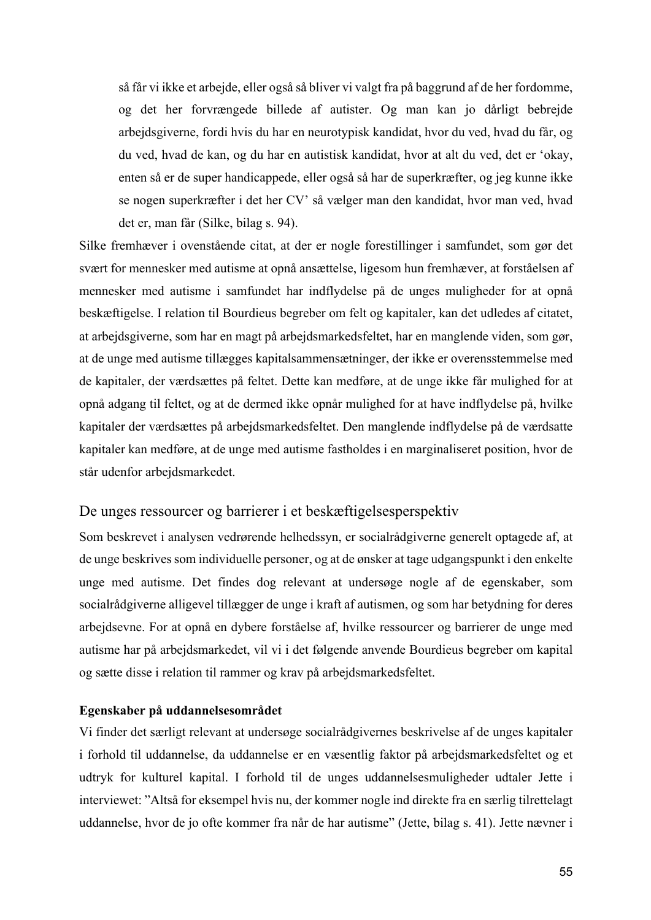> så får vi ikke et arbejde, eller også så bliver vi valgt fra på baggrund af de her fordomme, og det her forvrængede billede af autister. Og man kan jo dårligt bebrejde arbejdsgiverne, fordi hvis du har en neurotypisk kandidat, hvor du ved, hvad du får, og du ved, hvad de kan, og du har en autistisk kandidat, hvor at alt du ved, det er 'okay, enten så er de super handicappede, eller også så har de superkræfter, og jeg kunne ikke se nogen superkræfter i det her CV' så vælger man den kandidat, hvor man ved, hvad det er, man får (Silke, bilag s. 94).

Silke fremhæver i ovenstående citat, at der er nogle forestillinger i samfundet, som gør det svært for mennesker med autisme at opnå ansættelse, ligesom hun fremhæver, at forståelsen af mennesker med autisme i samfundet har indflydelse på de unges muligheder for at opnå beskæftigelse. I relation til Bourdieus begreber om felt og kapitaler, kan det udledes af citatet, at arbejdsgiverne, som har en magt på arbejdsmarkedsfeltet, har en manglende viden, som gør, at de unge med autisme tillægges kapitalsammensætninger, der ikke er overensstemmelse med de kapitaler, der værdsættes på feltet. Dette kan medføre, at de unge ikke får mulighed for at opnå adgang til feltet, og at de dermed ikke opnår mulighed for at have indflydelse på, hvilke kapitaler der værdsættes på arbejdsmarkedsfeltet. Den manglende indflydelse på de værdsatte kapitaler kan medføre, at de unge med autisme fastholdes i en marginaliseret position, hvor de står udenfor arbejdsmarkedet.

## De unges ressourcer og barrierer i et beskæftigelsesperspektiv

Som beskrevet i analysen vedrørende helhedssyn, er socialrådgiverne generelt optagede af, at de unge beskrives som individuelle personer, og at de ønsker at tage udgangspunkt i den enkelte unge med autisme. Det findes dog relevant at undersøge nogle af de egenskaber, som socialrådgiverne alligevel tillægger de unge i kraft af autismen, og som har betydning for deres arbejdsevne. For at opnå en dybere forståelse af, hvilke ressourcer og barrierer de unge med autisme har på arbejdsmarkedet, vil vi i det følgende anvende Bourdieus begreber om kapital og sætte disse i relation til rammer og krav på arbejdsmarkedsfeltet.

**Egenskaber på uddannelsesområdet**

Vi finder det særligt relevant at undersøge socialrådgivernes beskrivelse af de unges kapitaler i forhold til uddannelse, da uddannelse er en væsentlig faktor på arbejdsmarkedsfeltet og et udtryk for kulturel kapital. I forhold til de unges uddannelsesmuligheder udtaler Jette i interviewet: "Altså for eksempel hvis nu, der kommer nogle ind direkte fra en særlig tilrettelagt uddannelse, hvor de jo ofte kommer fra når de har autisme" (Jette, bilag s. 41). Jette nævner i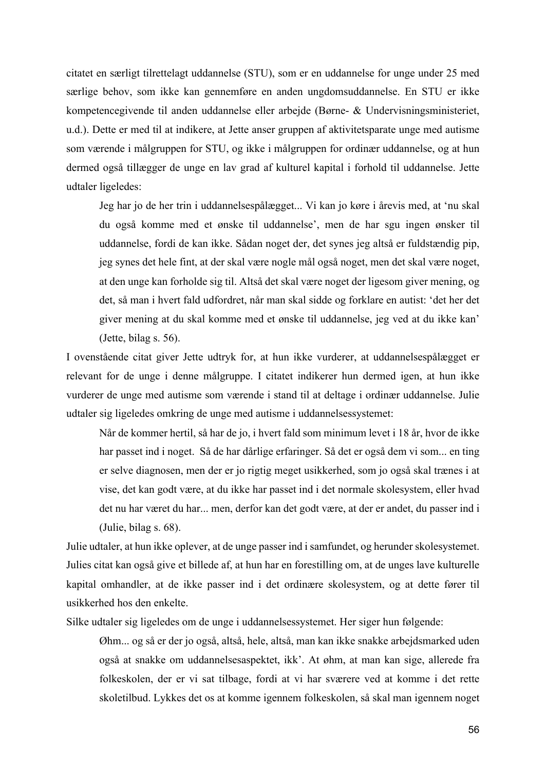citatet en særligt tilrettelagt uddannelse (STU), som er en uddannelse for unge under 25 med særlige behov, som ikke kan gennemføre en anden ungdomsuddannelse. En STU er ikke kompetencegivende til anden uddannelse eller arbejde (Børne- & Undervisningsministeriet, u.d.). Dette er med til at indikere, at Jette anser gruppen af aktivitetsparate unge med autisme som værende i målgruppen for STU, og ikke i målgruppen for ordinær uddannelse, og at hun dermed også tillægger de unge en lav grad af kulturel kapital i forhold til uddannelse. Jette udtaler ligeledes:

> Jeg har jo de her trin i uddannelsespålægget... Vi kan jo køre i årevis med, at 'nu skal du også komme med et ønske til uddannelse', men de har sgu ingen ønsker til uddannelse, fordi de kan ikke. Sådan noget der, det synes jeg altså er fuldstændig pip, jeg synes det hele fint, at der skal være nogle mål også noget, men det skal være noget, at den unge kan forholde sig til. Altså det skal være noget der ligesom giver mening, og det, så man i hvert fald udfordret, når man skal sidde og forklare en autist: 'det her det giver mening at du skal komme med et ønske til uddannelse, jeg ved at du ikke kan' (Jette, bilag s. 56).

I ovenstående citat giver Jette udtryk for, at hun ikke vurderer, at uddannelsespålægget er relevant for de unge i denne målgruppe. I citatet indikerer hun dermed igen, at hun ikke vurderer de unge med autisme som værende i stand til at deltage i ordinær uddannelse. Julie udtaler sig ligeledes omkring de unge med autisme i uddannelsessystemet:

> Når de kommer hertil, så har de jo, i hvert fald som minimum levet i 18 år, hvor de ikke har passet ind i noget. Så de har dårlige erfaringer. Så det er også dem vi som... en ting er selve diagnosen, men der er jo rigtig meget usikkerhed, som jo også skal trænes i at vise, det kan godt være, at du ikke har passet ind i det normale skolesystem, eller hvad det nu har været du har... men, derfor kan det godt være, at der er andet, du passer ind i (Julie, bilag s. 68).

Julie udtaler, at hun ikke oplever, at de unge passer ind i samfundet, og herunder skolesystemet. Julies citat kan også give et billede af, at hun har en forestilling om, at de unges lave kulturelle kapital omhandler, at de ikke passer ind i det ordinære skolesystem, og at dette fører til usikkerhed hos den enkelte.

Silke udtaler sig ligeledes om de unge i uddannelsessystemet. Her siger hun følgende:

> Øhm... og så er der jo også, altså, hele, altså, man kan ikke snakke arbejdsmarked uden også at snakke om uddannelsesaspektet, ikk'. At øhm, at man kan sige, allerede fra folkeskolen, der er vi sat tilbage, fordi at vi har sværere ved at komme i det rette skoletilbud. Lykkes det os at komme igennem folkeskolen, så skal man igennem noget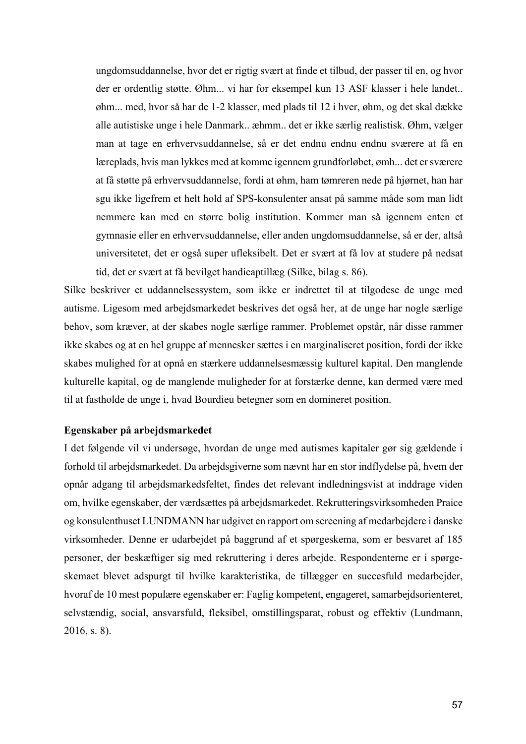> ungdomsuddannelse, hvor det er rigtig svært at finde et tilbud, der passer til en, og hvor der er ordentlig støtte. Øhm... vi har for eksempel kun 13 ASF klasser i hele landet.. øhm... med, hvor så har de 1-2 klasser, med plads til 12 i hver, øhm, og det skal dække alle autistiske unge i hele Danmark.. æhmm.. det er ikke særlig realistisk. Øhm, vælger man at tage en erhvervsuddannelse, så er det endnu endnu endnu sværere at få en læreplads, hvis man lykkes med at komme igennem grundforløbet, ømh... det er sværere at få støtte på erhvervsuddannelse, fordi at øhm, ham tømreren nede på hjørnet, han har sgu ikke ligefrem et helt hold af SPS-konsulenter ansat på samme måde som man lidt nemmere kan med en større bolig institution. Kommer man så igennem enten et gymnasie eller en erhvervsuddannelse, eller anden ungdomsuddannelse, så er der, altså universitetet, det er også super ufleksibelt. Det er svært at få lov at studere på nedsat tid, det er svært at få bevilget handicaptillæg (Silke, bilag s. 86).

Silke beskriver et uddannelsessystem, som ikke er indrettet til at tilgodese de unge med autisme. Ligesom med arbejdsmarkedet beskrives det også her, at de unge har nogle særlige behov, som kræver, at der skabes nogle særlige rammer. Problemet opstår, når disse rammer ikke skabes og at en hel gruppe af mennesker sættes i en marginaliseret position, fordi der ikke skabes mulighed for at opnå en stærkere uddannelsesmæssig kulturel kapital. Den manglende kulturelle kapital, og de manglende muligheder for at forstærke denne, kan dermed være med til at fastholde de unge i, hvad Bourdieu betegner som en domineret position.

**Egenskaber på arbejdsmarkedet**

I det følgende vil vi undersøge, hvordan de unge med autismes kapitaler gør sig gældende i forhold til arbejdsmarkedet. Da arbejdsgiverne som nævnt har en stor indflydelse på, hvem der opnår adgang til arbejdsmarkedsfeltet, findes det relevant indledningsvist at inddrage viden om, hvilke egenskaber, der værdsættes på arbejdsmarkedet. Rekrutteringsvirksomheden Praice og konsulenthuset LUNDMANN har udgivet en rapport om screening af medarbejdere i danske virksomheder. Denne er udarbejdet på baggrund af et spørgeskema, som er besvaret af 185 personer, der beskæftiger sig med rekruttering i deres arbejde. Respondenterne er i spørgeskemaet blevet adspurgt til hvilke karakteristika, de tillægger en succesfuld medarbejder, hvoraf de 10 mest populære egenskaber er: Faglig kompetent, engageret, samarbejdsorienteret, selvstændig, social, ansvarsfuld, fleksibel, omstillingsparat, robust og effektiv (Lundmann, 2016, s. 8).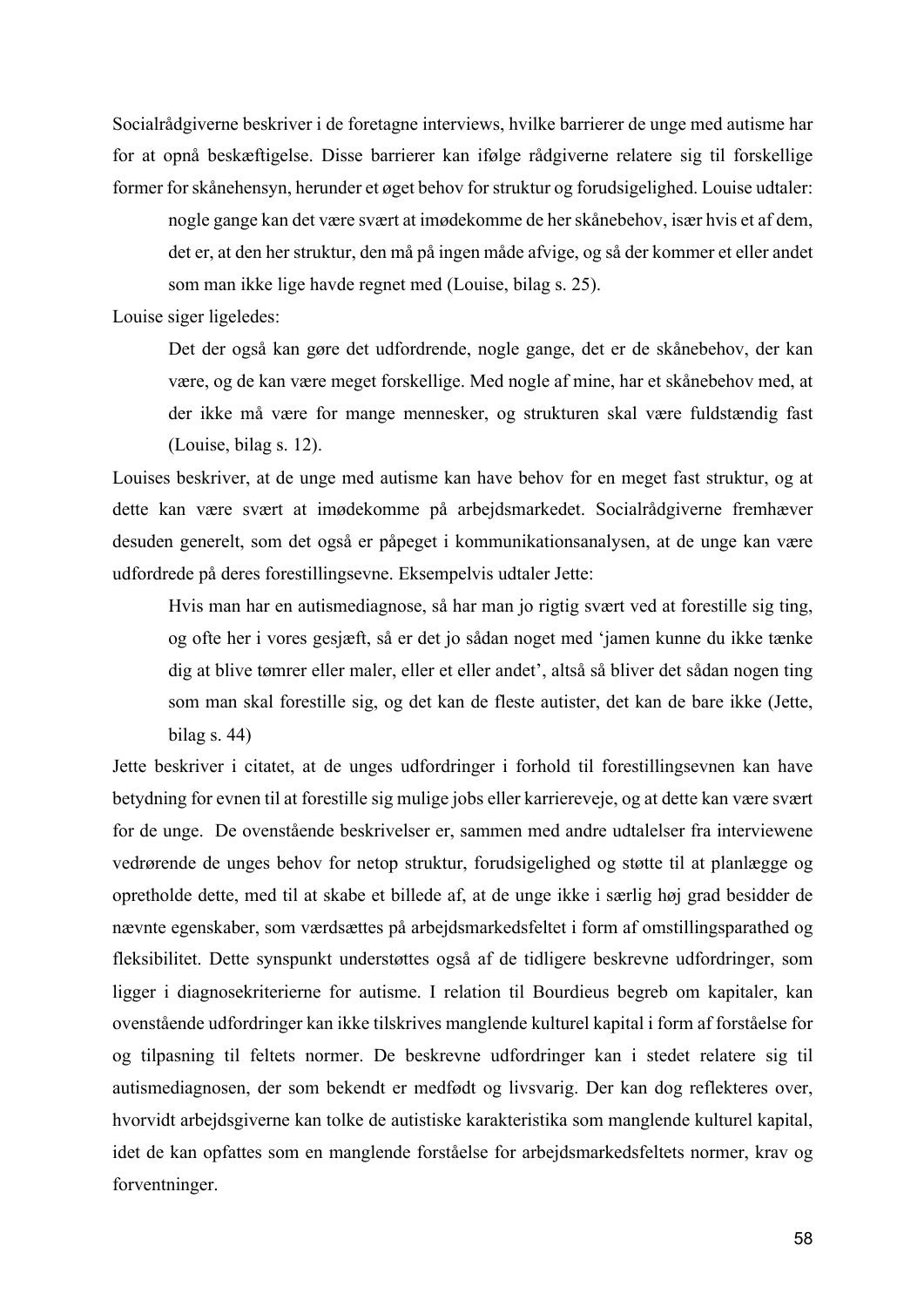Socialrådgiverne beskriver i de foretagne interviews, hvilke barrierer de unge med autisme har for at opnå beskæftigelse. Disse barrierer kan ifølge rådgiverne relatere sig til forskellige former for skånehensyn, herunder et øget behov for struktur og forudsigelighed. Louise udtaler:

> nogle gange kan det være svært at imødekomme de her skånebehov, især hvis et af dem, det er, at den her struktur, den må på ingen måde afvige, og så der kommer et eller andet som man ikke lige havde regnet med (Louise, bilag s. 25).

Louise siger ligeledes:

> Det der også kan gøre det udfordrende, nogle gange, det er de skånebehov, der kan være, og de kan være meget forskellige. Med nogle af mine, har et skånebehov med, at der ikke må være for mange mennesker, og strukturen skal være fuldstændig fast (Louise, bilag s. 12).

Louises beskriver, at de unge med autisme kan have behov for en meget fast struktur, og at dette kan være svært at imødekomme på arbejdsmarkedet. Socialrådgiverne fremhæver desuden generelt, som det også er påpeget i kommunikationsanalysen, at de unge kan være udfordrede på deres forestillingsevne. Eksempelvis udtaler Jette:

> Hvis man har en autismediagnose, så har man jo rigtig svært ved at forestille sig ting, og ofte her i vores gesjæft, så er det jo sådan noget med 'jamen kunne du ikke tænke dig at blive tømrer eller maler, eller et eller andet', altså så bliver det sådan nogen ting som man skal forestille sig, og det kan de fleste autister, det kan de bare ikke (Jette, bilag s. 44)

Jette beskriver i citatet, at de unges udfordringer i forhold til forestillingsevnen kan have betydning for evnen til at forestille sig mulige jobs eller karriereveje, og at dette kan være svært for de unge. De ovenstående beskrivelser er, sammen med andre udtalelser fra interviewene vedrørende de unges behov for netop struktur, forudsigelighed og støtte til at planlægge og opretholde dette, med til at skabe et billede af, at de unge ikke i særlig høj grad besidder de nævnte egenskaber, som værdsættes på arbejdsmarkedsfeltet i form af omstillingsparathed og fleksibilitet. Dette synspunkt understøttes også af de tidligere beskrevne udfordringer, som ligger i diagnosekriterierne for autisme. I relation til Bourdieus begreb om kapitaler, kan ovenstående udfordringer kan ikke tilskrives manglende kulturel kapital i form af forståelse for og tilpasning til feltets normer. De beskrevne udfordringer kan i stedet relatere sig til autismediagnosen, der som bekendt er medfødt og livsvarig. Der kan dog reflekteres over, hvorvidt arbejdsgiverne kan tolke de autistiske karakteristika som manglende kulturel kapital, idet de kan opfattes som en manglende forståelse for arbejdsmarkedsfeltets normer, krav og forventninger.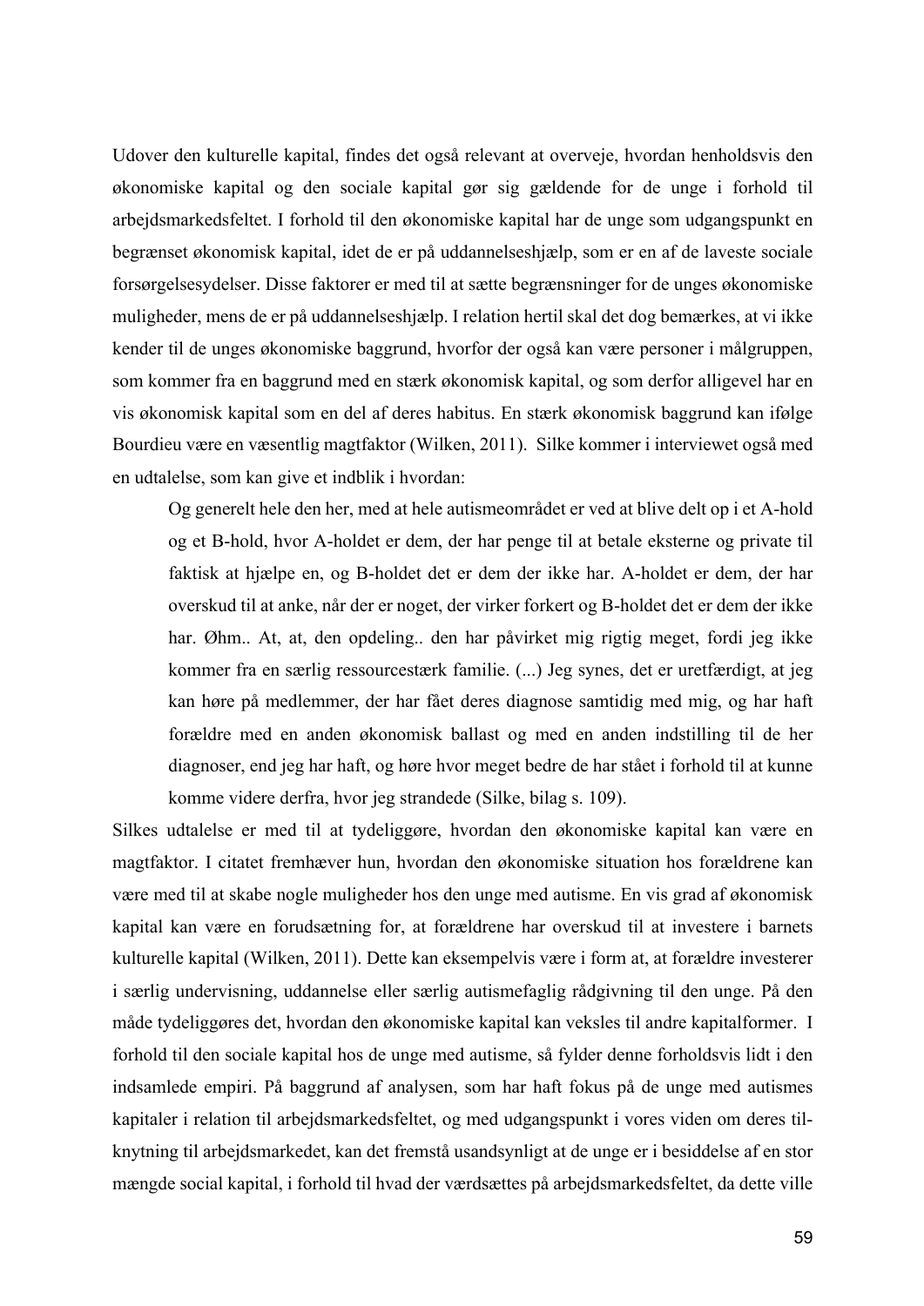Udover den kulturelle kapital, findes det også relevant at overveje, hvordan henholdsvis den økonomiske kapital og den sociale kapital gør sig gældende for de unge i forhold til arbejdsmarkedsfeltet. I forhold til den økonomiske kapital har de unge som udgangspunkt en begrænset økonomisk kapital, idet de er på uddannelseshjælp, som er en af de laveste sociale forsørgelsesydelser. Disse faktorer er med til at sætte begrænsninger for de unges økonomiske muligheder, mens de er på uddannelseshjælp. I relation hertil skal det dog bemærkes, at vi ikke kender til de unges økonomiske baggrund, hvorfor der også kan være personer i målgruppen, som kommer fra en baggrund med en stærk økonomisk kapital, og som derfor alligevel har en vis økonomisk kapital som en del af deres habitus. En stærk økonomisk baggrund kan ifølge Bourdieu være en væsentlig magtfaktor (Wilken, 2011). Silke kommer i interviewet også med en udtalelse, som kan give et indblik i hvordan:

> Og generelt hele den her, med at hele autismeområdet er ved at blive delt op i et A-hold og et B-hold, hvor A-holdet er dem, der har penge til at betale eksterne og private til faktisk at hjælpe en, og B-holdet det er dem der ikke har. A-holdet er dem, der har overskud til at anke, når der er noget, der virker forkert og B-holdet det er dem der ikke har. Øhm.. At, at, den opdeling.. den har påvirket mig rigtig meget, fordi jeg ikke kommer fra en særlig ressourcestærk familie. (...) Jeg synes, det er uretfærdigt, at jeg kan høre på medlemmer, der har fået deres diagnose samtidig med mig, og har haft forældre med en anden økonomisk ballast og med en anden indstilling til de her diagnoser, end jeg har haft, og høre hvor meget bedre de har stået i forhold til at kunne komme videre derfra, hvor jeg strandede (Silke, bilag s. 109).

Silkes udtalelse er med til at tydeliggøre, hvordan den økonomiske kapital kan være en magtfaktor. I citatet fremhæver hun, hvordan den økonomiske situation hos forældrene kan være med til at skabe nogle muligheder hos den unge med autisme. En vis grad af økonomisk kapital kan være en forudsætning for, at forældrene har overskud til at investere i barnets kulturelle kapital (Wilken, 2011). Dette kan eksempelvis være i form at, at forældre investerer i særlig undervisning, uddannelse eller særlig autismefaglig rådgivning til den unge. På den måde tydeliggøres det, hvordan den økonomiske kapital kan veksles til andre kapitalformer. I forhold til den sociale kapital hos de unge med autisme, så fylder denne forholdsvis lidt i den indsamlede empiri. På baggrund af analysen, som har haft fokus på de unge med autismes kapitaler i relation til arbejdsmarkedsfeltet, og med udgangspunkt i vores viden om deres tilknytning til arbejdsmarkedet, kan det fremstå usandsynligt at de unge er i besiddelse af en stor mængde social kapital, i forhold til hvad der værdsættes på arbejdsmarkedsfeltet, da dette ville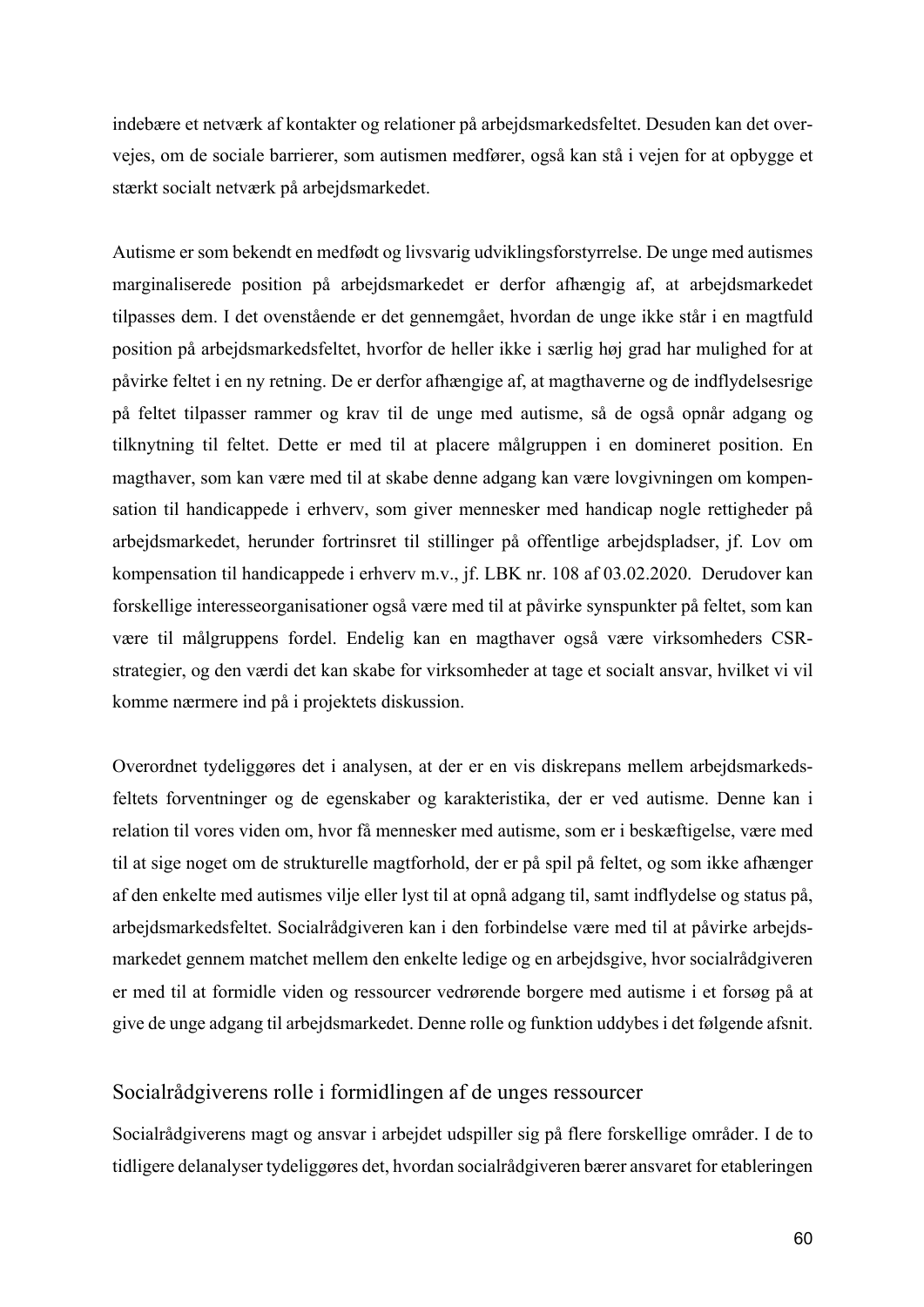indebære et netværk af kontakter og relationer på arbejdsmarkedsfeltet. Desuden kan det overvejes, om de sociale barrierer, som autismen medfører, også kan stå i vejen for at opbygge et stærkt socialt netværk på arbejdsmarkedet.

Autisme er som bekendt en medfødt og livsvarig udviklingsforstyrrelse. De unge med autismes marginaliserede position på arbejdsmarkedet er derfor afhængig af, at arbejdsmarkedet tilpasses dem. I det ovenstående er det gennemgået, hvordan de unge ikke står i en magtfuld position på arbejdsmarkedsfeltet, hvorfor de heller ikke i særlig høj grad har mulighed for at påvirke feltet i en ny retning. De er derfor afhængige af, at magthaverne og de indflydelsesrige på feltet tilpasser rammer og krav til de unge med autisme, så de også opnår adgang og tilknytning til feltet. Dette er med til at placere målgruppen i en domineret position. En magthaver, som kan være med til at skabe denne adgang kan være lovgivningen om kompensation til handicappede i erhverv, som giver mennesker med handicap nogle rettigheder på arbejdsmarkedet, herunder fortrinsret til stillinger på offentlige arbejdspladser, jf. Lov om kompensation til handicappede i erhverv m.v., jf. LBK nr. 108 af 03.02.2020. Derudover kan forskellige interesseorganisationer også være med til at påvirke synspunkter på feltet, som kan være til målgruppens fordel. Endelig kan en magthaver også være virksomheders CSR-strategier, og den værdi det kan skabe for virksomheder at tage et socialt ansvar, hvilket vi vil komme nærmere ind på i projektets diskussion.

Overordnet tydeliggøres det i analysen, at der er en vis diskrepans mellem arbejdsmarkedsfeltets forventninger og de egenskaber og karakteristika, der er ved autisme. Denne kan i relation til vores viden om, hvor få mennesker med autisme, som er i beskæftigelse, være med til at sige noget om de strukturelle magtforhold, der er på spil på feltet, og som ikke afhænger af den enkelte med autismes vilje eller lyst til at opnå adgang til, samt indflydelse og status på, arbejdsmarkedsfeltet. Socialrådgiveren kan i den forbindelse være med til at påvirke arbejdsmarkedet gennem matchet mellem den enkelte ledige og en arbejdsgive, hvor socialrådgiveren er med til at formidle viden og ressourcer vedrørende borgere med autisme i et forsøg på at give de unge adgang til arbejdsmarkedet. Denne rolle og funktion uddybes i det følgende afsnit.

## Socialrådgiverens rolle i formidlingen af de unges ressourcer

Socialrådgiverens magt og ansvar i arbejdet udspiller sig på flere forskellige områder. I de to tidligere delanalyser tydeliggøres det, hvordan socialrådgiveren bærer ansvaret for etableringen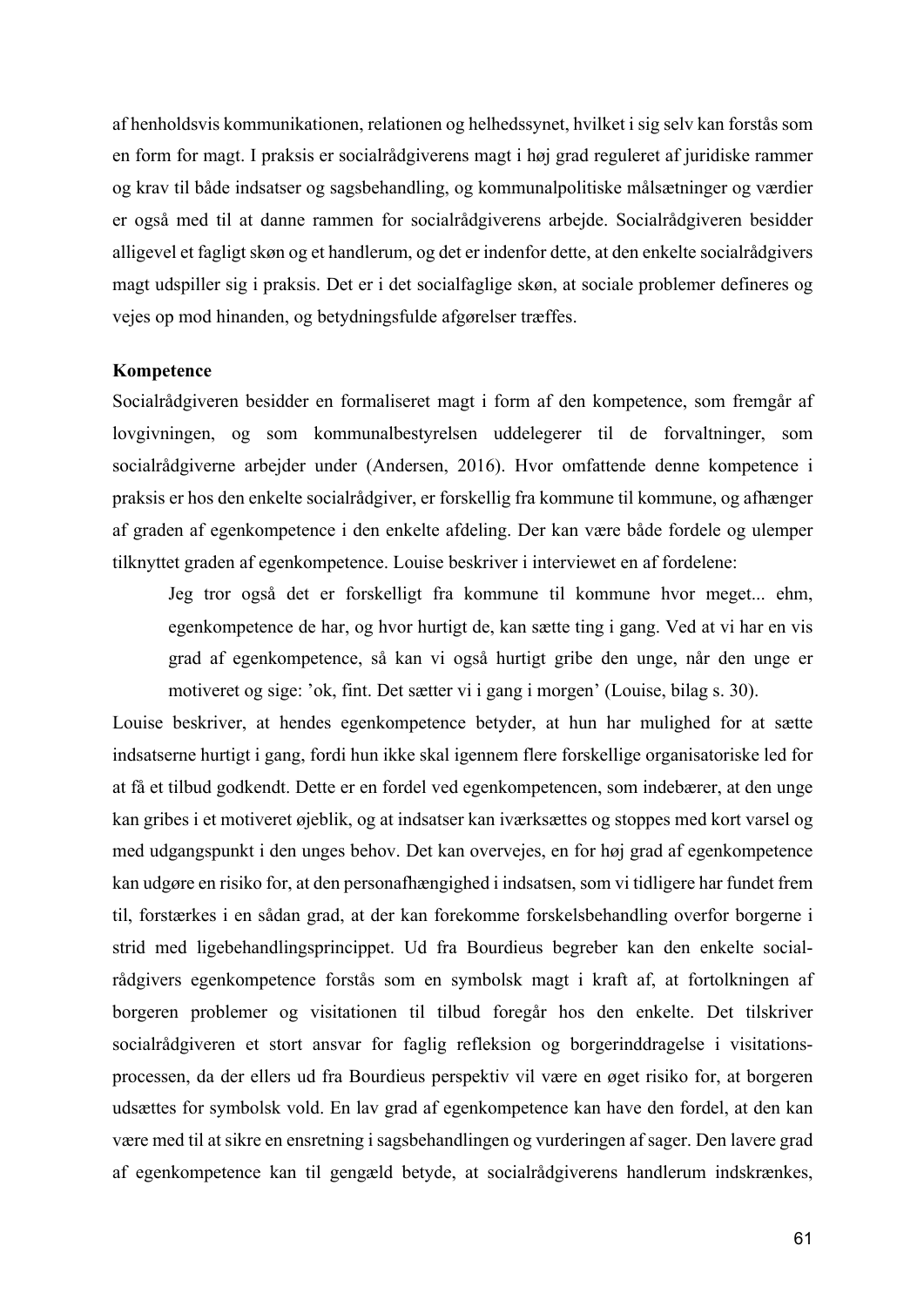af henholdsvis kommunikationen, relationen og helhedssynet, hvilket i sig selv kan forstås som en form for magt. I praksis er socialrådgiverens magt i høj grad reguleret af juridiske rammer og krav til både indsatser og sagsbehandling, og kommunalpolitiske målsætninger og værdier er også med til at danne rammen for socialrådgiverens arbejde. Socialrådgiveren besidder alligevel et fagligt skøn og et handlerum, og det er indenfor dette, at den enkelte socialrådgivers magt udspiller sig i praksis. Det er i det socialfaglige skøn, at sociale problemer defineres og vejes op mod hinanden, og betydningsfulde afgørelser træffes.

**Kompetence**

Socialrådgiveren besidder en formaliseret magt i form af den kompetence, som fremgår af lovgivningen, og som kommunalbestyrelsen uddelegerer til de forvaltninger, som socialrådgiverne arbejder under (Andersen, 2016). Hvor omfattende denne kompetence i praksis er hos den enkelte socialrådgiver, er forskellig fra kommune til kommune, og afhænger af graden af egenkompetence i den enkelte afdeling. Der kan være både fordele og ulemper tilknyttet graden af egenkompetence. Louise beskriver i interviewet en af fordelene:

> Jeg tror også det er forskelligt fra kommune til kommune hvor meget... ehm, egenkompetence de har, og hvor hurtigt de, kan sætte ting i gang. Ved at vi har en vis grad af egenkompetence, så kan vi også hurtigt gribe den unge, når den unge er motiveret og sige: 'ok, fint. Det sætter vi i gang i morgen' (Louise, bilag s. 30).

Louise beskriver, at hendes egenkompetence betyder, at hun har mulighed for at sætte indsatserne hurtigt i gang, fordi hun ikke skal igennem flere forskellige organisatoriske led for at få et tilbud godkendt. Dette er en fordel ved egenkompetencen, som indebærer, at den unge kan gribes i et motiveret øjeblik, og at indsatser kan iværksættes og stoppes med kort varsel og med udgangspunkt i den unges behov. Det kan overvejes, en for høj grad af egenkompetence kan udgøre en risiko for, at den personafhængighed i indsatsen, som vi tidligere har fundet frem til, forstærkes i en sådan grad, at der kan forekomme forskelsbehandling overfor borgerne i strid med ligebehandlingsprincippet. Ud fra Bourdieus begreber kan den enkelte socialrådgivers egenkompetence forstås som en symbolsk magt i kraft af, at fortolkningen af borgeren problemer og visitationen til tilbud foregår hos den enkelte. Det tilskriver socialrådgiveren et stort ansvar for faglig refleksion og borgerinddragelse i visitationsprocessen, da der ellers ud fra Bourdieus perspektiv vil være en øget risiko for, at borgeren udsættes for symbolsk vold. En lav grad af egenkompetence kan have den fordel, at den kan være med til at sikre en ensretning i sagsbehandlingen og vurderingen af sager. Den lavere grad af egenkompetence kan til gengæld betyde, at socialrådgiverens handlerum indskrænkes,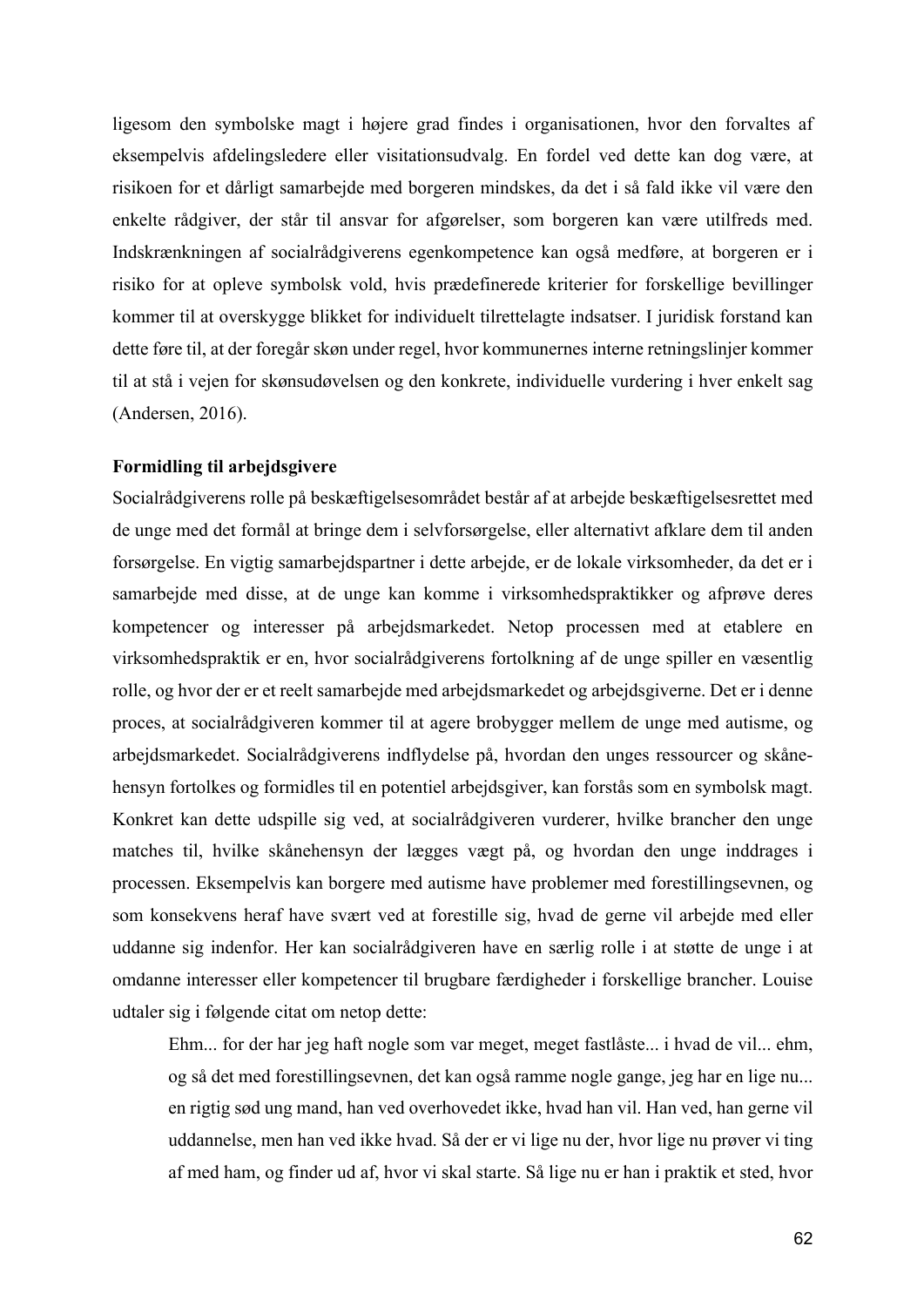ligesom den symbolske magt i højere grad findes i organisationen, hvor den forvaltes af eksempelvis afdelingsledere eller visitationsudvalg. En fordel ved dette kan dog være, at risikoen for et dårligt samarbejde med borgeren mindskes, da det i så fald ikke vil være den enkelte rådgiver, der står til ansvar for afgørelser, som borgeren kan være utilfreds med. Indskrænkningen af socialrådgiverens egenkompetence kan også medføre, at borgeren er i risiko for at opleve symbolsk vold, hvis prædefinerede kriterier for forskellige bevillinger kommer til at overskygge blikket for individuelt tilrettelagte indsatser. I juridisk forstand kan dette føre til, at der foregår skøn under regel, hvor kommunernes interne retningslinjer kommer til at stå i vejen for skønsudøvelsen og den konkrete, individuelle vurdering i hver enkelt sag (Andersen, 2016).

**Formidling til arbejdsgivere**

Socialrådgiverens rolle på beskæftigelsesområdet består af at arbejde beskæftigelsesrettet med de unge med det formål at bringe dem i selvforsørgelse, eller alternativt afklare dem til anden forsørgelse. En vigtig samarbejdspartner i dette arbejde, er de lokale virksomheder, da det er i samarbejde med disse, at de unge kan komme i virksomhedspraktikker og afprøve deres kompetencer og interesser på arbejdsmarkedet. Netop processen med at etablere en virksomhedspraktik er en, hvor socialrådgiverens fortolkning af de unge spiller en væsentlig rolle, og hvor der er et reelt samarbejde med arbejdsmarkedet og arbejdsgiverne. Det er i denne proces, at socialrådgiveren kommer til at agere brobygger mellem de unge med autisme, og arbejdsmarkedet. Socialrådgiverens indflydelse på, hvordan den unges ressourcer og skånehensyn fortolkes og formidles til en potentiel arbejdsgiver, kan forstås som en symbolsk magt. Konkret kan dette udspille sig ved, at socialrådgiveren vurderer, hvilke brancher den unge matches til, hvilke skånehensyn der lægges vægt på, og hvordan den unge inddrages i processen. Eksempelvis kan borgere med autisme have problemer med forestillingsevnen, og som konsekvens heraf have svært ved at forestille sig, hvad de gerne vil arbejde med eller uddanne sig indenfor. Her kan socialrådgiveren have en særlig rolle i at støtte de unge i at omdanne interesser eller kompetencer til brugbare færdigheder i forskellige brancher. Louise udtaler sig i følgende citat om netop dette:

> Ehm... for der har jeg haft nogle som var meget, meget fastlåste... i hvad de vil... ehm, og så det med forestillingsevnen, det kan også ramme nogle gange, jeg har en lige nu... en rigtig sød ung mand, han ved overhovedet ikke, hvad han vil. Han ved, han gerne vil uddannelse, men han ved ikke hvad. Så der er vi lige nu der, hvor lige nu prøver vi ting af med ham, og finder ud af, hvor vi skal starte. Så lige nu er han i praktik et sted, hvor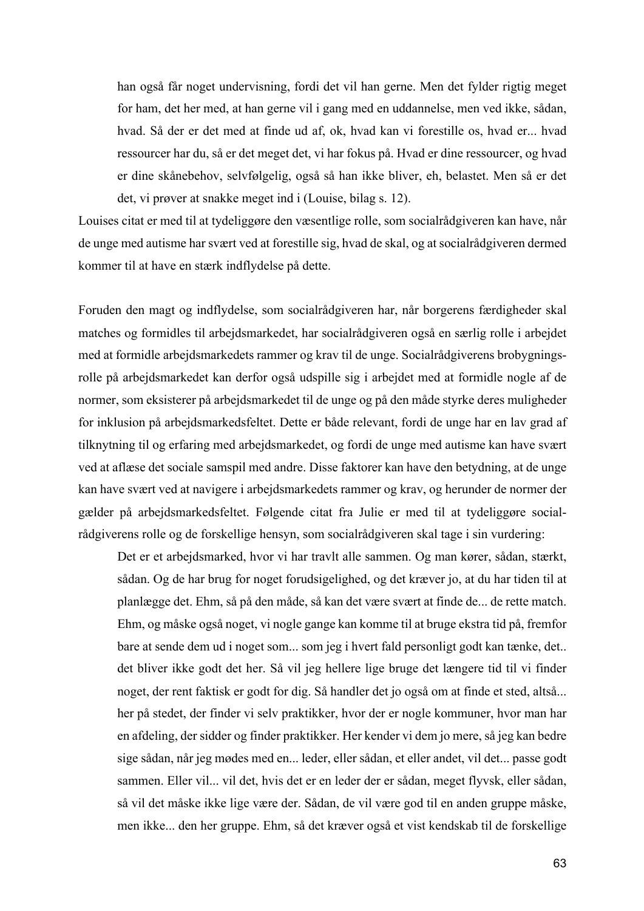> han også får noget undervisning, fordi det vil han gerne. Men det fylder rigtig meget for ham, det her med, at han gerne vil i gang med en uddannelse, men ved ikke, sådan, hvad. Så der er det med at finde ud af, ok, hvad kan vi forestille os, hvad er... hvad ressourcer har du, så er det meget det, vi har fokus på. Hvad er dine ressourcer, og hvad er dine skånebehov, selvfølgelig, også så han ikke bliver, eh, belastet. Men så er det det, vi prøver at snakke meget ind i (Louise, bilag s. 12).

Louises citat er med til at tydeliggøre den væsentlige rolle, som socialrådgiveren kan have, når de unge med autisme har svært ved at forestille sig, hvad de skal, og at socialrådgiveren dermed kommer til at have en stærk indflydelse på dette.

Foruden den magt og indflydelse, som socialrådgiveren har, når borgerens færdigheder skal matches og formidles til arbejdsmarkedet, har socialrådgiveren også en særlig rolle i arbejdet med at formidle arbejdsmarkedets rammer og krav til de unge. Socialrådgiverens brobygningsrolle på arbejdsmarkedet kan derfor også udspille sig i arbejdet med at formidle nogle af de normer, som eksisterer på arbejdsmarkedet til de unge og på den måde styrke deres muligheder for inklusion på arbejdsmarkedsfeltet. Dette er både relevant, fordi de unge har en lav grad af tilknytning til og erfaring med arbejdsmarkedet, og fordi de unge med autisme kan have svært ved at aflæse det sociale samspil med andre. Disse faktorer kan have den betydning, at de unge kan have svært ved at navigere i arbejdsmarkedets rammer og krav, og herunder de normer der gælder på arbejdsmarkedsfeltet. Følgende citat fra Julie er med til at tydeliggøre socialrådgiverens rolle og de forskellige hensyn, som socialrådgiveren skal tage i sin vurdering:

> Det er et arbejdsmarked, hvor vi har travlt alle sammen. Og man kører, sådan, stærkt, sådan. Og de har brug for noget forudsigelighed, og det kræver jo, at du har tiden til at planlægge det. Ehm, så på den måde, så kan det være svært at finde de... de rette match. Ehm, og måske også noget, vi nogle gange kan komme til at bruge ekstra tid på, fremfor bare at sende dem ud i noget som... som jeg i hvert fald personligt godt kan tænke, det.. det bliver ikke godt det her. Så vil jeg hellere lige bruge det længere tid til vi finder noget, der rent faktisk er godt for dig. Så handler det jo også om at finde et sted, altså... her på stedet, der finder vi selv praktikker, hvor der er nogle kommuner, hvor man har en afdeling, der sidder og finder praktikker. Her kender vi dem jo mere, så jeg kan bedre sige sådan, når jeg mødes med en... leder, eller sådan, et eller andet, vil det... passe godt sammen. Eller vil... vil det, hvis det er en leder der er sådan, meget flyvsk, eller sådan, så vil det måske ikke lige være der. Sådan, de vil være god til en anden gruppe måske, men ikke... den her gruppe. Ehm, så det kræver også et vist kendskab til de forskellige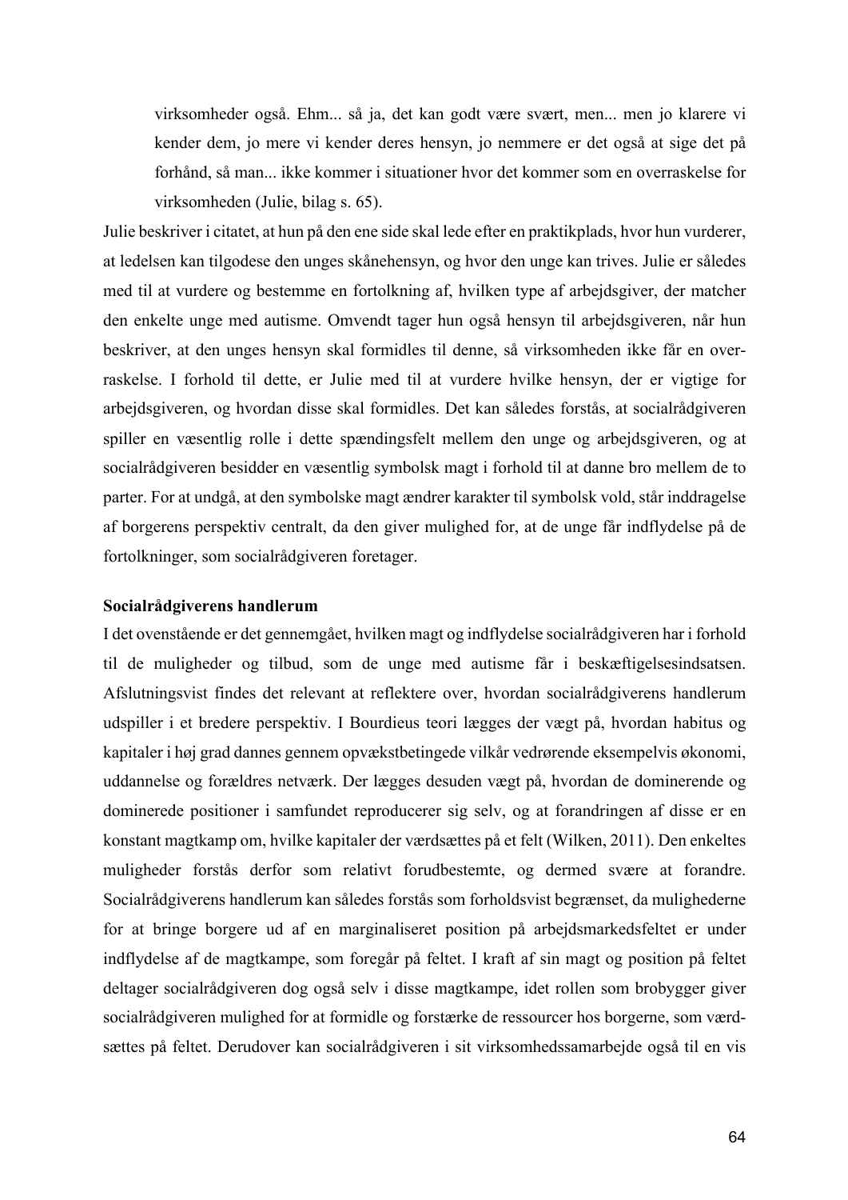> virksomheder også. Ehm... så ja, det kan godt være svært, men... men jo klarere vi kender dem, jo mere vi kender deres hensyn, jo nemmere er det også at sige det på forhånd, så man... ikke kommer i situationer hvor det kommer som en overraskelse for virksomheden (Julie, bilag s. 65).

Julie beskriver i citatet, at hun på den ene side skal lede efter en praktikplads, hvor hun vurderer, at ledelsen kan tilgodese den unges skånehensyn, og hvor den unge kan trives. Julie er således med til at vurdere og bestemme en fortolkning af, hvilken type af arbejdsgiver, der matcher den enkelte unge med autisme. Omvendt tager hun også hensyn til arbejdsgiveren, når hun beskriver, at den unges hensyn skal formidles til denne, så virksomheden ikke får en overraskelse. I forhold til dette, er Julie med til at vurdere hvilke hensyn, der er vigtige for arbejdsgiveren, og hvordan disse skal formidles. Det kan således forstås, at socialrådgiveren spiller en væsentlig rolle i dette spændingsfelt mellem den unge og arbejdsgiveren, og at socialrådgiveren besidder en væsentlig symbolsk magt i forhold til at danne bro mellem de to parter. For at undgå, at den symbolske magt ændrer karakter til symbolsk vold, står inddragelse af borgerens perspektiv centralt, da den giver mulighed for, at de unge får indflydelse på de fortolkninger, som socialrådgiveren foretager.

**Socialrådgiverens handlerum**

I det ovenstående er det gennemgået, hvilken magt og indflydelse socialrådgiveren har i forhold til de muligheder og tilbud, som de unge med autisme får i beskæftigelsesindsatsen. Afslutningsvist findes det relevant at reflektere over, hvordan socialrådgiverens handlerum udspiller i et bredere perspektiv. I Bourdieus teori lægges der vægt på, hvordan habitus og kapitaler i høj grad dannes gennem opvækstbetingede vilkår vedrørende eksempelvis økonomi, uddannelse og forældres netværk. Der lægges desuden vægt på, hvordan de dominerende og dominerede positioner i samfundet reproducerer sig selv, og at forandringen af disse er en konstant magtkamp om, hvilke kapitaler der værdsættes på et felt (Wilken, 2011). Den enkeltes muligheder forstås derfor som relativt forudbestemte, og dermed svære at forandre. Socialrådgiverens handlerum kan således forstås som forholdsvist begrænset, da mulighederne for at bringe borgere ud af en marginaliseret position på arbejdsmarkedsfeltet er under indflydelse af de magtkampe, som foregår på feltet. I kraft af sin magt og position på feltet deltager socialrådgiveren dog også selv i disse magtkampe, idet rollen som brobygger giver socialrådgiveren mulighed for at formidle og forstærke de ressourcer hos borgerne, som værdsættes på feltet. Derudover kan socialrådgiveren i sit virksomhedssamarbejde også til en vis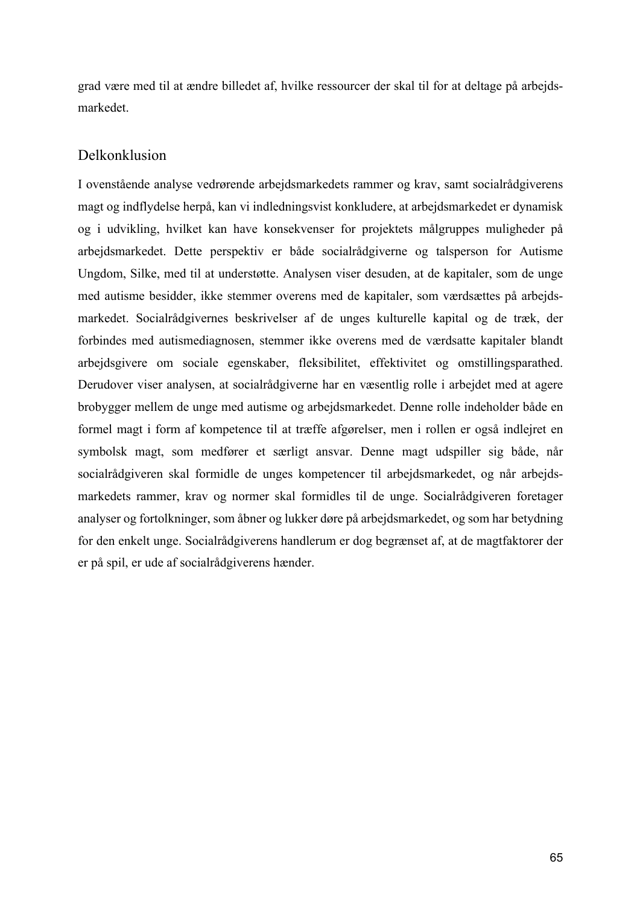grad være med til at ændre billedet af, hvilke ressourcer der skal til for at deltage på arbejdsmarkedet.

## Delkonklusion

I ovenstående analyse vedrørende arbejdsmarkedets rammer og krav, samt socialrådgiverens magt og indflydelse herpå, kan vi indledningsvist konkludere, at arbejdsmarkedet er dynamisk og i udvikling, hvilket kan have konsekvenser for projektets målgruppes muligheder på arbejdsmarkedet. Dette perspektiv er både socialrådgiverne og talsperson for Autisme Ungdom, Silke, med til at understøtte. Analysen viser desuden, at de kapitaler, som de unge med autisme besidder, ikke stemmer overens med de kapitaler, som værdsættes på arbejdsmarkedet. Socialrådgivernes beskrivelser af de unges kulturelle kapital og de træk, der forbindes med autismediagnosen, stemmer ikke overens med de værdsatte kapitaler blandt arbejdsgivere om sociale egenskaber, fleksibilitet, effektivitet og omstillingsparathed. Derudover viser analysen, at socialrådgiverne har en væsentlig rolle i arbejdet med at agere brobygger mellem de unge med autisme og arbejdsmarkedet. Denne rolle indeholder både en formel magt i form af kompetence til at træffe afgørelser, men i rollen er også indlejret en symbolsk magt, som medfører et særligt ansvar. Denne magt udspiller sig både, når socialrådgiveren skal formidle de unges kompetencer til arbejdsmarkedet, og når arbejdsmarkedets rammer, krav og normer skal formidles til de unge. Socialrådgiveren foretager analyser og fortolkninger, som åbner og lukker døre på arbejdsmarkedet, og som har betydning for den enkelt unge. Socialrådgiverens handlerum er dog begrænset af, at de magtfaktorer der er på spil, er ude af socialrådgiverens hænder.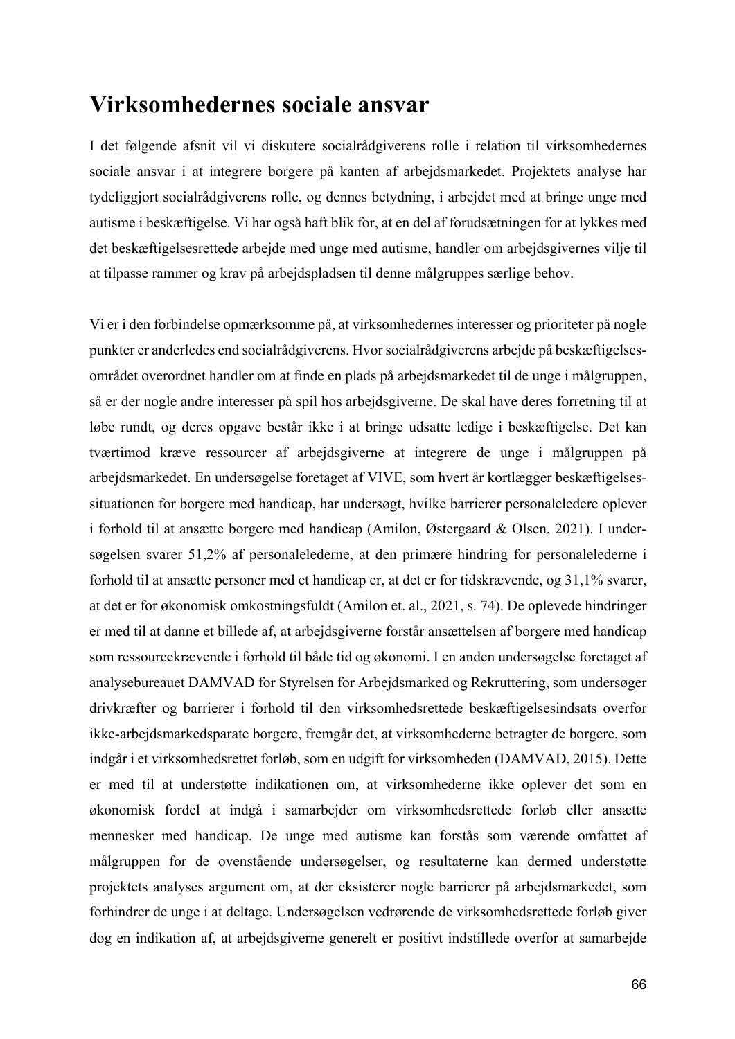# Virksomhedernes sociale ansvar

I det følgende afsnit vil vi diskutere socialrådgiverens rolle i relation til virksomhedernes sociale ansvar i at integrere borgere på kanten af arbejdsmarkedet. Projektets analyse har tydeliggjort socialrådgiverens rolle, og dennes betydning, i arbejdet med at bringe unge med autisme i beskæftigelse. Vi har også haft blik for, at en del af forudsætningen for at lykkes med det beskæftigelsesrettede arbejde med unge med autisme, handler om arbejdsgivernes vilje til at tilpasse rammer og krav på arbejdspladsen til denne målgruppes særlige behov.

Vi er i den forbindelse opmærksomme på, at virksomhedernes interesser og prioriteter på nogle punkter er anderledes end socialrådgiverens. Hvor socialrådgiverens arbejde på beskæftigelsesområdet overordnet handler om at finde en plads på arbejdsmarkedet til de unge i målgruppen, så er der nogle andre interesser på spil hos arbejdsgiverne. De skal have deres forretning til at løbe rundt, og deres opgave består ikke i at bringe udsatte ledige i beskæftigelse. Det kan tværtimod kræve ressourcer af arbejdsgiverne at integrere de unge i målgruppen på arbejdsmarkedet. En undersøgelse foretaget af VIVE, som hvert år kortlægger beskæftigelsessituationen for borgere med handicap, har undersøgt, hvilke barrierer personaleledere oplever i forhold til at ansætte borgere med handicap (Amilon, Østergaard & Olsen, 2021). I undersøgelsen svarer 51,2% af personalelederne, at den primære hindring for personalelederne i forhold til at ansætte personer med et handicap er, at det er for tidskrævende, og 31,1% svarer, at det er for økonomisk omkostningsfuldt (Amilon et. al., 2021, s. 74). De oplevede hindringer er med til at danne et billede af, at arbejdsgiverne forstår ansættelsen af borgere med handicap som ressourcekrævende i forhold til både tid og økonomi. I en anden undersøgelse foretaget af analysebureauet DAMVAD for Styrelsen for Arbejdsmarked og Rekruttering, som undersøger drivkræfter og barrierer i forhold til den virksomhedsrettede beskæftigelsesindsats overfor ikke-arbejdsmarkedsparate borgere, fremgår det, at virksomhederne betragter de borgere, som indgår i et virksomhedsrettet forløb, som en udgift for virksomheden (DAMVAD, 2015). Dette er med til at understøtte indikationen om, at virksomhederne ikke oplever det som en økonomisk fordel at indgå i samarbejder om virksomhedsrettede forløb eller ansætte mennesker med handicap. De unge med autisme kan forstås som værende omfattet af målgruppen for de ovenstående undersøgelser, og resultaterne kan dermed understøtte projektets analyses argument om, at der eksisterer nogle barrierer på arbejdsmarkedet, som forhindrer de unge i at deltage. Undersøgelsen vedrørende de virksomhedsrettede forløb giver dog en indikation af, at arbejdsgiverne generelt er positivt indstillede overfor at samarbejde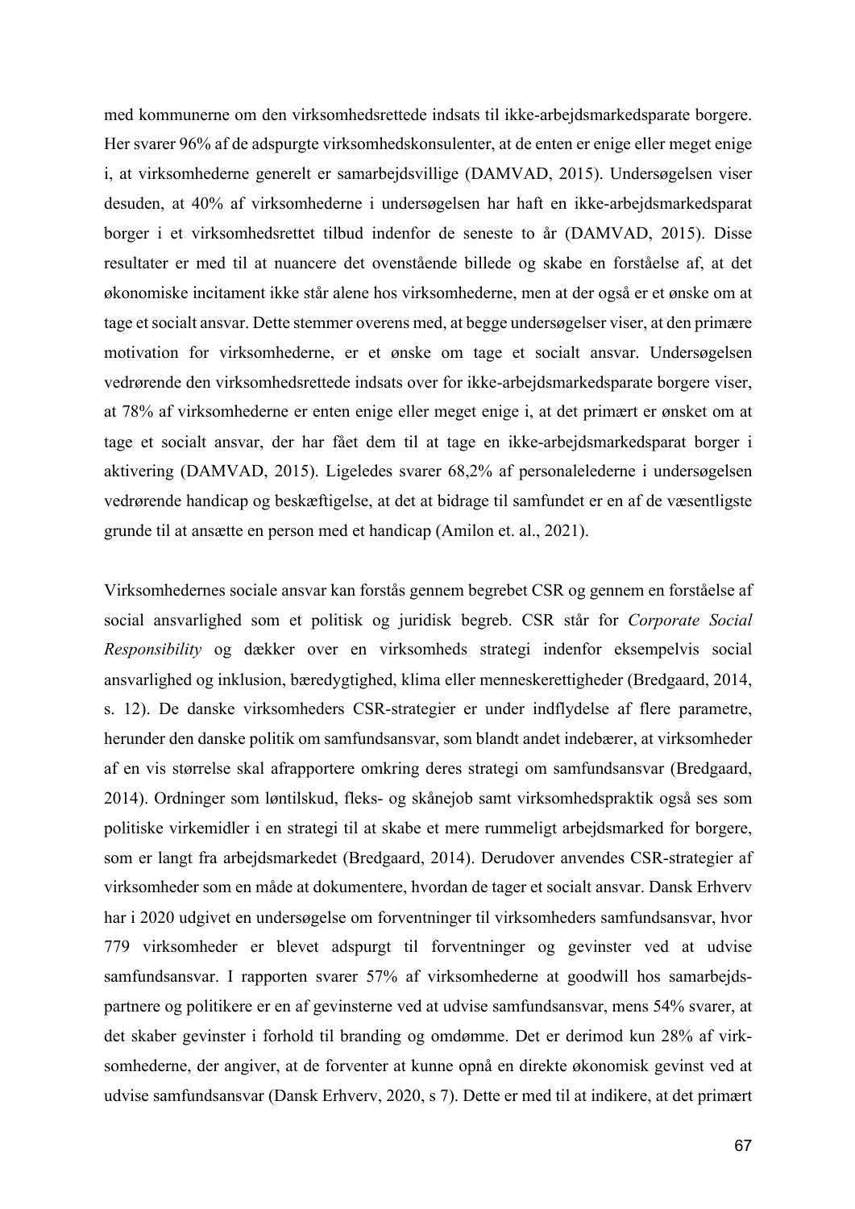med kommunerne om den virksomhedsrettede indsats til ikke-arbejdsmarkedsparate borgere. Her svarer 96% af de adspurgte virksomhedskonsulenter, at de enten er enige eller meget enige i, at virksomhederne generelt er samarbejdsvillige (DAMVAD, 2015). Undersøgelsen viser desuden, at 40% af virksomhederne i undersøgelsen har haft en ikke-arbejdsmarkedsparat borger i et virksomhedsrettet tilbud indenfor de seneste to år (DAMVAD, 2015). Disse resultater er med til at nuancere det ovenstående billede og skabe en forståelse af, at det økonomiske incitament ikke står alene hos virksomhederne, men at der også er et ønske om at tage et socialt ansvar. Dette stemmer overens med, at begge undersøgelser viser, at den primære motivation for virksomhederne, er et ønske om tage et socialt ansvar. Undersøgelsen vedrørende den virksomhedsrettede indsats over for ikke-arbejdsmarkedsparate borgere viser, at 78% af virksomhederne er enten enige eller meget enige i, at det primært er ønsket om at tage et socialt ansvar, der har fået dem til at tage en ikke-arbejdsmarkedsparat borger i aktivering (DAMVAD, 2015). Ligeledes svarer 68,2% af personalelederne i undersøgelsen vedrørende handicap og beskæftigelse, at det at bidrage til samfundet er en af de væsentligste grunde til at ansætte en person med et handicap (Amilon et. al., 2021).

Virksomhedernes sociale ansvar kan forstås gennem begrebet CSR og gennem en forståelse af social ansvarlighed som et politisk og juridisk begreb. CSR står for *Corporate Social Responsibility* og dækker over en virksomheds strategi indenfor eksempelvis social ansvarlighed og inklusion, bæredygtighed, klima eller menneskerettigheder (Bredgaard, 2014, s. 12). De danske virksomheders CSR-strategier er under indflydelse af flere parametre, herunder den danske politik om samfundsansvar, som blandt andet indebærer, at virksomheder af en vis størrelse skal afrapportere omkring deres strategi om samfundsansvar (Bredgaard, 2014). Ordninger som løntilskud, fleks- og skånejob samt virksomhedspraktik også ses som politiske virkemidler i en strategi til at skabe et mere rummeligt arbejdsmarked for borgere, som er langt fra arbejdsmarkedet (Bredgaard, 2014). Derudover anvendes CSR-strategier af virksomheder som en måde at dokumentere, hvordan de tager et socialt ansvar. Dansk Erhverv har i 2020 udgivet en undersøgelse om forventninger til virksomheders samfundsansvar, hvor 779 virksomheder er blevet adspurgt til forventninger og gevinster ved at udvise samfundsansvar. I rapporten svarer 57% af virksomhederne at goodwill hos samarbejdspartnere og politikere er en af gevinsterne ved at udvise samfundsansvar, mens 54% svarer, at det skaber gevinster i forhold til branding og omdømme. Det er derimod kun 28% af virksomhederne, der angiver, at de forventer at kunne opnå en direkte økonomisk gevinst ved at udvise samfundsansvar (Dansk Erhverv, 2020, s 7). Dette er med til at indikere, at det primært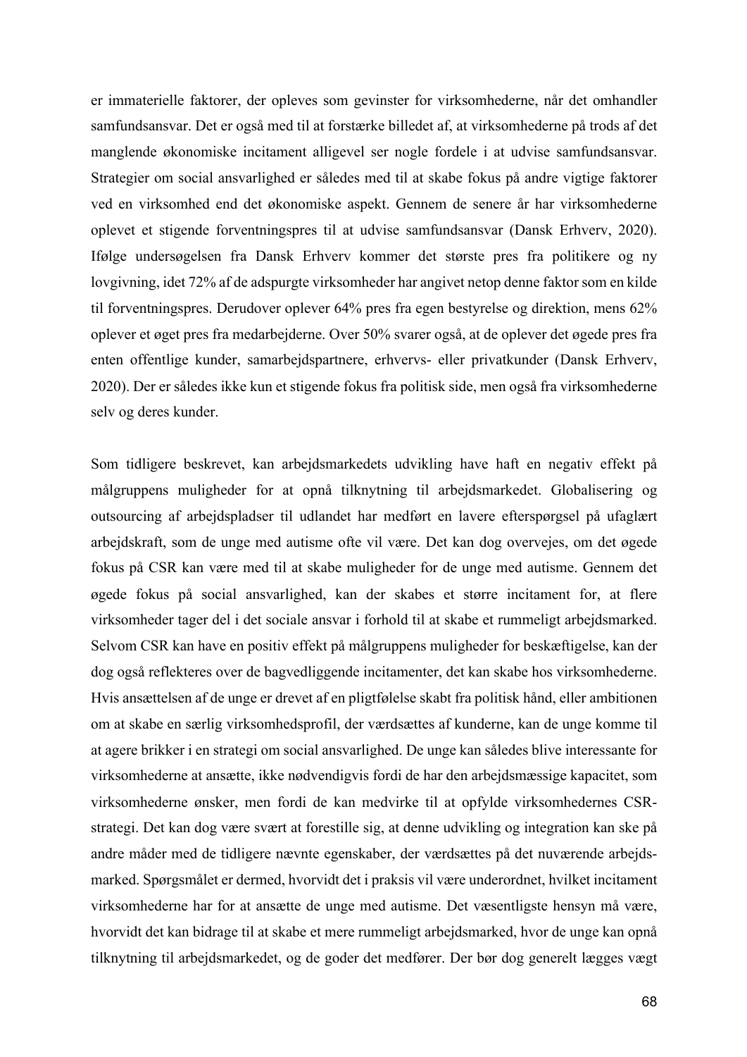er immaterielle faktorer, der opleves som gevinster for virksomhederne, når det omhandler samfundsansvar. Det er også med til at forstærke billedet af, at virksomhederne på trods af det manglende økonomiske incitament alligevel ser nogle fordele i at udvise samfundsansvar. Strategier om social ansvarlighed er således med til at skabe fokus på andre vigtige faktorer ved en virksomhed end det økonomiske aspekt. Gennem de senere år har virksomhederne oplevet et stigende forventningspres til at udvise samfundsansvar (Dansk Erhverv, 2020). Ifølge undersøgelsen fra Dansk Erhverv kommer det største pres fra politikere og ny lovgivning, idet 72% af de adspurgte virksomheder har angivet netop denne faktor som en kilde til forventningspres. Derudover oplever 64% pres fra egen bestyrelse og direktion, mens 62% oplever et øget pres fra medarbejderne. Over 50% svarer også, at de oplever det øgede pres fra enten offentlige kunder, samarbejdspartnere, erhvervs- eller privatkunder (Dansk Erhverv, 2020). Der er således ikke kun et stigende fokus fra politisk side, men også fra virksomhederne selv og deres kunder.

Som tidligere beskrevet, kan arbejdsmarkedets udvikling have haft en negativ effekt på målgruppens muligheder for at opnå tilknytning til arbejdsmarkedet. Globalisering og outsourcing af arbejdspladser til udlandet har medført en lavere efterspørgsel på ufaglært arbejdskraft, som de unge med autisme ofte vil være. Det kan dog overvejes, om det øgede fokus på CSR kan være med til at skabe muligheder for de unge med autisme. Gennem det øgede fokus på social ansvarlighed, kan der skabes et større incitament for, at flere virksomheder tager del i det sociale ansvar i forhold til at skabe et rummeligt arbejdsmarked. Selvom CSR kan have en positiv effekt på målgruppens muligheder for beskæftigelse, kan der dog også reflekteres over de bagvedliggende incitamenter, det kan skabe hos virksomhederne. Hvis ansættelsen af de unge er drevet af en pligtfølelse skabt fra politisk hånd, eller ambitionen om at skabe en særlig virksomhedsprofil, der værdsættes af kunderne, kan de unge komme til at agere brikker i en strategi om social ansvarlighed. De unge kan således blive interessante for virksomhederne at ansætte, ikke nødvendigvis fordi de har den arbejdsmæssige kapacitet, som virksomhederne ønsker, men fordi de kan medvirke til at opfylde virksomhedernes CSR-strategi. Det kan dog være svært at forestille sig, at denne udvikling og integration kan ske på andre måder med de tidligere nævnte egenskaber, der værdsættes på det nuværende arbejdsmarked. Spørgsmålet er dermed, hvorvidt det i praksis vil være underordnet, hvilket incitament virksomhederne har for at ansætte de unge med autisme. Det væsentligste hensyn må være, hvorvidt det kan bidrage til at skabe et mere rummeligt arbejdsmarked, hvor de unge kan opnå tilknytning til arbejdsmarkedet, og de goder det medfører. Der bør dog generelt lægges vægt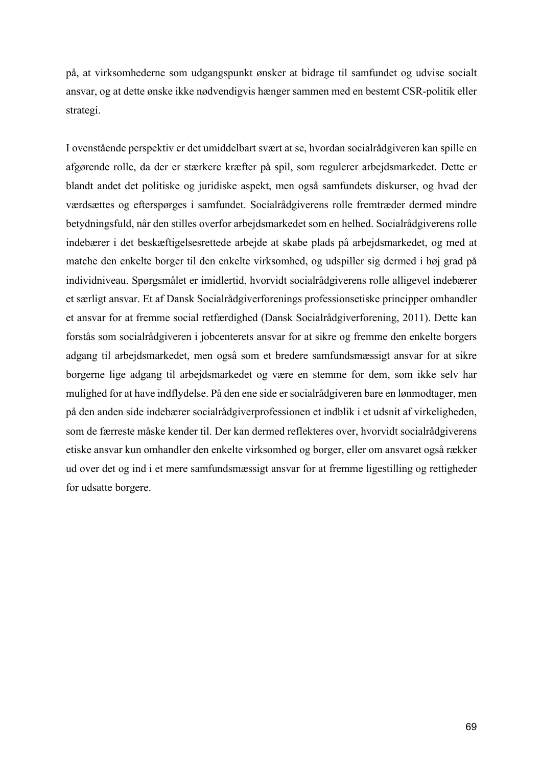på, at virksomhederne som udgangspunkt ønsker at bidrage til samfundet og udvise socialt ansvar, og at dette ønske ikke nødvendigvis hænger sammen med en bestemt CSR-politik eller strategi.

I ovenstående perspektiv er det umiddelbart svært at se, hvordan socialrådgiveren kan spille en afgørende rolle, da der er stærkere kræfter på spil, som regulerer arbejdsmarkedet. Dette er blandt andet det politiske og juridiske aspekt, men også samfundets diskurser, og hvad der værdsættes og efterspørges i samfundet. Socialrådgiverens rolle fremtræder dermed mindre betydningsfuld, når den stilles overfor arbejdsmarkedet som en helhed. Socialrådgiverens rolle indebærer i det beskæftigelsesrettede arbejde at skabe plads på arbejdsmarkedet, og med at matche den enkelte borger til den enkelte virksomhed, og udspiller sig dermed i høj grad på individniveau. Spørgsmålet er imidlertid, hvorvidt socialrådgiverens rolle alligevel indebærer et særligt ansvar. Et af Dansk Socialrådgiverforenings professionsetiske principper omhandler et ansvar for at fremme social retfærdighed (Dansk Socialrådgiverforening, 2011). Dette kan forstås som socialrådgiveren i jobcenterets ansvar for at sikre og fremme den enkelte borgers adgang til arbejdsmarkedet, men også som et bredere samfundsmæssigt ansvar for at sikre borgerne lige adgang til arbejdsmarkedet og være en stemme for dem, som ikke selv har mulighed for at have indflydelse. På den ene side er socialrådgiveren bare en lønmodtager, men på den anden side indebærer socialrådgiverprofessionen et indblik i et udsnit af virkeligheden, som de færreste måske kender til. Der kan dermed reflekteres over, hvorvidt socialrådgiverens etiske ansvar kun omhandler den enkelte virksomhed og borger, eller om ansvaret også rækker ud over det og ind i et mere samfundsmæssigt ansvar for at fremme ligestilling og rettigheder for udsatte borgere.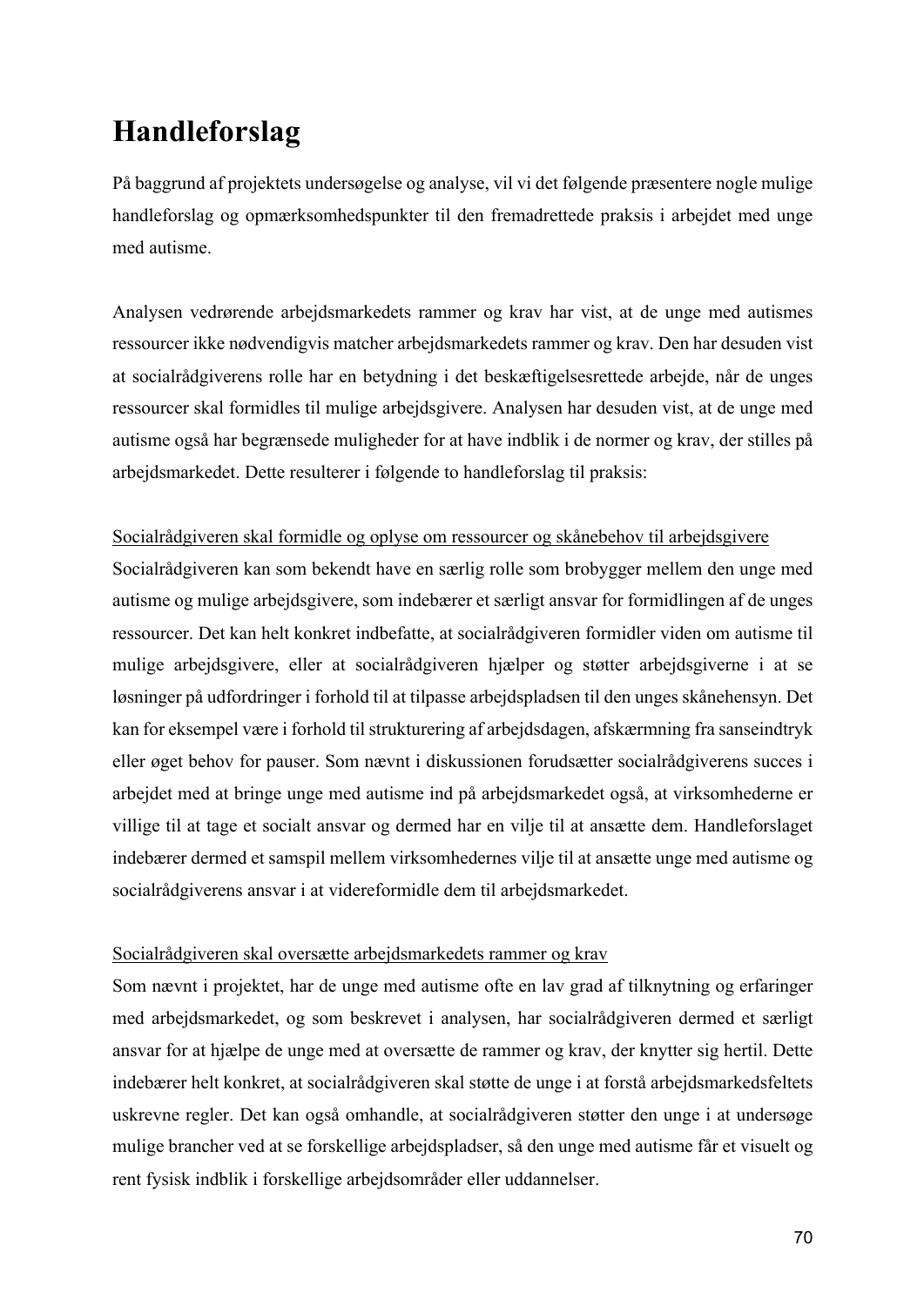# Handleforslag

På baggrund af projektets undersøgelse og analyse, vil vi det følgende præsentere nogle mulige handleforslag og opmærksomhedspunkter til den fremadrettede praksis i arbejdet med unge med autisme.

Analysen vedrørende arbejdsmarkedets rammer og krav har vist, at de unge med autismes ressourcer ikke nødvendigvis matcher arbejdsmarkedets rammer og krav. Den har desuden vist at socialrådgiverens rolle har en betydning i det beskæftigelsesrettede arbejde, når de unges ressourcer skal formidles til mulige arbejdsgivere. Analysen har desuden vist, at de unge med autisme også har begrænsede muligheder for at have indblik i de normer og krav, der stilles på arbejdsmarkedet. Dette resulterer i følgende to handleforslag til praksis:

<u>Socialrådgiveren skal formidle og oplyse om ressourcer og skånebehov til arbejdsgivere</u>

Socialrådgiveren kan som bekendt have en særlig rolle som brobygger mellem den unge med autisme og mulige arbejdsgivere, som indebærer et særligt ansvar for formidlingen af de unges ressourcer. Det kan helt konkret indbefatte, at socialrådgiveren formidler viden om autisme til mulige arbejdsgivere, eller at socialrådgiveren hjælper og støtter arbejdsgiverne i at se løsninger på udfordringer i forhold til at tilpasse arbejdspladsen til den unges skånehensyn. Det kan for eksempel være i forhold til strukturering af arbejdsdagen, afskærmning fra sanseindtryk eller øget behov for pauser. Som nævnt i diskussionen forudsætter socialrådgiverens succes i arbejdet med at bringe unge med autisme ind på arbejdsmarkedet også, at virksomhederne er villige til at tage et socialt ansvar og dermed har en vilje til at ansætte dem. Handleforslaget indebærer dermed et samspil mellem virksomhedernes vilje til at ansætte unge med autisme og socialrådgiverens ansvar i at videreformidle dem til arbejdsmarkedet.

<u>Socialrådgiveren skal oversætte arbejdsmarkedets rammer og krav</u>

Som nævnt i projektet, har de unge med autisme ofte en lav grad af tilknytning og erfaringer med arbejdsmarkedet, og som beskrevet i analysen, har socialrådgiveren dermed et særligt ansvar for at hjælpe de unge med at oversætte de rammer og krav, der knytter sig hertil. Dette indebærer helt konkret, at socialrådgiveren skal støtte de unge i at forstå arbejdsmarkedsfeltets uskrevne regler. Det kan også omhandle, at socialrådgiveren støtter den unge i at undersøge mulige brancher ved at se forskellige arbejdspladser, så den unge med autisme får et visuelt og rent fysisk indblik i forskellige arbejdsområder eller uddannelser.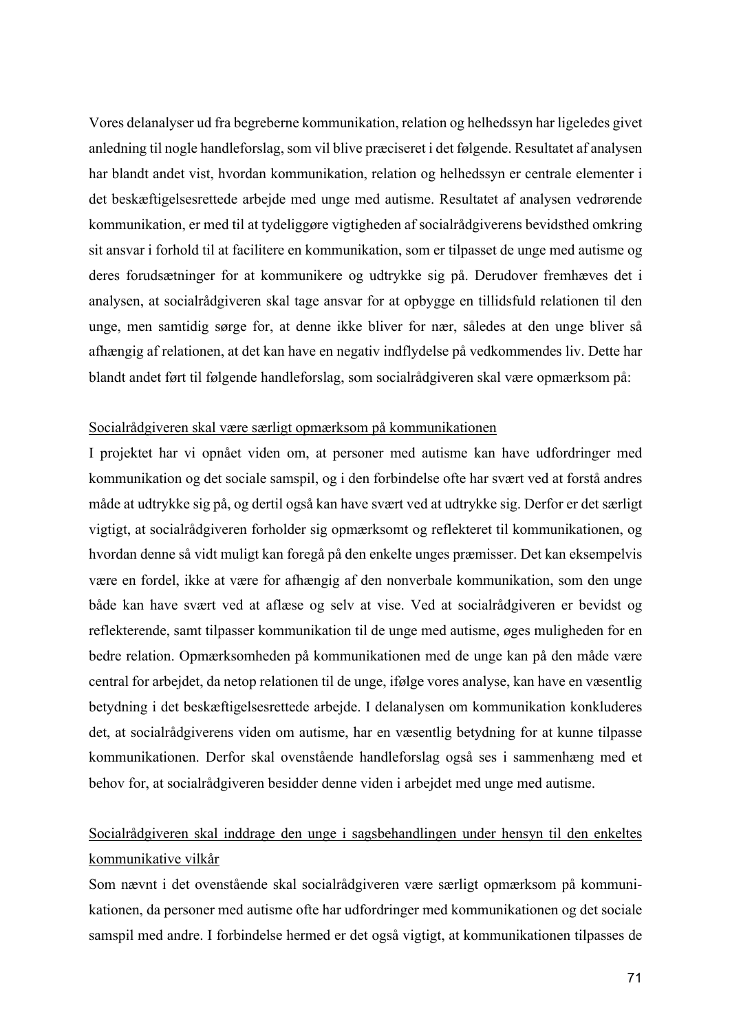Vores delanalyser ud fra begreberne kommunikation, relation og helhedssyn har ligeledes givet anledning til nogle handleforslag, som vil blive præciseret i det følgende. Resultatet af analysen har blandt andet vist, hvordan kommunikation, relation og helhedssyn er centrale elementer i det beskæftigelsesrettede arbejde med unge med autisme. Resultatet af analysen vedrørende kommunikation, er med til at tydeliggøre vigtigheden af socialrådgiverens bevidsthed omkring sit ansvar i forhold til at facilitere en kommunikation, som er tilpasset de unge med autisme og deres forudsætninger for at kommunikere og udtrykke sig på. Derudover fremhæves det i analysen, at socialrådgiveren skal tage ansvar for at opbygge en tillidsfuld relationen til den unge, men samtidig sørge for, at denne ikke bliver for nær, således at den unge bliver så afhængig af relationen, at det kan have en negativ indflydelse på vedkommendes liv. Dette har blandt andet ført til følgende handleforslag, som socialrådgiveren skal være opmærksom på:

<u>Socialrådgiveren skal være særligt opmærksom på kommunikationen</u>

I projektet har vi opnået viden om, at personer med autisme kan have udfordringer med kommunikation og det sociale samspil, og i den forbindelse ofte har svært ved at forstå andres måde at udtrykke sig på, og dertil også kan have svært ved at udtrykke sig. Derfor er det særligt vigtigt, at socialrådgiveren forholder sig opmærksomt og reflekteret til kommunikationen, og hvordan denne så vidt muligt kan foregå på den enkelte unges præmisser. Det kan eksempelvis være en fordel, ikke at være for afhængig af den nonverbale kommunikation, som den unge både kan have svært ved at aflæse og selv at vise. Ved at socialrådgiveren er bevidst og reflekterende, samt tilpasser kommunikation til de unge med autisme, øges muligheden for en bedre relation. Opmærksomheden på kommunikationen med de unge kan på den måde være central for arbejdet, da netop relationen til de unge, ifølge vores analyse, kan have en væsentlig betydning i det beskæftigelsesrettede arbejde. I delanalysen om kommunikation konkluderes det, at socialrådgiverens viden om autisme, har en væsentlig betydning for at kunne tilpasse kommunikationen. Derfor skal ovenstående handleforslag også ses i sammenhæng med et behov for, at socialrådgiveren besidder denne viden i arbejdet med unge med autisme.

<u>Socialrådgiveren skal inddrage den unge i sagsbehandlingen under hensyn til den enkeltes kommunikative vilkår</u>

Som nævnt i det ovenstående skal socialrådgiveren være særligt opmærksom på kommunikationen, da personer med autisme ofte har udfordringer med kommunikationen og det sociale samspil med andre. I forbindelse hermed er det også vigtigt, at kommunikationen tilpasses de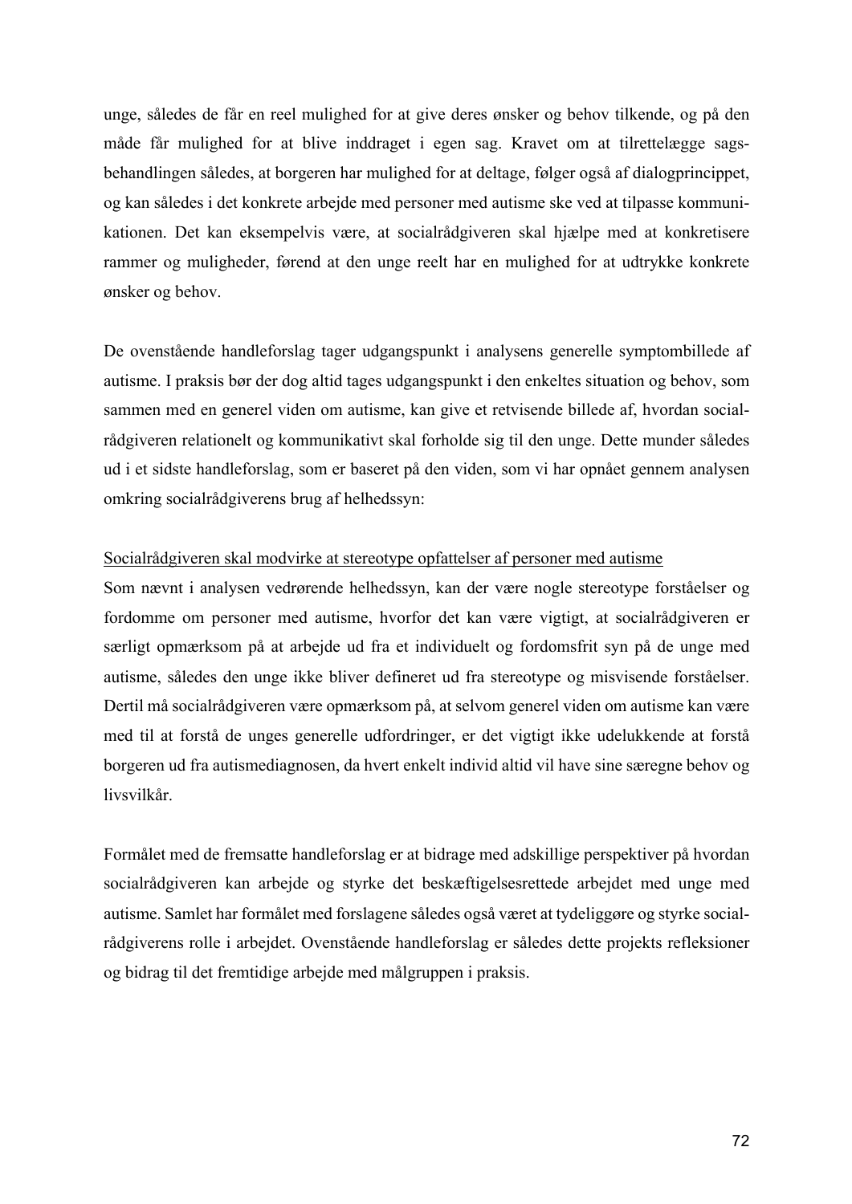unge, således de får en reel mulighed for at give deres ønsker og behov tilkende, og på den måde får mulighed for at blive inddraget i egen sag. Kravet om at tilrettelægge sagsbehandlingen således, at borgeren har mulighed for at deltage, følger også af dialogprincippet, og kan således i det konkrete arbejde med personer med autisme ske ved at tilpasse kommunikationen. Det kan eksempelvis være, at socialrådgiveren skal hjælpe med at konkretisere rammer og muligheder, førend at den unge reelt har en mulighed for at udtrykke konkrete ønsker og behov.

De ovenstående handleforslag tager udgangspunkt i analysens generelle symptombillede af autisme. I praksis bør der dog altid tages udgangspunkt i den enkeltes situation og behov, som sammen med en generel viden om autisme, kan give et retvisende billede af, hvordan socialrådgiveren relationelt og kommunikativt skal forholde sig til den unge. Dette munder således ud i et sidste handleforslag, som er baseret på den viden, som vi har opnået gennem analysen omkring socialrådgiverens brug af helhedssyn:

<u>Socialrådgiveren skal modvirke at stereotype opfattelser af personer med autisme</u>

Som nævnt i analysen vedrørende helhedssyn, kan der være nogle stereotype forståelser og fordomme om personer med autisme, hvorfor det kan være vigtigt, at socialrådgiveren er særligt opmærksom på at arbejde ud fra et individuelt og fordomsfrit syn på de unge med autisme, således den unge ikke bliver defineret ud fra stereotype og misvisende forståelser. Dertil må socialrådgiveren være opmærksom på, at selvom generel viden om autisme kan være med til at forstå de unges generelle udfordringer, er det vigtigt ikke udelukkende at forstå borgeren ud fra autismediagnosen, da hvert enkelt individ altid vil have sine særegne behov og livsvilkår.

Formålet med de fremsatte handleforslag er at bidrage med adskillige perspektiver på hvordan socialrådgiveren kan arbejde og styrke det beskæftigelsesrettede arbejdet med unge med autisme. Samlet har formålet med forslagene således også været at tydeliggøre og styrke socialrådgiverens rolle i arbejdet. Ovenstående handleforslag er således dette projekts refleksioner og bidrag til det fremtidige arbejde med målgruppen i praksis.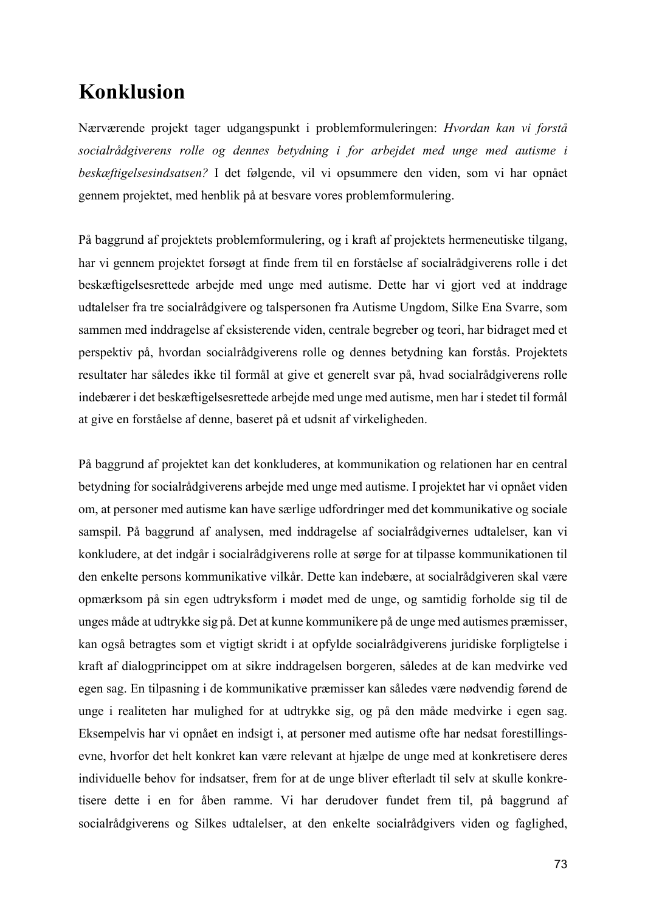# Konklusion

Nærværende projekt tager udgangspunkt i problemformuleringen: *Hvordan kan vi forstå socialrådgiverens rolle og dennes betydning i for arbejdet med unge med autisme i beskæftigelsesindsatsen?* I det følgende, vil vi opsummere den viden, som vi har opnået gennem projektet, med henblik på at besvare vores problemformulering.

På baggrund af projektets problemformulering, og i kraft af projektets hermeneutiske tilgang, har vi gennem projektet forsøgt at finde frem til en forståelse af socialrådgiverens rolle i det beskæftigelsesrettede arbejde med unge med autisme. Dette har vi gjort ved at inddrage udtalelser fra tre socialrådgivere og talspersonen fra Autisme Ungdom, Silke Ena Svarre, som sammen med inddragelse af eksisterende viden, centrale begreber og teori, har bidraget med et perspektiv på, hvordan socialrådgiverens rolle og dennes betydning kan forstås. Projektets resultater har således ikke til formål at give et generelt svar på, hvad socialrådgiverens rolle indebærer i det beskæftigelsesrettede arbejde med unge med autisme, men har i stedet til formål at give en forståelse af denne, baseret på et udsnit af virkeligheden.

På baggrund af projektet kan det konkluderes, at kommunikation og relationen har en central betydning for socialrådgiverens arbejde med unge med autisme. I projektet har vi opnået viden om, at personer med autisme kan have særlige udfordringer med det kommunikative og sociale samspil. På baggrund af analysen, med inddragelse af socialrådgivernes udtalelser, kan vi konkludere, at det indgår i socialrådgiverens rolle at sørge for at tilpasse kommunikationen til den enkelte persons kommunikative vilkår. Dette kan indebære, at socialrådgiveren skal være opmærksom på sin egen udtryksform i mødet med de unge, og samtidig forholde sig til de unges måde at udtrykke sig på. Det at kunne kommunikere på de unge med autismes præmisser, kan også betragtes som et vigtigt skridt i at opfylde socialrådgiverens juridiske forpligtelse i kraft af dialogprincippet om at sikre inddragelsen borgeren, således at de kan medvirke ved egen sag. En tilpasning i de kommunikative præmisser kan således være nødvendig førend de unge i realiteten har mulighed for at udtrykke sig, og på den måde medvirke i egen sag. Eksempelvis har vi opnået en indsigt i, at personer med autisme ofte har nedsat forestillingsevne, hvorfor det helt konkret kan være relevant at hjælpe de unge med at konkretisere deres individuelle behov for indsatser, frem for at de unge bliver efterladt til selv at skulle konkretisere dette i en for åben ramme. Vi har derudover fundet frem til, på baggrund af socialrådgiverens og Silkes udtalelser, at den enkelte socialrådgivers viden og faglighed,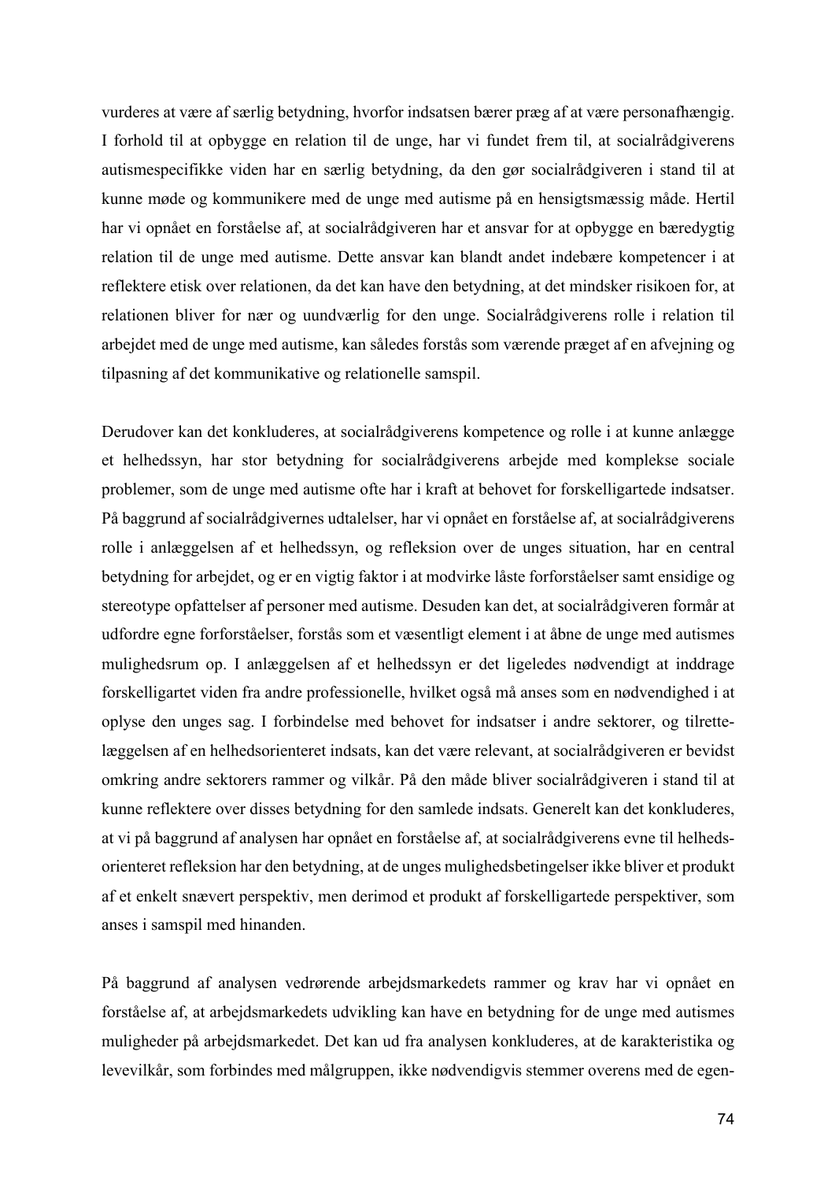vurderes at være af særlig betydning, hvorfor indsatsen bærer præg af at være personafhængig. I forhold til at opbygge en relation til de unge, har vi fundet frem til, at socialrådgiverens autismespecifikke viden har en særlig betydning, da den gør socialrådgiveren i stand til at kunne møde og kommunikere med de unge med autisme på en hensigtsmæssig måde. Hertil har vi opnået en forståelse af, at socialrådgiveren har et ansvar for at opbygge en bæredygtig relation til de unge med autisme. Dette ansvar kan blandt andet indebære kompetencer i at reflektere etisk over relationen, da det kan have den betydning, at det mindsker risikoen for, at relationen bliver for nær og uundværlig for den unge. Socialrådgiverens rolle i relation til arbejdet med de unge med autisme, kan således forstås som værende præget af en afvejning og tilpasning af det kommunikative og relationelle samspil.

Derudover kan det konkluderes, at socialrådgiverens kompetence og rolle i at kunne anlægge et helhedssyn, har stor betydning for socialrådgiverens arbejde med komplekse sociale problemer, som de unge med autisme ofte har i kraft at behovet for forskelligartede indsatser. På baggrund af socialrådgivernes udtalelser, har vi opnået en forståelse af, at socialrådgiverens rolle i anlæggelsen af et helhedssyn, og refleksion over de unges situation, har en central betydning for arbejdet, og er en vigtig faktor i at modvirke låste forforståelser samt ensidige og stereotype opfattelser af personer med autisme. Desuden kan det, at socialrådgiveren formår at udfordre egne forforståelser, forstås som et væsentligt element i at åbne de unge med autismes mulighedsrum op. I anlæggelsen af et helhedssyn er det ligeledes nødvendigt at inddrage forskelligartet viden fra andre professionelle, hvilket også må anses som en nødvendighed i at oplyse den unges sag. I forbindelse med behovet for indsatser i andre sektorer, og tilrettelæggelsen af en helhedsorienteret indsats, kan det være relevant, at socialrådgiveren er bevidst omkring andre sektorers rammer og vilkår. På den måde bliver socialrådgiveren i stand til at kunne reflektere over disses betydning for den samlede indsats. Generelt kan det konkluderes, at vi på baggrund af analysen har opnået en forståelse af, at socialrådgiverens evne til helhedsorienteret refleksion har den betydning, at de unges mulighedsbetingelser ikke bliver et produkt af et enkelt snævert perspektiv, men derimod et produkt af forskelligartede perspektiver, som anses i samspil med hinanden.

På baggrund af analysen vedrørende arbejdsmarkedets rammer og krav har vi opnået en forståelse af, at arbejdsmarkedets udvikling kan have en betydning for de unge med autismes muligheder på arbejdsmarkedet. Det kan ud fra analysen konkluderes, at de karakteristika og levevilkår, som forbindes med målgruppen, ikke nødvendigvis stemmer overens med de egen-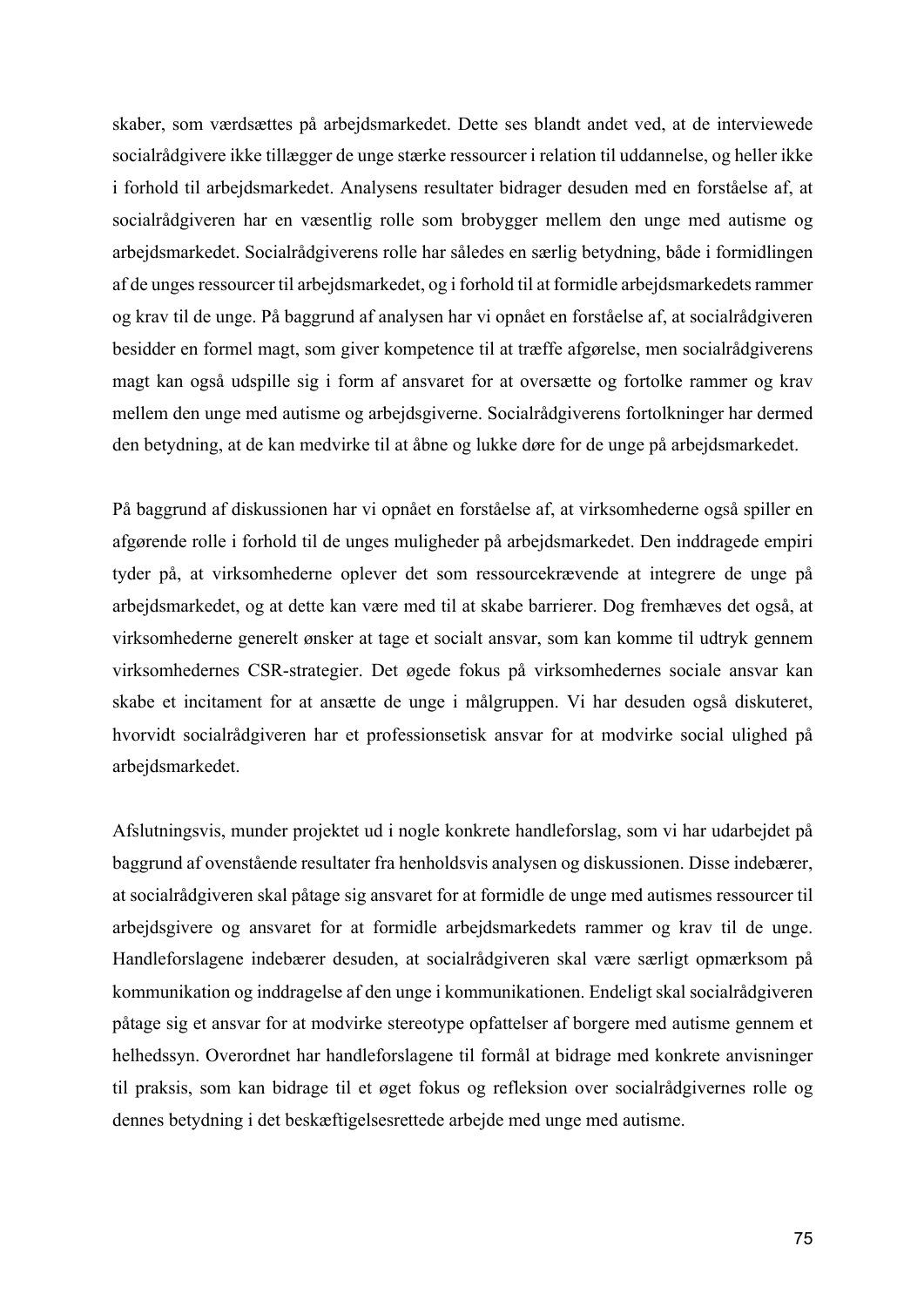skaber, som værdsættes på arbejdsmarkedet. Dette ses blandt andet ved, at de interviewede socialrådgivere ikke tillægger de unge stærke ressourcer i relation til uddannelse, og heller ikke i forhold til arbejdsmarkedet. Analysens resultater bidrager desuden med en forståelse af, at socialrådgiveren har en væsentlig rolle som brobygger mellem den unge med autisme og arbejdsmarkedet. Socialrådgiverens rolle har således en særlig betydning, både i formidlingen af de unges ressourcer til arbejdsmarkedet, og i forhold til at formidle arbejdsmarkedets rammer og krav til de unge. På baggrund af analysen har vi opnået en forståelse af, at socialrådgiveren besidder en formel magt, som giver kompetence til at træffe afgørelse, men socialrådgiverens magt kan også udspille sig i form af ansvaret for at oversætte og fortolke rammer og krav mellem den unge med autisme og arbejdsgiverne. Socialrådgiverens fortolkninger har dermed den betydning, at de kan medvirke til at åbne og lukke døre for de unge på arbejdsmarkedet.

På baggrund af diskussionen har vi opnået en forståelse af, at virksomhederne også spiller en afgørende rolle i forhold til de unges muligheder på arbejdsmarkedet. Den inddragede empiri tyder på, at virksomhederne oplever det som ressourcekrævende at integrere de unge på arbejdsmarkedet, og at dette kan være med til at skabe barrierer. Dog fremhæves det også, at virksomhederne generelt ønsker at tage et socialt ansvar, som kan komme til udtryk gennem virksomhedernes CSR-strategier. Det øgede fokus på virksomhedernes sociale ansvar kan skabe et incitament for at ansætte de unge i målgruppen. Vi har desuden også diskuteret, hvorvidt socialrådgiveren har et professionsetisk ansvar for at modvirke social ulighed på arbejdsmarkedet.

Afslutningsvis, munder projektet ud i nogle konkrete handleforslag, som vi har udarbejdet på baggrund af ovenstående resultater fra henholdsvis analysen og diskussionen. Disse indebærer, at socialrådgiveren skal påtage sig ansvaret for at formidle de unge med autismes ressourcer til arbejdsgivere og ansvaret for at formidle arbejdsmarkedets rammer og krav til de unge. Handleforslagene indebærer desuden, at socialrådgiveren skal være særligt opmærksom på kommunikation og inddragelse af den unge i kommunikationen. Endeligt skal socialrådgiveren påtage sig et ansvar for at modvirke stereotype opfattelser af borgere med autisme gennem et helhedssyn. Overordnet har handleforslagene til formål at bidrage med konkrete anvisninger til praksis, som kan bidrage til et øget fokus og refleksion over socialrådgivernes rolle og dennes betydning i det beskæftigelsesrettede arbejde med unge med autisme.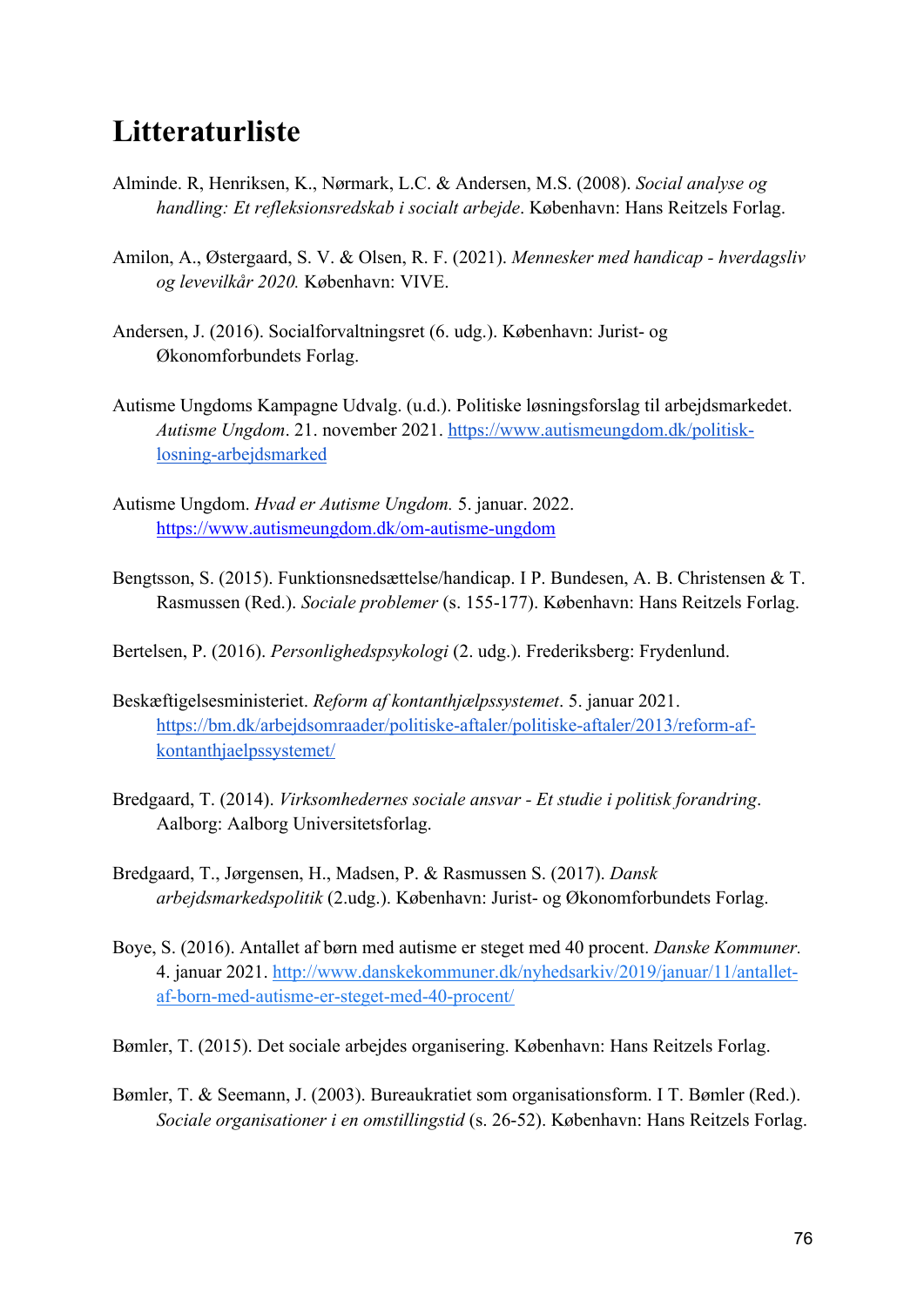# Litteraturliste

Alminde. R, Henriksen, K., Nørmark, L.C. & Andersen, M.S. (2008). *Social analyse og handling: Et refleksionsredskab i socialt arbejde*. København: Hans Reitzels Forlag.

Amilon, A., Østergaard, S. V. & Olsen, R. F. (2021). *Mennesker med handicap - hverdagsliv og levevilkår 2020.* København: VIVE.

Andersen, J. (2016). Socialforvaltningsret (6. udg.). København: Jurist- og Økonomforbundets Forlag.

Autisme Ungdoms Kampagne Udvalg. (u.d.). Politiske løsningsforslag til arbejdsmarkedet. *Autisme Ungdom*. 21. november 2021. https://www.autismeungdom.dk/politisk-losning-arbejdsmarked

Autisme Ungdom. *Hvad er Autisme Ungdom.* 5. januar. 2022. https://www.autismeungdom.dk/om-autisme-ungdom

Bengtsson, S. (2015). Funktionsnedsættelse/handicap. I P. Bundesen, A. B. Christensen & T. Rasmussen (Red.). *Sociale problemer* (s. 155-177). København: Hans Reitzels Forlag.

Bertelsen, P. (2016). *Personlighedspsykologi* (2. udg.). Frederiksberg: Frydenlund.

Beskæftigelsesministeriet. *Reform af kontanthjælpssystemet*. 5. januar 2021. https://bm.dk/arbejdsomraader/politiske-aftaler/politiske-aftaler/2013/reform-af-kontanthjaelpssystemet/

Bredgaard, T. (2014). *Virksomhedernes sociale ansvar - Et studie i politisk forandring*. Aalborg: Aalborg Universitetsforlag.

Bredgaard, T., Jørgensen, H., Madsen, P. & Rasmussen S. (2017). *Dansk arbejdsmarkedspolitik* (2.udg.). København: Jurist- og Økonomforbundets Forlag.

Boye, S. (2016). Antallet af børn med autisme er steget med 40 procent. *Danske Kommuner.* 4. januar 2021. http://www.danskekommuner.dk/nyhedsarkiv/2019/januar/11/antallet-af-born-med-autisme-er-steget-med-40-procent/

Bømler, T. (2015). Det sociale arbejdes organisering. København: Hans Reitzels Forlag.

Bømler, T. & Seemann, J. (2003). Bureaukratiet som organisationsform. I T. Bømler (Red.). *Sociale organisationer i en omstillingstid* (s. 26-52). København: Hans Reitzels Forlag.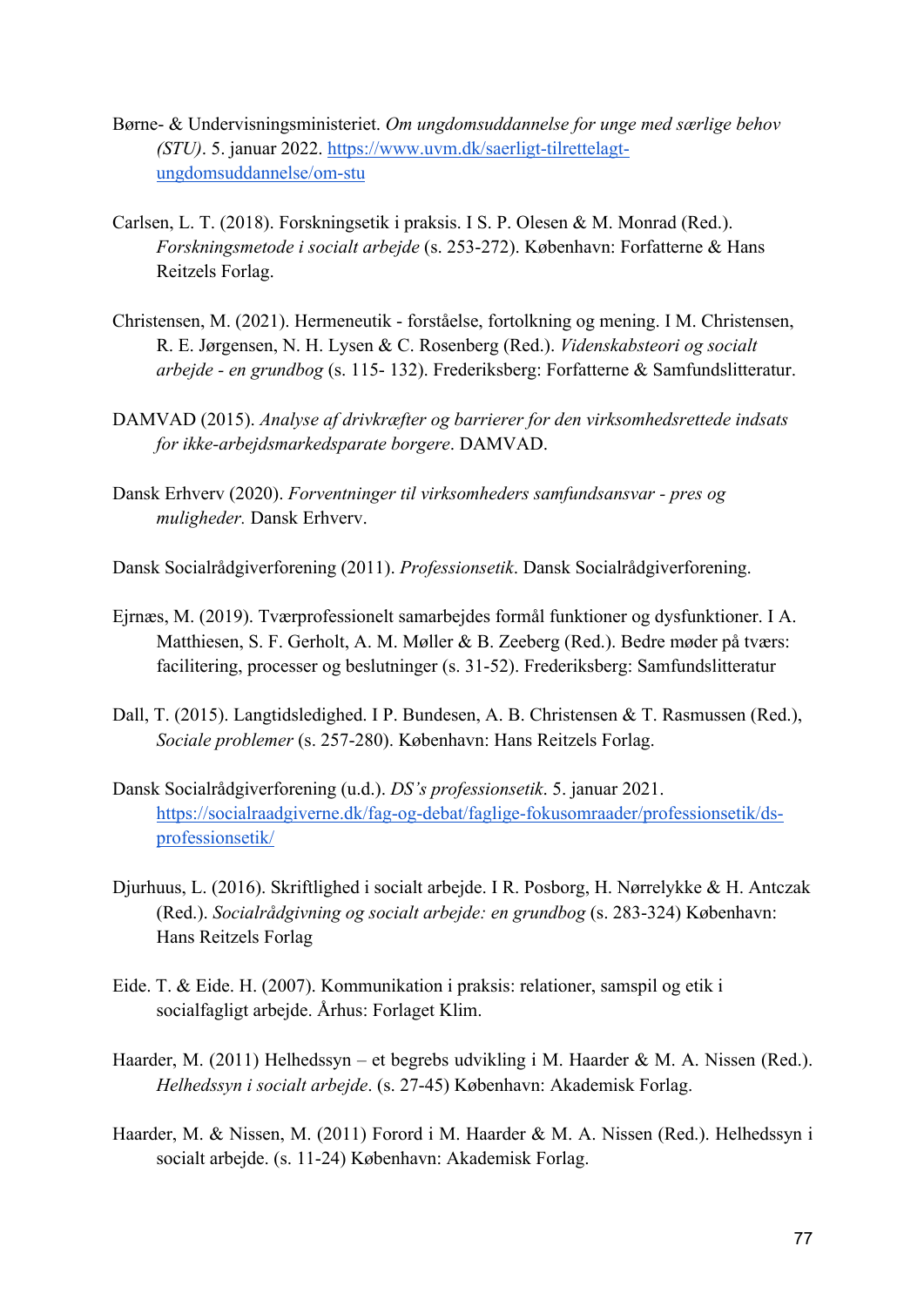Børne- & Undervisningsministeriet. *Om ungdomsuddannelse for unge med særlige behov (STU)*. 5. januar 2022. https://www.uvm.dk/saerligt-tilrettelagt-ungdomsuddannelse/om-stu

Carlsen, L. T. (2018). Forskningsetik i praksis. I S. P. Olesen & M. Monrad (Red.). *Forskningsmetode i socialt arbejde* (s. 253-272). København: Forfatterne & Hans Reitzels Forlag.

Christensen, M. (2021). Hermeneutik - forståelse, fortolkning og mening. I M. Christensen, R. E. Jørgensen, N. H. Lysen & C. Rosenberg (Red.). *Videnskabsteori og socialt arbejde - en grundbog* (s. 115- 132). Frederiksberg: Forfatterne & Samfundslitteratur.

DAMVAD (2015). *Analyse af drivkræfter og barrierer for den virksomhedsrettede indsats for ikke-arbejdsmarkedsparate borgere*. DAMVAD.

Dansk Erhverv (2020). *Forventninger til virksomheders samfundsansvar - pres og muligheder.* Dansk Erhverv.

Dansk Socialrådgiverforening (2011). *Professionsetik*. Dansk Socialrådgiverforening.

Ejrnæs, M. (2019). Tværprofessionelt samarbejdes formål funktioner og dysfunktioner. I A. Matthiesen, S. F. Gerholt, A. M. Møller & B. Zeeberg (Red.). Bedre møder på tværs: facilitering, processer og beslutninger (s. 31-52). Frederiksberg: Samfundslitteratur

Dall, T. (2015). Langtidsledighed. I P. Bundesen, A. B. Christensen & T. Rasmussen (Red.), *Sociale problemer* (s. 257-280). København: Hans Reitzels Forlag.

Dansk Socialrådgiverforening (u.d.). *DS's professionsetik*. 5. januar 2021. https://socialraadgiverne.dk/fag-og-debat/faglige-fokusomraader/professionsetik/ds-professionsetik/

Djurhuus, L. (2016). Skriftlighed i socialt arbejde. I R. Posborg, H. Nørrelykke & H. Antczak (Red.). *Socialrådgivning og socialt arbejde: en grundbog* (s. 283-324) København: Hans Reitzels Forlag

Eide. T. & Eide. H. (2007). Kommunikation i praksis: relationer, samspil og etik i socialfagligt arbejde. Århus: Forlaget Klim.

Haarder, M. (2011) Helhedssyn – et begrebs udvikling i M. Haarder & M. A. Nissen (Red.). *Helhedssyn i socialt arbejde*. (s. 27-45) København: Akademisk Forlag.

Haarder, M. & Nissen, M. (2011) Forord i M. Haarder & M. A. Nissen (Red.). Helhedssyn i socialt arbejde. (s. 11-24) København: Akademisk Forlag.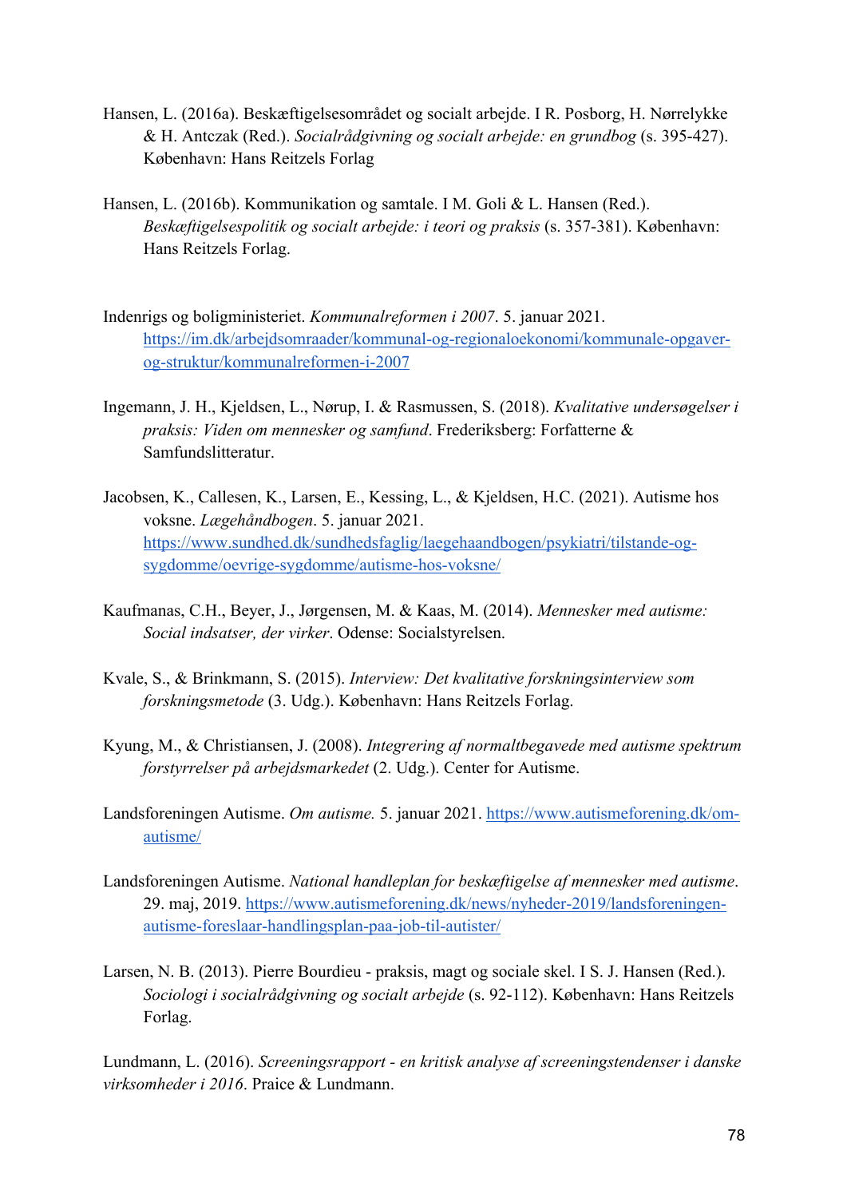Hansen, L. (2016a). Beskæftigelsesområdet og socialt arbejde. I R. Posborg, H. Nørrelykke & H. Antczak (Red.). *Socialrådgivning og socialt arbejde: en grundbog* (s. 395-427). København: Hans Reitzels Forlag

Hansen, L. (2016b). Kommunikation og samtale. I M. Goli & L. Hansen (Red.). *Beskæftigelsespolitik og socialt arbejde: i teori og praksis* (s. 357-381). København: Hans Reitzels Forlag.

Indenrigs og boligministeriet. *Kommunalreformen i 2007*. 5. januar 2021. https://im.dk/arbejdsomraader/kommunal-og-regionaloekonomi/kommunale-opgaver-og-struktur/kommunalreformen-i-2007

Ingemann, J. H., Kjeldsen, L., Nørup, I. & Rasmussen, S. (2018). *Kvalitative undersøgelser i praksis: Viden om mennesker og samfund*. Frederiksberg: Forfatterne & Samfundslitteratur.

Jacobsen, K., Callesen, K., Larsen, E., Kessing, L., & Kjeldsen, H.C. (2021). Autisme hos voksne. *Lægehåndbogen*. 5. januar 2021. https://www.sundhed.dk/sundhedsfaglig/laegehaandbogen/psykiatri/tilstande-og-sygdomme/oevrige-sygdomme/autisme-hos-voksne/

Kaufmanas, C.H., Beyer, J., Jørgensen, M. & Kaas, M. (2014). *Mennesker med autisme: Social indsatser, der virker*. Odense: Socialstyrelsen.

Kvale, S., & Brinkmann, S. (2015). *Interview: Det kvalitative forskningsinterview som forskningsmetode* (3. Udg.). København: Hans Reitzels Forlag.

Kyung, M., & Christiansen, J. (2008). *Integrering af normaltbegavede med autisme spektrum forstyrrelser på arbejdsmarkedet* (2. Udg.). Center for Autisme.

Landsforeningen Autisme. *Om autisme.* 5. januar 2021. https://www.autismeforening.dk/om-autisme/

Landsforeningen Autisme. *National handleplan for beskæftigelse af mennesker med autisme*. 29. maj, 2019. https://www.autismeforening.dk/news/nyheder-2019/landsforeningen-autisme-foreslaar-handlingsplan-paa-job-til-autister/

Larsen, N. B. (2013). Pierre Bourdieu - praksis, magt og sociale skel. I S. J. Hansen (Red.). *Sociologi i socialrådgivning og socialt arbejde* (s. 92-112). København: Hans Reitzels Forlag.

Lundmann, L. (2016). *Screeningsrapport - en kritisk analyse af screeningstendenser i danske virksomheder i 2016*. Praice & Lundmann.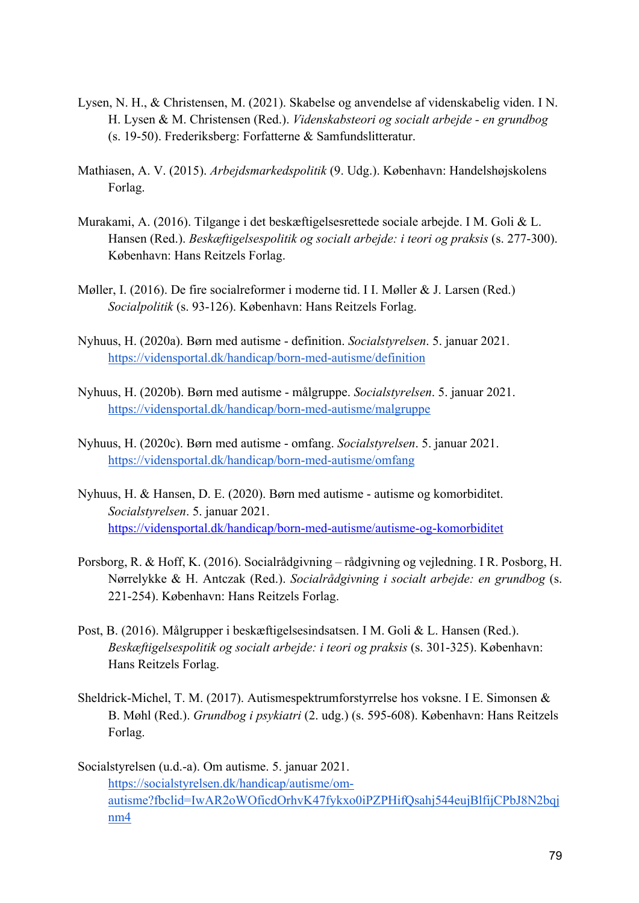Lysen, N. H., & Christensen, M. (2021). Skabelse og anvendelse af videnskabelig viden. I N. H. Lysen & M. Christensen (Red.). *Videnskabsteori og socialt arbejde - en grundbog* (s. 19-50). Frederiksberg: Forfatterne & Samfundslitteratur.

Mathiasen, A. V. (2015). *Arbejdsmarkedspolitik* (9. Udg.). København: Handelshøjskolens Forlag.

Murakami, A. (2016). Tilgange i det beskæftigelsesrettede sociale arbejde. I M. Goli & L. Hansen (Red.). *Beskæftigelsespolitik og socialt arbejde: i teori og praksis* (s. 277-300). København: Hans Reitzels Forlag.

Møller, I. (2016). De fire socialreformer i moderne tid. I I. Møller & J. Larsen (Red.) *Socialpolitik* (s. 93-126). København: Hans Reitzels Forlag.

Nyhuus, H. (2020a). Børn med autisme - definition. *Socialstyrelsen*. 5. januar 2021. https://vidensportal.dk/handicap/born-med-autisme/definition

Nyhuus, H. (2020b). Børn med autisme - målgruppe. *Socialstyrelsen*. 5. januar 2021. https://vidensportal.dk/handicap/born-med-autisme/malgruppe

Nyhuus, H. (2020c). Børn med autisme - omfang. *Socialstyrelsen*. 5. januar 2021. https://vidensportal.dk/handicap/born-med-autisme/omfang

Nyhuus, H. & Hansen, D. E. (2020). Børn med autisme - autisme og komorbiditet. *Socialstyrelsen*. 5. januar 2021. https://vidensportal.dk/handicap/born-med-autisme/autisme-og-komorbiditet

Porsborg, R. & Hoff, K. (2016). Socialrådgivning – rådgivning og vejledning. I R. Posborg, H. Nørrelykke & H. Antczak (Red.). *Socialrådgivning i socialt arbejde: en grundbog* (s. 221-254). København: Hans Reitzels Forlag.

Post, B. (2016). Målgrupper i beskæftigelsesindsatsen. I M. Goli & L. Hansen (Red.). *Beskæftigelsespolitik og socialt arbejde: i teori og praksis* (s. 301-325). København: Hans Reitzels Forlag.

Sheldrick-Michel, T. M. (2017). Autismespektrumforstyrrelse hos voksne. I E. Simonsen & B. Møhl (Red.). *Grundbog i psykiatri* (2. udg.) (s. 595-608). København: Hans Reitzels Forlag.

Socialstyrelsen (u.d.-a). Om autisme. 5. januar 2021. https://socialstyrelsen.dk/handicap/autisme/om-autisme?fbclid=IwAR2oWOficdOrhvK47fykxo0iPZPHifQsahj544eujBlfijCPbJ8N2bqjnm4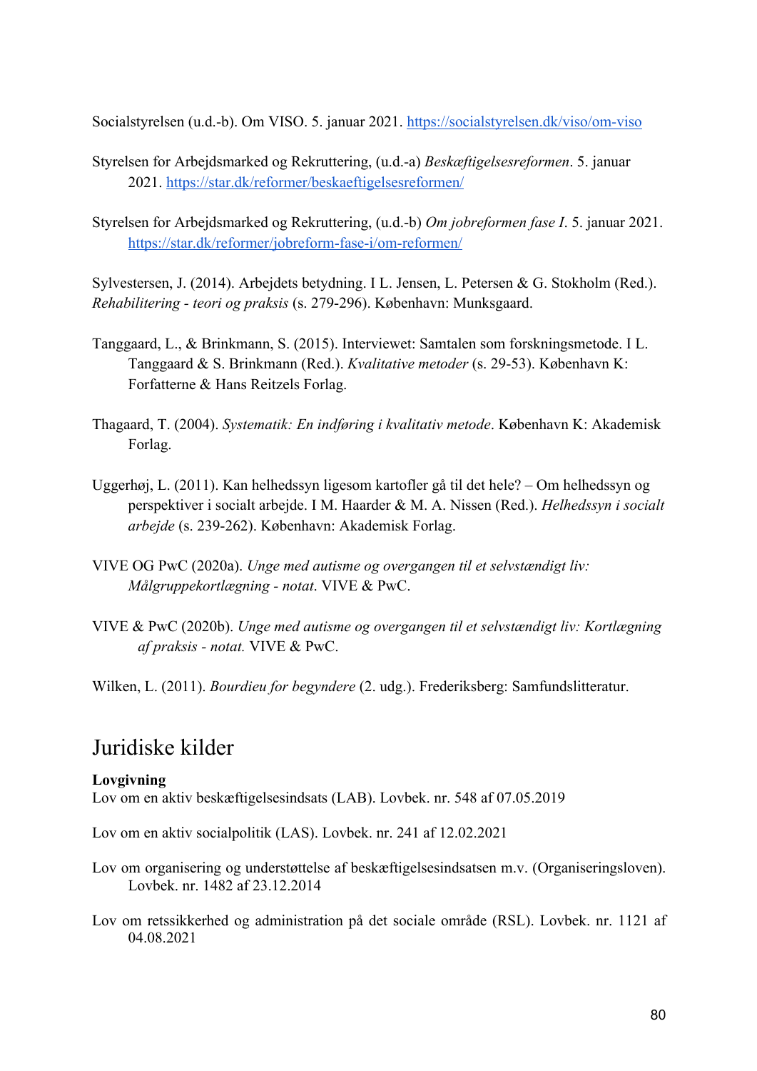Socialstyrelsen (u.d.-b). Om VISO. 5. januar 2021. https://socialstyrelsen.dk/viso/om-viso

Styrelsen for Arbejdsmarked og Rekruttering, (u.d.-a) *Beskæftigelsesreformen*. 5. januar 2021. https://star.dk/reformer/beskaeftigelsesreformen/

Styrelsen for Arbejdsmarked og Rekruttering, (u.d.-b) *Om jobreformen fase I*. 5. januar 2021. https://star.dk/reformer/jobreform-fase-i/om-reformen/

Sylvestersen, J. (2014). Arbejdets betydning. I L. Jensen, L. Petersen & G. Stokholm (Red.). *Rehabilitering - teori og praksis* (s. 279-296). København: Munksgaard.

Tanggaard, L., & Brinkmann, S. (2015). Interviewet: Samtalen som forskningsmetode. I L. Tanggaard & S. Brinkmann (Red.). *Kvalitative metoder* (s. 29-53). København K: Forfatterne & Hans Reitzels Forlag.

Thagaard, T. (2004). *Systematik: En indføring i kvalitativ metode*. København K: Akademisk Forlag.

Uggerhøj, L. (2011). Kan helhedssyn ligesom kartofler gå til det hele? – Om helhedssyn og perspektiver i socialt arbejde. I M. Haarder & M. A. Nissen (Red.). *Helhedssyn i socialt arbejde* (s. 239-262). København: Akademisk Forlag.

VIVE OG PwC (2020a). *Unge med autisme og overgangen til et selvstændigt liv: Målgruppekortlægning - notat*. VIVE & PwC.

VIVE & PwC (2020b). *Unge med autisme og overgangen til et selvstændigt liv: Kortlægning af praksis - notat.* VIVE & PwC.

Wilken, L. (2011). *Bourdieu for begyndere* (2. udg.). Frederiksberg: Samfundslitteratur.

## Juridiske kilder

**Lovgivning**

Lov om en aktiv beskæftigelsesindsats (LAB). Lovbek. nr. 548 af 07.05.2019

Lov om en aktiv socialpolitik (LAS). Lovbek. nr. 241 af 12.02.2021

Lov om organisering og understøttelse af beskæftigelsesindsatsen m.v. (Organiseringsloven). Lovbek. nr. 1482 af 23.12.2014

Lov om retssikkerhed og administration på det sociale område (RSL). Lovbek. nr. 1121 af 04.08.2021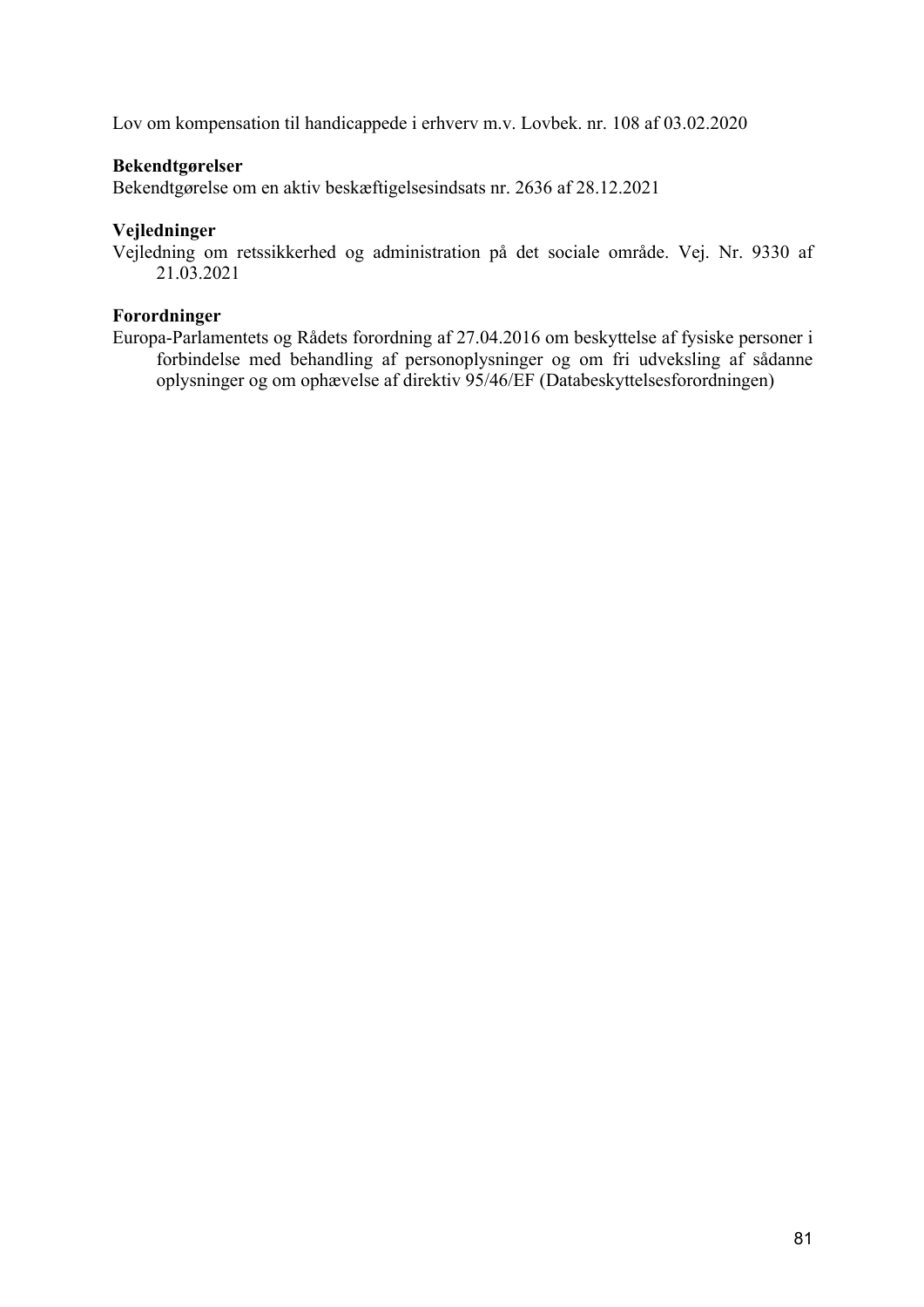Lov om kompensation til handicappede i erhverv m.v. Lovbek. nr. 108 af 03.02.2020

**Bekendtgørelser**

Bekendtgørelse om en aktiv beskæftigelsesindsats nr. 2636 af 28.12.2021

**Vejledninger**

Vejledning om retssikkerhed og administration på det sociale område. Vej. Nr. 9330 af 21.03.2021

**Forordninger**

Europa-Parlamentets og Rådets forordning af 27.04.2016 om beskyttelse af fysiske personer i forbindelse med behandling af personoplysninger og om fri udveksling af sådanne oplysninger og om ophævelse af direktiv 95/46/EF (Databeskyttelsesforordningen)